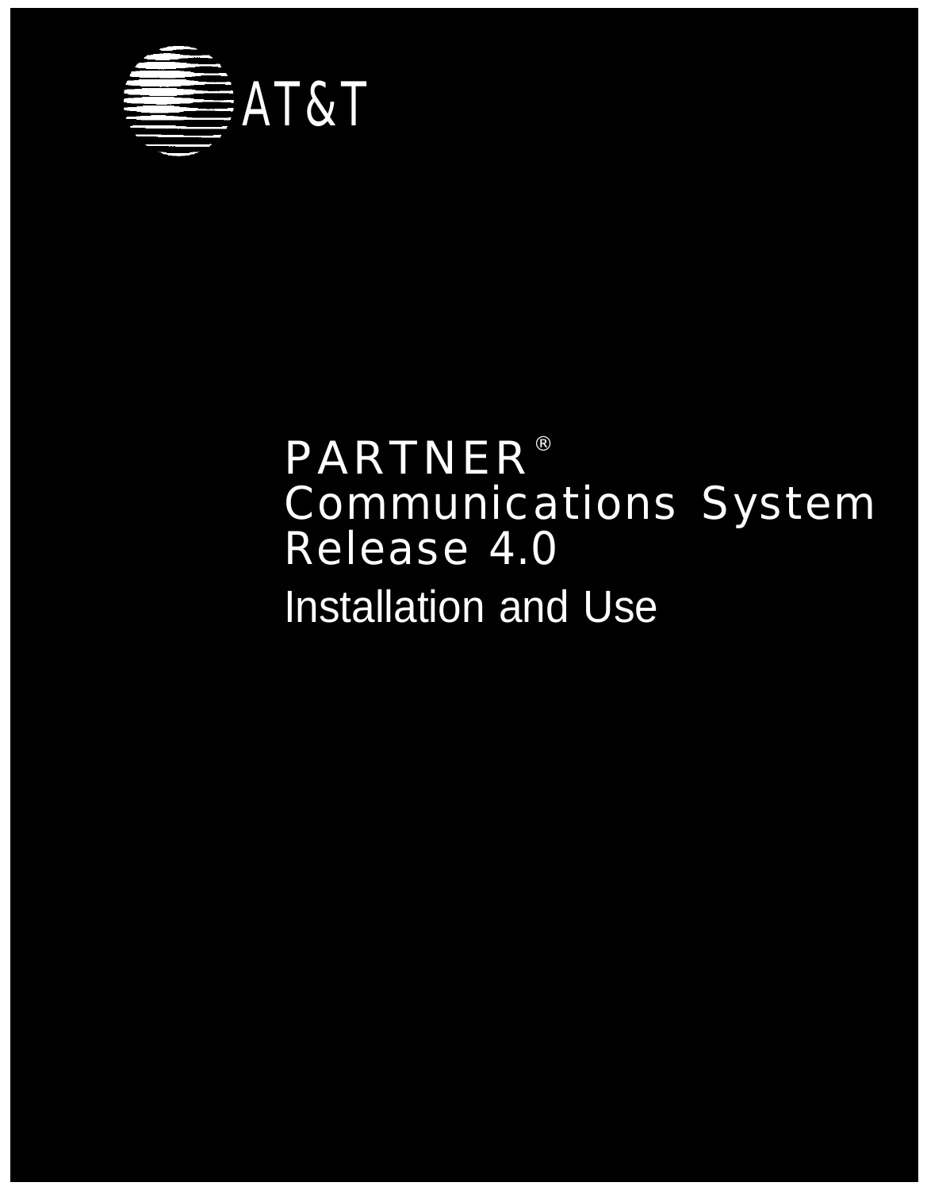AT&T

# PARTNER® Communications System Release 4.0

## Installation and Use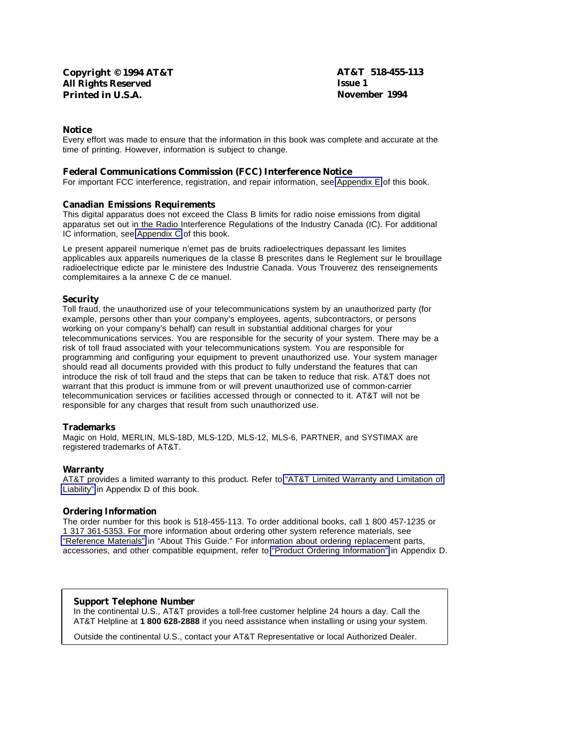**Copyright © 1994 AT&T**
**All Rights Reserved**
**Printed in U.S.A.**

**AT&T 518-455-113**
**Issue 1**
**November 1994**

### Notice

Every effort was made to ensure that the information in this book was complete and accurate at the time of printing. However, information is subject to change.

### Federal Communications Commission (FCC) Interference Notice

For important FCC interference, registration, and repair information, see Appendix E of this book.

### Canadian Emissions Requirements

This digital apparatus does not exceed the Class B limits for radio noise emissions from digital apparatus set out in the Radio Interference Regulations of the Industry Canada (IC). For additional IC information, see Appendix C of this book.

Le present appareil numerique n'emet pas de bruits radioelectriques depassant les limites applicables aux appareils numeriques de la classe B prescrites dans le Reglement sur le brouillage radioelectrique edicte par le ministere des Industrie Canada. Vous Trouverez des renseignements complemitaires a la annexe C de ce manuel.

### Security

Toll fraud, the unauthorized use of your telecommunications system by an unauthorized party (for example, persons other than your company's employees, agents, subcontractors, or persons working on your company's behalf) can result in substantial additional charges for your telecommunications services. You are responsible for the security of your system. There may be a risk of toll fraud associated with your telecommunications system. You are responsible for programming and configuring your equipment to prevent unauthorized use. Your system manager should read all documents provided with this product to fully understand the features that can introduce the risk of toll fraud and the steps that can be taken to reduce that risk. AT&T does not warrant that this product is immune from or will prevent unauthorized use of common-carrier telecommunication services or facilities accessed through or connected to it. AT&T will not be responsible for any charges that result from such unauthorized use.

### Trademarks

Magic on Hold, MERLIN, MLS-18D, MLS-12D, MLS-12, MLS-6, PARTNER, and SYSTIMAX are registered trademarks of AT&T.

### Warranty

AT&T provides a limited warranty to this product. Refer to "AT&T Limited Warranty and Limitation of Liability" in Appendix D of this book.

### Ordering Information

The order number for this book is 518-455-113. To order additional books, call 1 800 457-1235 or 1 317 361-5353. For more information about ordering other system reference materials, see "Reference Materials" in "About This Guide." For information about ordering replacement parts, accessories, and other compatible equipment, refer to "Product Ordering Information" in Appendix D.

### Support Telephone Number

In the continental U.S., AT&T provides a toll-free customer helpline 24 hours a day. Call the AT&T Helpline at **1 800 628-2888** if you need assistance when installing or using your system.

Outside the continental U.S., contact your AT&T Representative or local Authorized Dealer.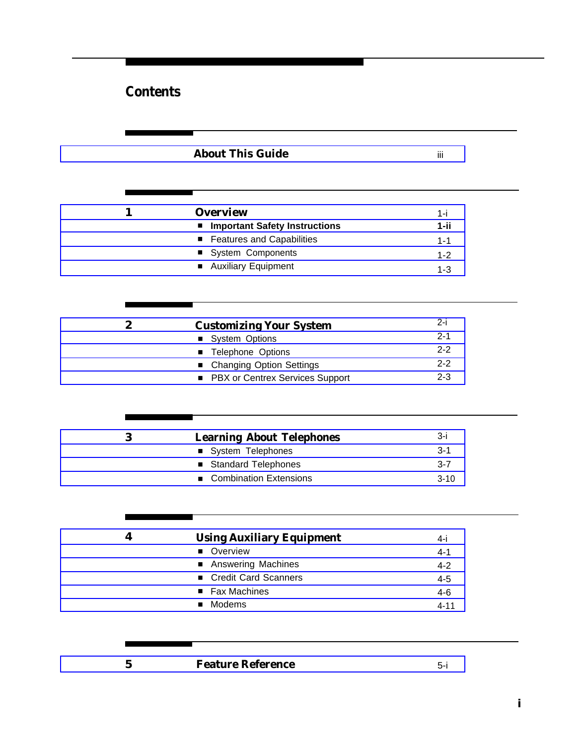# Contents

| | About This Guide | iii |
|---|---|---|

| **1** | **Overview** | 1-i |
|---|---|---|
| | ■ **Important Safety Instructions** | **1-ii** |
| | ■ Features and Capabilities | 1-1 |
| | ■ System Components | 1-2 |
| | ■ Auxiliary Equipment | 1-3 |

| **2** | **Customizing Your System** | 2-i |
|---|---|---|
| | ■ System Options | 2-1 |
| | ■ Telephone Options | 2-2 |
| | ■ Changing Option Settings | 2-2 |
| | ■ PBX or Centrex Services Support | 2-3 |

| **3** | **Learning About Telephones** | 3-i |
|---|---|---|
| | ■ System Telephones | 3-1 |
| | ■ Standard Telephones | 3-7 |
| | ■ Combination Extensions | 3-10 |

| **4** | **Using Auxiliary Equipment** | 4-i |
|---|---|---|
| | ■ Overview | 4-1 |
| | ■ Answering Machines | 4-2 |
| | ■ Credit Card Scanners | 4-5 |
| | ■ Fax Machines | 4-6 |
| | ■ Modems | 4-11 |

| **5** | **Feature Reference** | 5-i |
|---|---|---|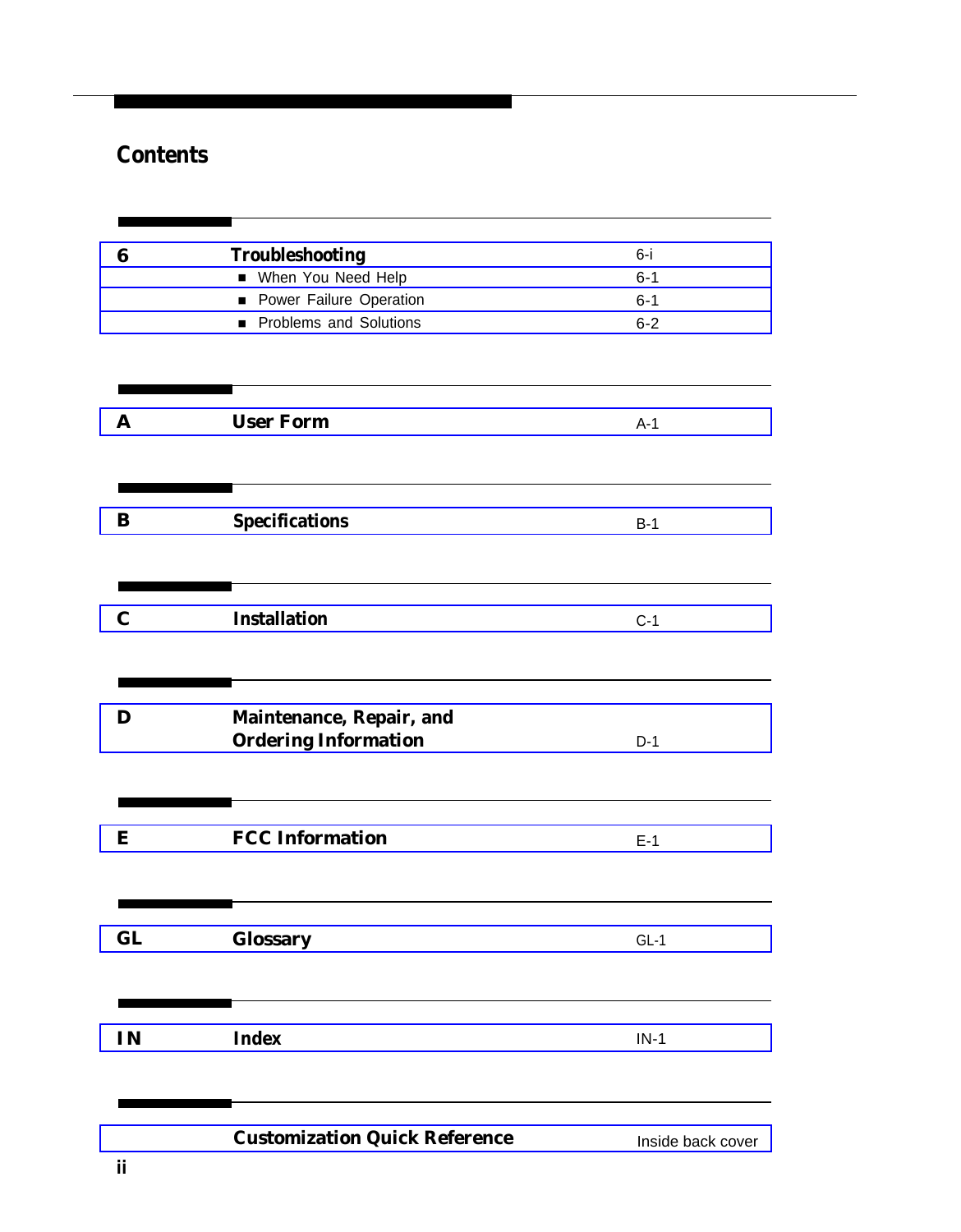# Contents

| | | |
|---|---|---|
| **6** | **Troubleshooting** | 6-i |
| | ■ When You Need Help | 6-1 |
| | ■ Power Failure Operation | 6-1 |
| | ■ Problems and Solutions | 6-2 |

| | | |
|---|---|---|
| **A** | **User Form** | A-1 |

| | | |
|---|---|---|
| **B** | **Specifications** | B-1 |

| | | |
|---|---|---|
| **C** | **Installation** | C-1 |

| | | |
|---|---|---|
| **D** | **Maintenance, Repair, and Ordering Information** | D-1 |

| | | |
|---|---|---|
| **E** | **FCC Information** | E-1 |

| | | |
|---|---|---|
| **GL** | **Glossary** | GL-1 |

| | | |
|---|---|---|
| **IN** | **Index** | IN-1 |

| | | |
|---|---|---|
| | **Customization Quick Reference** | Inside back cover |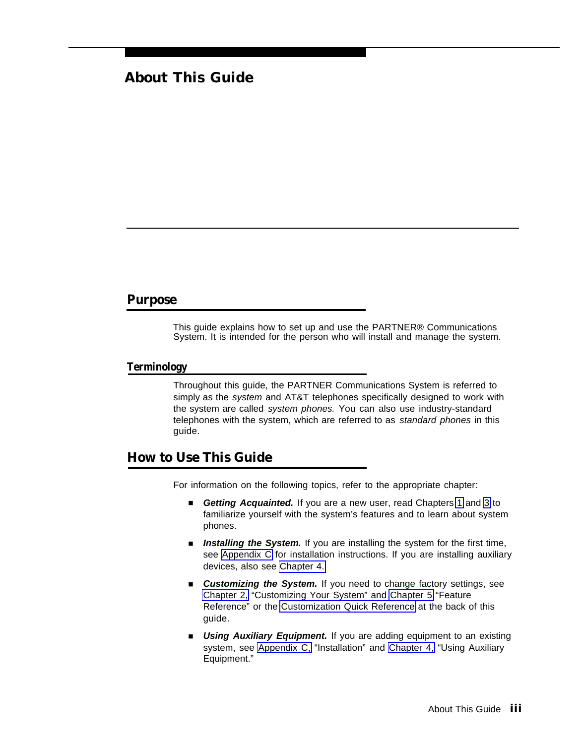# About This Guide

## Purpose

This guide explains how to set up and use the PARTNER® Communications System. It is intended for the person who will install and manage the system.

### Terminology

Throughout this guide, the PARTNER Communications System is referred to simply as the *system* and AT&T telephones specifically designed to work with the system are called *system phones.* You can also use industry-standard telephones with the system, which are referred to as *standard phones* in this guide.

## How to Use This Guide

For information on the following topics, refer to the appropriate chapter:

- ***Getting Acquainted.*** If you are a new user, read Chapters 1 and 3 to familiarize yourself with the system's features and to learn about system phones.
- ***Installing the System.*** If you are installing the system for the first time, see Appendix C for installation instructions. If you are installing auxiliary devices, also see Chapter 4.
- ***Customizing the System.*** If you need to change factory settings, see Chapter 2, "Customizing Your System" and Chapter 5 "Feature Reference" or the Customization Quick Reference at the back of this guide.
- ***Using Auxiliary Equipment.*** If you are adding equipment to an existing system, see Appendix C, "Installation" and Chapter 4, "Using Auxiliary Equipment."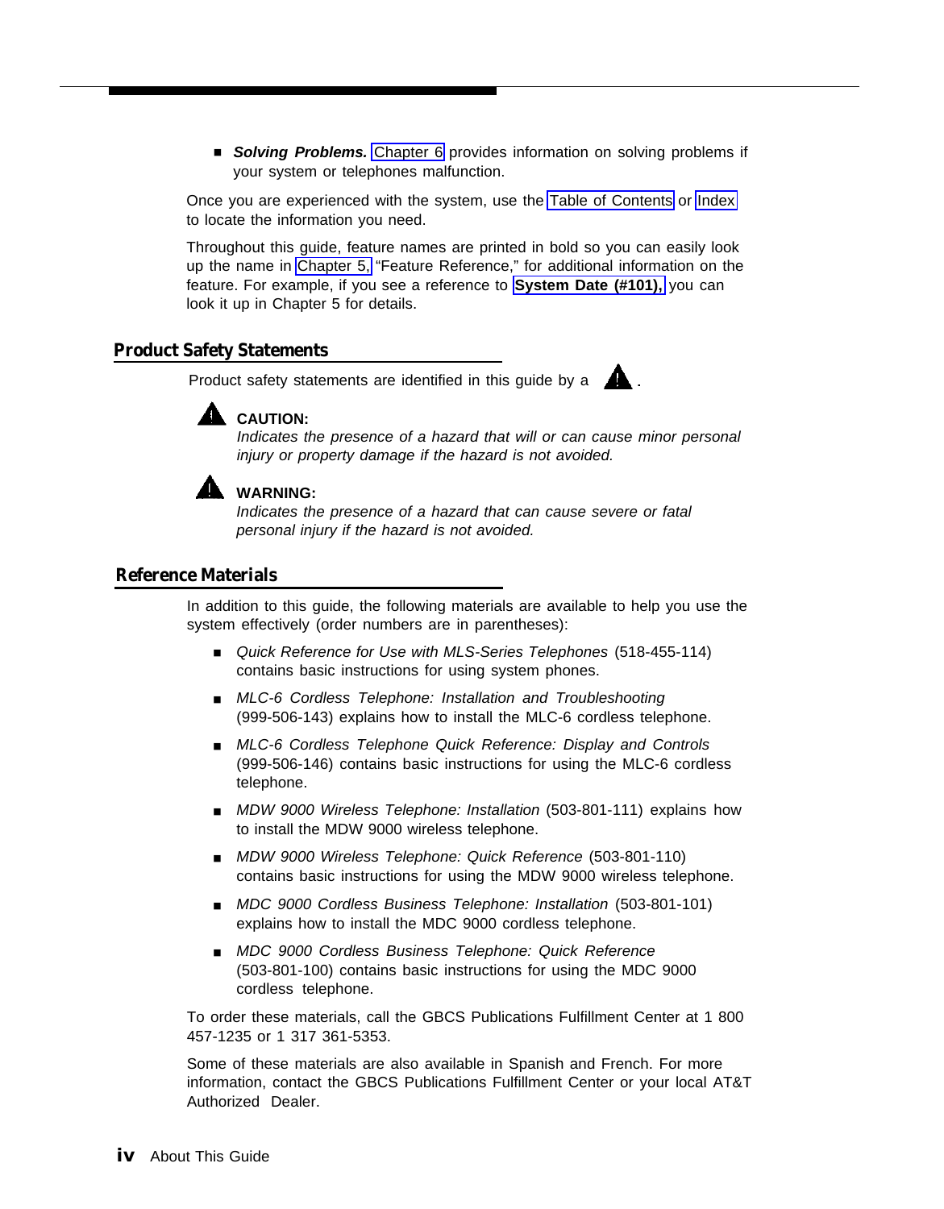- ***Solving Problems.*** Chapter 6 provides information on solving problems if your system or telephones malfunction.

Once you are experienced with the system, use the Table of Contents or Index to locate the information you need.

Throughout this guide, feature names are printed in bold so you can easily look up the name in Chapter 5, "Feature Reference," for additional information on the feature. For example, if you see a reference to **System Date (#101),** you can look it up in Chapter 5 for details.

## Product Safety Statements

Product safety statements are identified in this guide by a ⚠.

⚠ **CAUTION:**
*Indicates the presence of a hazard that will or can cause minor personal injury or property damage if the hazard is not avoided.*

⚠ **WARNING:**
*Indicates the presence of a hazard that can cause severe or fatal personal injury if the hazard is not avoided.*

## Reference Materials

In addition to this guide, the following materials are available to help you use the system effectively (order numbers are in parentheses):

- *Quick Reference for Use with MLS-Series Telephones* (518-455-114) contains basic instructions for using system phones.
- *MLC-6 Cordless Telephone: Installation and Troubleshooting* (999-506-143) explains how to install the MLC-6 cordless telephone.
- *MLC-6 Cordless Telephone Quick Reference: Display and Controls* (999-506-146) contains basic instructions for using the MLC-6 cordless telephone.
- *MDW 9000 Wireless Telephone: Installation* (503-801-111) explains how to install the MDW 9000 wireless telephone.
- *MDW 9000 Wireless Telephone: Quick Reference* (503-801-110) contains basic instructions for using the MDW 9000 wireless telephone.
- *MDC 9000 Cordless Business Telephone: Installation* (503-801-101) explains how to install the MDC 9000 cordless telephone.
- *MDC 9000 Cordless Business Telephone: Quick Reference* (503-801-100) contains basic instructions for using the MDC 9000 cordless telephone.

To order these materials, call the GBCS Publications Fulfillment Center at 1 800 457-1235 or 1 317 361-5353.

Some of these materials are also available in Spanish and French. For more information, contact the GBCS Publications Fulfillment Center or your local AT&T Authorized Dealer.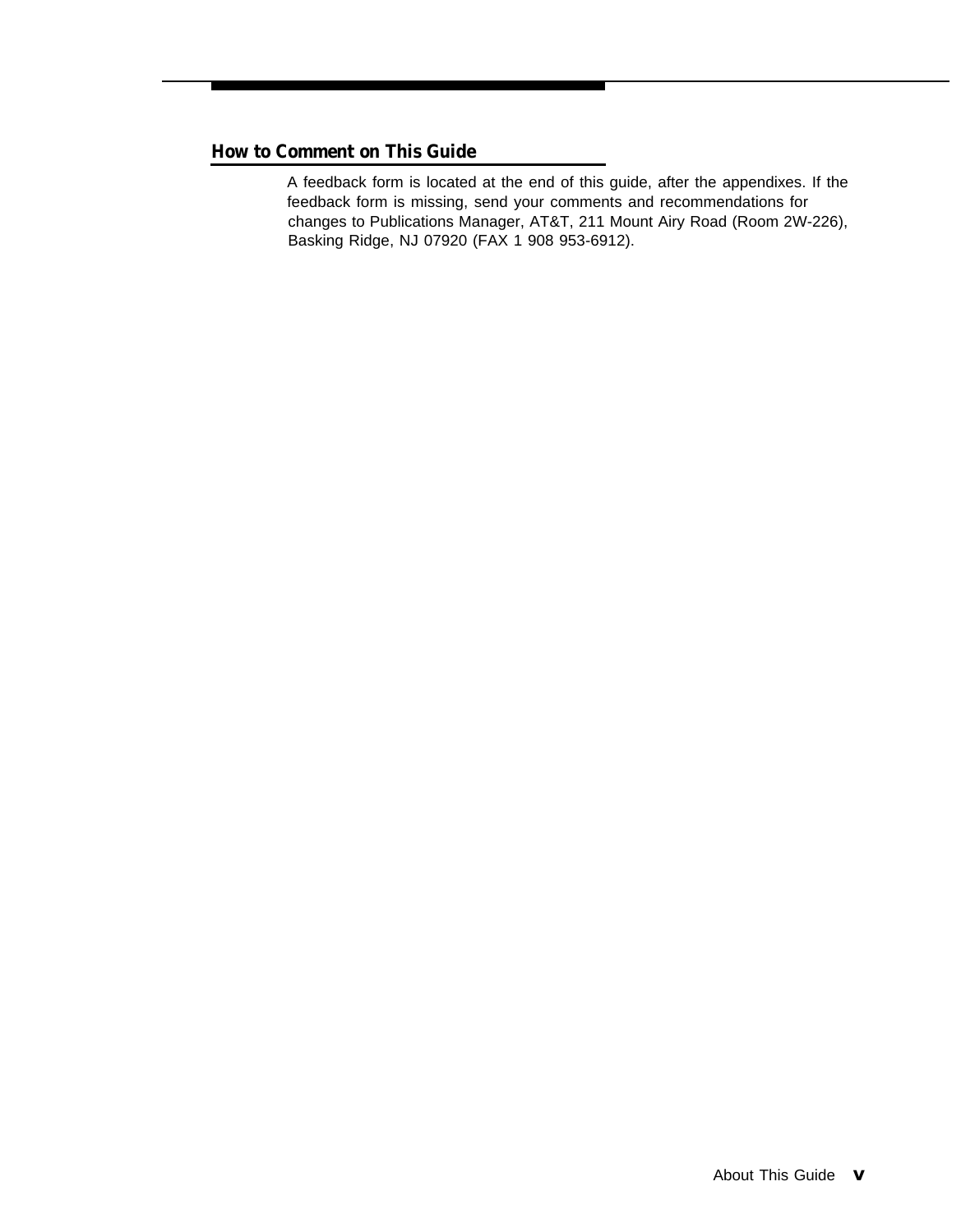## How to Comment on This Guide

A feedback form is located at the end of this guide, after the appendixes. If the feedback form is missing, send your comments and recommendations for changes to Publications Manager, AT&T, 211 Mount Airy Road (Room 2W-226), Basking Ridge, NJ 07920 (FAX 1 908 953-6912).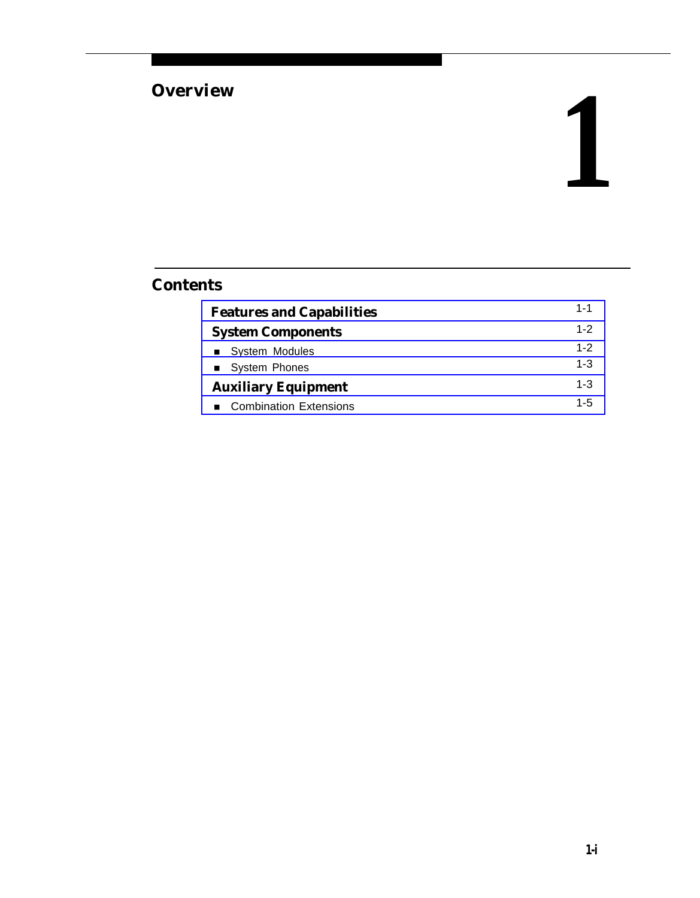# Overview

# 1

## Contents

| | |
|---|---|
| **Features and Capabilities** | 1-1 |
| **System Components** | 1-2 |
| ■ System Modules | 1-2 |
| ■ System Phones | 1-3 |
| **Auxiliary Equipment** | 1-3 |
| ■ Combination Extensions | 1-5 |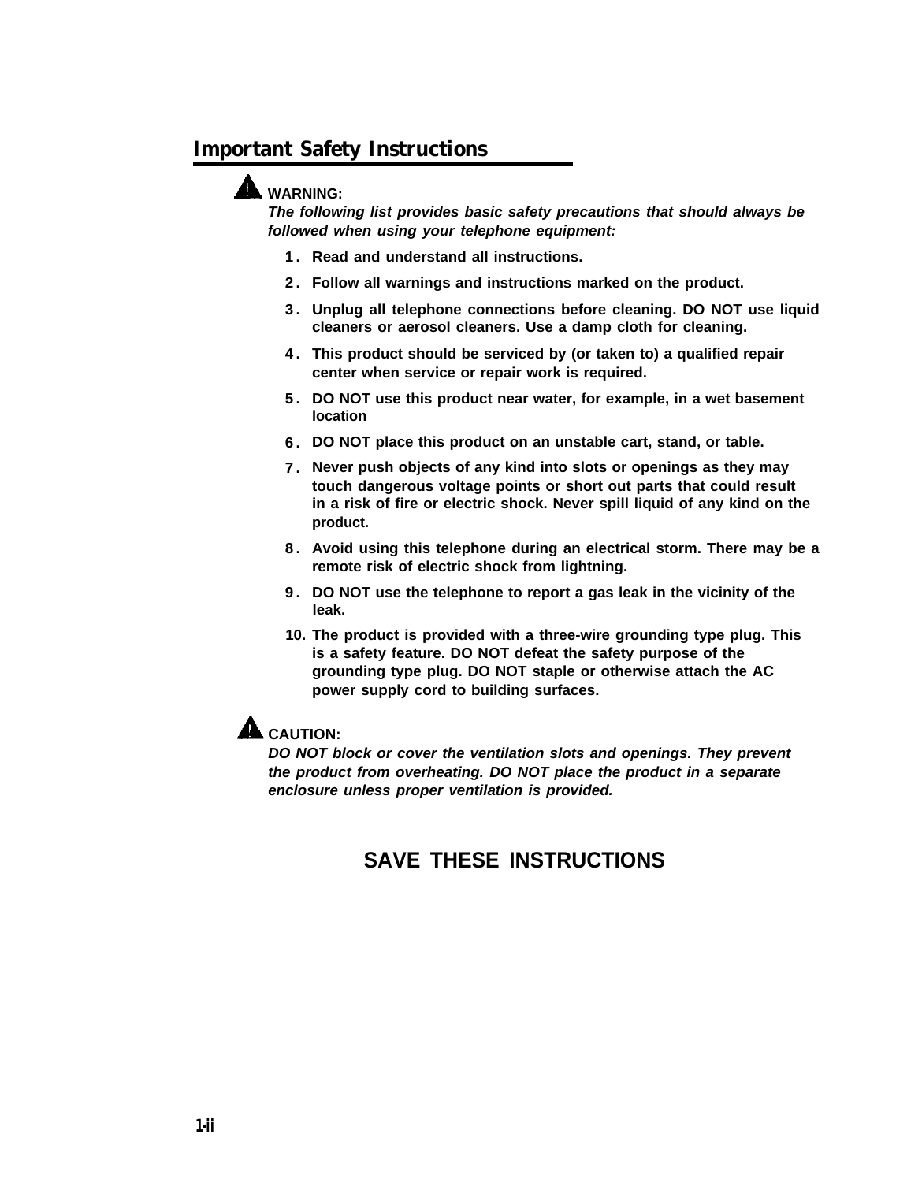## Important Safety Instructions

**WARNING:**
***The following list provides basic safety precautions that should always be followed when using your telephone equipment:***

1. **Read and understand all instructions.**
2. **Follow all warnings and instructions marked on the product.**
3. **Unplug all telephone connections before cleaning. DO NOT use liquid cleaners or aerosol cleaners. Use a damp cloth for cleaning.**
4. **This product should be serviced by (or taken to) a qualified repair center when service or repair work is required.**
5. **DO NOT use this product near water, for example, in a wet basement location**
6. **DO NOT place this product on an unstable cart, stand, or table.**
7. **Never push objects of any kind into slots or openings as they may touch dangerous voltage points or short out parts that could result in a risk of fire or electric shock. Never spill liquid of any kind on the product.**
8. **Avoid using this telephone during an electrical storm. There may be a remote risk of electric shock from lightning.**
9. **DO NOT use the telephone to report a gas leak in the vicinity of the leak.**
10. **The product is provided with a three-wire grounding type plug. This is a safety feature. DO NOT defeat the safety purpose of the grounding type plug. DO NOT staple or otherwise attach the AC power supply cord to building surfaces.**

**CAUTION:**
***DO NOT block or cover the ventilation slots and openings. They prevent the product from overheating. DO NOT place the product in a separate enclosure unless proper ventilation is provided.***

**SAVE THESE INSTRUCTIONS**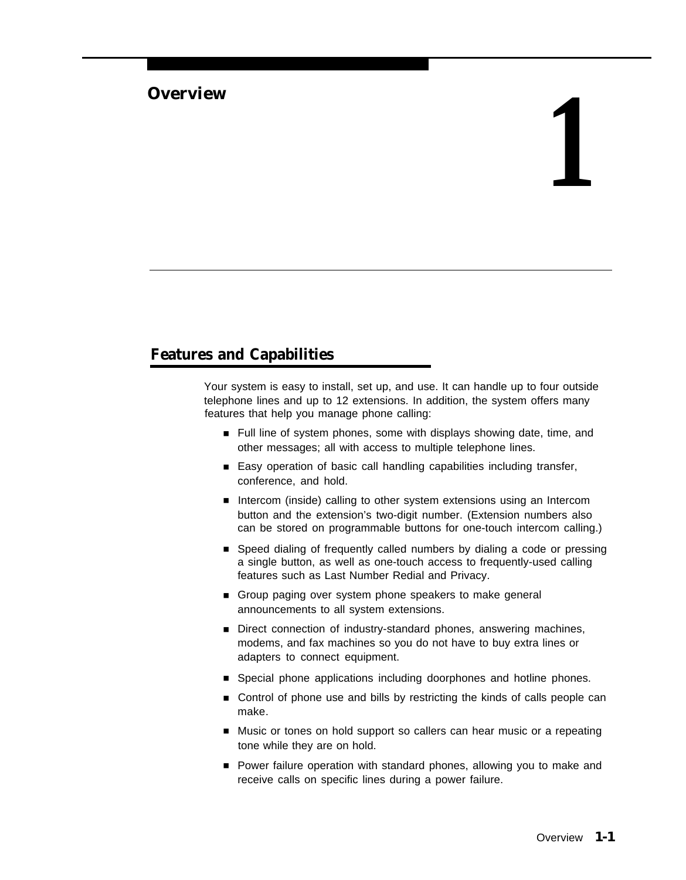# 1 Overview

## Features and Capabilities

Your system is easy to install, set up, and use. It can handle up to four outside telephone lines and up to 12 extensions. In addition, the system offers many features that help you manage phone calling:

- Full line of system phones, some with displays showing date, time, and other messages; all with access to multiple telephone lines.
- Easy operation of basic call handling capabilities including transfer, conference, and hold.
- Intercom (inside) calling to other system extensions using an Intercom button and the extension's two-digit number. (Extension numbers also can be stored on programmable buttons for one-touch intercom calling.)
- Speed dialing of frequently called numbers by dialing a code or pressing a single button, as well as one-touch access to frequently-used calling features such as Last Number Redial and Privacy.
- Group paging over system phone speakers to make general announcements to all system extensions.
- Direct connection of industry-standard phones, answering machines, modems, and fax machines so you do not have to buy extra lines or adapters to connect equipment.
- Special phone applications including doorphones and hotline phones.
- Control of phone use and bills by restricting the kinds of calls people can make.
- Music or tones on hold support so callers can hear music or a repeating tone while they are on hold.
- Power failure operation with standard phones, allowing you to make and receive calls on specific lines during a power failure.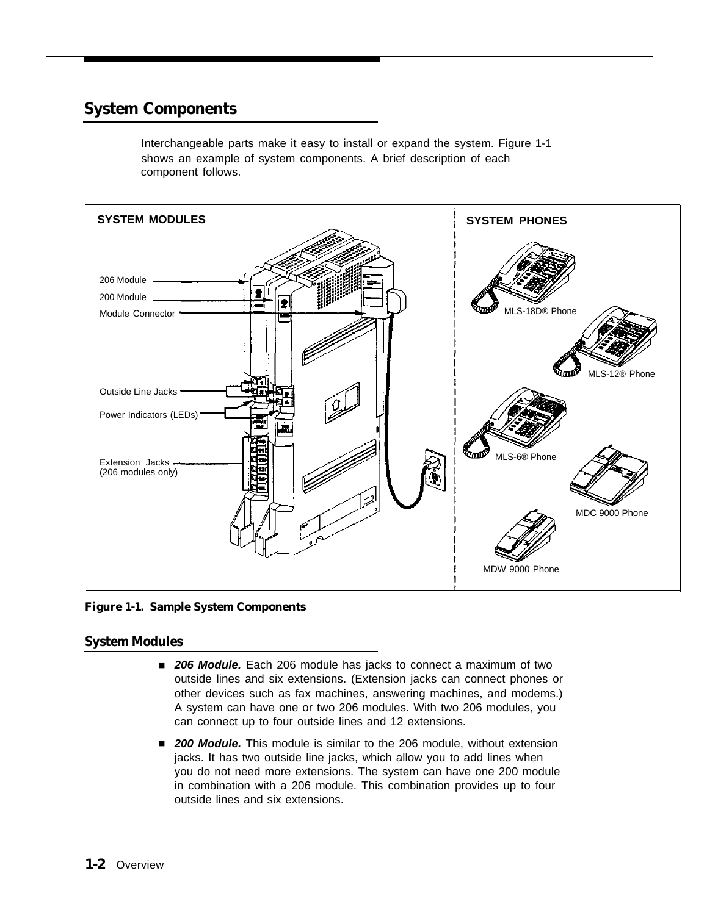## System Components

Interchangeable parts make it easy to install or expand the system. Figure 1-1 shows an example of system components. A brief description of each component follows.

**Figure 1-1. Sample System Components**

### System Modules

- ***206 Module.*** Each 206 module has jacks to connect a maximum of two outside lines and six extensions. (Extension jacks can connect phones or other devices such as fax machines, answering machines, and modems.) A system can have one or two 206 modules. With two 206 modules, you can connect up to four outside lines and 12 extensions.
- ***200 Module.*** This module is similar to the 206 module, without extension jacks. It has two outside line jacks, which allow you to add lines when you do not need more extensions. The system can have one 200 module in combination with a 206 module. This combination provides up to four outside lines and six extensions.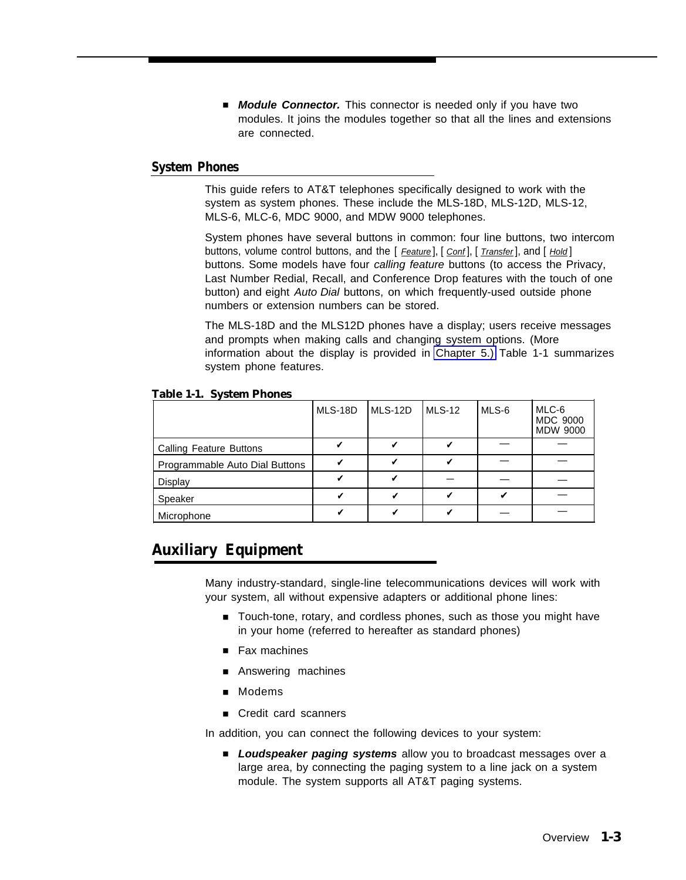- ***Module Connector.*** This connector is needed only if you have two modules. It joins the modules together so that all the lines and extensions are connected.

## System Phones

This guide refers to AT&T telephones specifically designed to work with the system as system phones. These include the MLS-18D, MLS-12D, MLS-12, MLS-6, MLC-6, MDC 9000, and MDW 9000 telephones.

System phones have several buttons in common: four line buttons, two intercom buttons, volume control buttons, and the [ *Feature* ], [ *Conf* ], [ *Transfer* ], and [ *Hold* ] buttons. Some models have four *calling feature* buttons (to access the Privacy, Last Number Redial, Recall, and Conference Drop features with the touch of one button) and eight *Auto Dial* buttons, on which frequently-used outside phone numbers or extension numbers can be stored.

The MLS-18D and the MLS12D phones have a display; users receive messages and prompts when making calls and changing system options. (More information about the display is provided in Chapter 5.) Table 1-1 summarizes system phone features.

**Table 1-1. System Phones**

| | MLS-18D | MLS-12D | MLS-12 | MLS-6 | MLC-6 MDC 9000 MDW 9000 |
|---|---|---|---|---|---|
| Calling Feature Buttons | ✔ | ✔ | ✔ | — | — |
| Programmable Auto Dial Buttons | ✔ | ✔ | ✔ | — | — |
| Display | ✔ | ✔ | — | — | — |
| Speaker | ✔ | ✔ | ✔ | ✔ | — |
| Microphone | ✔ | ✔ | ✔ | — | — |

# Auxiliary Equipment

Many industry-standard, single-line telecommunications devices will work with your system, all without expensive adapters or additional phone lines:

- Touch-tone, rotary, and cordless phones, such as those you might have in your home (referred to hereafter as standard phones)
- Fax machines
- Answering machines
- Modems
- Credit card scanners

In addition, you can connect the following devices to your system:

- ***Loudspeaker paging systems*** allow you to broadcast messages over a large area, by connecting the paging system to a line jack on a system module. The system supports all AT&T paging systems.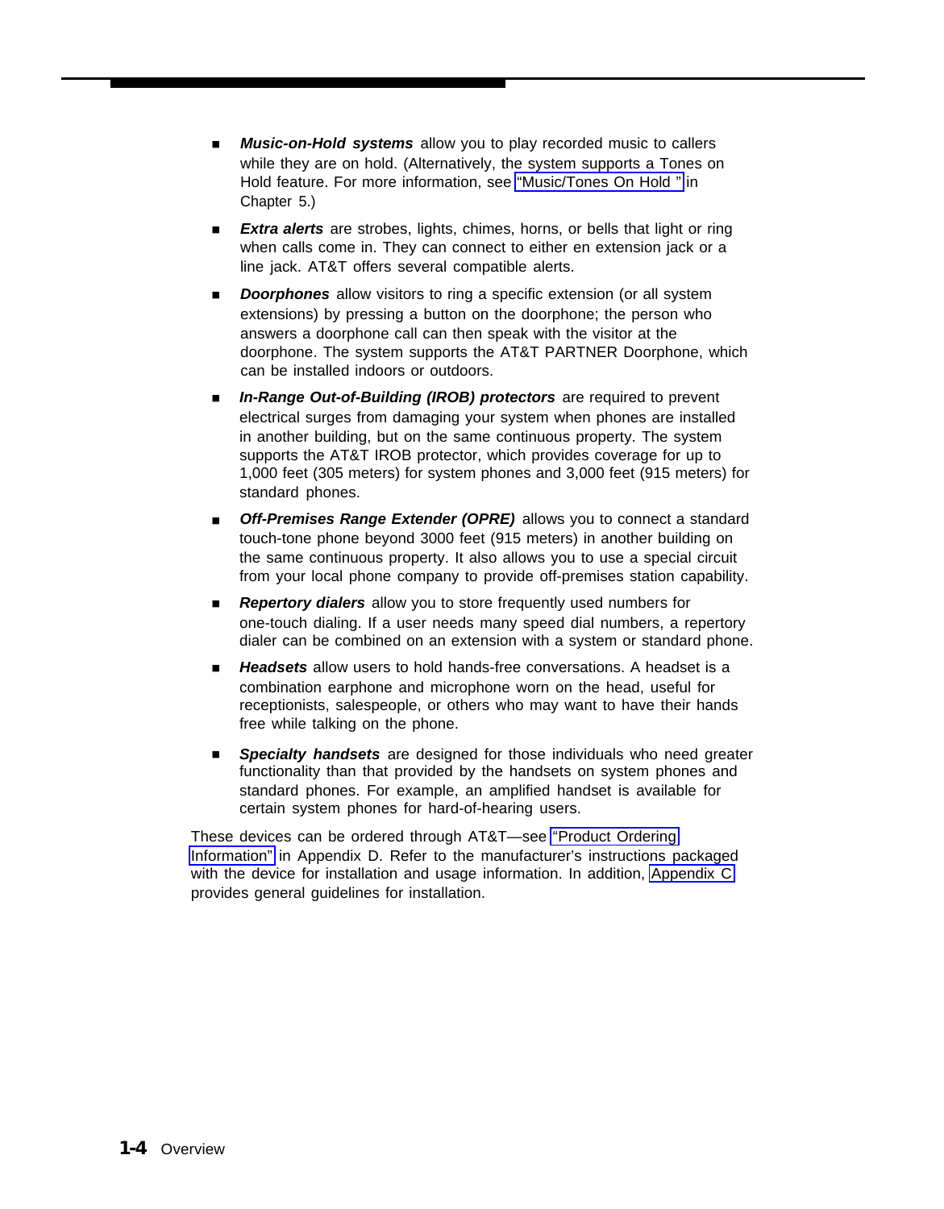- ***Music-on-Hold systems*** allow you to play recorded music to callers while they are on hold. (Alternatively, the system supports a Tones on Hold feature. For more information, see "Music/Tones On Hold " in Chapter 5.)

- ***Extra alerts*** are strobes, lights, chimes, horns, or bells that light or ring when calls come in. They can connect to either en extension jack or a line jack. AT&T offers several compatible alerts.

- ***Doorphones*** allow visitors to ring a specific extension (or all system extensions) by pressing a button on the doorphone; the person who answers a doorphone call can then speak with the visitor at the doorphone. The system supports the AT&T PARTNER Doorphone, which can be installed indoors or outdoors.

- ***In-Range Out-of-Building (IROB) protectors*** are required to prevent electrical surges from damaging your system when phones are installed in another building, but on the same continuous property. The system supports the AT&T IROB protector, which provides coverage for up to 1,000 feet (305 meters) for system phones and 3,000 feet (915 meters) for standard phones.

- ***Off-Premises Range Extender (OPRE)*** allows you to connect a standard touch-tone phone beyond 3000 feet (915 meters) in another building on the same continuous property. It also allows you to use a special circuit from your local phone company to provide off-premises station capability.

- ***Repertory dialers*** allow you to store frequently used numbers for one-touch dialing. If a user needs many speed dial numbers, a repertory dialer can be combined on an extension with a system or standard phone.

- ***Headsets*** allow users to hold hands-free conversations. A headset is a combination earphone and microphone worn on the head, useful for receptionists, salespeople, or others who may want to have their hands free while talking on the phone.

- ***Specialty handsets*** are designed for those individuals who need greater functionality than that provided by the handsets on system phones and standard phones. For example, an amplified handset is available for certain system phones for hard-of-hearing users.

These devices can be ordered through AT&T—see "Product Ordering Information" in Appendix D. Refer to the manufacturer's instructions packaged with the device for installation and usage information. In addition, Appendix C provides general guidelines for installation.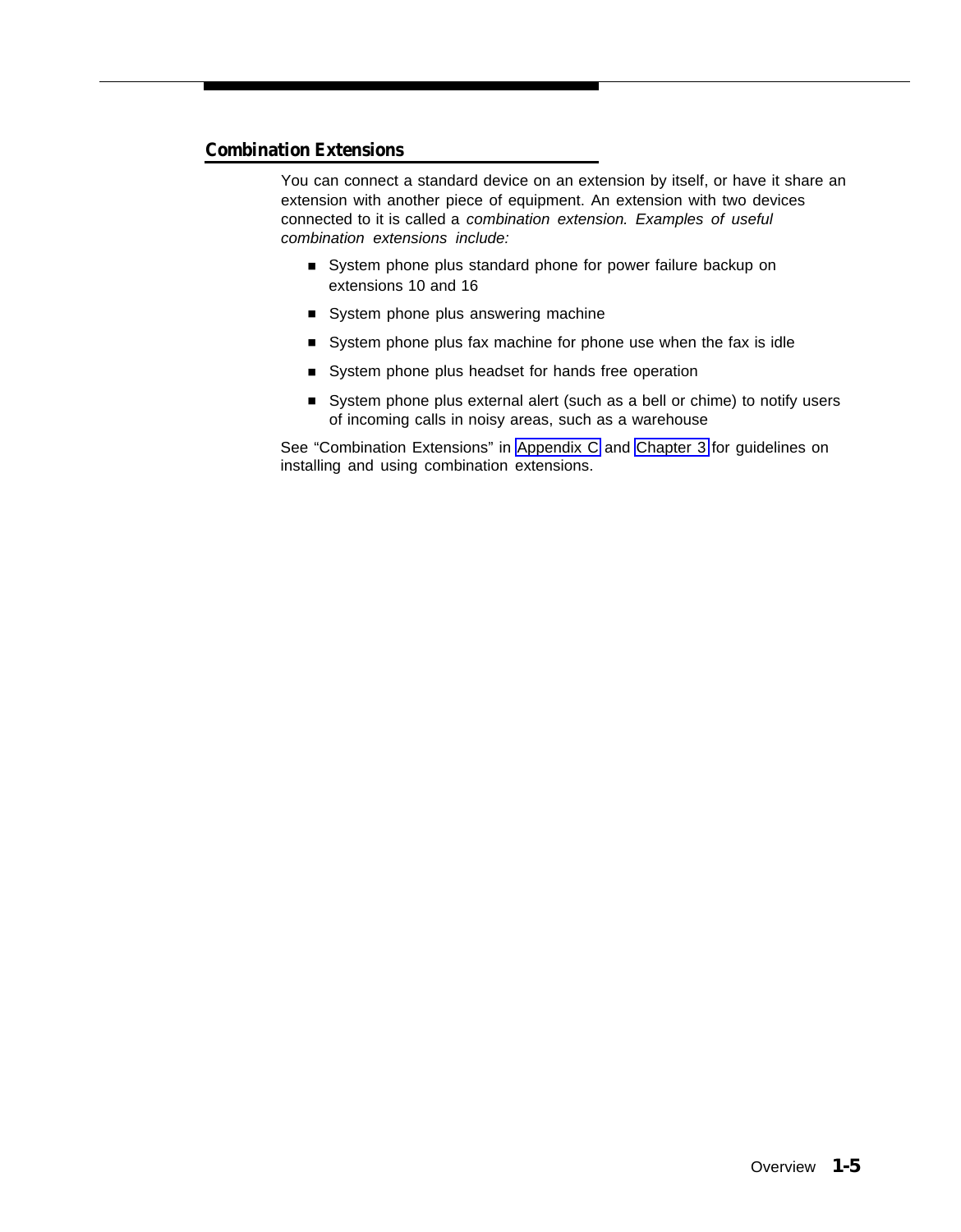## Combination Extensions

You can connect a standard device on an extension by itself, or have it share an extension with another piece of equipment. An extension with two devices connected to it is called a *combination extension. Examples of useful combination extensions include:*

- System phone plus standard phone for power failure backup on extensions 10 and 16
- System phone plus answering machine
- System phone plus fax machine for phone use when the fax is idle
- System phone plus headset for hands free operation
- System phone plus external alert (such as a bell or chime) to notify users of incoming calls in noisy areas, such as a warehouse

See “Combination Extensions” in Appendix C and Chapter 3 for guidelines on installing and using combination extensions.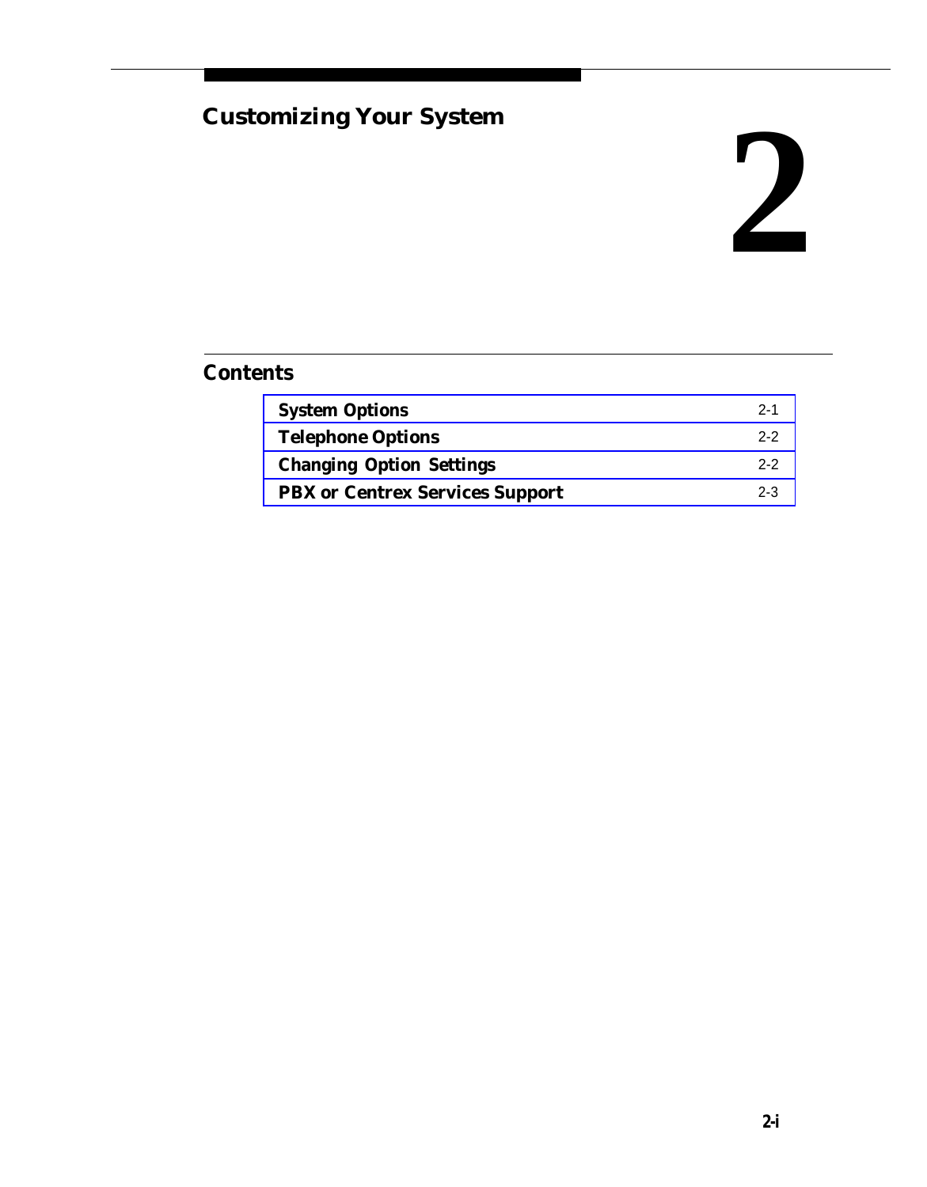# Customizing Your System

# 2

## Contents

| | |
|---|---|
| **System Options** | 2-1 |
| **Telephone Options** | 2-2 |
| **Changing Option Settings** | 2-2 |
| **PBX or Centrex Services Support** | 2-3 |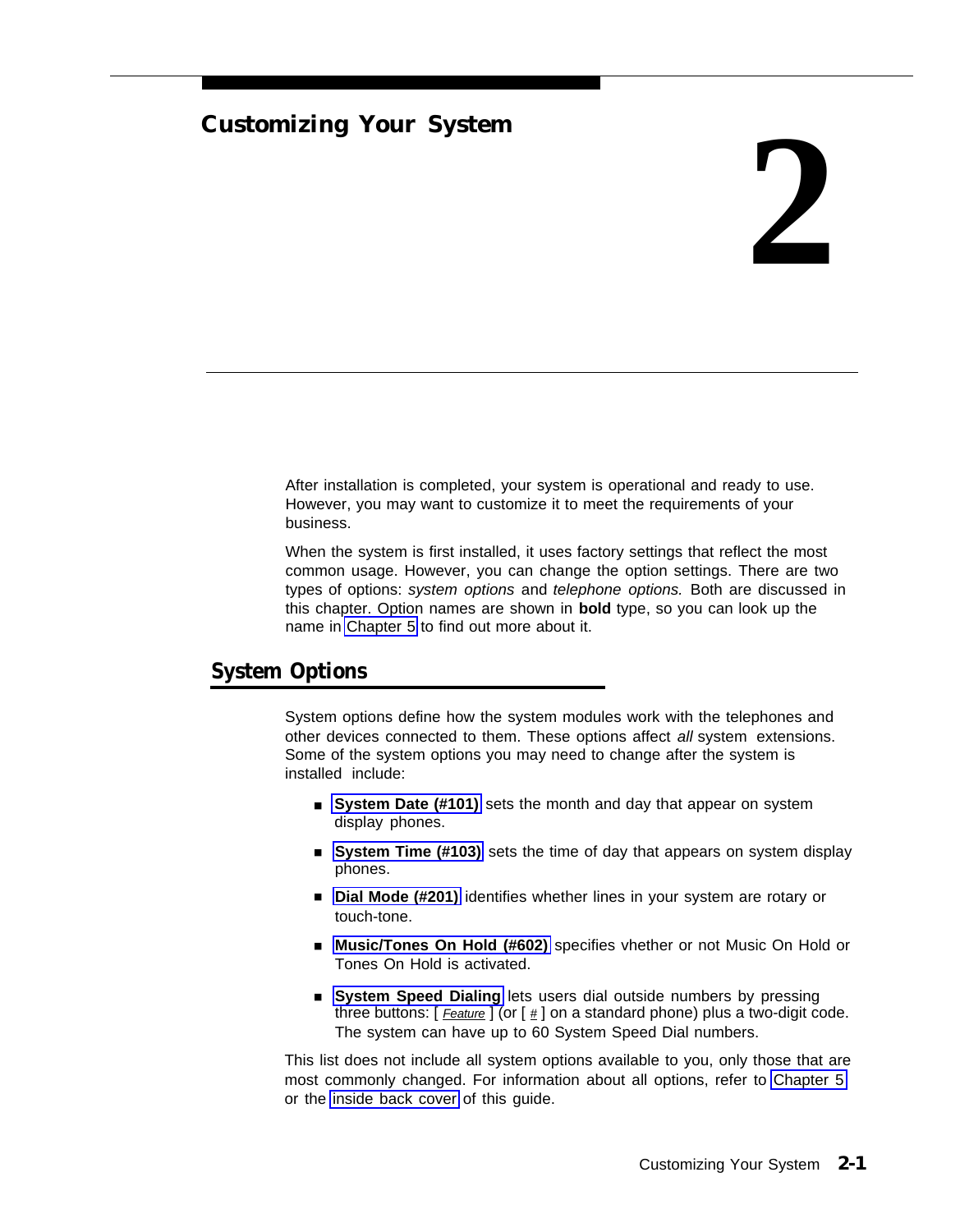# Customizing Your System

# 2

After installation is completed, your system is operational and ready to use. However, you may want to customize it to meet the requirements of your business.

When the system is first installed, it uses factory settings that reflect the most common usage. However, you can change the option settings. There are two types of options: *system options* and *telephone options.* Both are discussed in this chapter. Option names are shown in **bold** type, so you can look up the name in Chapter 5 to find out more about it.

## System Options

System options define how the system modules work with the telephones and other devices connected to them. These options affect *all* system extensions. Some of the system options you may need to change after the system is installed include:

- **System Date (#101)** sets the month and day that appear on system display phones.
- **System Time (#103)** sets the time of day that appears on system display phones.
- **Dial Mode (#201)** identifies whether lines in your system are rotary or touch-tone.
- **Music/Tones On Hold (#602)** specifies vhether or not Music On Hold or Tones On Hold is activated.
- **System Speed Dialing** lets users dial outside numbers by pressing three buttons: [ *Feature* ] (or [ # ] on a standard phone) plus a two-digit code. The system can have up to 60 System Speed Dial numbers.

This list does not include all system options available to you, only those that are most commonly changed. For information about all options, refer to Chapter 5 or the inside back cover of this guide.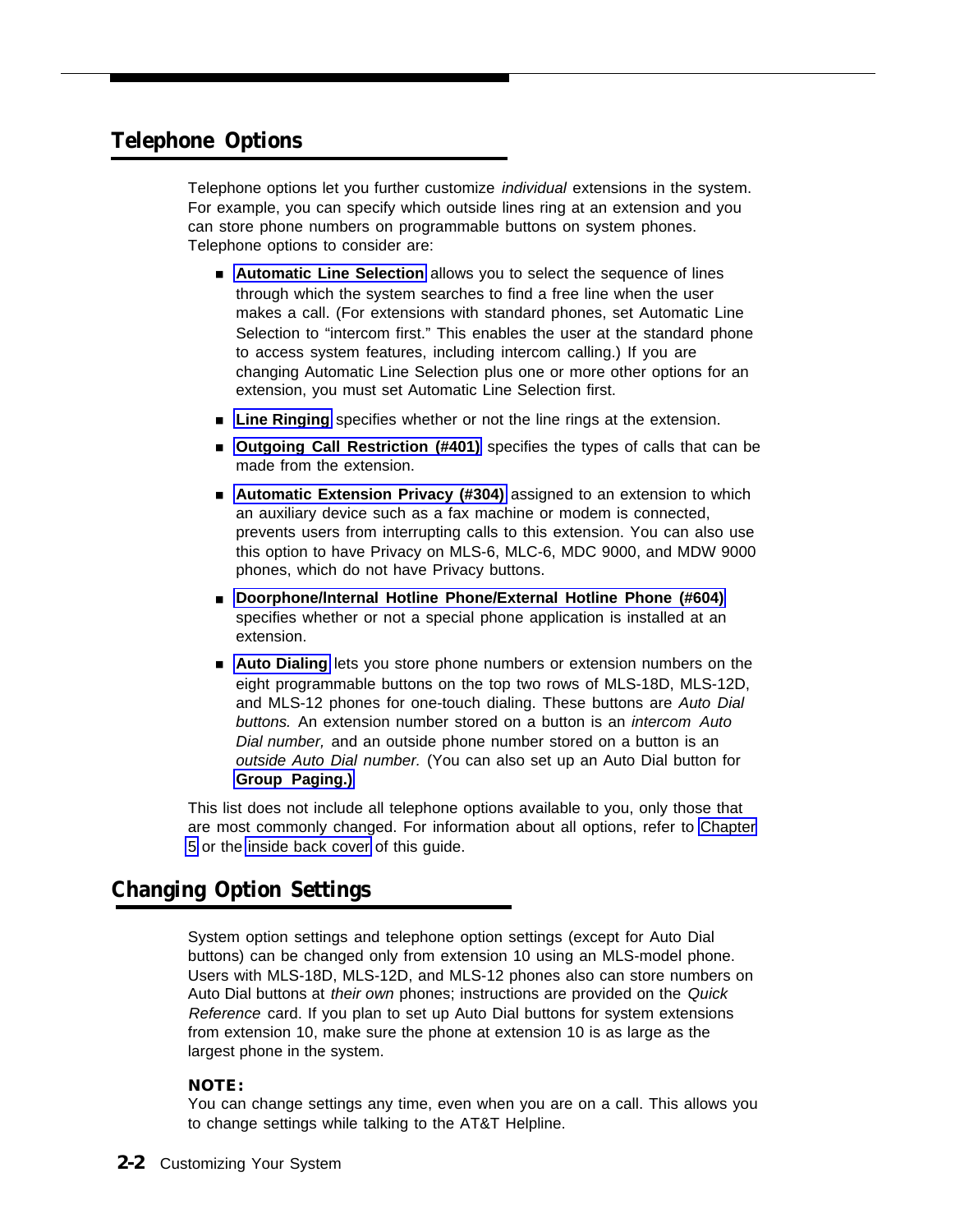## Telephone Options

Telephone options let you further customize *individual* extensions in the system. For example, you can specify which outside lines ring at an extension and you can store phone numbers on programmable buttons on system phones. Telephone options to consider are:

- **Automatic Line Selection** allows you to select the sequence of lines through which the system searches to find a free line when the user makes a call. (For extensions with standard phones, set Automatic Line Selection to "intercom first." This enables the user at the standard phone to access system features, including intercom calling.) If you are changing Automatic Line Selection plus one or more other options for an extension, you must set Automatic Line Selection first.
- **Line Ringing** specifies whether or not the line rings at the extension.
- **Outgoing Call Restriction (#401)** specifies the types of calls that can be made from the extension.
- **Automatic Extension Privacy (#304)** assigned to an extension to which an auxiliary device such as a fax machine or modem is connected, prevents users from interrupting calls to this extension. You can also use this option to have Privacy on MLS-6, MLC-6, MDC 9000, and MDW 9000 phones, which do not have Privacy buttons.
- **Doorphone/Internal Hotline Phone/External Hotline Phone (#604)** specifies whether or not a special phone application is installed at an extension.
- **Auto Dialing** lets you store phone numbers or extension numbers on the eight programmable buttons on the top two rows of MLS-18D, MLS-12D, and MLS-12 phones for one-touch dialing. These buttons are *Auto Dial buttons.* An extension number stored on a button is an *intercom Auto Dial number,* and an outside phone number stored on a button is an *outside Auto Dial number.* (You can also set up an Auto Dial button for **Group Paging.)**

This list does not include all telephone options available to you, only those that are most commonly changed. For information about all options, refer to Chapter 5 or the inside back cover of this guide.

## Changing Option Settings

System option settings and telephone option settings (except for Auto Dial buttons) can be changed only from extension 10 using an MLS-model phone. Users with MLS-18D, MLS-12D, and MLS-12 phones also can store numbers on Auto Dial buttons at *their own* phones; instructions are provided on the *Quick Reference* card. If you plan to set up Auto Dial buttons for system extensions from extension 10, make sure the phone at extension 10 is as large as the largest phone in the system.

**NOTE:**
You can change settings any time, even when you are on a call. This allows you to change settings while talking to the AT&T Helpline.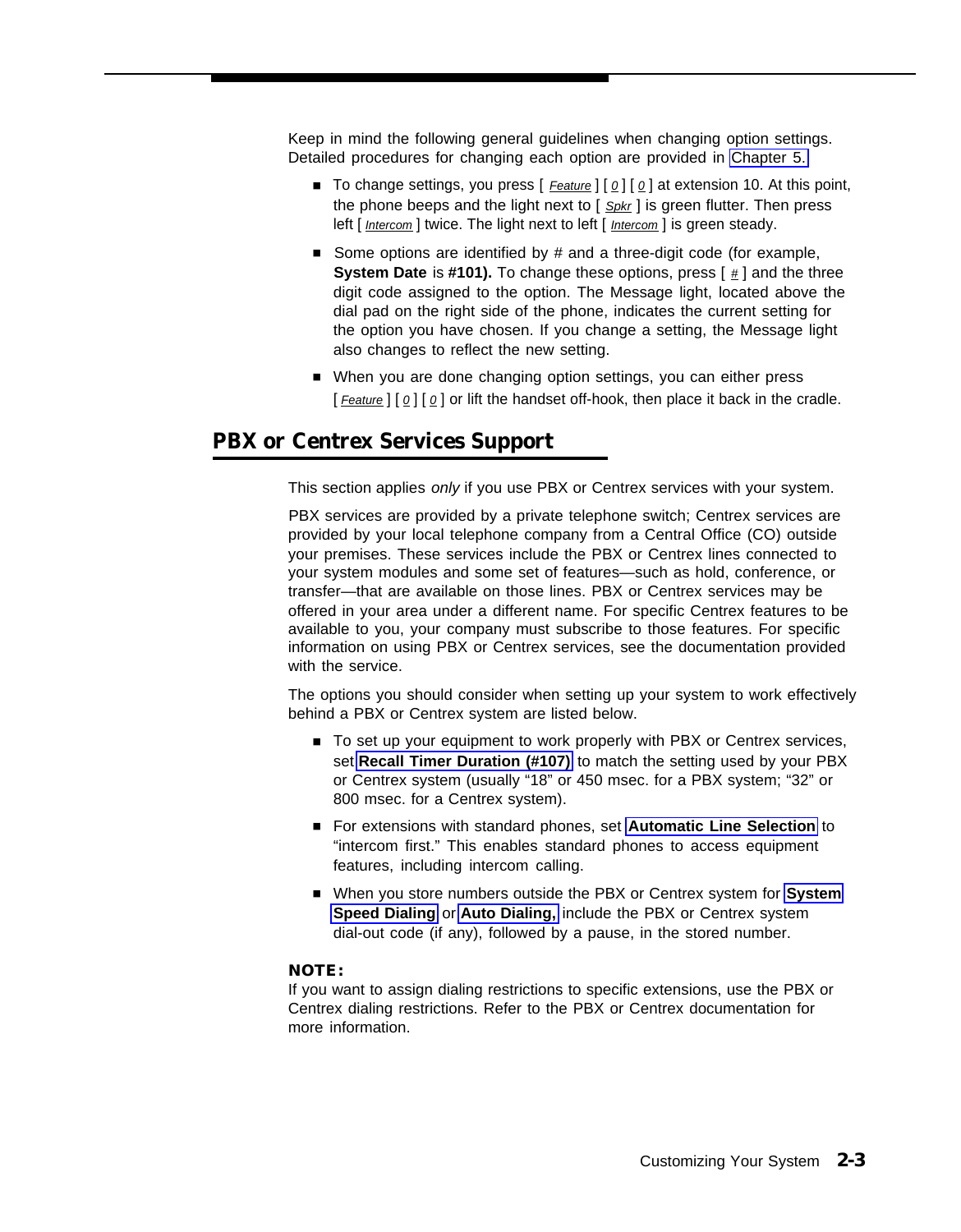Keep in mind the following general guidelines when changing option settings. Detailed procedures for changing each option are provided in Chapter 5.

- To change settings, you press [ *Feature* ] [ *0* ] [ *0* ] at extension 10. At this point, the phone beeps and the light next to [ *Spkr* ] is green flutter. Then press left [ *Intercom* ] twice. The light next to left [ *Intercom* ] is green steady.
- Some options are identified by # and a three-digit code (for example, **System Date** is **#101).** To change these options, press [ *#* ] and the three digit code assigned to the option. The Message light, located above the dial pad on the right side of the phone, indicates the current setting for the option you have chosen. If you change a setting, the Message light also changes to reflect the new setting.
- When you are done changing option settings, you can either press [ *Feature* ] [ *0* ] [ *0* ] or lift the handset off-hook, then place it back in the cradle.

## PBX or Centrex Services Support

This section applies *only* if you use PBX or Centrex services with your system.

PBX services are provided by a private telephone switch; Centrex services are provided by your local telephone company from a Central Office (CO) outside your premises. These services include the PBX or Centrex lines connected to your system modules and some set of features—such as hold, conference, or transfer—that are available on those lines. PBX or Centrex services may be offered in your area under a different name. For specific Centrex features to be available to you, your company must subscribe to those features. For specific information on using PBX or Centrex services, see the documentation provided with the service.

The options you should consider when setting up your system to work effectively behind a PBX or Centrex system are listed below.

- To set up your equipment to work properly with PBX or Centrex services, set **Recall Timer Duration (#107)** to match the setting used by your PBX or Centrex system (usually "18" or 450 msec. for a PBX system; "32" or 800 msec. for a Centrex system).
- For extensions with standard phones, set **Automatic Line Selection** to "intercom first." This enables standard phones to access equipment features, including intercom calling.
- When you store numbers outside the PBX or Centrex system for **System Speed Dialing** or **Auto Dialing,** include the PBX or Centrex system dial-out code (if any), followed by a pause, in the stored number.

**NOTE:**
If you want to assign dialing restrictions to specific extensions, use the PBX or Centrex dialing restrictions. Refer to the PBX or Centrex documentation for more information.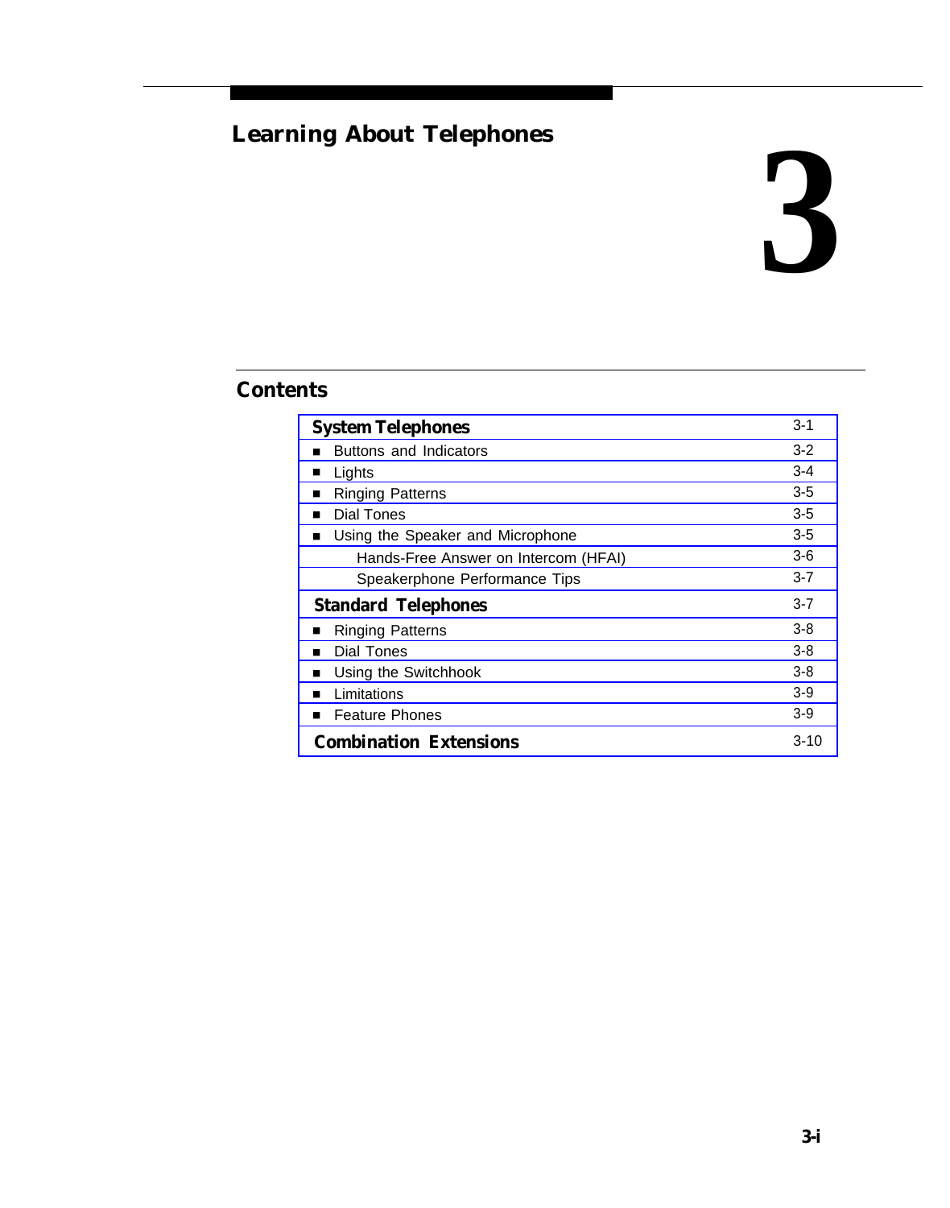# Learning About Telephones

# 3

## Contents

| | |
|---|---|
| **System Telephones** | 3-1 |
| ■ Buttons and Indicators | 3-2 |
| ■ Lights | 3-4 |
| ■ Ringing Patterns | 3-5 |
| ■ Dial Tones | 3-5 |
| ■ Using the Speaker and Microphone | 3-5 |
| Hands-Free Answer on Intercom (HFAI) | 3-6 |
| Speakerphone Performance Tips | 3-7 |
| **Standard Telephones** | 3-7 |
| ■ Ringing Patterns | 3-8 |
| ■ Dial Tones | 3-8 |
| ■ Using the Switchhook | 3-8 |
| ■ Limitations | 3-9 |
| ■ Feature Phones | 3-9 |
| **Combination Extensions** | 3-10 |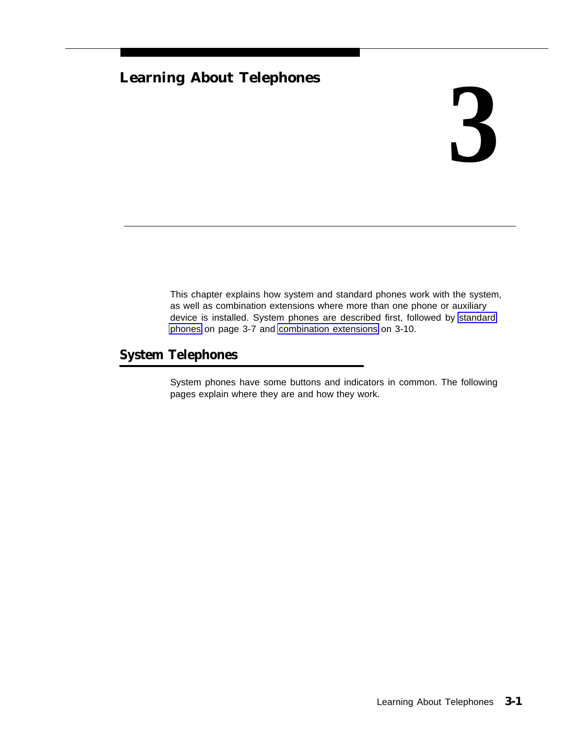# Learning About Telephones

# 3

This chapter explains how system and standard phones work with the system, as well as combination extensions where more than one phone or auxiliary device is installed. System phones are described first, followed by standard phones on page 3-7 and combination extensions on 3-10.

## System Telephones

System phones have some buttons and indicators in common. The following pages explain where they are and how they work.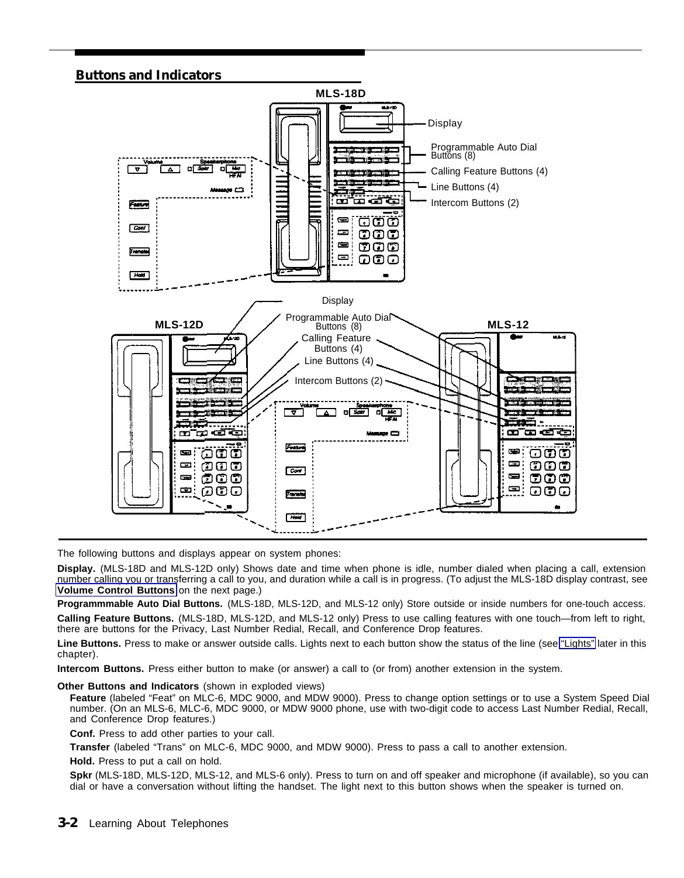## Buttons and Indicators

The following buttons and displays appear on system phones:

**Display.** (MLS-18D and MLS-12D only) Shows date and time when phone is idle, number dialed when placing a call, extension number calling you or transferring a call to you, and duration while a call is in progress. (To adjust the MLS-18D display contrast, see **Volume Control Buttons** on the next page.)

**Programmmable Auto Dial Buttons.** (MLS-18D, MLS-12D, and MLS-12 only) Store outside or inside numbers for one-touch access.

**Calling Feature Buttons.** (MLS-18D, MLS-12D, and MLS-12 only) Press to use calling features with one touch—from left to right, there are buttons for the Privacy, Last Number Redial, Recall, and Conference Drop features.

**Line Buttons.** Press to make or answer outside calls. Lights next to each button show the status of the line (see "Lights" later in this chapter).

**Intercom Buttons.** Press either button to make (or answer) a call to (or from) another extension in the system.

**Other Buttons and Indicators** (shown in exploded views)

**Feature** (labeled "Feat" on MLC-6, MDC 9000, and MDW 9000). Press to change option settings or to use a System Speed Dial number. (On an MLS-6, MLC-6, MDC 9000, or MDW 9000 phone, use with two-digit code to access Last Number Redial, Recall, and Conference Drop features.)

**Conf.** Press to add other parties to your call.

**Transfer** (labeled "Trans" on MLC-6, MDC 9000, and MDW 9000). Press to pass a call to another extension.

**Hold.** Press to put a call on hold.

**Spkr** (MLS-18D, MLS-12D, MLS-12, and MLS-6 only). Press to turn on and off speaker and microphone (if available), so you can dial or have a conversation without lifting the handset. The light next to this button shows when the speaker is turned on.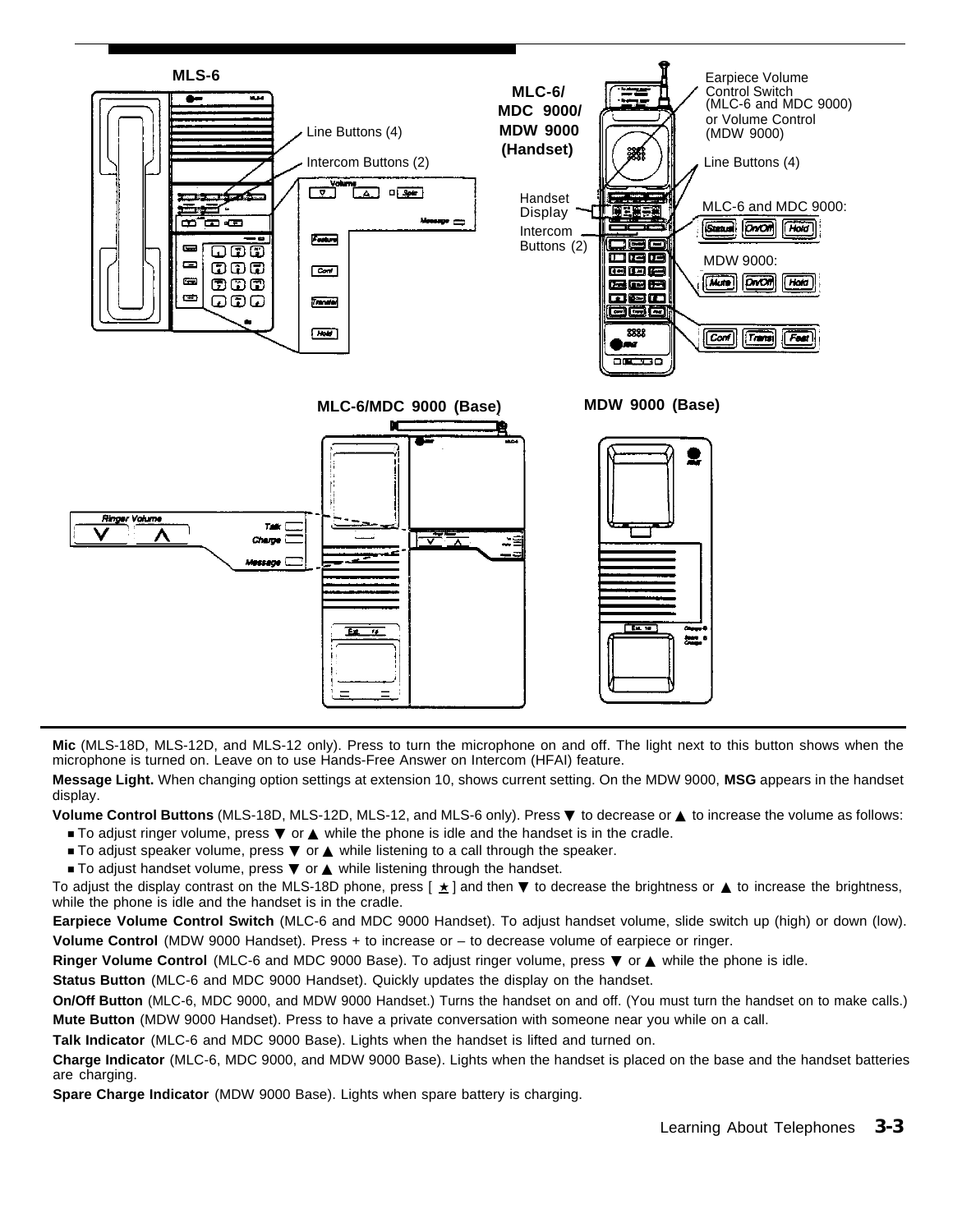**MLS-6**

Line Buttons (4)

Intercom Buttons (2)

**MLC-6/ MDC 9000/ MDW 9000 (Handset)**

Earpiece Volume Control Switch (MLC-6 and MDC 9000) or Volume Control (MDW 9000)

Line Buttons (4)

Handset Display

Intercom Buttons (2)

MLC-6 and MDC 9000:

MDW 9000:

**MLC-6/MDC 9000 (Base)**

**MDW 9000 (Base)**

**Mic** (MLS-18D, MLS-12D, and MLS-12 only). Press to turn the microphone on and off. The light next to this button shows when the microphone is turned on. Leave on to use Hands-Free Answer on Intercom (HFAI) feature.

**Message Light.** When changing option settings at extension 10, shows current setting. On the MDW 9000, **MSG** appears in the handset display.

**Volume Control Buttons** (MLS-18D, MLS-12D, MLS-12, and MLS-6 only). Press ▼ to decrease or ▲ to increase the volume as follows:

- To adjust ringer volume, press ▼ or ▲ while the phone is idle and the handset is in the cradle.
- To adjust speaker volume, press ▼ or ▲ while listening to a call through the speaker.
- To adjust handset volume, press ▼ or ▲ while listening through the handset.

To adjust the display contrast on the MLS-18D phone, press [ ★ ] and then ▼ to decrease the brightness or ▲ to increase the brightness, while the phone is idle and the handset is in the cradle.

**Earpiece Volume Control Switch** (MLC-6 and MDC 9000 Handset). To adjust handset volume, slide switch up (high) or down (low).

**Volume Control** (MDW 9000 Handset). Press + to increase or – to decrease volume of earpiece or ringer.

**Ringer Volume Control** (MLC-6 and MDC 9000 Base). To adjust ringer volume, press ▼ or ▲ while the phone is idle.

**Status Button** (MLC-6 and MDC 9000 Handset). Quickly updates the display on the handset.

**On/Off Button** (MLC-6, MDC 9000, and MDW 9000 Handset.) Turns the handset on and off. (You must turn the handset on to make calls.)

**Mute Button** (MDW 9000 Handset). Press to have a private conversation with someone near you while on a call.

**Talk Indicator** (MLC-6 and MDC 9000 Base). Lights when the handset is lifted and turned on.

**Charge Indicator** (MLC-6, MDC 9000, and MDW 9000 Base). Lights when the handset is placed on the base and the handset batteries are charging.

**Spare Charge Indicator** (MDW 9000 Base). Lights when spare battery is charging.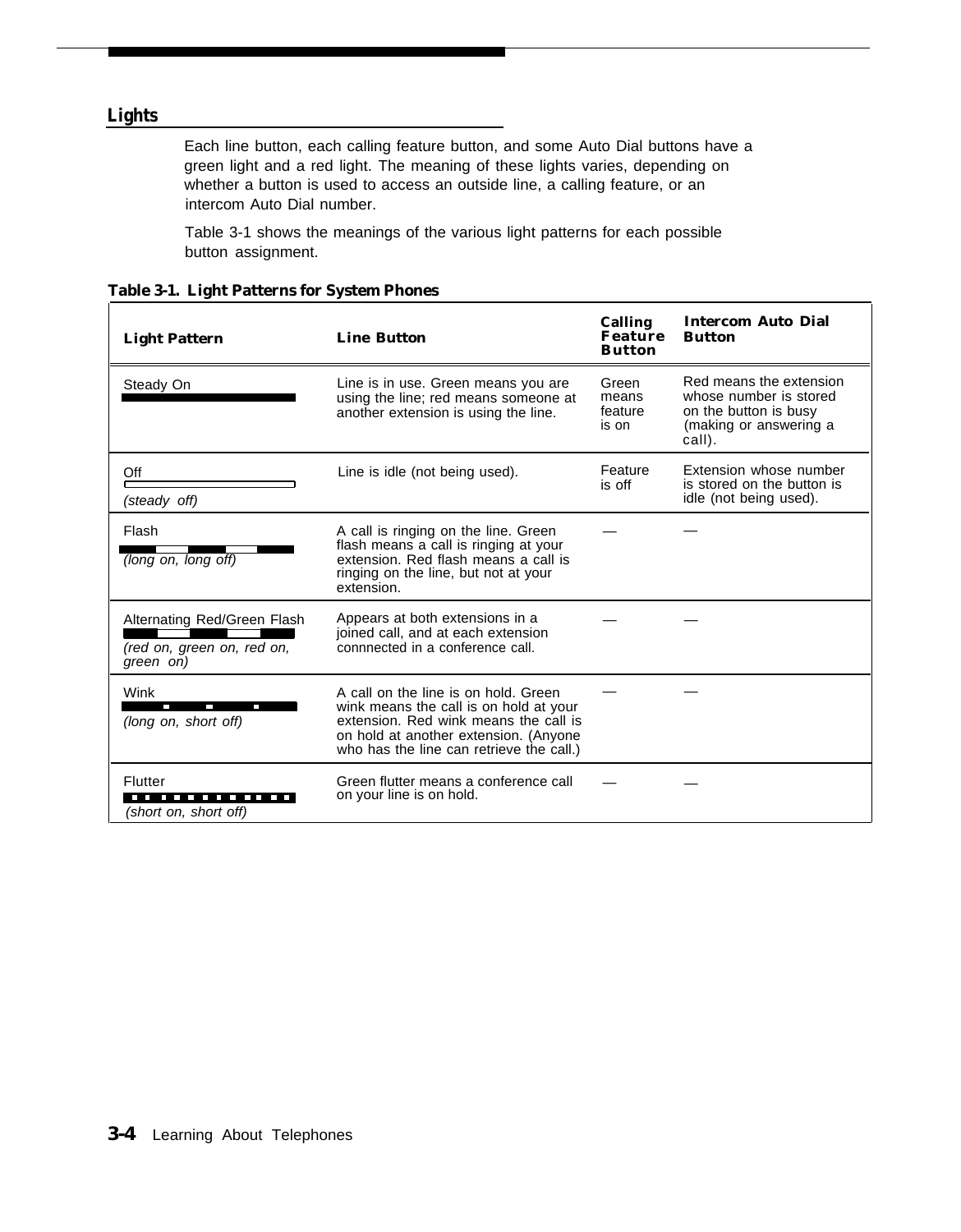## Lights

Each line button, each calling feature button, and some Auto Dial buttons have a green light and a red light. The meaning of these lights varies, depending on whether a button is used to access an outside line, a calling feature, or an intercom Auto Dial number.

Table 3-1 shows the meanings of the various light patterns for each possible button assignment.

**Table 3-1. Light Patterns for System Phones**

| Light Pattern | Line Button | Calling Feature Button | Intercom Auto Dial Button |
|---|---|---|---|
| Steady On | Line is in use. Green means you are using the line; red means someone at another extension is using the line. | Green means feature is on | Red means the extension whose number is stored on the button is busy (making or answering a call). |
| Off *(steady off)* | Line is idle (not being used). | Feature is off | Extension whose number is stored on the button is idle (not being used). |
| Flash *(long on, long off)* | A call is ringing on the line. Green flash means a call is ringing at your extension. Red flash means a call is ringing on the line, but not at your extension. | — | — |
| Alternating Red/Green Flash *(red on, green on, red on, green on)* | Appears at both extensions in a joined call, and at each extension connnected in a conference call. | — | — |
| Wink *(long on, short off)* | A call on the line is on hold. Green wink means the call is on hold at your extension. Red wink means the call is on hold at another extension. (Anyone who has the line can retrieve the call.) | — | — |
| Flutter *(short on, short off)* | Green flutter means a conference call on your line is on hold. | — | — |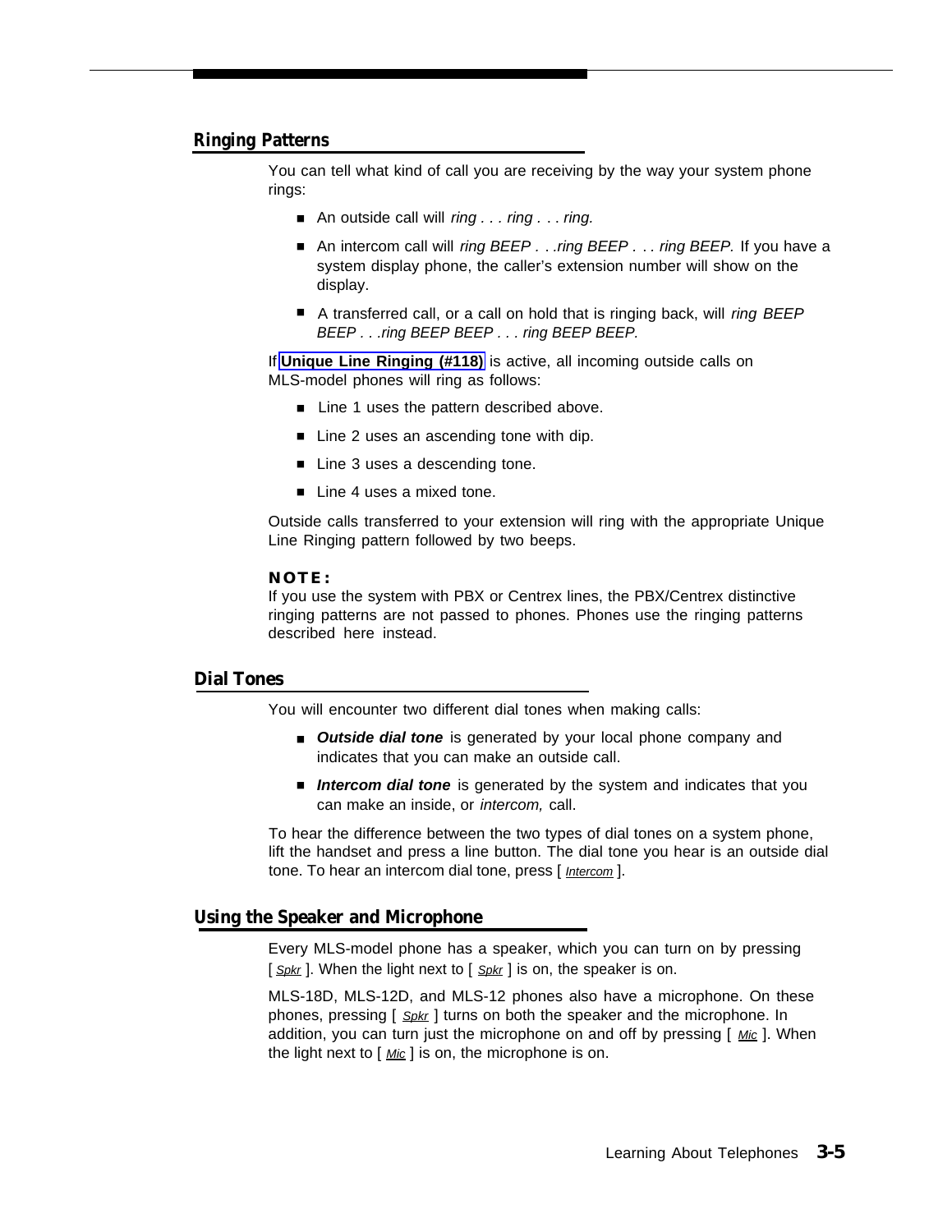## Ringing Patterns

You can tell what kind of call you are receiving by the way your system phone rings:

- An outside call will *ring . . . ring . . . ring.*
- An intercom call will *ring BEEP . . .ring BEEP . . . ring BEEP.* If you have a system display phone, the caller's extension number will show on the display.
- A transferred call, or a call on hold that is ringing back, will *ring BEEP BEEP . . .ring BEEP BEEP . . . ring BEEP BEEP.*

If **Unique Line Ringing (#118)** is active, all incoming outside calls on MLS-model phones will ring as follows:

- Line 1 uses the pattern described above.
- Line 2 uses an ascending tone with dip.
- Line 3 uses a descending tone.
- Line 4 uses a mixed tone.

Outside calls transferred to your extension will ring with the appropriate Unique Line Ringing pattern followed by two beeps.

**NOTE:**
If you use the system with PBX or Centrex lines, the PBX/Centrex distinctive ringing patterns are not passed to phones. Phones use the ringing patterns described here instead.

## Dial Tones

You will encounter two different dial tones when making calls:

- ***Outside dial tone*** is generated by your local phone company and indicates that you can make an outside call.
- ***Intercom dial tone*** is generated by the system and indicates that you can make an inside, or *intercom,* call.

To hear the difference between the two types of dial tones on a system phone, lift the handset and press a line button. The dial tone you hear is an outside dial tone. To hear an intercom dial tone, press [ *Intercom* ].

## Using the Speaker and Microphone

Every MLS-model phone has a speaker, which you can turn on by pressing [ *Spkr* ]. When the light next to [ *Spkr* ] is on, the speaker is on.

MLS-18D, MLS-12D, and MLS-12 phones also have a microphone. On these phones, pressing [ *Spkr* ] turns on both the speaker and the microphone. In addition, you can turn just the microphone on and off by pressing [ *Mic* ]. When the light next to [ *Mic* ] is on, the microphone is on.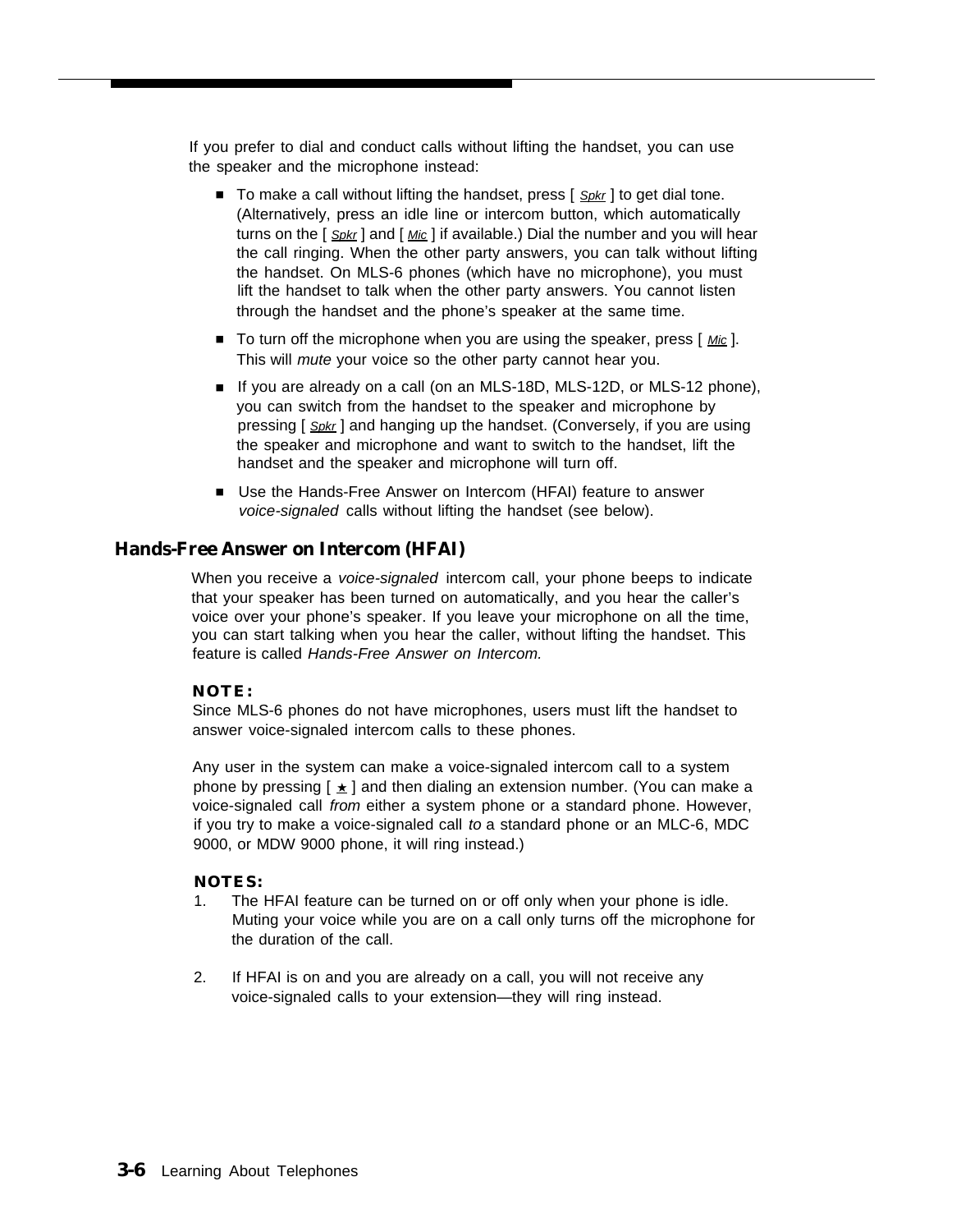If you prefer to dial and conduct calls without lifting the handset, you can use the speaker and the microphone instead:

- To make a call without lifting the handset, press [ Spkr ] to get dial tone. (Alternatively, press an idle line or intercom button, which automatically turns on the [ Spkr ] and [ Mic ] if available.) Dial the number and you will hear the call ringing. When the other party answers, you can talk without lifting the handset. On MLS-6 phones (which have no microphone), you must lift the handset to talk when the other party answers. You cannot listen through the handset and the phone's speaker at the same time.
- To turn off the microphone when you are using the speaker, press [ Mic ]. This will *mute* your voice so the other party cannot hear you.
- If you are already on a call (on an MLS-18D, MLS-12D, or MLS-12 phone), you can switch from the handset to the speaker and microphone by pressing [ Spkr ] and hanging up the handset. (Conversely, if you are using the speaker and microphone and want to switch to the handset, lift the handset and the speaker and microphone will turn off.
- Use the Hands-Free Answer on Intercom (HFAI) feature to answer *voice-signaled* calls without lifting the handset (see below).

## Hands-Free Answer on Intercom (HFAI)

When you receive a *voice-signaled* intercom call, your phone beeps to indicate that your speaker has been turned on automatically, and you hear the caller's voice over your phone's speaker. If you leave your microphone on all the time, you can start talking when you hear the caller, without lifting the handset. This feature is called *Hands-Free Answer on Intercom.*

**NOTE:**
Since MLS-6 phones do not have microphones, users must lift the handset to answer voice-signaled intercom calls to these phones.

Any user in the system can make a voice-signaled intercom call to a system phone by pressing [ ★ ] and then dialing an extension number. (You can make a voice-signaled call *from* either a system phone or a standard phone. However, if you try to make a voice-signaled call *to* a standard phone or an MLC-6, MDC 9000, or MDW 9000 phone, it will ring instead.)

**NOTES:**

1. The HFAI feature can be turned on or off only when your phone is idle. Muting your voice while you are on a call only turns off the microphone for the duration of the call.

2. If HFAI is on and you are already on a call, you will not receive any voice-signaled calls to your extension—they will ring instead.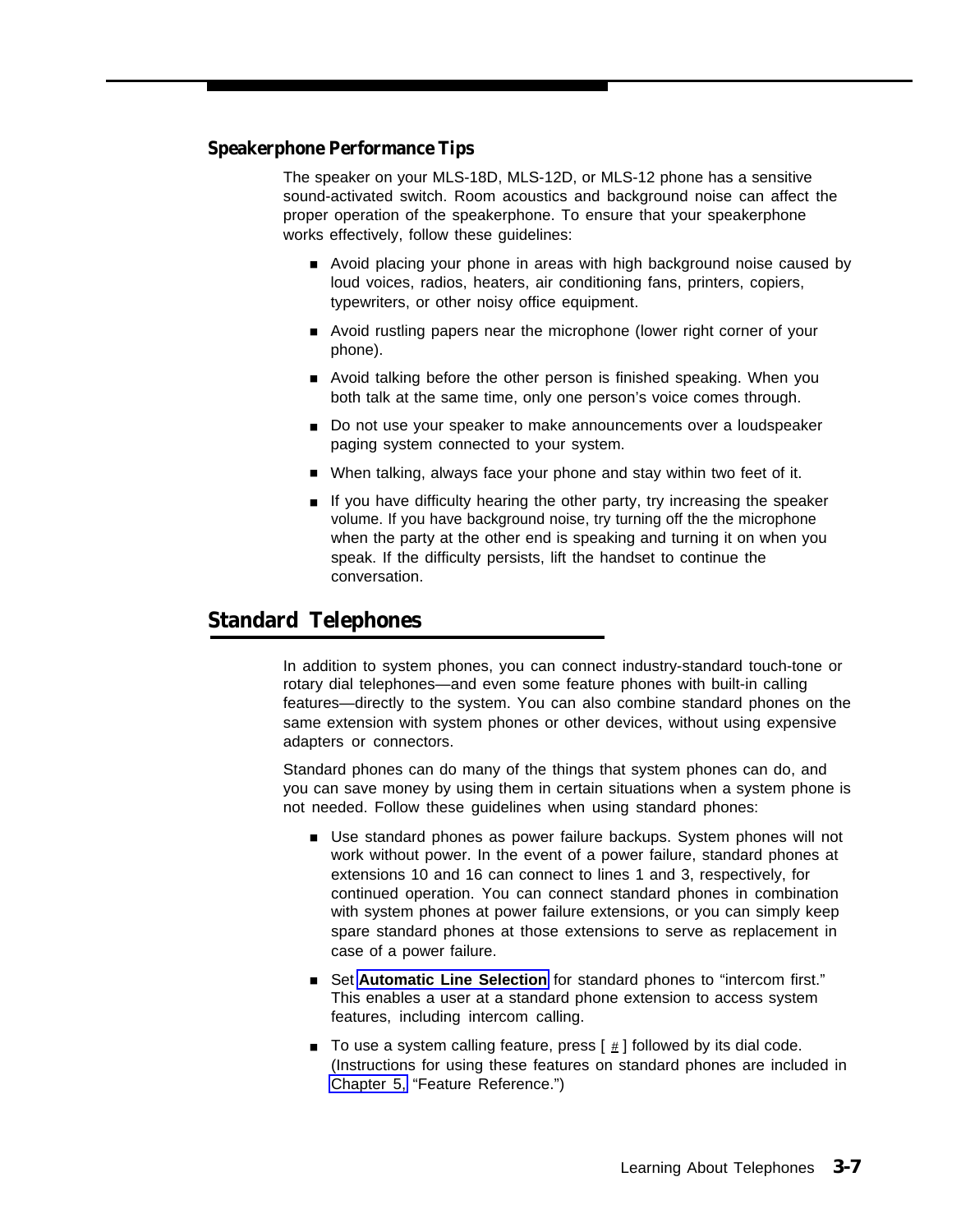### Speakerphone Performance Tips

The speaker on your MLS-18D, MLS-12D, or MLS-12 phone has a sensitive sound-activated switch. Room acoustics and background noise can affect the proper operation of the speakerphone. To ensure that your speakerphone works effectively, follow these guidelines:

- Avoid placing your phone in areas with high background noise caused by loud voices, radios, heaters, air conditioning fans, printers, copiers, typewriters, or other noisy office equipment.
- Avoid rustling papers near the microphone (lower right corner of your phone).
- Avoid talking before the other person is finished speaking. When you both talk at the same time, only one person's voice comes through.
- Do not use your speaker to make announcements over a loudspeaker paging system connected to your system.
- When talking, always face your phone and stay within two feet of it.
- If you have difficulty hearing the other party, try increasing the speaker volume. If you have background noise, try turning off the the microphone when the party at the other end is speaking and turning it on when you speak. If the difficulty persists, lift the handset to continue the conversation.

## Standard Telephones

In addition to system phones, you can connect industry-standard touch-tone or rotary dial telephones—and even some feature phones with built-in calling features—directly to the system. You can also combine standard phones on the same extension with system phones or other devices, without using expensive adapters or connectors.

Standard phones can do many of the things that system phones can do, and you can save money by using them in certain situations when a system phone is not needed. Follow these guidelines when using standard phones:

- Use standard phones as power failure backups. System phones will not work without power. In the event of a power failure, standard phones at extensions 10 and 16 can connect to lines 1 and 3, respectively, for continued operation. You can connect standard phones in combination with system phones at power failure extensions, or you can simply keep spare standard phones at those extensions to serve as replacement in case of a power failure.
- Set **Automatic Line Selection** for standard phones to "intercom first." This enables a user at a standard phone extension to access system features, including intercom calling.
- To use a system calling feature, press [ # ] followed by its dial code. (Instructions for using these features on standard phones are included in Chapter 5, "Feature Reference.")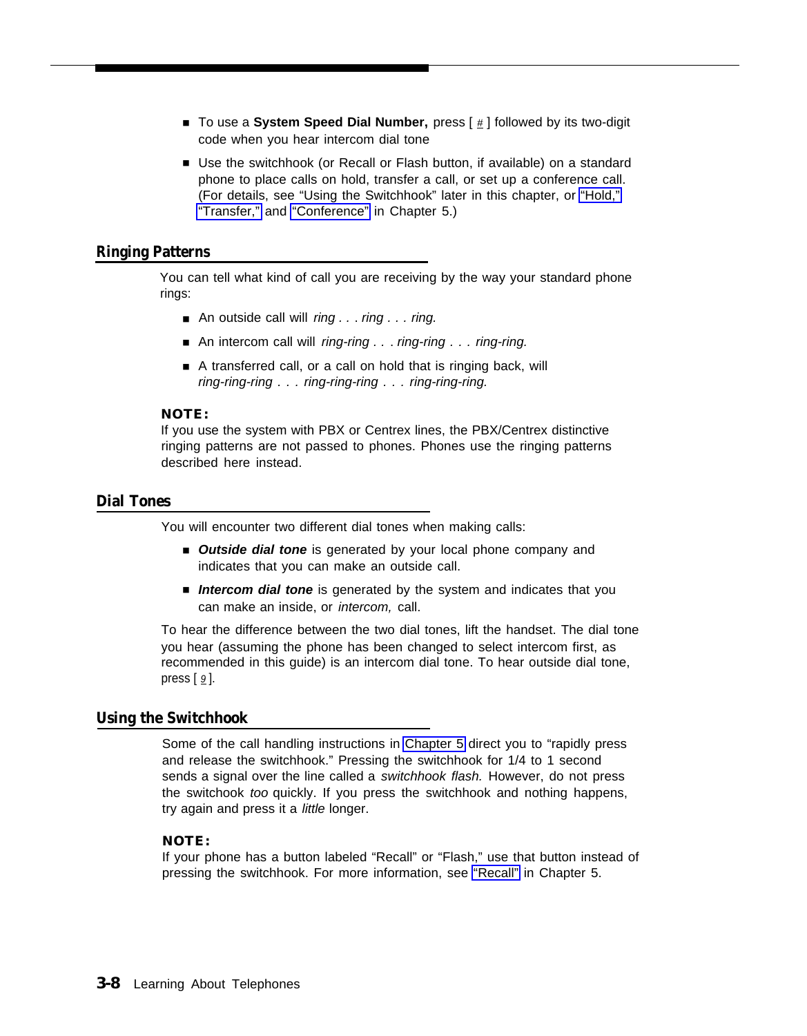- To use a **System Speed Dial Number,** press [ # ] followed by its two-digit code when you hear intercom dial tone
- Use the switchhook (or Recall or Flash button, if available) on a standard phone to place calls on hold, transfer a call, or set up a conference call. (For details, see "Using the Switchhook" later in this chapter, or "Hold," "Transfer," and "Conference" in Chapter 5.)

## Ringing Patterns

You can tell what kind of call you are receiving by the way your standard phone rings:

- An outside call will *ring . . . ring . . . ring.*
- An intercom call will *ring-ring . . . ring-ring . . . ring-ring.*
- A transferred call, or a call on hold that is ringing back, will *ring-ring-ring . . . ring-ring-ring . . . ring-ring-ring.*

**NOTE:**
If you use the system with PBX or Centrex lines, the PBX/Centrex distinctive ringing patterns are not passed to phones. Phones use the ringing patterns described here instead.

## Dial Tones

You will encounter two different dial tones when making calls:

- ***Outside dial tone*** is generated by your local phone company and indicates that you can make an outside call.
- ***Intercom dial tone*** is generated by the system and indicates that you can make an inside, or *intercom,* call.

To hear the difference between the two dial tones, lift the handset. The dial tone you hear (assuming the phone has been changed to select intercom first, as recommended in this guide) is an intercom dial tone. To hear outside dial tone, press [ 9 ].

## Using the Switchhook

Some of the call handling instructions in Chapter 5 direct you to "rapidly press and release the switchhook." Pressing the switchhook for 1/4 to 1 second sends a signal over the line called a *switchhook flash.* However, do not press the switchook *too* quickly. If you press the switchhook and nothing happens, try again and press it a *little* longer.

**NOTE:**
If your phone has a button labeled "Recall" or "Flash," use that button instead of pressing the switchhook. For more information, see "Recall" in Chapter 5.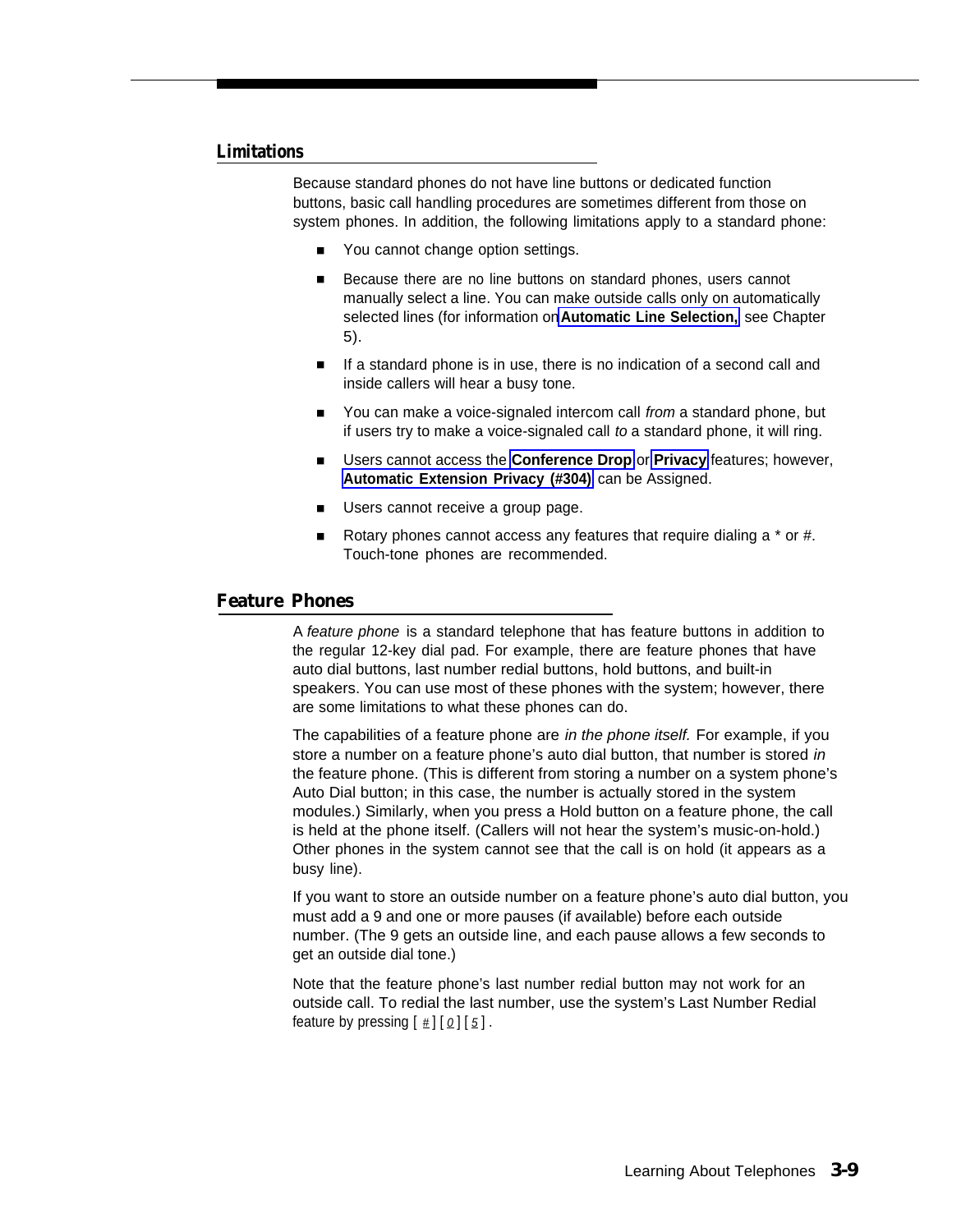### Limitations

Because standard phones do not have line buttons or dedicated function buttons, basic call handling procedures are sometimes different from those on system phones. In addition, the following limitations apply to a standard phone:

- You cannot change option settings.
- Because there are no line buttons on standard phones, users cannot manually select a line. You can make outside calls only on automatically selected lines (for information on **Automatic Line Selection,** see Chapter 5).
- If a standard phone is in use, there is no indication of a second call and inside callers will hear a busy tone.
- You can make a voice-signaled intercom call *from* a standard phone, but if users try to make a voice-signaled call *to* a standard phone, it will ring.
- Users cannot access the **Conference Drop** or **Privacy** features; however, **Automatic Extension Privacy (#304)** can be Assigned.
- Users cannot receive a group page.
- Rotary phones cannot access any features that require dialing a * or #. Touch-tone phones are recommended.

## Feature Phones

A *feature phone* is a standard telephone that has feature buttons in addition to the regular 12-key dial pad. For example, there are feature phones that have auto dial buttons, last number redial buttons, hold buttons, and built-in speakers. You can use most of these phones with the system; however, there are some limitations to what these phones can do.

The capabilities of a feature phone are *in the phone itself.* For example, if you store a number on a feature phone's auto dial button, that number is stored *in* the feature phone. (This is different from storing a number on a system phone's Auto Dial button; in this case, the number is actually stored in the system modules.) Similarly, when you press a Hold button on a feature phone, the call is held at the phone itself. (Callers will not hear the system's music-on-hold.) Other phones in the system cannot see that the call is on hold (it appears as a busy line).

If you want to store an outside number on a feature phone's auto dial button, you must add a 9 and one or more pauses (if available) before each outside number. (The 9 gets an outside line, and each pause allows a few seconds to get an outside dial tone.)

Note that the feature phone's last number redial button may not work for an outside call. To redial the last number, use the system's Last Number Redial feature by pressing [ # ] [ 0 ] [ 5 ].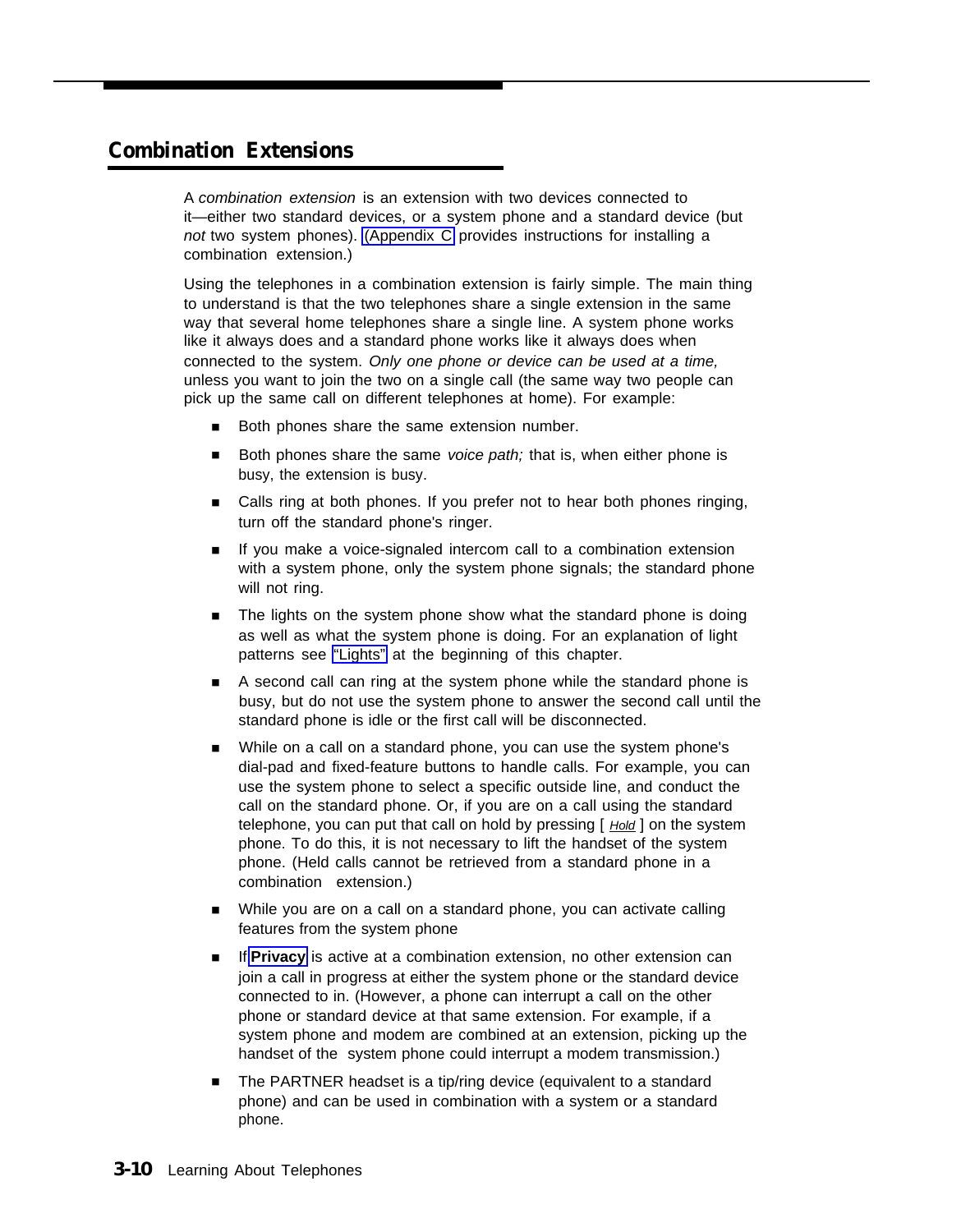## Combination Extensions

A *combination extension* is an extension with two devices connected to it—either two standard devices, or a system phone and a standard device (but *not* two system phones). (Appendix C provides instructions for installing a combination extension.)

Using the telephones in a combination extension is fairly simple. The main thing to understand is that the two telephones share a single extension in the same way that several home telephones share a single line. A system phone works like it always does and a standard phone works like it always does when connected to the system. *Only one phone or device can be used at a time,* unless you want to join the two on a single call (the same way two people can pick up the same call on different telephones at home). For example:

- Both phones share the same extension number.
- Both phones share the same *voice path;* that is, when either phone is busy, the extension is busy.
- Calls ring at both phones. If you prefer not to hear both phones ringing, turn off the standard phone's ringer.
- If you make a voice-signaled intercom call to a combination extension with a system phone, only the system phone signals; the standard phone will not ring.
- The lights on the system phone show what the standard phone is doing as well as what the system phone is doing. For an explanation of light patterns see "Lights" at the beginning of this chapter.
- A second call can ring at the system phone while the standard phone is busy, but do not use the system phone to answer the second call until the standard phone is idle or the first call will be disconnected.
- While on a call on a standard phone, you can use the system phone's dial-pad and fixed-feature buttons to handle calls. For example, you can use the system phone to select a specific outside line, and conduct the call on the standard phone. Or, if you are on a call using the standard telephone, you can put that call on hold by pressing [ *Hold* ] on the system phone. To do this, it is not necessary to lift the handset of the system phone. (Held calls cannot be retrieved from a standard phone in a combination extension.)
- While you are on a call on a standard phone, you can activate calling features from the system phone
- If **Privacy** is active at a combination extension, no other extension can join a call in progress at either the system phone or the standard device connected to in. (However, a phone can interrupt a call on the other phone or standard device at that same extension. For example, if a system phone and modem are combined at an extension, picking up the handset of the system phone could interrupt a modem transmission.)
- The PARTNER headset is a tip/ring device (equivalent to a standard phone) and can be used in combination with a system or a standard phone.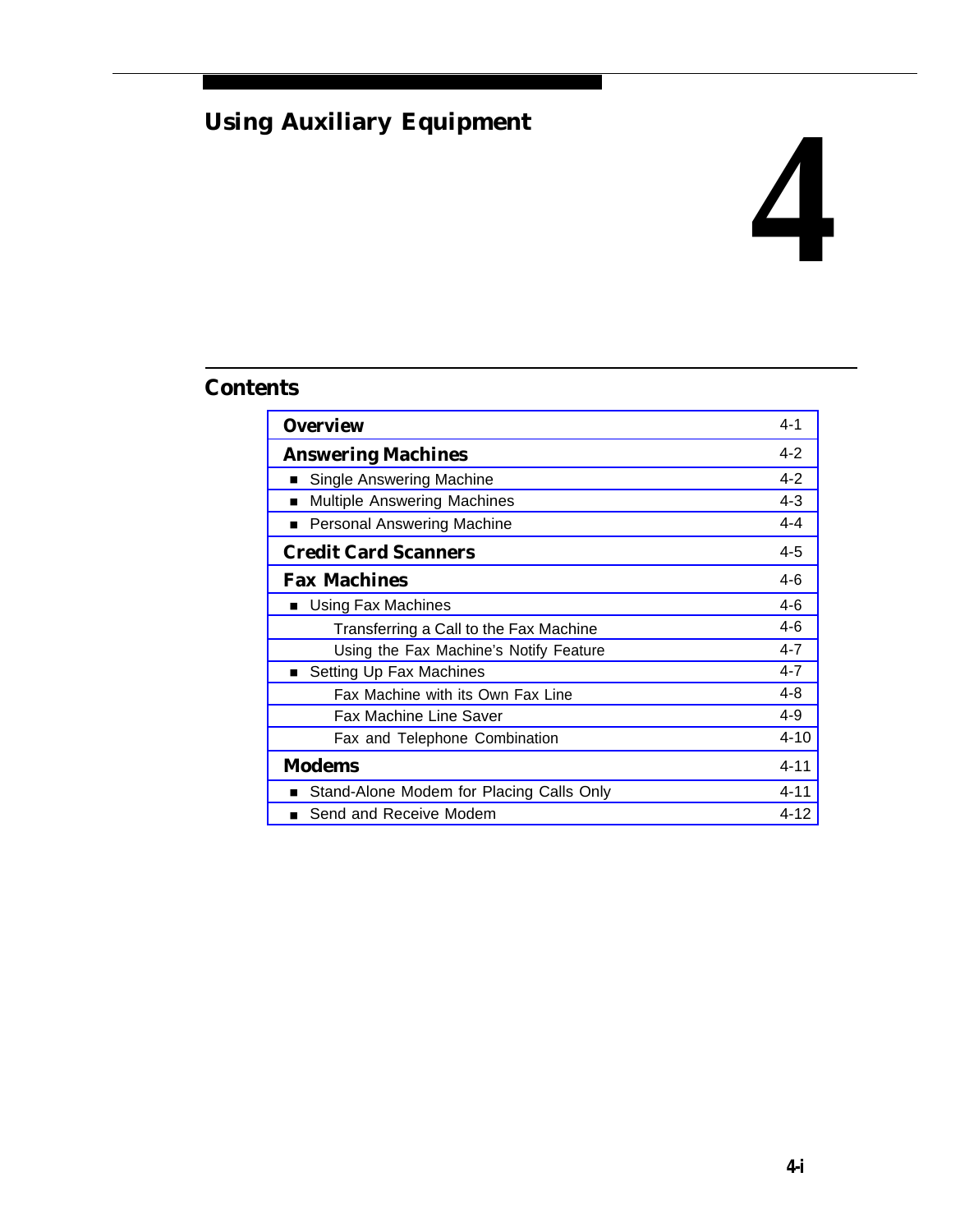# Using Auxiliary Equipment

# 4

## Contents

| | |
|---|---|
| **Overview** | 4-1 |
| **Answering Machines** | 4-2 |
| ■ Single Answering Machine | 4-2 |
| ■ Multiple Answering Machines | 4-3 |
| ■ Personal Answering Machine | 4-4 |
| **Credit Card Scanners** | 4-5 |
| **Fax Machines** | 4-6 |
| ■ Using Fax Machines | 4-6 |
| Transferring a Call to the Fax Machine | 4-6 |
| Using the Fax Machine's Notify Feature | 4-7 |
| ■ Setting Up Fax Machines | 4-7 |
| Fax Machine with its Own Fax Line | 4-8 |
| Fax Machine Line Saver | 4-9 |
| Fax and Telephone Combination | 4-10 |
| **Modems** | 4-11 |
| ■ Stand-Alone Modem for Placing Calls Only | 4-11 |
| ■ Send and Receive Modem | 4-12 |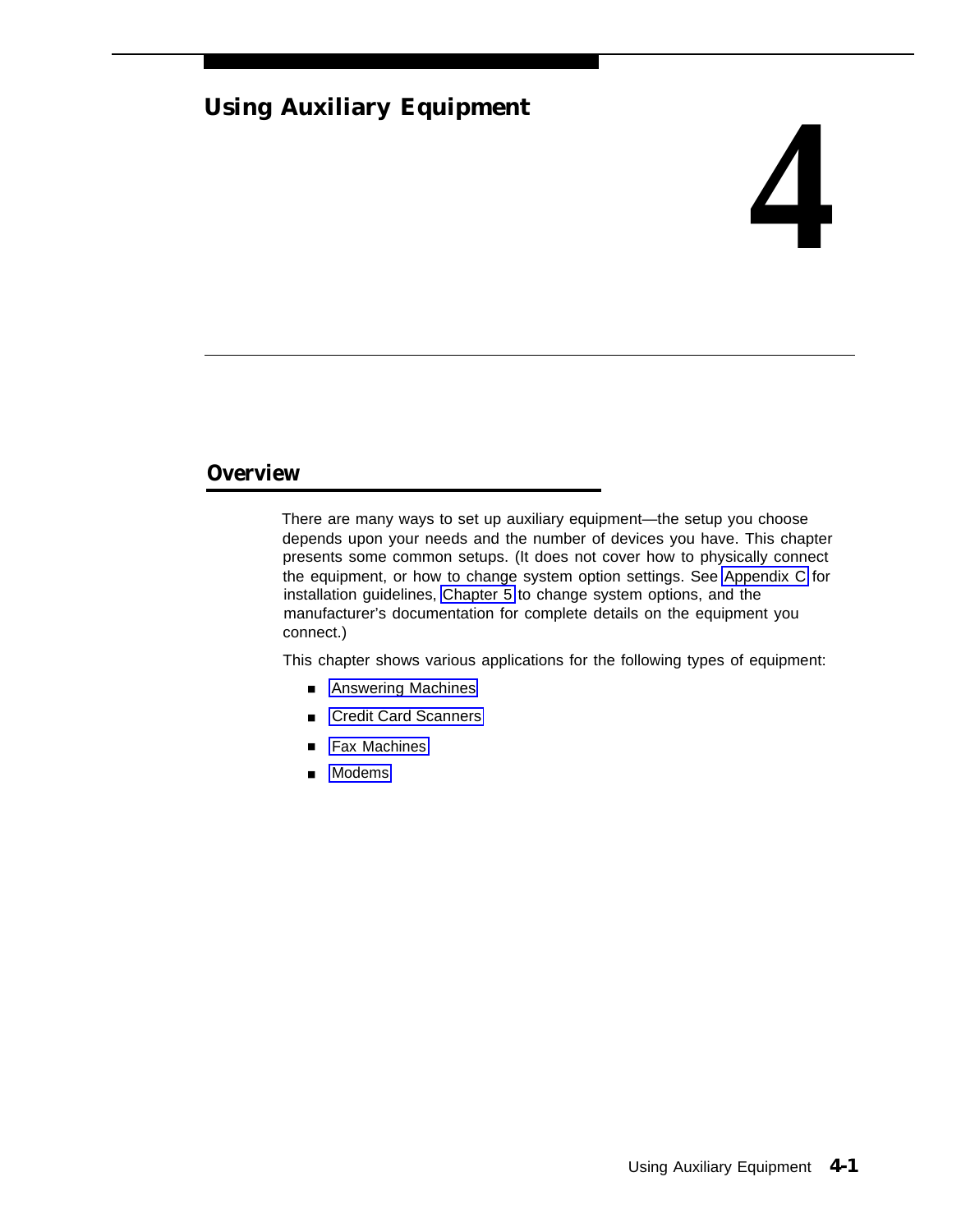# Using Auxiliary Equipment

# 4

## Overview

There are many ways to set up auxiliary equipment—the setup you choose depends upon your needs and the number of devices you have. This chapter presents some common setups. (It does not cover how to physically connect the equipment, or how to change system option settings. See Appendix C for installation guidelines, Chapter 5 to change system options, and the manufacturer's documentation for complete details on the equipment you connect.)

This chapter shows various applications for the following types of equipment:

- Answering Machines
- Credit Card Scanners
- Fax Machines
- Modems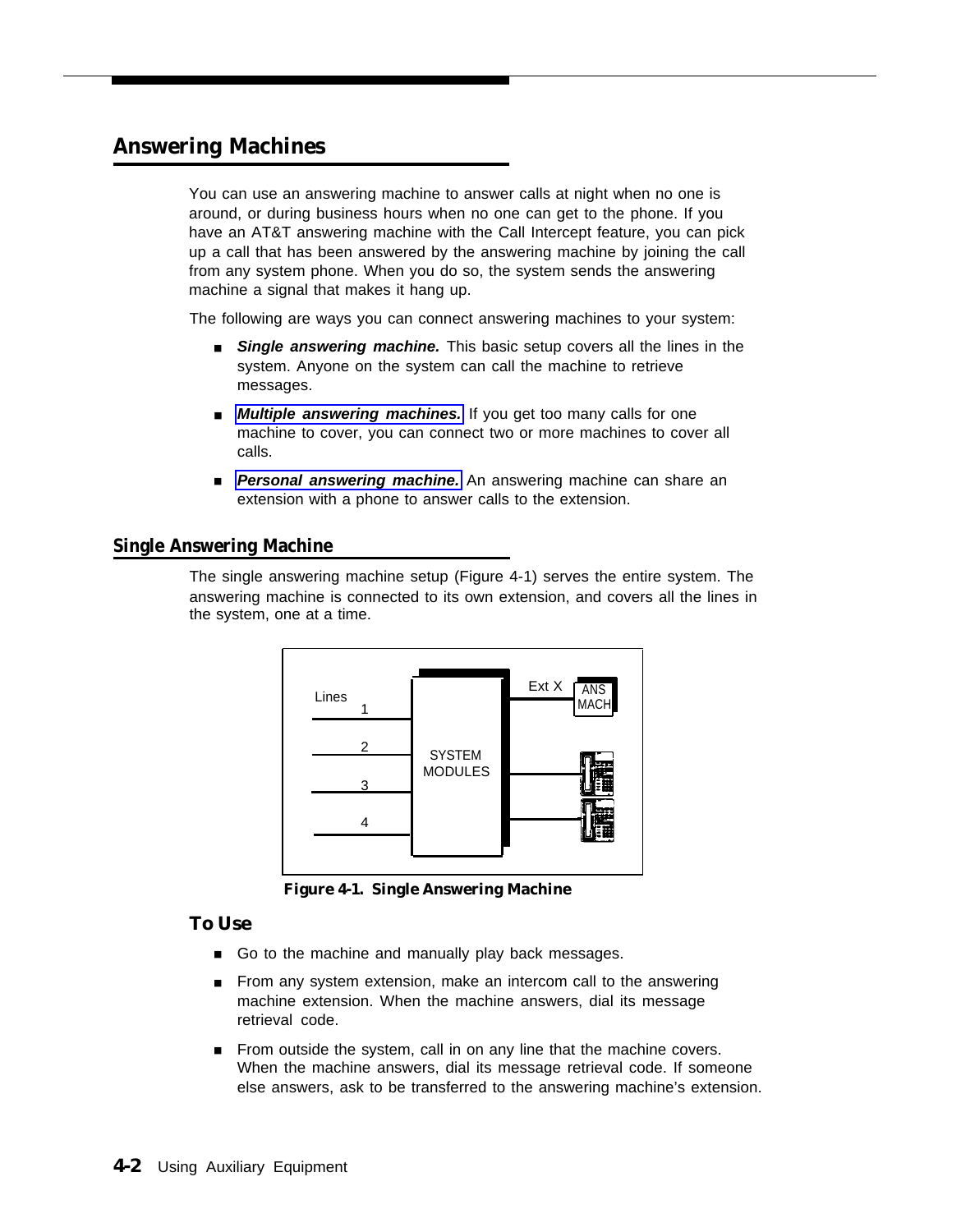## Answering Machines

You can use an answering machine to answer calls at night when no one is around, or during business hours when no one can get to the phone. If you have an AT&T answering machine with the Call Intercept feature, you can pick up a call that has been answered by the answering machine by joining the call from any system phone. When you do so, the system sends the answering machine a signal that makes it hang up.

The following are ways you can connect answering machines to your system:

- ***Single answering machine.*** This basic setup covers all the lines in the system. Anyone on the system can call the machine to retrieve messages.
- ***Multiple answering machines.*** If you get too many calls for one machine to cover, you can connect two or more machines to cover all calls.
- ***Personal answering machine.*** An answering machine can share an extension with a phone to answer calls to the extension.

### Single Answering Machine

The single answering machine setup (Figure 4-1) serves the entire system. The answering machine is connected to its own extension, and covers all the lines in the system, one at a time.

**Figure 4-1. Single Answering Machine**

#### To Use

- Go to the machine and manually play back messages.
- From any system extension, make an intercom call to the answering machine extension. When the machine answers, dial its message retrieval code.
- From outside the system, call in on any line that the machine covers. When the machine answers, dial its message retrieval code. If someone else answers, ask to be transferred to the answering machine's extension.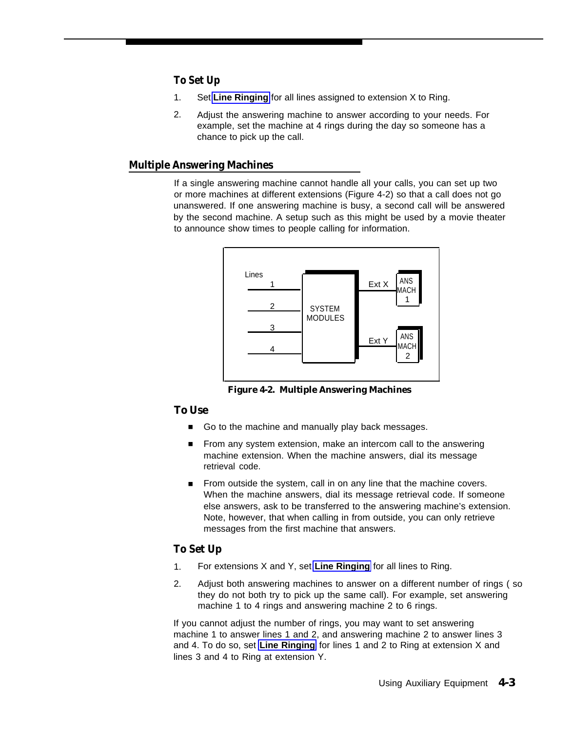### To Set Up

1. Set **Line Ringing** for all lines assigned to extension X to Ring.
2. Adjust the answering machine to answer according to your needs. For example, set the machine at 4 rings during the day so someone has a chance to pick up the call.

## Multiple Answering Machines

If a single answering machine cannot handle all your calls, you can set up two or more machines at different extensions (Figure 4-2) so that a call does not go unanswered. If one answering machine is busy, a second call will be answered by the second machine. A setup such as this might be used by a movie theater to announce show times to people calling for information.

**Figure 4-2. Multiple Answering Machines**

### To Use

- Go to the machine and manually play back messages.
- From any system extension, make an intercom call to the answering machine extension. When the machine answers, dial its message retrieval code.
- From outside the system, call in on any line that the machine covers. When the machine answers, dial its message retrieval code. If someone else answers, ask to be transferred to the answering machine's extension. Note, however, that when calling in from outside, you can only retrieve messages from the first machine that answers.

### To Set Up

1. For extensions X and Y, set **Line Ringing** for all lines to Ring.
2. Adjust both answering machines to answer on a different number of rings ( so they do not both try to pick up the same call). For example, set answering machine 1 to 4 rings and answering machine 2 to 6 rings.

If you cannot adjust the number of rings, you may want to set answering machine 1 to answer lines 1 and 2, and answering machine 2 to answer lines 3 and 4. To do so, set **Line Ringing** for lines 1 and 2 to Ring at extension X and lines 3 and 4 to Ring at extension Y.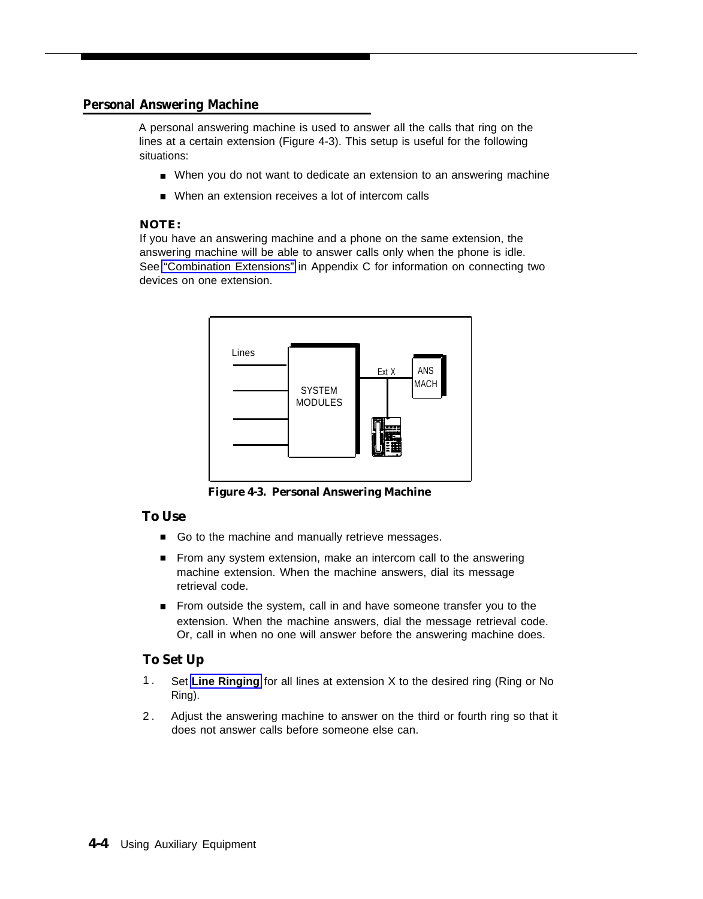## Personal Answering Machine

A personal answering machine is used to answer all the calls that ring on the lines at a certain extension (Figure 4-3). This setup is useful for the following situations:

- When you do not want to dedicate an extension to an answering machine
- When an extension receives a lot of intercom calls

**NOTE:**
If you have an answering machine and a phone on the same extension, the answering machine will be able to answer calls only when the phone is idle. See "Combination Extensions" in Appendix C for information on connecting two devices on one extension.

**Figure 4-3. Personal Answering Machine**

### To Use

- Go to the machine and manually retrieve messages.
- From any system extension, make an intercom call to the answering machine extension. When the machine answers, dial its message retrieval code.
- From outside the system, call in and have someone transfer you to the extension. When the machine answers, dial the message retrieval code. Or, call in when no one will answer before the answering machine does.

### To Set Up

1. Set **Line Ringing** for all lines at extension X to the desired ring (Ring or No Ring).
2. Adjust the answering machine to answer on the third or fourth ring so that it does not answer calls before someone else can.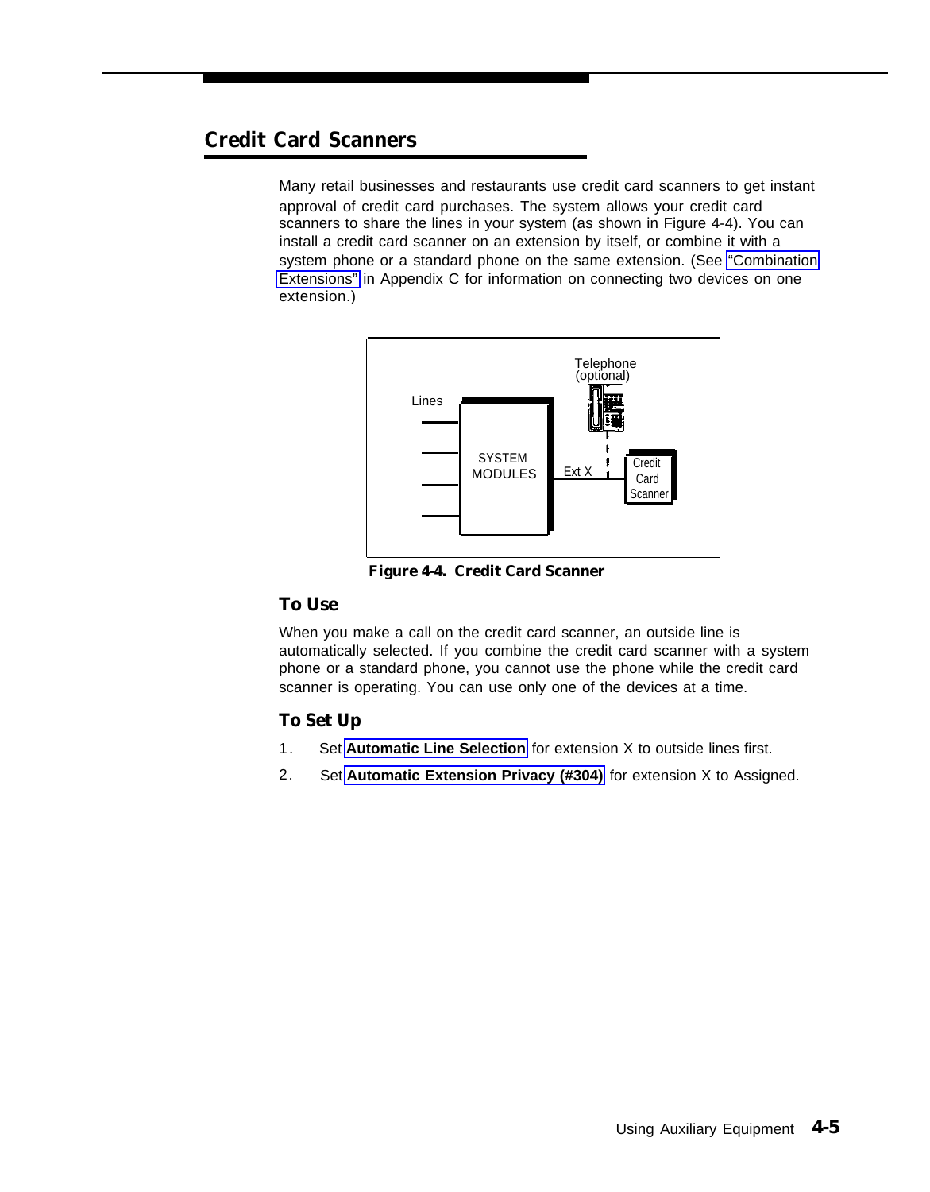## Credit Card Scanners

Many retail businesses and restaurants use credit card scanners to get instant approval of credit card purchases. The system allows your credit card scanners to share the lines in your system (as shown in Figure 4-4). You can install a credit card scanner on an extension by itself, or combine it with a system phone or a standard phone on the same extension. (See "Combination Extensions" in Appendix C for information on connecting two devices on one extension.)

**Figure 4-4. Credit Card Scanner**

### To Use

When you make a call on the credit card scanner, an outside line is automatically selected. If you combine the credit card scanner with a system phone or a standard phone, you cannot use the phone while the credit card scanner is operating. You can use only one of the devices at a time.

### To Set Up

1. Set **Automatic Line Selection** for extension X to outside lines first.
2. Set **Automatic Extension Privacy (#304)** for extension X to Assigned.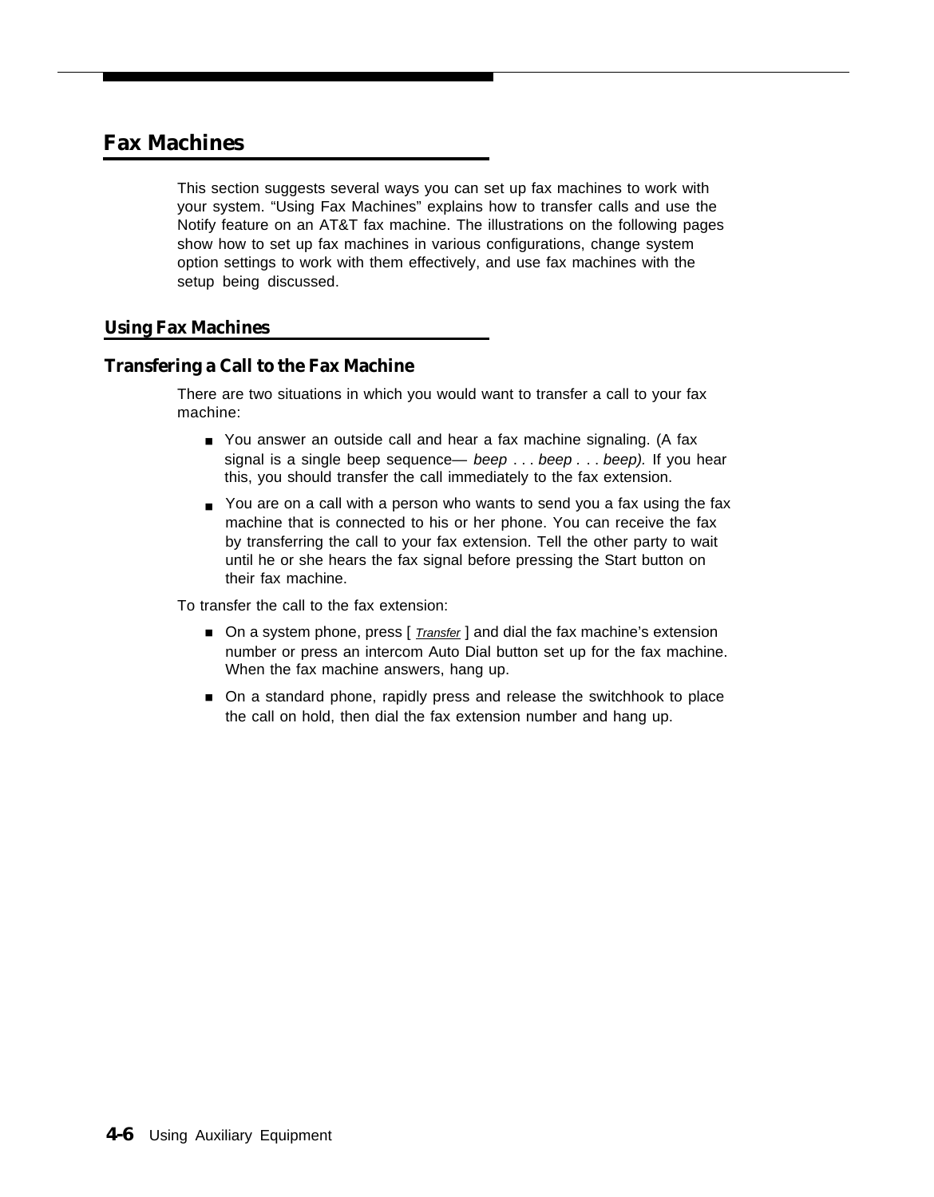# Fax Machines

This section suggests several ways you can set up fax machines to work with your system. "Using Fax Machines" explains how to transfer calls and use the Notify feature on an AT&T fax machine. The illustrations on the following pages show how to set up fax machines in various configurations, change system option settings to work with them effectively, and use fax machines with the setup being discussed.

## Using Fax Machines

### Transfering a Call to the Fax Machine

There are two situations in which you would want to transfer a call to your fax machine:

- You answer an outside call and hear a fax machine signaling. (A fax signal is a single beep sequence— *beep . . . beep . . . beep).* If you hear this, you should transfer the call immediately to the fax extension.
- You are on a call with a person who wants to send you a fax using the fax machine that is connected to his or her phone. You can receive the fax by transferring the call to your fax extension. Tell the other party to wait until he or she hears the fax signal before pressing the Start button on their fax machine.

To transfer the call to the fax extension:

- On a system phone, press [ *Transfer* ] and dial the fax machine's extension number or press an intercom Auto Dial button set up for the fax machine. When the fax machine answers, hang up.
- On a standard phone, rapidly press and release the switchhook to place the call on hold, then dial the fax extension number and hang up.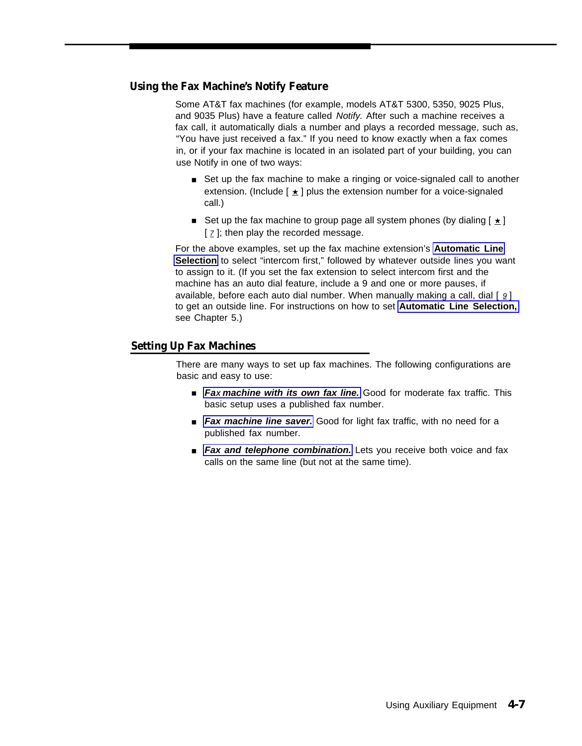## Using the Fax Machine's Notify Feature

Some AT&T fax machines (for example, models AT&T 5300, 5350, 9025 Plus, and 9035 Plus) have a feature called *Notify.* After such a machine receives a fax call, it automatically dials a number and plays a recorded message, such as, "You have just received a fax." If you need to know exactly when a fax comes in, or if your fax machine is located in an isolated part of your building, you can use Notify in one of two ways:

- Set up the fax machine to make a ringing or voice-signaled call to another extension. (Include [ ★ ] plus the extension number for a voice-signaled call.)
- Set up the fax machine to group page all system phones (by dialing [ ★ ] [ 7 ]; then play the recorded message.

For the above examples, set up the fax machine extension's **Automatic Line Selection** to select "intercom first," followed by whatever outside lines you want to assign to it. (If you set the fax extension to select intercom first and the machine has an auto dial feature, include a 9 and one or more pauses, if available, before each auto dial number. When manually making a call, dial [ 9 ] to get an outside line. For instructions on how to set **Automatic Line Selection,** see Chapter 5.)

## Setting Up Fax Machines

There are many ways to set up fax machines. The following configurations are basic and easy to use:

- ***Fax machine with its own fax line.*** Good for moderate fax traffic. This basic setup uses a published fax number.
- ***Fax machine line saver.*** Good for light fax traffic, with no need for a published fax number.
- ***Fax and telephone combination.*** Lets you receive both voice and fax calls on the same line (but not at the same time).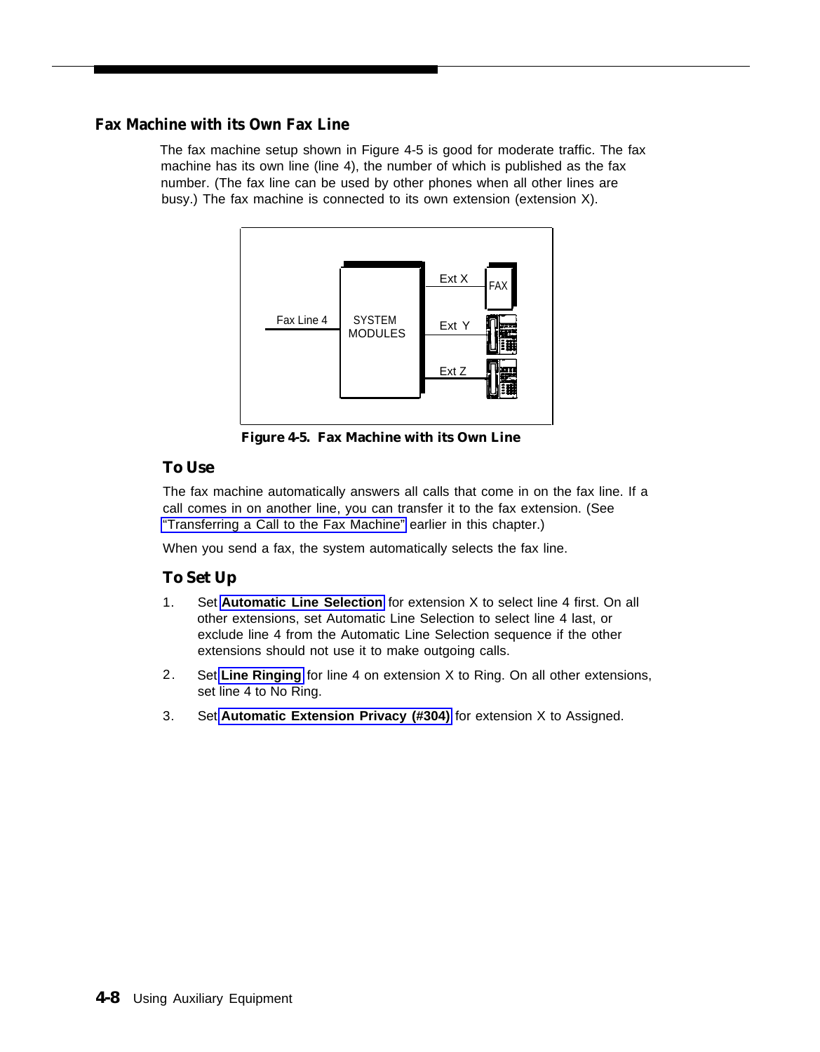## Fax Machine with its Own Fax Line

The fax machine setup shown in Figure 4-5 is good for moderate traffic. The fax machine has its own line (line 4), the number of which is published as the fax number. (The fax line can be used by other phones when all other lines are busy.) The fax machine is connected to its own extension (extension X).

**Figure 4-5. Fax Machine with its Own Line**

### To Use

The fax machine automatically answers all calls that come in on the fax line. If a call comes in on another line, you can transfer it to the fax extension. (See "Transferring a Call to the Fax Machine" earlier in this chapter.)

When you send a fax, the system automatically selects the fax line.

### To Set Up

1. Set **Automatic Line Selection** for extension X to select line 4 first. On all other extensions, set Automatic Line Selection to select line 4 last, or exclude line 4 from the Automatic Line Selection sequence if the other extensions should not use it to make outgoing calls.
2. Set **Line Ringing** for line 4 on extension X to Ring. On all other extensions, set line 4 to No Ring.
3. Set **Automatic Extension Privacy (#304)** for extension X to Assigned.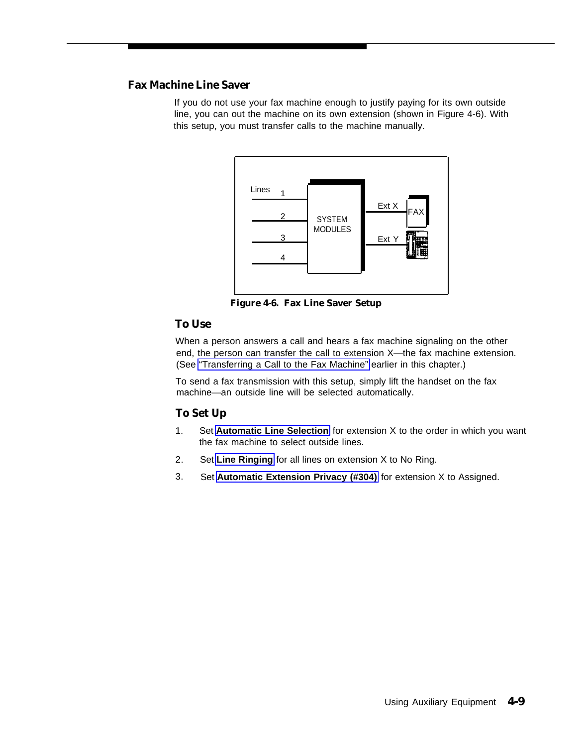## Fax Machine Line Saver

If you do not use your fax machine enough to justify paying for its own outside line, you can out the machine on its own extension (shown in Figure 4-6). With this setup, you must transfer calls to the machine manually.

Figure 4-6. Fax Line Saver Setup

### To Use

When a person answers a call and hears a fax machine signaling on the other end, the person can transfer the call to extension X—the fax machine extension. (See "Transferring a Call to the Fax Machine" earlier in this chapter.)

To send a fax transmission with this setup, simply lift the handset on the fax machine—an outside line will be selected automatically.

### To Set Up

1. Set **Automatic Line Selection** for extension X to the order in which you want the fax machine to select outside lines.
2. Set **Line Ringing** for all lines on extension X to No Ring.
3. Set **Automatic Extension Privacy (#304)** for extension X to Assigned.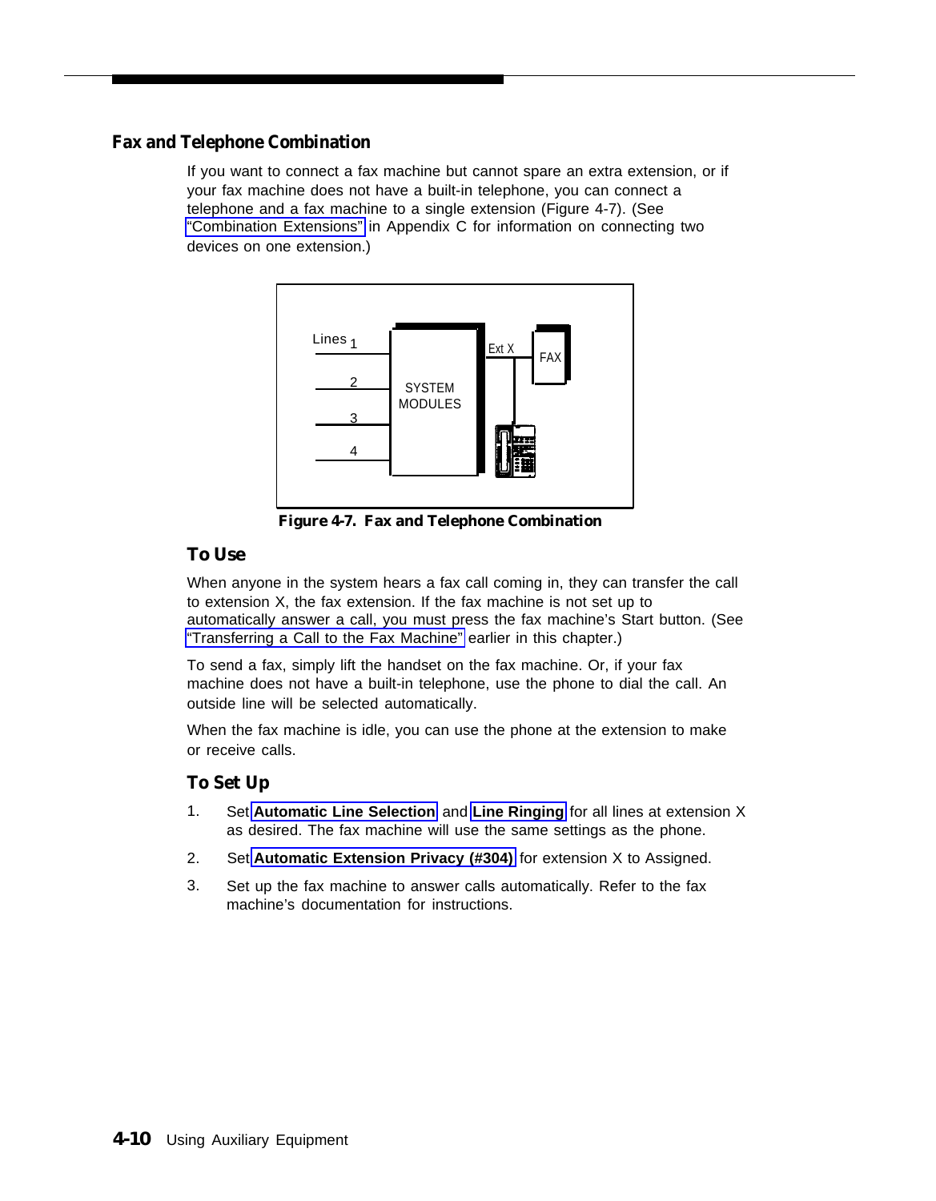## Fax and Telephone Combination

If you want to connect a fax machine but cannot spare an extra extension, or if your fax machine does not have a built-in telephone, you can connect a telephone and a fax machine to a single extension (Figure 4-7). (See "Combination Extensions" in Appendix C for information on connecting two devices on one extension.)

**Figure 4-7. Fax and Telephone Combination**

### To Use

When anyone in the system hears a fax call coming in, they can transfer the call to extension X, the fax extension. If the fax machine is not set up to automatically answer a call, you must press the fax machine's Start button. (See "Transferring a Call to the Fax Machine" earlier in this chapter.)

To send a fax, simply lift the handset on the fax machine. Or, if your fax machine does not have a built-in telephone, use the phone to dial the call. An outside line will be selected automatically.

When the fax machine is idle, you can use the phone at the extension to make or receive calls.

### To Set Up

1. Set **Automatic Line Selection** and **Line Ringing** for all lines at extension X as desired. The fax machine will use the same settings as the phone.
2. Set **Automatic Extension Privacy (#304)** for extension X to Assigned.
3. Set up the fax machine to answer calls automatically. Refer to the fax machine's documentation for instructions.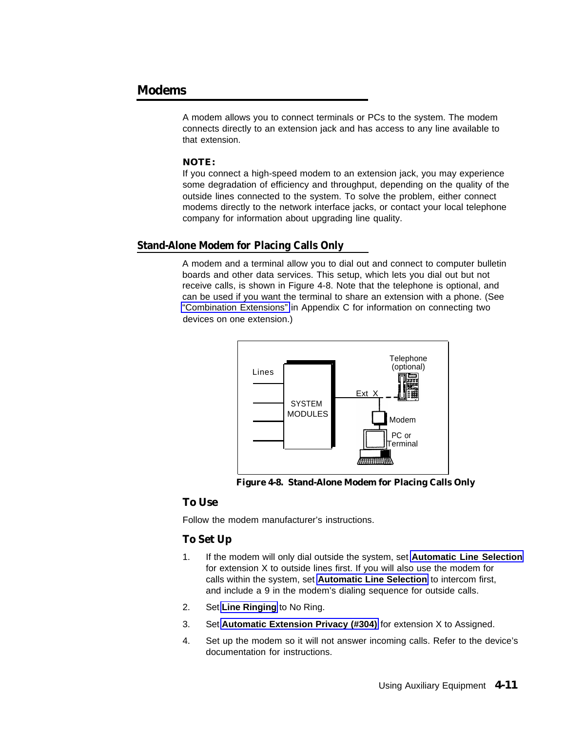# Modems

A modem allows you to connect terminals or PCs to the system. The modem connects directly to an extension jack and has access to any line available to that extension.

**NOTE:**
If you connect a high-speed modem to an extension jack, you may experience some degradation of efficiency and throughput, depending on the quality of the outside lines connected to the system. To solve the problem, either connect modems directly to the network interface jacks, or contact your local telephone company for information about upgrading line quality.

## Stand-Alone Modem for Placing Calls Only

A modem and a terminal allow you to dial out and connect to computer bulletin boards and other data services. This setup, which lets you dial out but not receive calls, is shown in Figure 4-8. Note that the telephone is optional, and can be used if you want the terminal to share an extension with a phone. (See "Combination Extensions" in Appendix C for information on connecting two devices on one extension.)

**Figure 4-8. Stand-Alone Modem for Placing Calls Only**

### To Use

Follow the modem manufacturer's instructions.

### To Set Up

1. If the modem will only dial outside the system, set **Automatic Line Selection** for extension X to outside lines first. If you will also use the modem for calls within the system, set **Automatic Line Selection** to intercom first, and include a 9 in the modem's dialing sequence for outside calls.
2. Set **Line Ringing** to No Ring.
3. Set **Automatic Extension Privacy (#304)** for extension X to Assigned.
4. Set up the modem so it will not answer incoming calls. Refer to the device's documentation for instructions.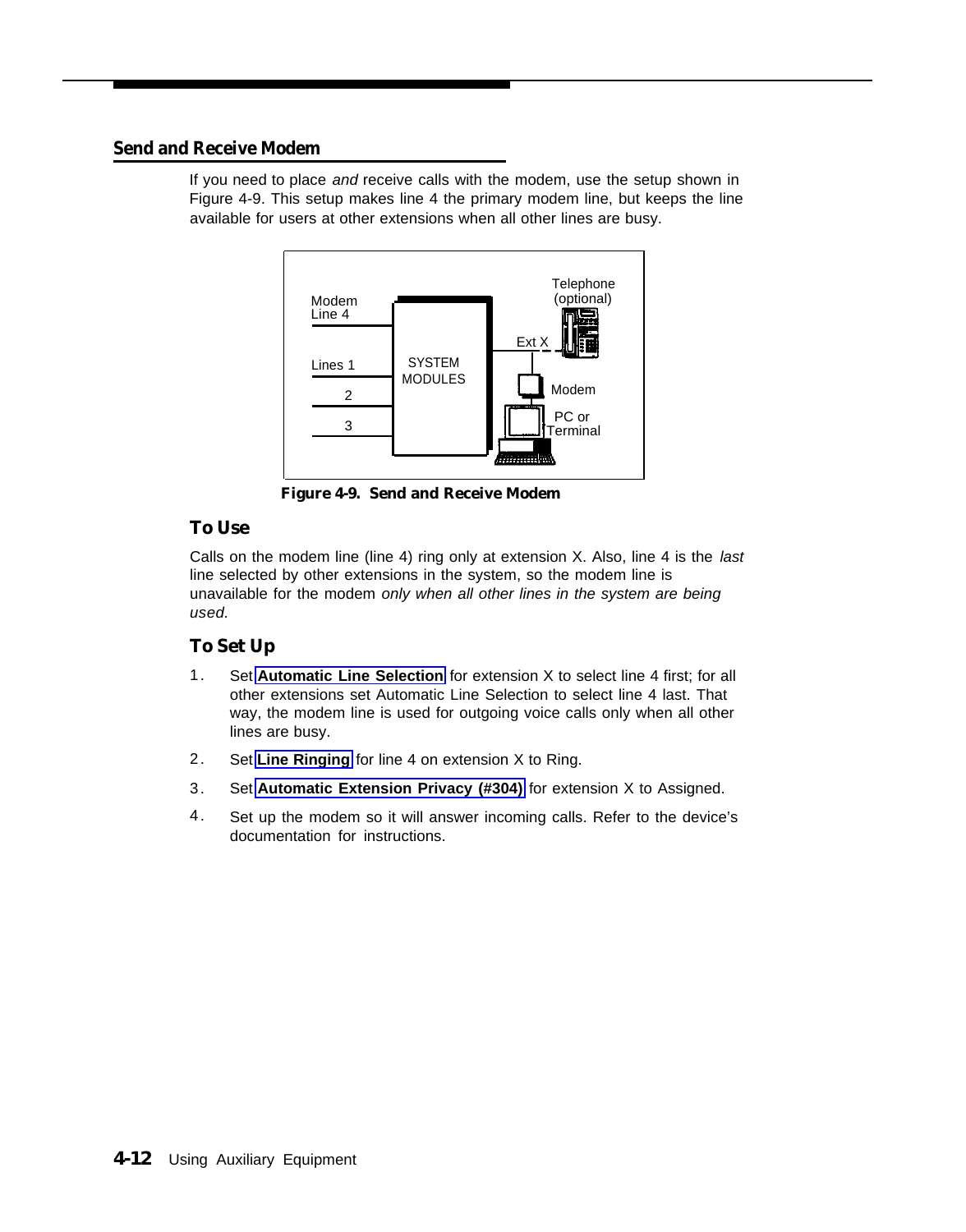## Send and Receive Modem

If you need to place *and* receive calls with the modem, use the setup shown in Figure 4-9. This setup makes line 4 the primary modem line, but keeps the line available for users at other extensions when all other lines are busy.

**Figure 4-9. Send and Receive Modem**

### To Use

Calls on the modem line (line 4) ring only at extension X. Also, line 4 is the *last* line selected by other extensions in the system, so the modem line is unavailable for the modem *only when all other lines in the system are being used.*

### To Set Up

1. Set **Automatic Line Selection** for extension X to select line 4 first; for all other extensions set Automatic Line Selection to select line 4 last. That way, the modem line is used for outgoing voice calls only when all other lines are busy.
2. Set **Line Ringing** for line 4 on extension X to Ring.
3. Set **Automatic Extension Privacy (#304)** for extension X to Assigned.
4. Set up the modem so it will answer incoming calls. Refer to the device's documentation for instructions.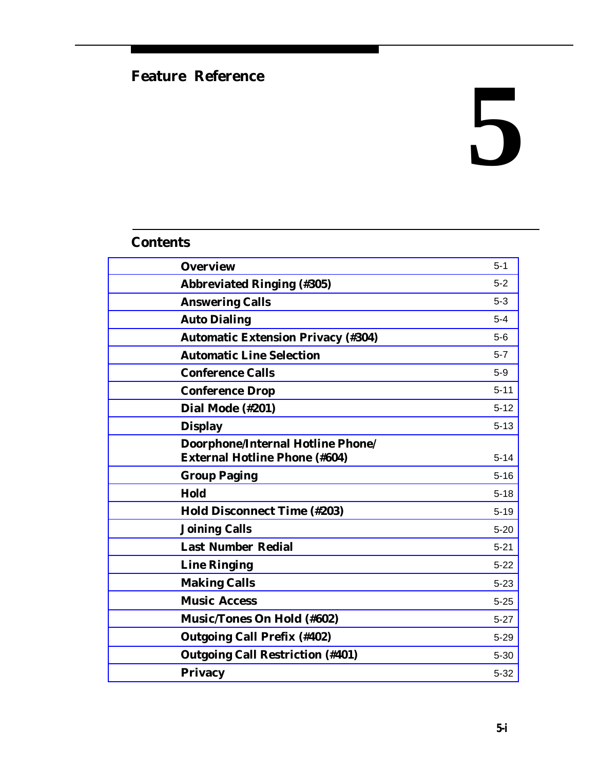# Feature Reference

# 5

## Contents

| | |
|---|---|
| **Overview** | 5-1 |
| **Abbreviated Ringing (#305)** | 5-2 |
| **Answering Calls** | 5-3 |
| **Auto Dialing** | 5-4 |
| **Automatic Extension Privacy (#304)** | 5-6 |
| **Automatic Line Selection** | 5-7 |
| **Conference Calls** | 5-9 |
| **Conference Drop** | 5-11 |
| **Dial Mode (#201)** | 5-12 |
| **Display** | 5-13 |
| **Doorphone/Internal Hotline Phone/ External Hotline Phone (#604)** | 5-14 |
| **Group Paging** | 5-16 |
| **Hold** | 5-18 |
| **Hold Disconnect Time (#203)** | 5-19 |
| **Joining Calls** | 5-20 |
| **Last Number Redial** | 5-21 |
| **Line Ringing** | 5-22 |
| **Making Calls** | 5-23 |
| **Music Access** | 5-25 |
| **Music/Tones On Hold (#602)** | 5-27 |
| **Outgoing Call Prefix (#402)** | 5-29 |
| **Outgoing Call Restriction (#401)** | 5-30 |
| **Privacy** | 5-32 |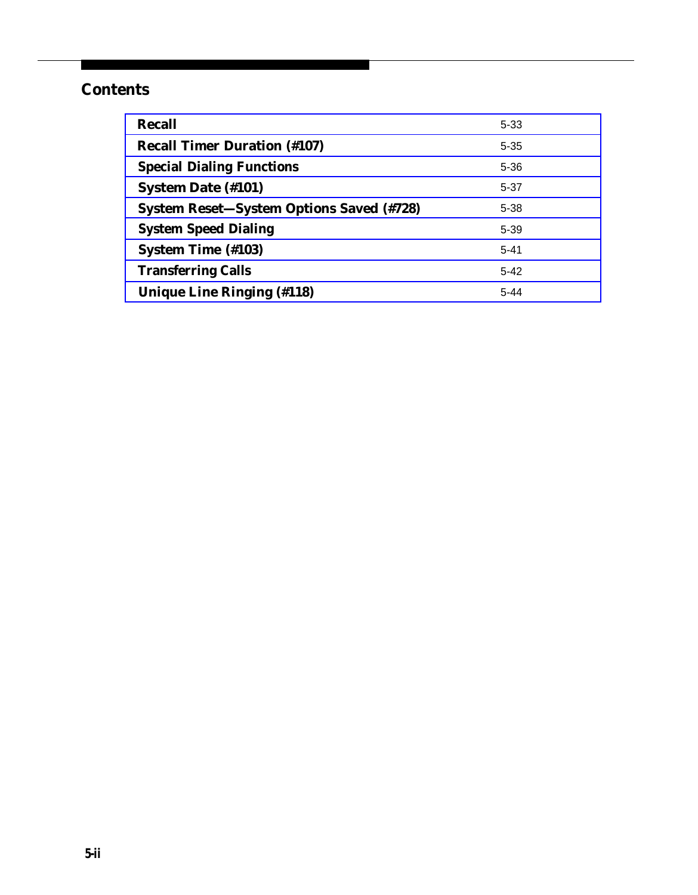## Contents

| | |
|---|---|
| **Recall** | 5-33 |
| **Recall Timer Duration (#107)** | 5-35 |
| **Special Dialing Functions** | 5-36 |
| **System Date (#101)** | 5-37 |
| **System Reset—System Options Saved (#728)** | 5-38 |
| **System Speed Dialing** | 5-39 |
| **System Time (#103)** | 5-41 |
| **Transferring Calls** | 5-42 |
| **Unique Line Ringing (#118)** | 5-44 |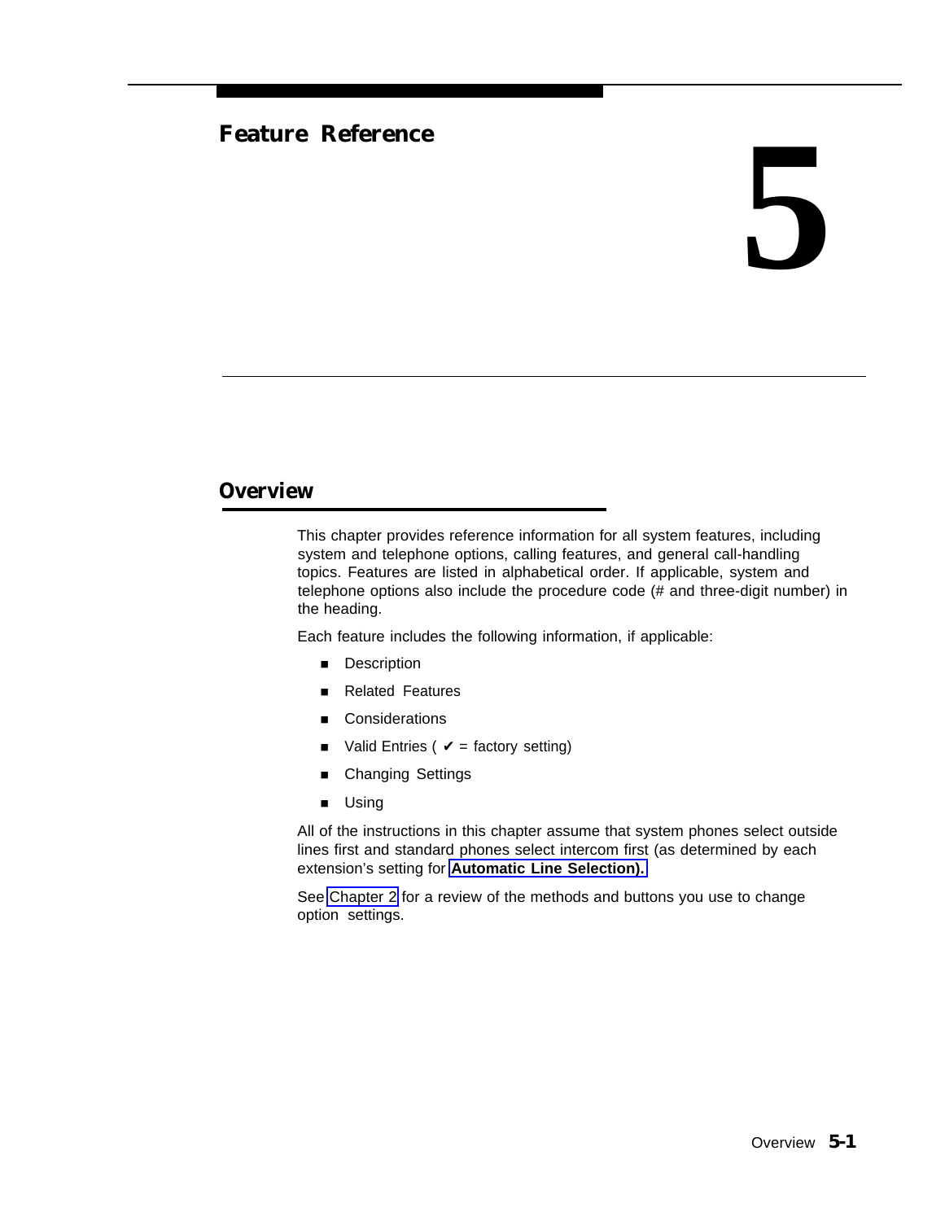# Feature Reference

# 5

## Overview

This chapter provides reference information for all system features, including system and telephone options, calling features, and general call-handling topics. Features are listed in alphabetical order. If applicable, system and telephone options also include the procedure code (# and three-digit number) in the heading.

Each feature includes the following information, if applicable:

- Description
- Related Features
- Considerations
- Valid Entries ( ✔ = factory setting)
- Changing Settings
- Using

All of the instructions in this chapter assume that system phones select outside lines first and standard phones select intercom first (as determined by each extension's setting for **Automatic Line Selection).**

See Chapter 2 for a review of the methods and buttons you use to change option settings.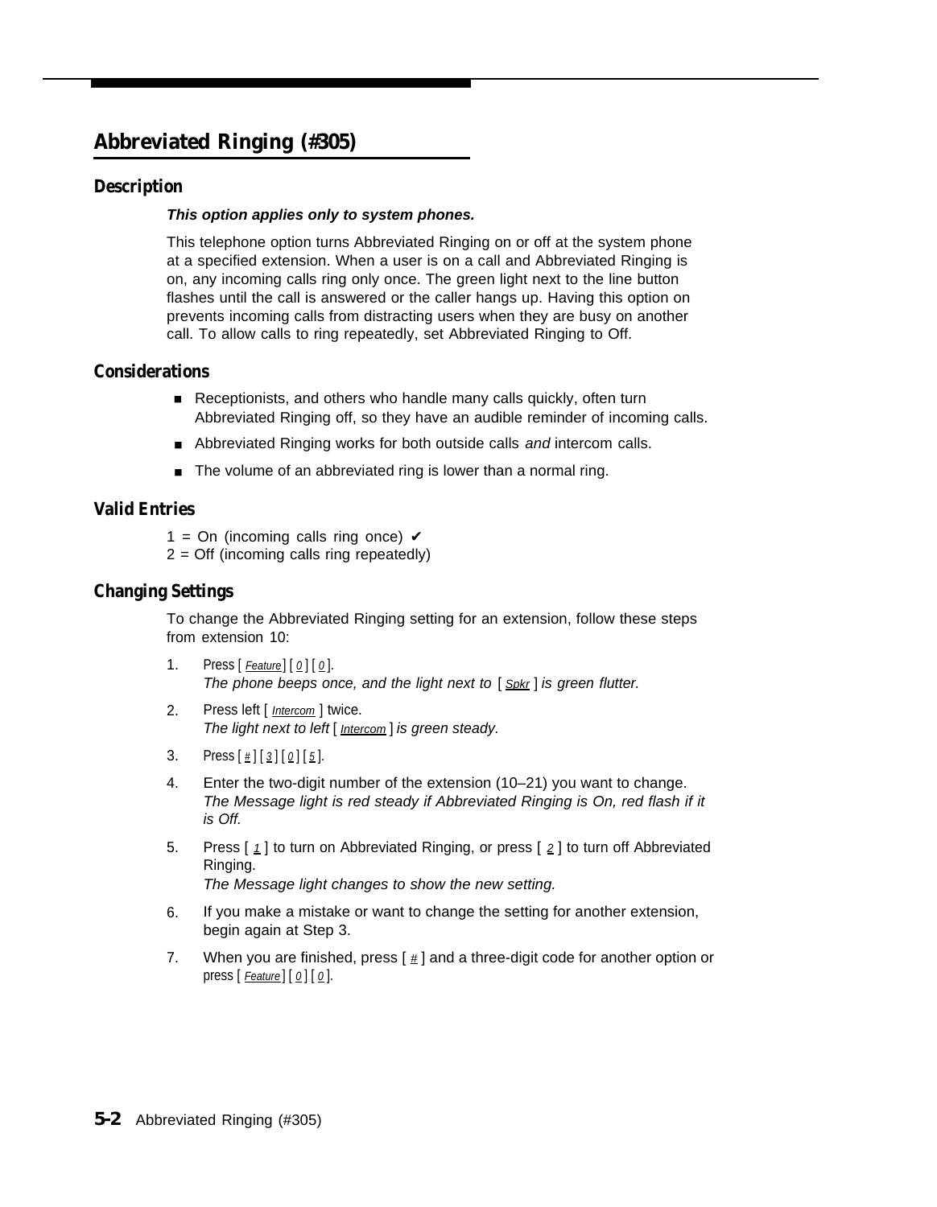## Abbreviated Ringing (#305)

### Description

***This option applies only to system phones.***

This telephone option turns Abbreviated Ringing on or off at the system phone at a specified extension. When a user is on a call and Abbreviated Ringing is on, any incoming calls ring only once. The green light next to the line button flashes until the call is answered or the caller hangs up. Having this option on prevents incoming calls from distracting users when they are busy on another call. To allow calls to ring repeatedly, set Abbreviated Ringing to Off.

### Considerations

- Receptionists, and others who handle many calls quickly, often turn Abbreviated Ringing off, so they have an audible reminder of incoming calls.
- Abbreviated Ringing works for both outside calls *and* intercom calls.
- The volume of an abbreviated ring is lower than a normal ring.

### Valid Entries

1 = On (incoming calls ring once) ✔
2 = Off (incoming calls ring repeatedly)

### Changing Settings

To change the Abbreviated Ringing setting for an extension, follow these steps from extension 10:

1. Press [ Feature ] [ 0 ] [ 0 ].
   *The phone beeps once, and the light next to [ Spkr ] is green flutter.*
2. Press left [ Intercom ] twice.
   *The light next to left [ Intercom ] is green steady.*
3. Press [ # ] [ 3 ] [ 0 ] [ 5 ].
4. Enter the two-digit number of the extension (10–21) you want to change.
   *The Message light is red steady if Abbreviated Ringing is On, red flash if it is Off.*
5. Press [ 1 ] to turn on Abbreviated Ringing, or press [ 2 ] to turn off Abbreviated Ringing.
   *The Message light changes to show the new setting.*
6. If you make a mistake or want to change the setting for another extension, begin again at Step 3.
7. When you are finished, press [ # ] and a three-digit code for another option or press [ Feature ] [ 0 ] [ 0 ].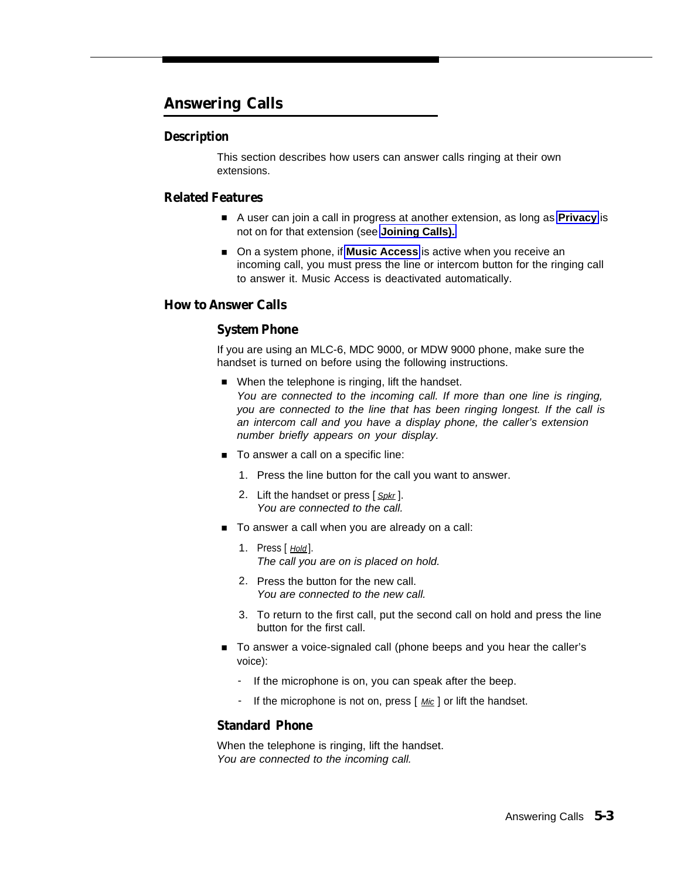# Answering Calls

## Description

This section describes how users can answer calls ringing at their own extensions.

## Related Features

- A user can join a call in progress at another extension, as long as **Privacy** is not on for that extension (see **Joining Calls).**
- On a system phone, if **Music Access** is active when you receive an incoming call, you must press the line or intercom button for the ringing call to answer it. Music Access is deactivated automatically.

## How to Answer Calls

### System Phone

If you are using an MLC-6, MDC 9000, or MDW 9000 phone, make sure the handset is turned on before using the following instructions.

- When the telephone is ringing, lift the handset.
  *You are connected to the incoming call. If more than one line is ringing, you are connected to the line that has been ringing longest. If the call is an intercom call and you have a display phone, the caller's extension number briefly appears on your display.*
- To answer a call on a specific line:
  1. Press the line button for the call you want to answer.
  2. Lift the handset or press [ Spkr ].
     *You are connected to the call.*
- To answer a call when you are already on a call:
  1. Press [ Hold ].
     *The call you are on is placed on hold.*
  2. Press the button for the new call.
     *You are connected to the new call.*
  3. To return to the first call, put the second call on hold and press the line button for the first call.
- To answer a voice-signaled call (phone beeps and you hear the caller's voice):
  - If the microphone is on, you can speak after the beep.
  - If the microphone is not on, press [ Mic ] or lift the handset.

### Standard Phone

When the telephone is ringing, lift the handset.
*You are connected to the incoming call.*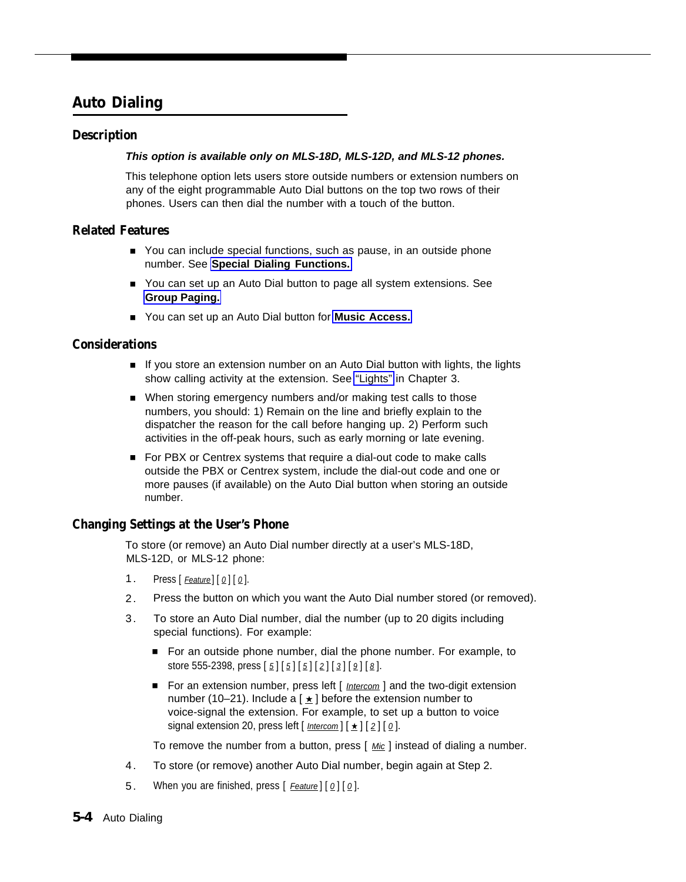# Auto Dialing

## Description

***This option is available only on MLS-18D, MLS-12D, and MLS-12 phones.***

This telephone option lets users store outside numbers or extension numbers on any of the eight programmable Auto Dial buttons on the top two rows of their phones. Users can then dial the number with a touch of the button.

## Related Features

- You can include special functions, such as pause, in an outside phone number. See **Special Dialing Functions.**
- You can set up an Auto Dial button to page all system extensions. See **Group Paging.**
- You can set up an Auto Dial button for **Music Access.**

## Considerations

- If you store an extension number on an Auto Dial button with lights, the lights show calling activity at the extension. See "Lights" in Chapter 3.
- When storing emergency numbers and/or making test calls to those numbers, you should: 1) Remain on the line and briefly explain to the dispatcher the reason for the call before hanging up. 2) Perform such activities in the off-peak hours, such as early morning or late evening.
- For PBX or Centrex systems that require a dial-out code to make calls outside the PBX or Centrex system, include the dial-out code and one or more pauses (if available) on the Auto Dial button when storing an outside number.

## Changing Settings at the User's Phone

To store (or remove) an Auto Dial number directly at a user's MLS-18D, MLS-12D, or MLS-12 phone:

1. Press [ *Feature* ] [ *0* ] [ *0* ].
2. Press the button on which you want the Auto Dial number stored (or removed).
3. To store an Auto Dial number, dial the number (up to 20 digits including special functions). For example:
   - For an outside phone number, dial the phone number. For example, to store 555-2398, press [ *5* ] [ *5* ] [ *5* ] [ *2* ] [ *3* ] [ *9* ] [ *8* ].
   - For an extension number, press left [ *Intercom* ] and the two-digit extension number (10–21). Include a [ ★ ] before the extension number to voice-signal the extension. For example, to set up a button to voice signal extension 20, press left [ *Intercom* ] [ ★ ] [ *2* ] [ *0* ].

   To remove the number from a button, press [ *Mic* ] instead of dialing a number.
4. To store (or remove) another Auto Dial number, begin again at Step 2.
5. When you are finished, press [ *Feature* ] [ *0* ] [ *0* ].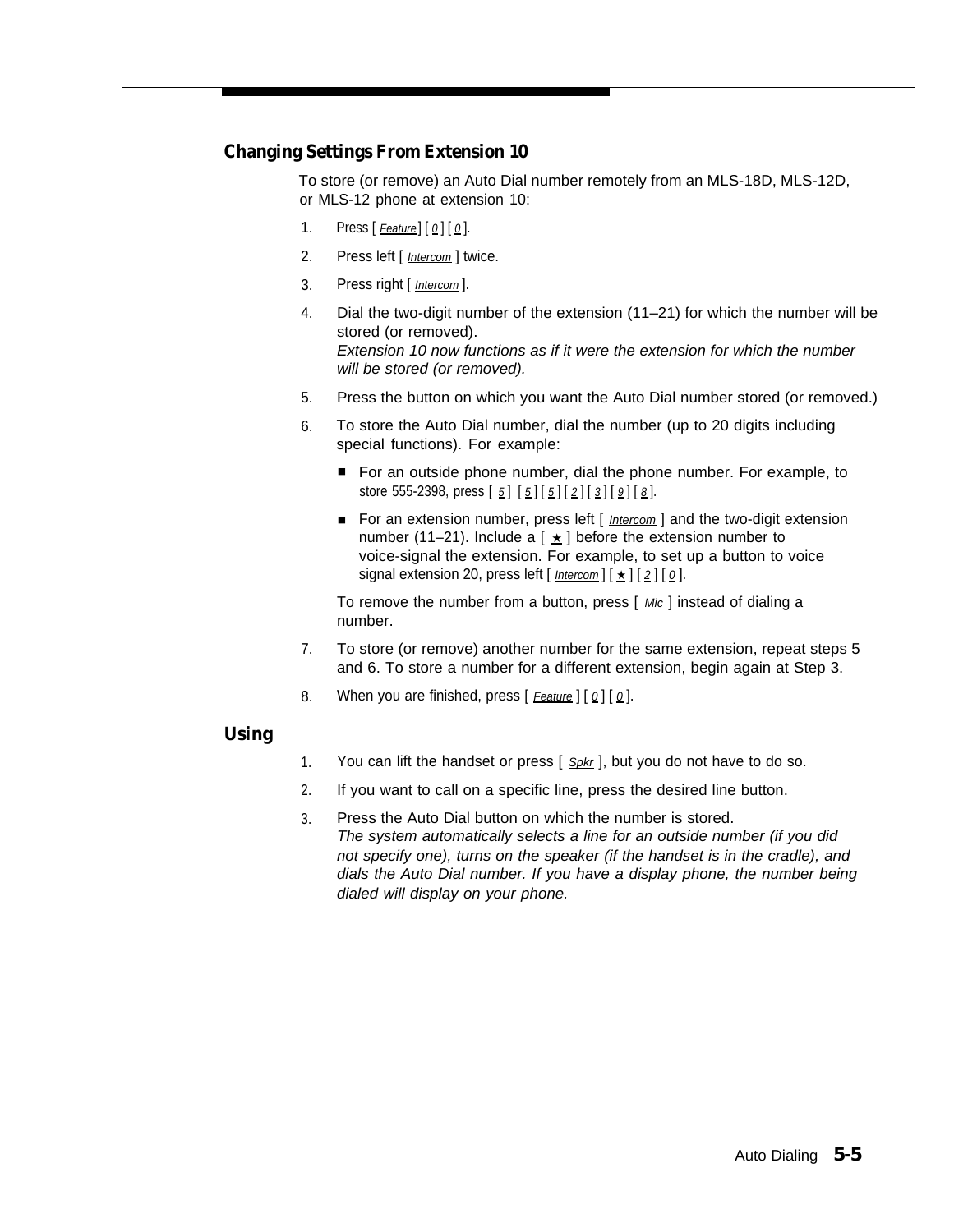### Changing Settings From Extension 10

To store (or remove) an Auto Dial number remotely from an MLS-18D, MLS-12D, or MLS-12 phone at extension 10:

1. Press [ Feature ] [ 0 ] [ 0 ].
2. Press left [ Intercom ] twice.
3. Press right [ Intercom ].
4. Dial the two-digit number of the extension (11–21) for which the number will be stored (or removed).
   *Extension 10 now functions as if it were the extension for which the number will be stored (or removed).*
5. Press the button on which you want the Auto Dial number stored (or removed.)
6. To store the Auto Dial number, dial the number (up to 20 digits including special functions). For example:
   - For an outside phone number, dial the phone number. For example, to store 555-2398, press [ 5 ] [ 5 ] [ 5 ] [ 2 ] [ 3 ] [ 9 ] [ 8 ].
   - For an extension number, press left [ Intercom ] and the two-digit extension number (11–21). Include a [ ★ ] before the extension number to voice-signal the extension. For example, to set up a button to voice signal extension 20, press left [ Intercom ] [ ★ ] [ 2 ] [ 0 ].

   To remove the number from a button, press [ Mic ] instead of dialing a number.
7. To store (or remove) another number for the same extension, repeat steps 5 and 6. To store a number for a different extension, begin again at Step 3.
8. When you are finished, press [ Feature ] [ 0 ] [ 0 ].

### Using

1. You can lift the handset or press [ Spkr ], but you do not have to do so.
2. If you want to call on a specific line, press the desired line button.
3. Press the Auto Dial button on which the number is stored.
   *The system automatically selects a line for an outside number (if you did not specify one), turns on the speaker (if the handset is in the cradle), and dials the Auto Dial number. If you have a display phone, the number being dialed will display on your phone.*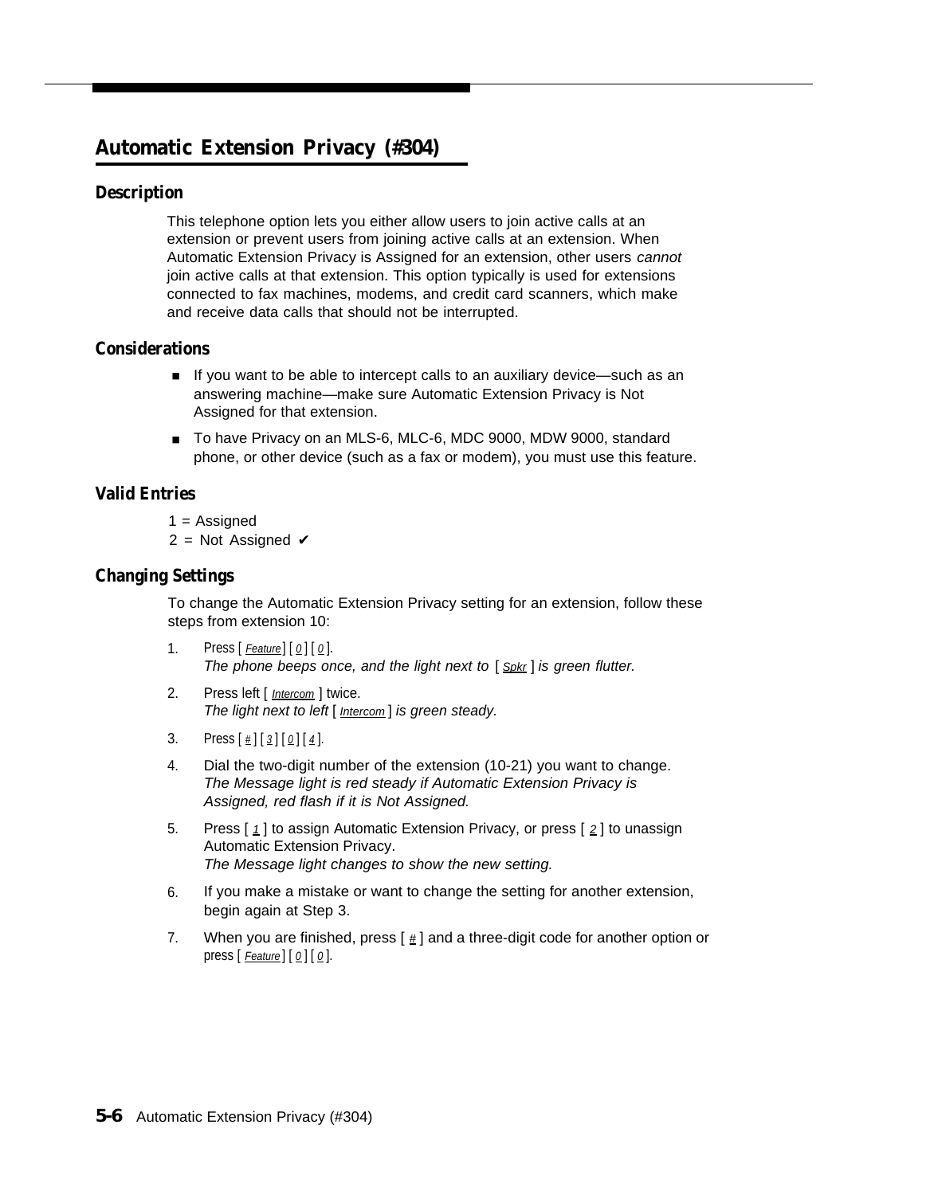## Automatic Extension Privacy (#304)

### Description

This telephone option lets you either allow users to join active calls at an extension or prevent users from joining active calls at an extension. When Automatic Extension Privacy is Assigned for an extension, other users *cannot* join active calls at that extension. This option typically is used for extensions connected to fax machines, modems, and credit card scanners, which make and receive data calls that should not be interrupted.

### Considerations

- If you want to be able to intercept calls to an auxiliary device—such as an answering machine—make sure Automatic Extension Privacy is Not Assigned for that extension.
- To have Privacy on an MLS-6, MLC-6, MDC 9000, MDW 9000, standard phone, or other device (such as a fax or modem), you must use this feature.

### Valid Entries

1 = Assigned
2 = Not Assigned ✔

### Changing Settings

To change the Automatic Extension Privacy setting for an extension, follow these steps from extension 10:

1. Press [ Feature ] [ 0 ] [ 0 ].
   *The phone beeps once, and the light next to [ Spkr ] is green flutter.*
2. Press left [ Intercom ] twice.
   *The light next to left [ Intercom ] is green steady.*
3. Press [ # ] [ 3 ] [ 0 ] [ 4 ].
4. Dial the two-digit number of the extension (10-21) you want to change.
   *The Message light is red steady if Automatic Extension Privacy is Assigned, red flash if it is Not Assigned.*
5. Press [ 1 ] to assign Automatic Extension Privacy, or press [ 2 ] to unassign Automatic Extension Privacy.
   *The Message light changes to show the new setting.*
6. If you make a mistake or want to change the setting for another extension, begin again at Step 3.
7. When you are finished, press [ # ] and a three-digit code for another option or press [ Feature ] [ 0 ] [ 0 ].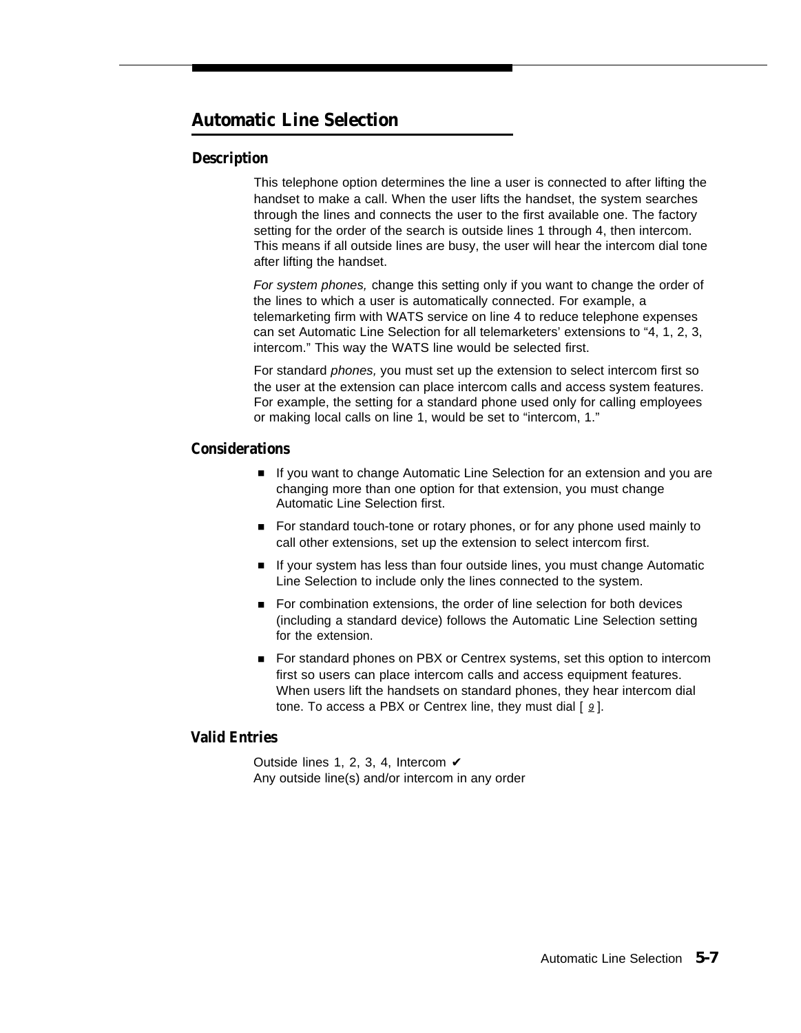## Automatic Line Selection

### Description

This telephone option determines the line a user is connected to after lifting the handset to make a call. When the user lifts the handset, the system searches through the lines and connects the user to the first available one. The factory setting for the order of the search is outside lines 1 through 4, then intercom. This means if all outside lines are busy, the user will hear the intercom dial tone after lifting the handset.

*For system phones,* change this setting only if you want to change the order of the lines to which a user is automatically connected. For example, a telemarketing firm with WATS service on line 4 to reduce telephone expenses can set Automatic Line Selection for all telemarketers' extensions to "4, 1, 2, 3, intercom." This way the WATS line would be selected first.

For standard *phones,* you must set up the extension to select intercom first so the user at the extension can place intercom calls and access system features. For example, the setting for a standard phone used only for calling employees or making local calls on line 1, would be set to "intercom, 1."

### Considerations

- If you want to change Automatic Line Selection for an extension and you are changing more than one option for that extension, you must change Automatic Line Selection first.
- For standard touch-tone or rotary phones, or for any phone used mainly to call other extensions, set up the extension to select intercom first.
- If your system has less than four outside lines, you must change Automatic Line Selection to include only the lines connected to the system.
- For combination extensions, the order of line selection for both devices (including a standard device) follows the Automatic Line Selection setting for the extension.
- For standard phones on PBX or Centrex systems, set this option to intercom first so users can place intercom calls and access equipment features. When users lift the handsets on standard phones, they hear intercom dial tone. To access a PBX or Centrex line, they must dial [ 9 ].

### Valid Entries

Outside lines 1, 2, 3, 4, Intercom ✔
Any outside line(s) and/or intercom in any order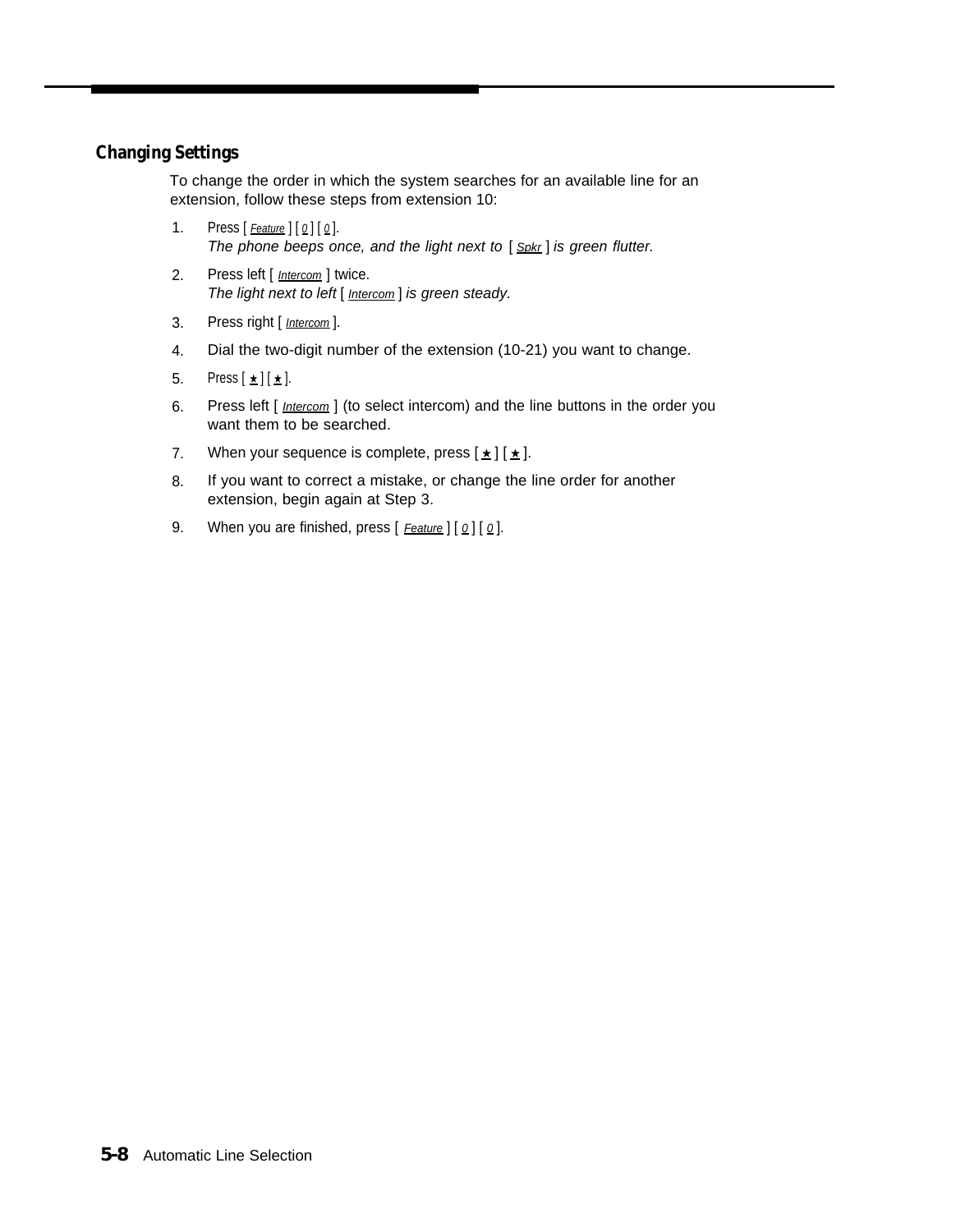## Changing Settings

To change the order in which the system searches for an available line for an extension, follow these steps from extension 10:

1. Press [ Feature ] [ 0 ] [ 0 ].
   *The phone beeps once, and the light next to [ Spkr ] is green flutter.*
2. Press left [ Intercom ] twice.
   *The light next to left [ Intercom ] is green steady.*
3. Press right [ Intercom ].
4. Dial the two-digit number of the extension (10-21) you want to change.
5. Press [ ★ ] [ ★ ].
6. Press left [ Intercom ] (to select intercom) and the line buttons in the order you want them to be searched.
7. When your sequence is complete, press [ ★ ] [ ★ ].
8. If you want to correct a mistake, or change the line order for another extension, begin again at Step 3.
9. When you are finished, press [ Feature ] [ 0 ] [ 0 ].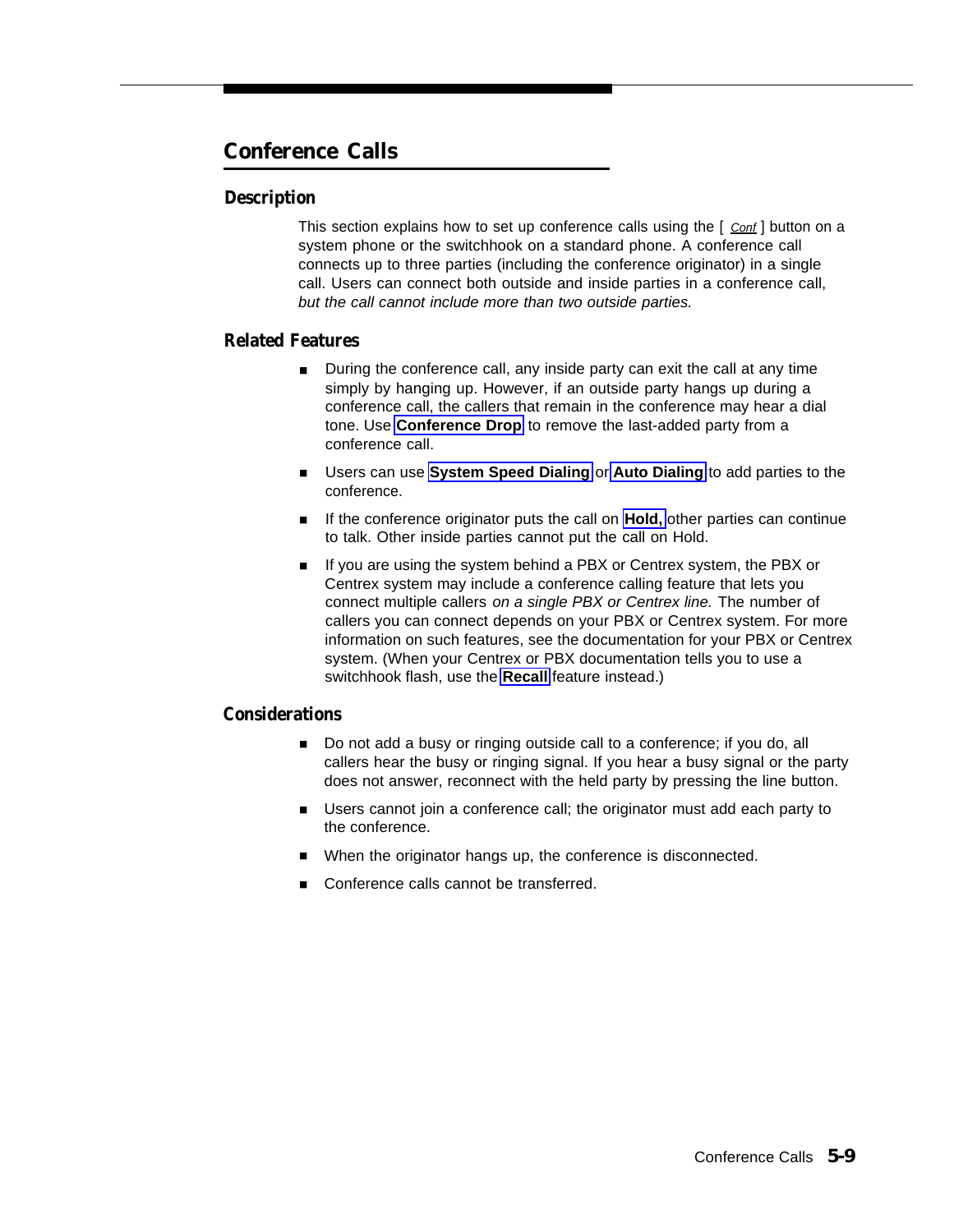# Conference Calls

## Description

This section explains how to set up conference calls using the [ *Conf* ] button on a system phone or the switchhook on a standard phone. A conference call connects up to three parties (including the conference originator) in a single call. Users can connect both outside and inside parties in a conference call, *but the call cannot include more than two outside parties.*

## Related Features

- During the conference call, any inside party can exit the call at any time simply by hanging up. However, if an outside party hangs up during a conference call, the callers that remain in the conference may hear a dial tone. Use **Conference Drop** to remove the last-added party from a conference call.
- Users can use **System Speed Dialing** or **Auto Dialing** to add parties to the conference.
- If the conference originator puts the call on **Hold,** other parties can continue to talk. Other inside parties cannot put the call on Hold.
- If you are using the system behind a PBX or Centrex system, the PBX or Centrex system may include a conference calling feature that lets you connect multiple callers *on a single PBX or Centrex line.* The number of callers you can connect depends on your PBX or Centrex system. For more information on such features, see the documentation for your PBX or Centrex system. (When your Centrex or PBX documentation tells you to use a switchhook flash, use the **Recall** feature instead.)

## Considerations

- Do not add a busy or ringing outside call to a conference; if you do, all callers hear the busy or ringing signal. If you hear a busy signal or the party does not answer, reconnect with the held party by pressing the line button.
- Users cannot join a conference call; the originator must add each party to the conference.
- When the originator hangs up, the conference is disconnected.
- Conference calls cannot be transferred.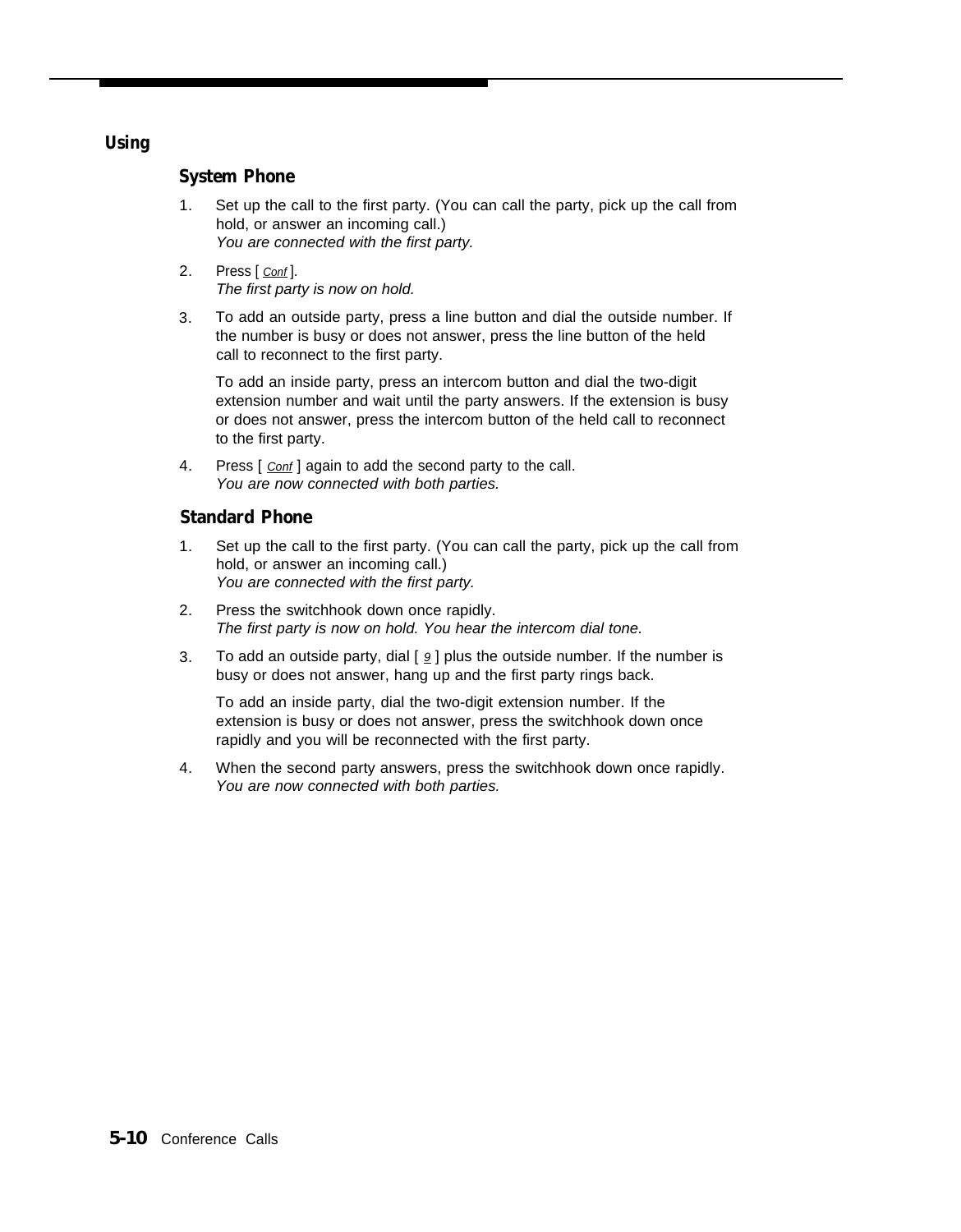## Using

### System Phone

1. Set up the call to the first party. (You can call the party, pick up the call from hold, or answer an incoming call.)
   *You are connected with the first party.*

2. Press [ *Conf* ].
   *The first party is now on hold.*

3. To add an outside party, press a line button and dial the outside number. If the number is busy or does not answer, press the line button of the held call to reconnect to the first party.

   To add an inside party, press an intercom button and dial the two-digit extension number and wait until the party answers. If the extension is busy or does not answer, press the intercom button of the held call to reconnect to the first party.

4. Press [ *Conf* ] again to add the second party to the call.
   *You are now connected with both parties.*

### Standard Phone

1. Set up the call to the first party. (You can call the party, pick up the call from hold, or answer an incoming call.)
   *You are connected with the first party.*

2. Press the switchhook down once rapidly.
   *The first party is now on hold. You hear the intercom dial tone.*

3. To add an outside party, dial [ 9 ] plus the outside number. If the number is busy or does not answer, hang up and the first party rings back.

   To add an inside party, dial the two-digit extension number. If the extension is busy or does not answer, press the switchhook down once rapidly and you will be reconnected with the first party.

4. When the second party answers, press the switchhook down once rapidly.
   *You are now connected with both parties.*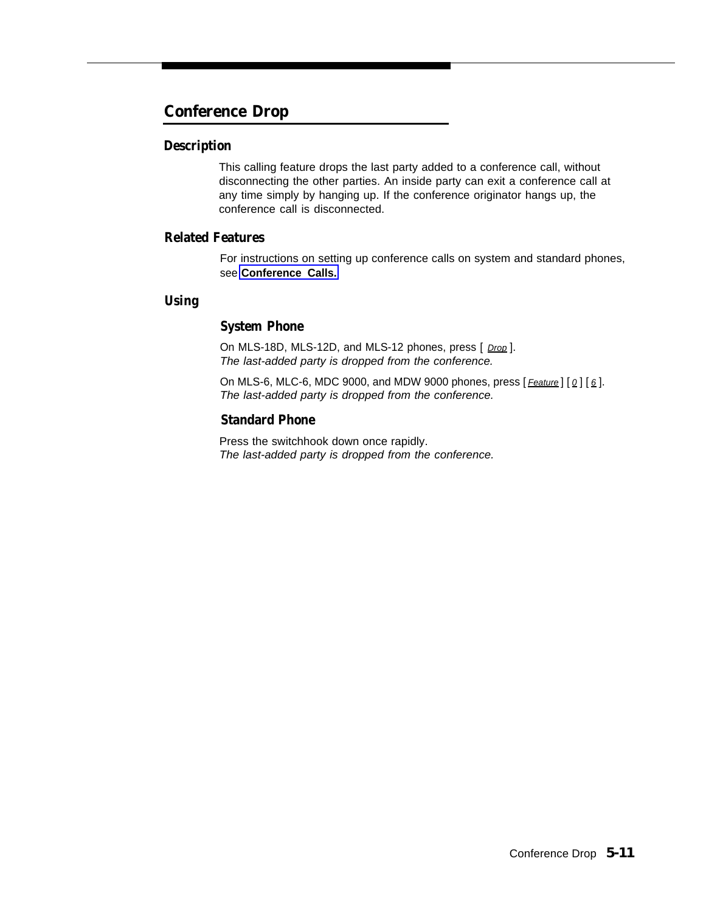# Conference Drop

## Description

This calling feature drops the last party added to a conference call, without disconnecting the other parties. An inside party can exit a conference call at any time simply by hanging up. If the conference originator hangs up, the conference call is disconnected.

## Related Features

For instructions on setting up conference calls on system and standard phones, see **Conference Calls.**

## Using

### System Phone

On MLS-18D, MLS-12D, and MLS-12 phones, press [ Drop ].
*The last-added party is dropped from the conference.*

On MLS-6, MLC-6, MDC 9000, and MDW 9000 phones, press [ Feature ] [ 0 ] [ 6 ].
*The last-added party is dropped from the conference.*

### Standard Phone

Press the switchhook down once rapidly.
*The last-added party is dropped from the conference.*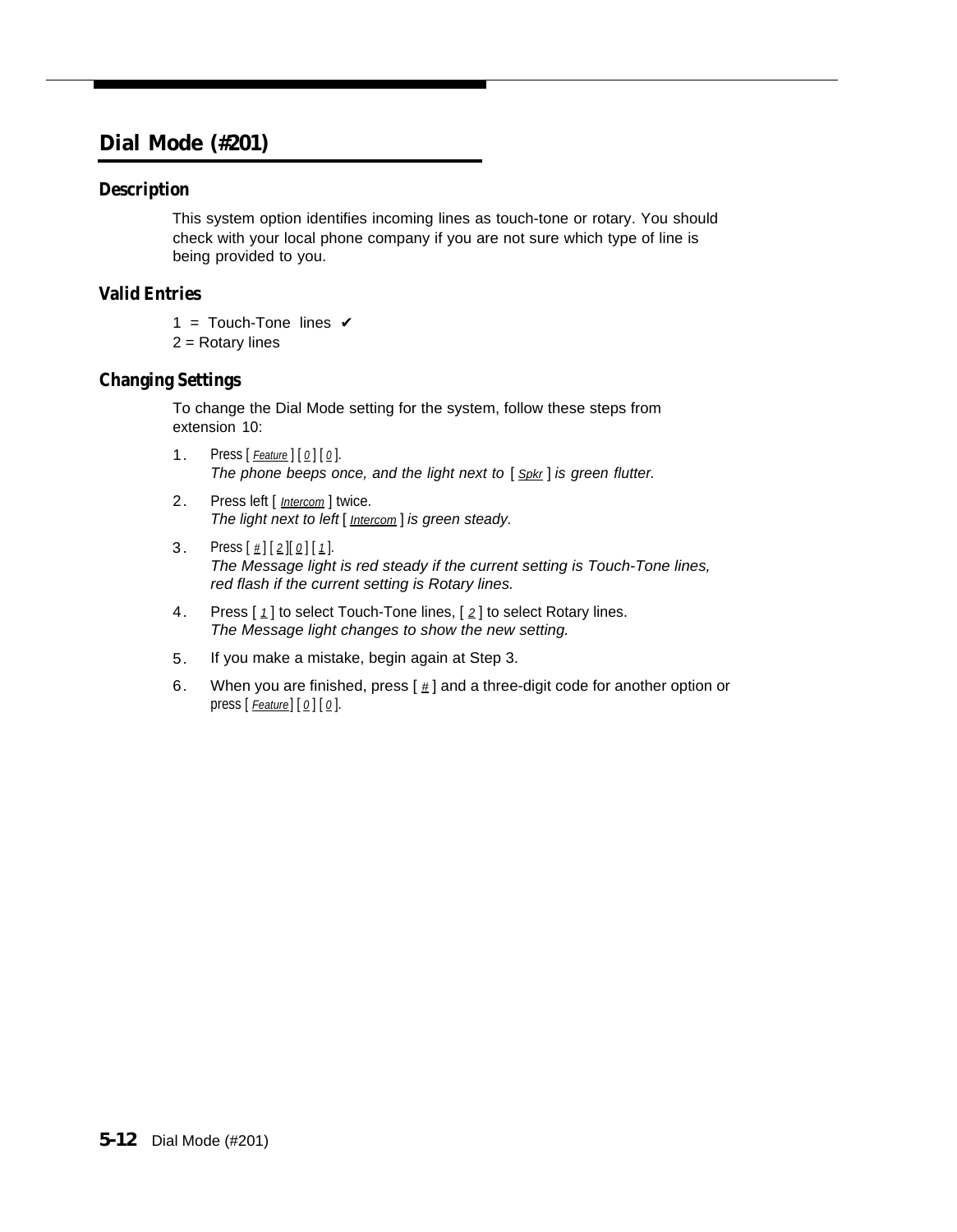## Dial Mode (#201)

### Description

This system option identifies incoming lines as touch-tone or rotary. You should check with your local phone company if you are not sure which type of line is being provided to you.

### Valid Entries

1 = Touch-Tone lines ✔
2 = Rotary lines

### Changing Settings

To change the Dial Mode setting for the system, follow these steps from extension 10:

1. Press [ Feature ] [ 0 ] [ 0 ].
   *The phone beeps once, and the light next to [ Spkr ] is green flutter.*
2. Press left [ Intercom ] twice.
   *The light next to left [ Intercom ] is green steady.*
3. Press [ # ] [ 2 ][ 0 ] [ 1 ].
   *The Message light is red steady if the current setting is Touch-Tone lines, red flash if the current setting is Rotary lines.*
4. Press [ 1 ] to select Touch-Tone lines, [ 2 ] to select Rotary lines.
   *The Message light changes to show the new setting.*
5. If you make a mistake, begin again at Step 3.
6. When you are finished, press [ # ] and a three-digit code for another option or press [ Feature ] [ 0 ] [ 0 ].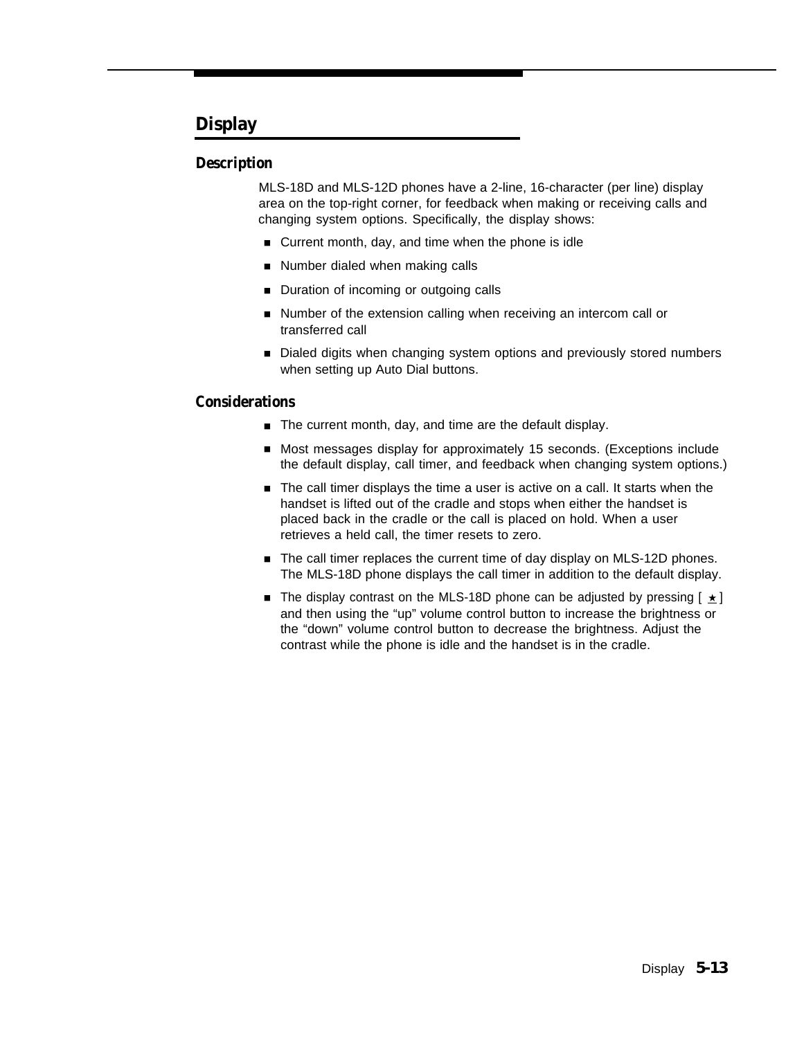## Display

### Description

MLS-18D and MLS-12D phones have a 2-line, 16-character (per line) display area on the top-right corner, for feedback when making or receiving calls and changing system options. Specifically, the display shows:

- Current month, day, and time when the phone is idle
- Number dialed when making calls
- Duration of incoming or outgoing calls
- Number of the extension calling when receiving an intercom call or transferred call
- Dialed digits when changing system options and previously stored numbers when setting up Auto Dial buttons.

### Considerations

- The current month, day, and time are the default display.
- Most messages display for approximately 15 seconds. (Exceptions include the default display, call timer, and feedback when changing system options.)
- The call timer displays the time a user is active on a call. It starts when the handset is lifted out of the cradle and stops when either the handset is placed back in the cradle or the call is placed on hold. When a user retrieves a held call, the timer resets to zero.
- The call timer replaces the current time of day display on MLS-12D phones. The MLS-18D phone displays the call timer in addition to the default display.
- The display contrast on the MLS-18D phone can be adjusted by pressing [ ★ ] and then using the “up” volume control button to increase the brightness or the “down” volume control button to decrease the brightness. Adjust the contrast while the phone is idle and the handset is in the cradle.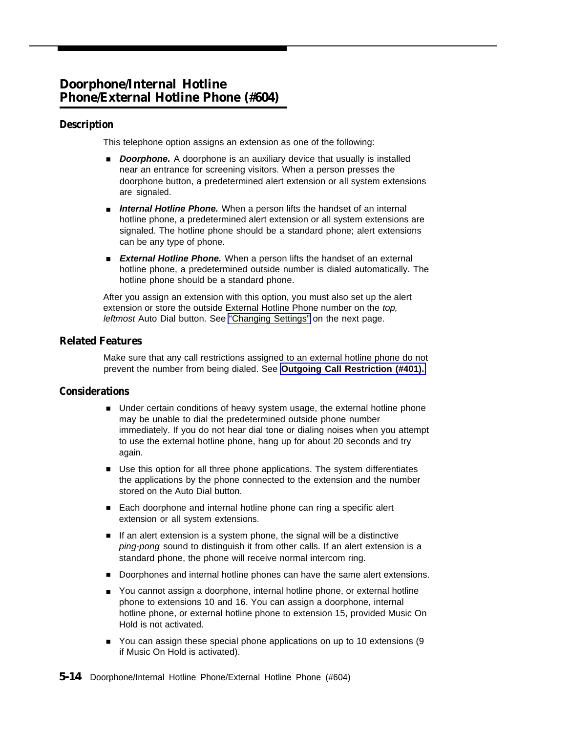# Doorphone/Internal Hotline Phone/External Hotline Phone (#604)

## Description

This telephone option assigns an extension as one of the following:

- ***Doorphone.*** A doorphone is an auxiliary device that usually is installed near an entrance for screening visitors. When a person presses the doorphone button, a predetermined alert extension or all system extensions are signaled.
- ***Internal Hotline Phone.*** When a person lifts the handset of an internal hotline phone, a predetermined alert extension or all system extensions are signaled. The hotline phone should be a standard phone; alert extensions can be any type of phone.
- ***External Hotline Phone.*** When a person lifts the handset of an external hotline phone, a predetermined outside number is dialed automatically. The hotline phone should be a standard phone.

After you assign an extension with this option, you must also set up the alert extension or store the outside External Hotline Phone number on the *top, leftmost* Auto Dial button. See "Changing Settings" on the next page.

## Related Features

Make sure that any call restrictions assigned to an external hotline phone do not prevent the number from being dialed. See **Outgoing Call Restriction (#401).**

## Considerations

- Under certain conditions of heavy system usage, the external hotline phone may be unable to dial the predetermined outside phone number immediately. If you do not hear dial tone or dialing noises when you attempt to use the external hotline phone, hang up for about 20 seconds and try again.
- Use this option for all three phone applications. The system differentiates the applications by the phone connected to the extension and the number stored on the Auto Dial button.
- Each doorphone and internal hotline phone can ring a specific alert extension or all system extensions.
- If an alert extension is a system phone, the signal will be a distinctive *ping-pong* sound to distinguish it from other calls. If an alert extension is a standard phone, the phone will receive normal intercom ring.
- Doorphones and internal hotline phones can have the same alert extensions.
- You cannot assign a doorphone, internal hotline phone, or external hotline phone to extensions 10 and 16. You can assign a doorphone, internal hotline phone, or external hotline phone to extension 15, provided Music On Hold is not activated.
- You can assign these special phone applications on up to 10 extensions (9 if Music On Hold is activated).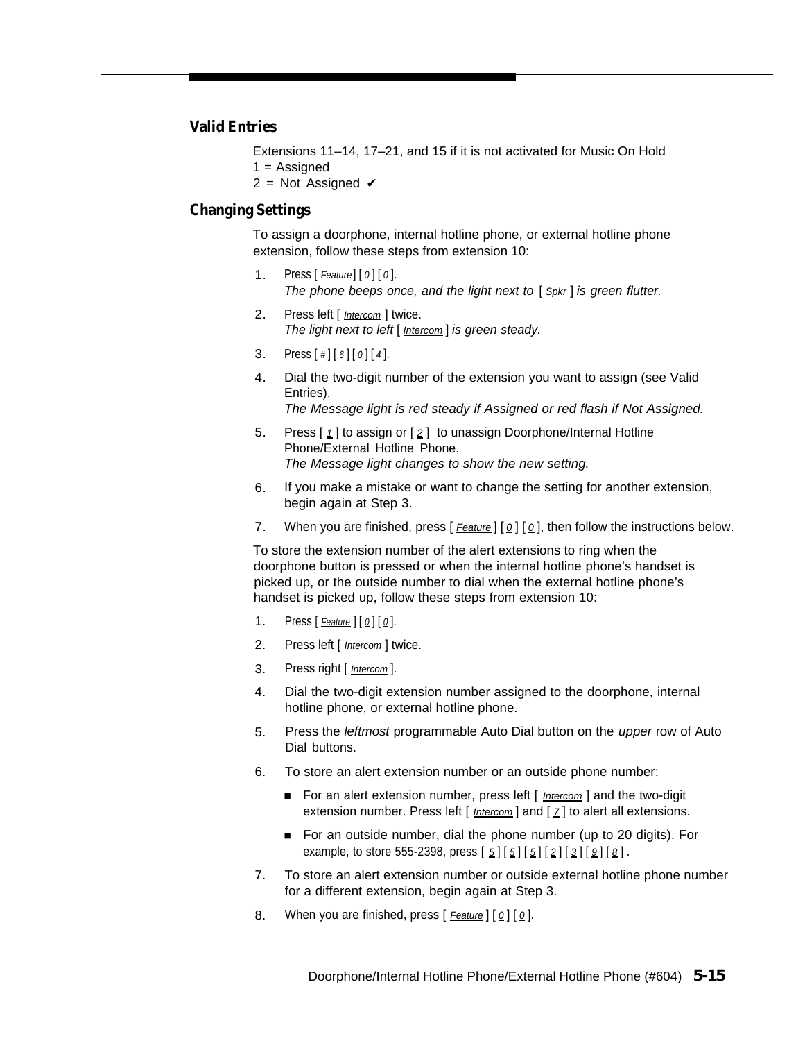### Valid Entries

Extensions 11–14, 17–21, and 15 if it is not activated for Music On Hold
1 = Assigned
2 = Not Assigned ✔

### Changing Settings

To assign a doorphone, internal hotline phone, or external hotline phone extension, follow these steps from extension 10:

1. Press [ Feature ] [ 0 ] [ 0 ].
   *The phone beeps once, and the light next to* [ Spkr ] *is green flutter.*
2. Press left [ Intercom ] twice.
   *The light next to left* [ Intercom ] *is green steady.*
3. Press [ # ] [ 6 ] [ 0 ] [ 4 ].
4. Dial the two-digit number of the extension you want to assign (see Valid Entries).
   *The Message light is red steady if Assigned or red flash if Not Assigned.*
5. Press [ 1 ] to assign or [ 2 ] to unassign Doorphone/Internal Hotline Phone/External Hotline Phone.
   *The Message light changes to show the new setting.*
6. If you make a mistake or want to change the setting for another extension, begin again at Step 3.
7. When you are finished, press [ Feature ] [ 0 ] [ 0 ], then follow the instructions below.

To store the extension number of the alert extensions to ring when the doorphone button is pressed or when the internal hotline phone's handset is picked up, or the outside number to dial when the external hotline phone's handset is picked up, follow these steps from extension 10:

1. Press [ Feature ] [ 0 ] [ 0 ].
2. Press left [ Intercom ] twice.
3. Press right [ Intercom ].
4. Dial the two-digit extension number assigned to the doorphone, internal hotline phone, or external hotline phone.
5. Press the *leftmost* programmable Auto Dial button on the *upper* row of Auto Dial buttons.
6. To store an alert extension number or an outside phone number:
   - For an alert extension number, press left [ Intercom ] and the two-digit extension number. Press left [ Intercom ] and [ 7 ] to alert all extensions.
   - For an outside number, dial the phone number (up to 20 digits). For example, to store 555-2398, press [ 5 ] [ 5 ] [ 5 ] [ 2 ] [ 3 ] [ 9 ] [ 8 ] .
7. To store an alert extension number or outside external hotline phone number for a different extension, begin again at Step 3.
8. When you are finished, press [ Feature ] [ 0 ] [ 0 ].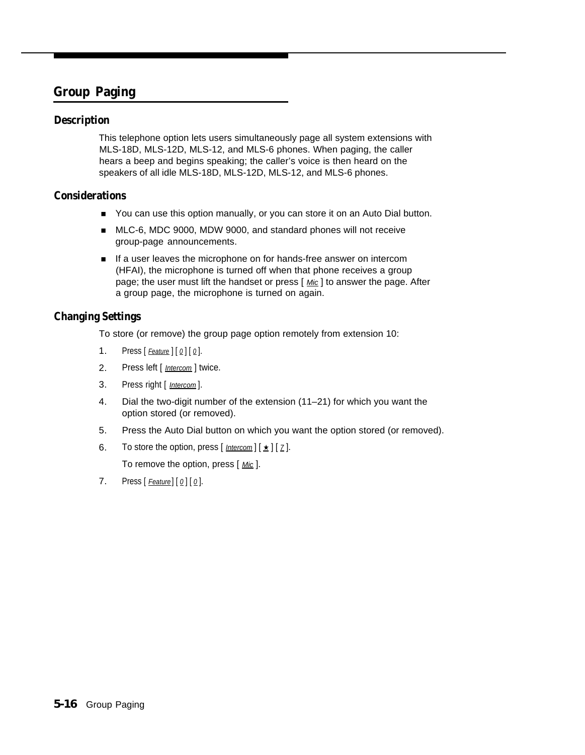## Group Paging

### Description

This telephone option lets users simultaneously page all system extensions with MLS-18D, MLS-12D, MLS-12, and MLS-6 phones. When paging, the caller hears a beep and begins speaking; the caller's voice is then heard on the speakers of all idle MLS-18D, MLS-12D, MLS-12, and MLS-6 phones.

### Considerations

- You can use this option manually, or you can store it on an Auto Dial button.
- MLC-6, MDC 9000, MDW 9000, and standard phones will not receive group-page announcements.
- If a user leaves the microphone on for hands-free answer on intercom (HFAI), the microphone is turned off when that phone receives a group page; the user must lift the handset or press [ Mic ] to answer the page. After a group page, the microphone is turned on again.

### Changing Settings

To store (or remove) the group page option remotely from extension 10:

1. Press [ Feature ] [ 0 ] [ 0 ].
2. Press left [ Intercom ] twice.
3. Press right [ Intercom ].
4. Dial the two-digit number of the extension (11–21) for which you want the option stored (or removed).
5. Press the Auto Dial button on which you want the option stored (or removed).
6. To store the option, press [ Intercom ] [ ★ ] [ 7 ].

   To remove the option, press [ Mic ].
7. Press [ Feature ] [ 0 ] [ 0 ].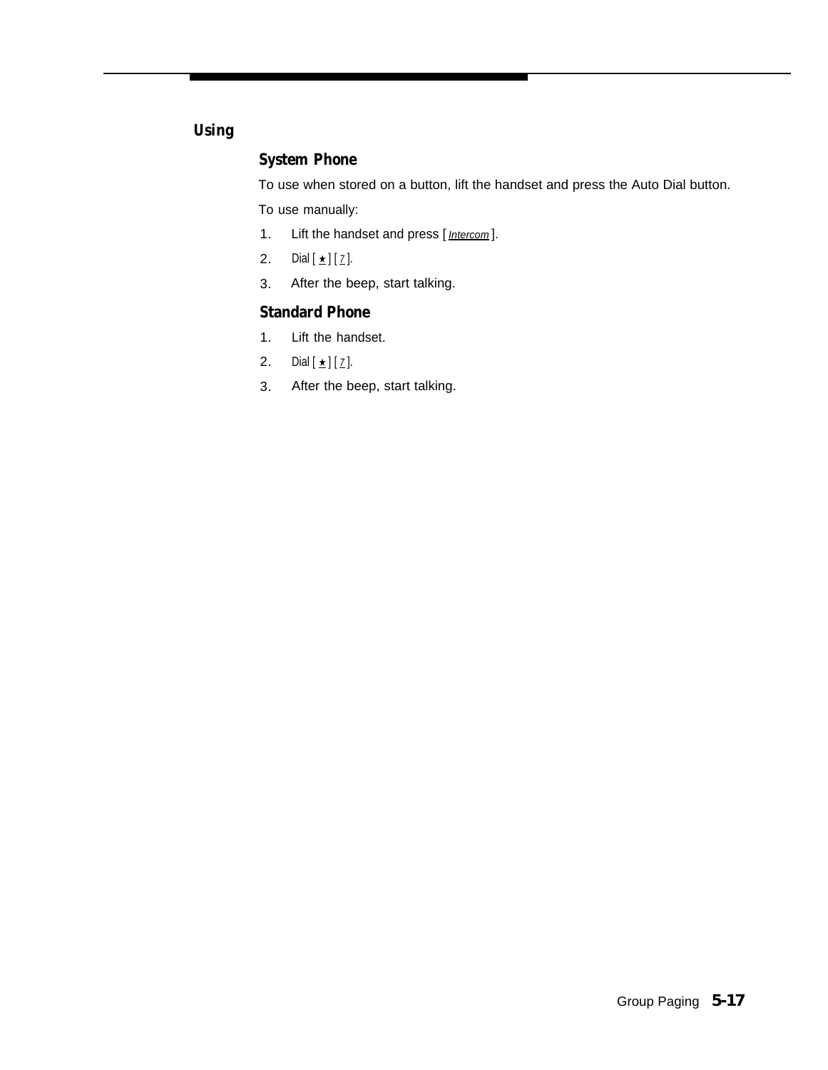## Using

### System Phone

To use when stored on a button, lift the handset and press the Auto Dial button.

To use manually:

1. Lift the handset and press [ Intercom ].
2. Dial [ ★ ] [ 7 ].
3. After the beep, start talking.

### Standard Phone

1. Lift the handset.
2. Dial [ ★ ] [ 7 ].
3. After the beep, start talking.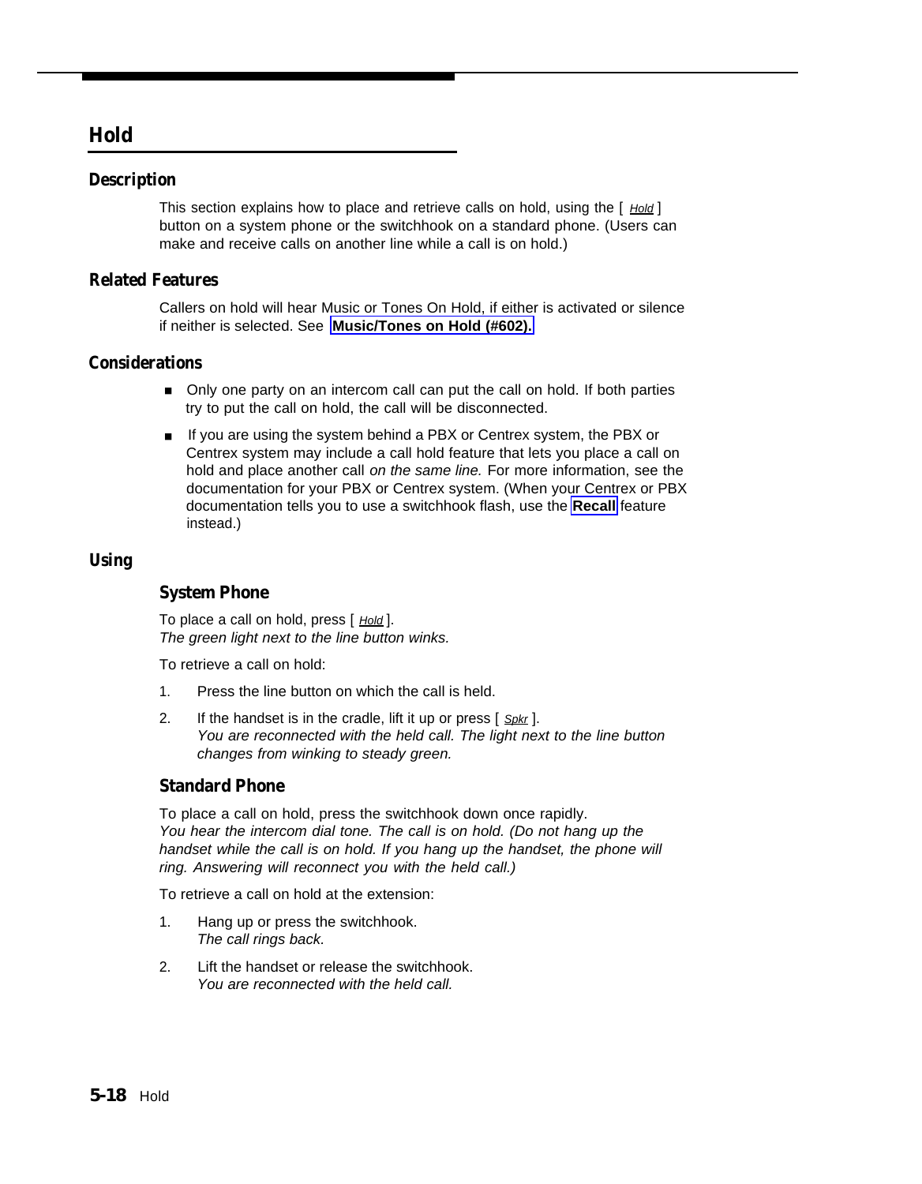# Hold

## Description

This section explains how to place and retrieve calls on hold, using the [ *Hold* ] button on a system phone or the switchhook on a standard phone. (Users can make and receive calls on another line while a call is on hold.)

## Related Features

Callers on hold will hear Music or Tones On Hold, if either is activated or silence if neither is selected. See **Music/Tones on Hold (#602).**

## Considerations

- Only one party on an intercom call can put the call on hold. If both parties try to put the call on hold, the call will be disconnected.
- If you are using the system behind a PBX or Centrex system, the PBX or Centrex system may include a call hold feature that lets you place a call on hold and place another call *on the same line.* For more information, see the documentation for your PBX or Centrex system. (When your Centrex or PBX documentation tells you to use a switchhook flash, use the **Recall** feature instead.)

## Using

### System Phone

To place a call on hold, press [ *Hold* ].
*The green light next to the line button winks.*

To retrieve a call on hold:

1. Press the line button on which the call is held.
2. If the handset is in the cradle, lift it up or press [ *Spkr* ].
   *You are reconnected with the held call. The light next to the line button changes from winking to steady green.*

### Standard Phone

To place a call on hold, press the switchhook down once rapidly.
*You hear the intercom dial tone. The call is on hold. (Do not hang up the handset while the call is on hold. If you hang up the handset, the phone will ring. Answering will reconnect you with the held call.)*

To retrieve a call on hold at the extension:

1. Hang up or press the switchhook.
   *The call rings back.*
2. Lift the handset or release the switchhook.
   *You are reconnected with the held call.*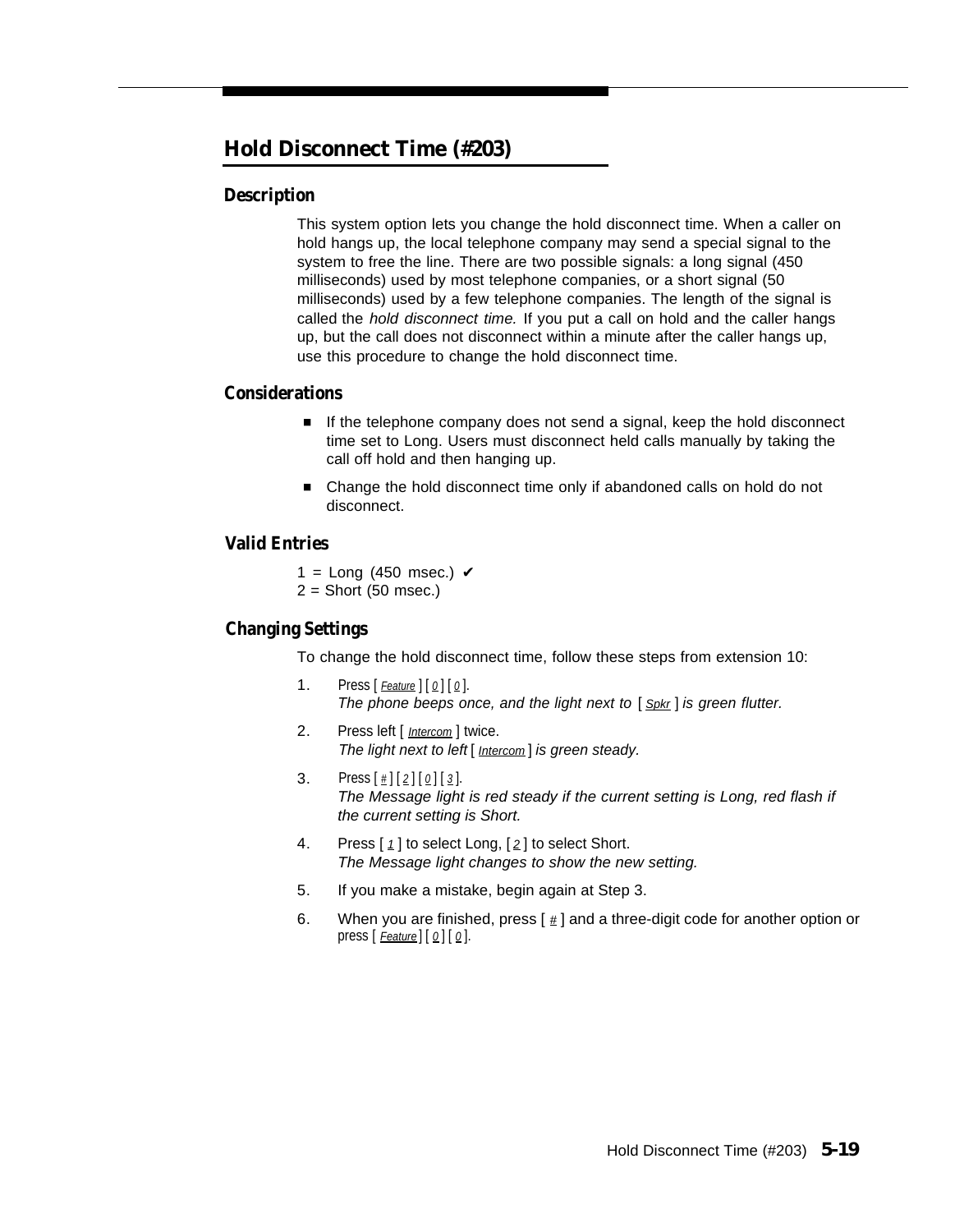## Hold Disconnect Time (#203)

### Description

This system option lets you change the hold disconnect time. When a caller on hold hangs up, the local telephone company may send a special signal to the system to free the line. There are two possible signals: a long signal (450 milliseconds) used by most telephone companies, or a short signal (50 milliseconds) used by a few telephone companies. The length of the signal is called the *hold disconnect time.* If you put a call on hold and the caller hangs up, but the call does not disconnect within a minute after the caller hangs up, use this procedure to change the hold disconnect time.

### Considerations

- If the telephone company does not send a signal, keep the hold disconnect time set to Long. Users must disconnect held calls manually by taking the call off hold and then hanging up.
- Change the hold disconnect time only if abandoned calls on hold do not disconnect.

### Valid Entries

1 = Long (450 msec.) ✔
2 = Short (50 msec.)

### Changing Settings

To change the hold disconnect time, follow these steps from extension 10:

1. Press [ Feature ] [ 0 ] [ 0 ].
   *The phone beeps once, and the light next to [ Spkr ] is green flutter.*
2. Press left [ Intercom ] twice.
   *The light next to left [ Intercom ] is green steady.*
3. Press [ # ] [ 2 ] [ 0 ] [ 3 ].
   *The Message light is red steady if the current setting is Long, red flash if the current setting is Short.*
4. Press [ 1 ] to select Long, [ 2 ] to select Short.
   *The Message light changes to show the new setting.*
5. If you make a mistake, begin again at Step 3.
6. When you are finished, press [ # ] and a three-digit code for another option or press [ Feature ] [ 0 ] [ 0 ].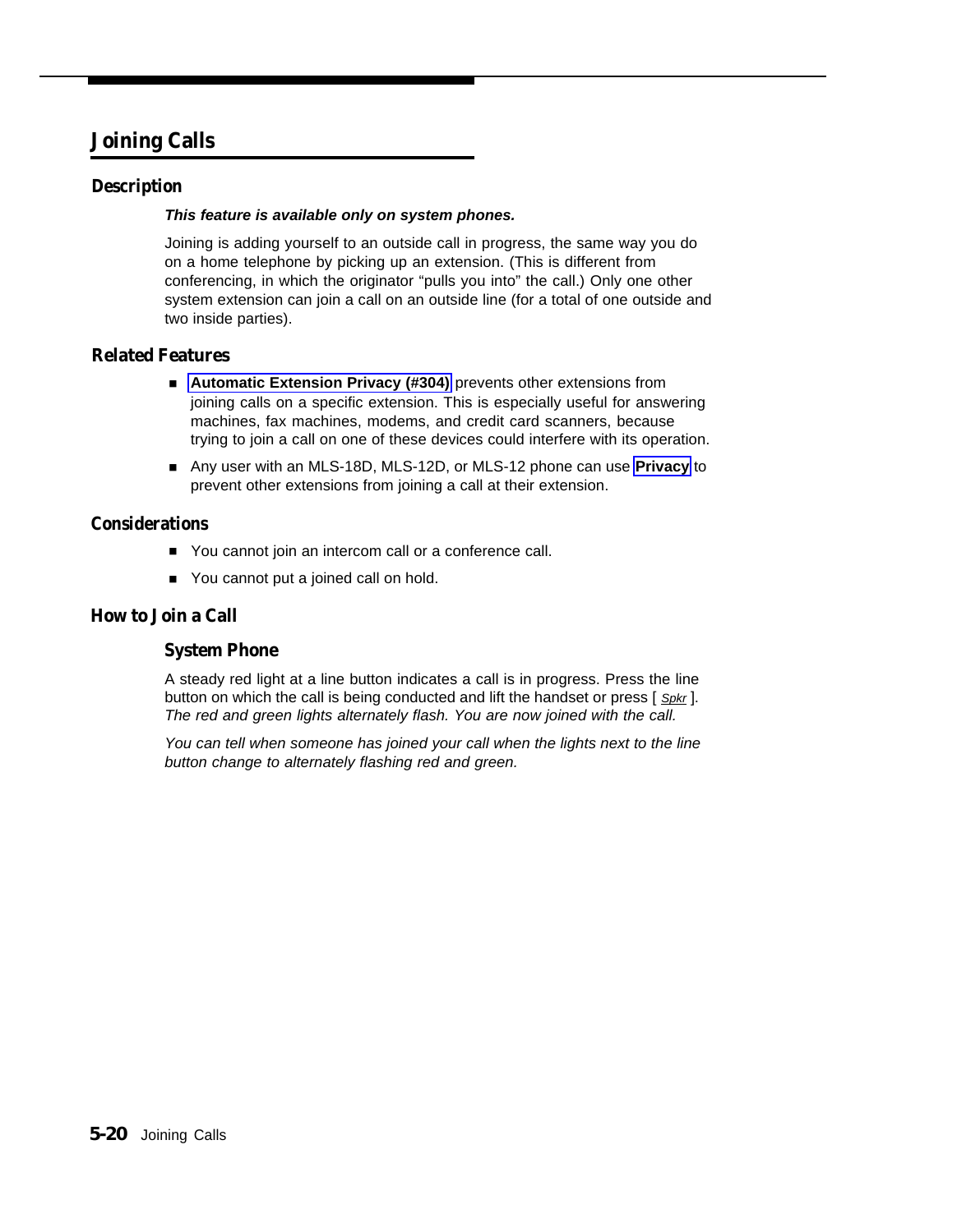# Joining Calls

## Description

***This feature is available only on system phones.***

Joining is adding yourself to an outside call in progress, the same way you do on a home telephone by picking up an extension. (This is different from conferencing, in which the originator "pulls you into" the call.) Only one other system extension can join a call on an outside line (for a total of one outside and two inside parties).

## Related Features

- **Automatic Extension Privacy (#304)** prevents other extensions from joining calls on a specific extension. This is especially useful for answering machines, fax machines, modems, and credit card scanners, because trying to join a call on one of these devices could interfere with its operation.
- Any user with an MLS-18D, MLS-12D, or MLS-12 phone can use **Privacy** to prevent other extensions from joining a call at their extension.

## Considerations

- You cannot join an intercom call or a conference call.
- You cannot put a joined call on hold.

## How to Join a Call

### System Phone

A steady red light at a line button indicates a call is in progress. Press the line button on which the call is being conducted and lift the handset or press [ Spkr ]. *The red and green lights alternately flash. You are now joined with the call.*

*You can tell when someone has joined your call when the lights next to the line button change to alternately flashing red and green.*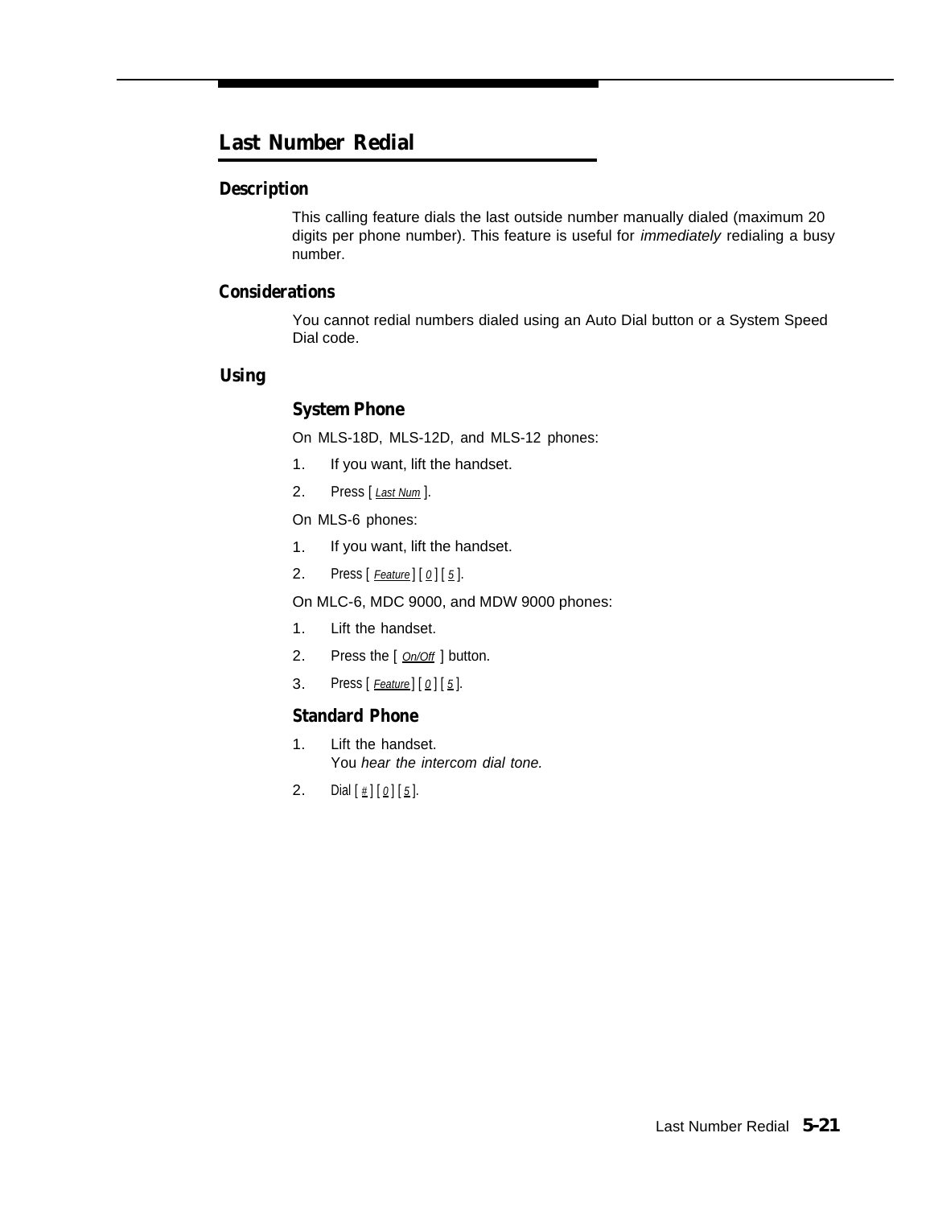# Last Number Redial

## Description

This calling feature dials the last outside number manually dialed (maximum 20 digits per phone number). This feature is useful for *immediately* redialing a busy number.

## Considerations

You cannot redial numbers dialed using an Auto Dial button or a System Speed Dial code.

## Using

### System Phone

On MLS-18D, MLS-12D, and MLS-12 phones:

1. If you want, lift the handset.
2. Press [ *Last Num* ].

On MLS-6 phones:

1. If you want, lift the handset.
2. Press [ *Feature* ] [ *0* ] [ *5* ].

On MLC-6, MDC 9000, and MDW 9000 phones:

1. Lift the handset.
2. Press the [ *On/Off* ] button.
3. Press [ *Feature* ] [ *0* ] [ *5* ].

### Standard Phone

1. Lift the handset.
   You *hear the intercom dial tone.*
2. Dial [ *#* ] [ *0* ] [ *5* ].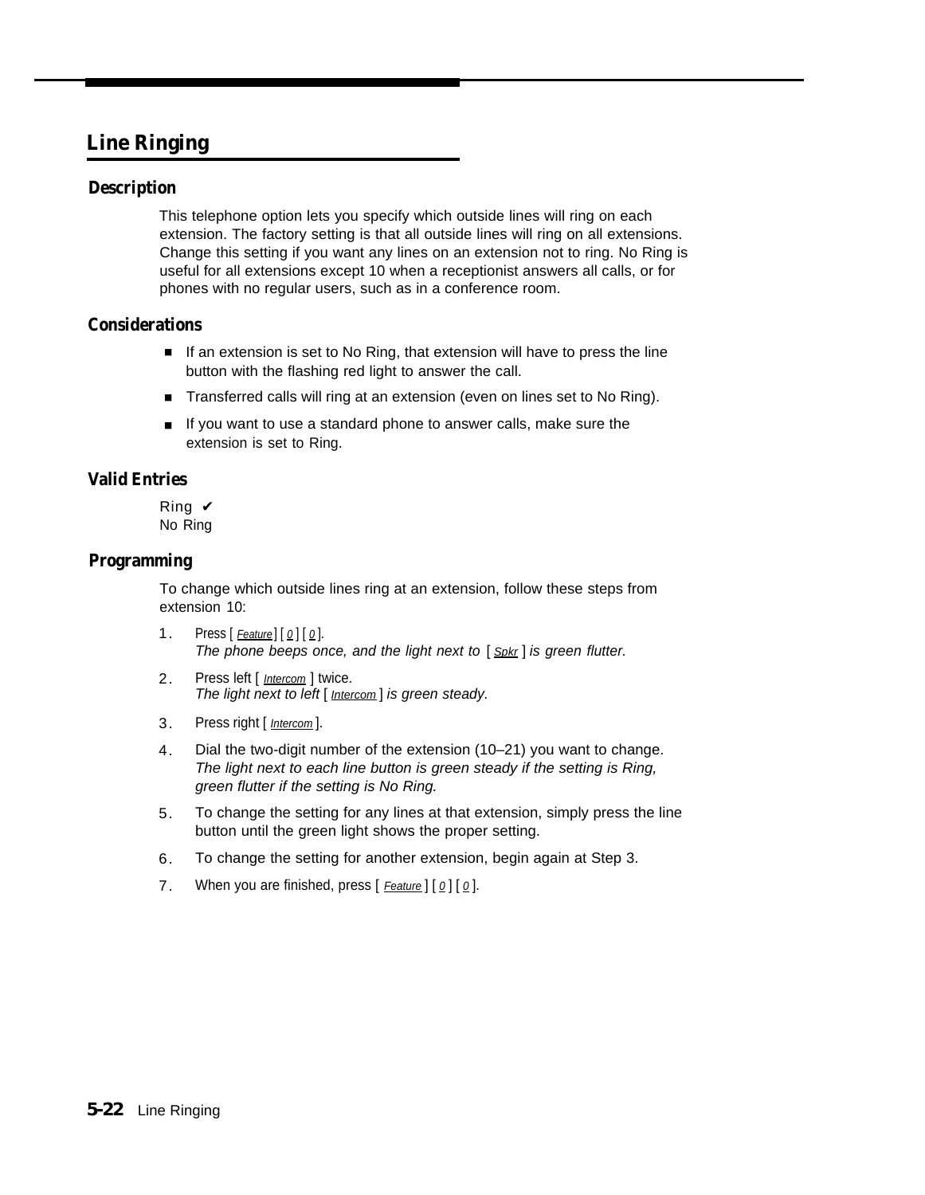## Line Ringing

### Description

This telephone option lets you specify which outside lines will ring on each extension. The factory setting is that all outside lines will ring on all extensions. Change this setting if you want any lines on an extension not to ring. No Ring is useful for all extensions except 10 when a receptionist answers all calls, or for phones with no regular users, such as in a conference room.

### Considerations

- If an extension is set to No Ring, that extension will have to press the line button with the flashing red light to answer the call.
- Transferred calls will ring at an extension (even on lines set to No Ring).
- If you want to use a standard phone to answer calls, make sure the extension is set to Ring.

### Valid Entries

Ring ✔
No Ring

### Programming

To change which outside lines ring at an extension, follow these steps from extension 10:

1. Press [ *Feature* ] [ *0* ] [ *0* ].
   *The phone beeps once, and the light next to [ Spkr ] is green flutter.*
2. Press left [ *Intercom* ] twice.
   *The light next to left [ Intercom ] is green steady.*
3. Press right [ *Intercom* ].
4. Dial the two-digit number of the extension (10–21) you want to change.
   *The light next to each line button is green steady if the setting is Ring, green flutter if the setting is No Ring.*
5. To change the setting for any lines at that extension, simply press the line button until the green light shows the proper setting.
6. To change the setting for another extension, begin again at Step 3.
7. When you are finished, press [ *Feature* ] [ *0* ] [ *0* ].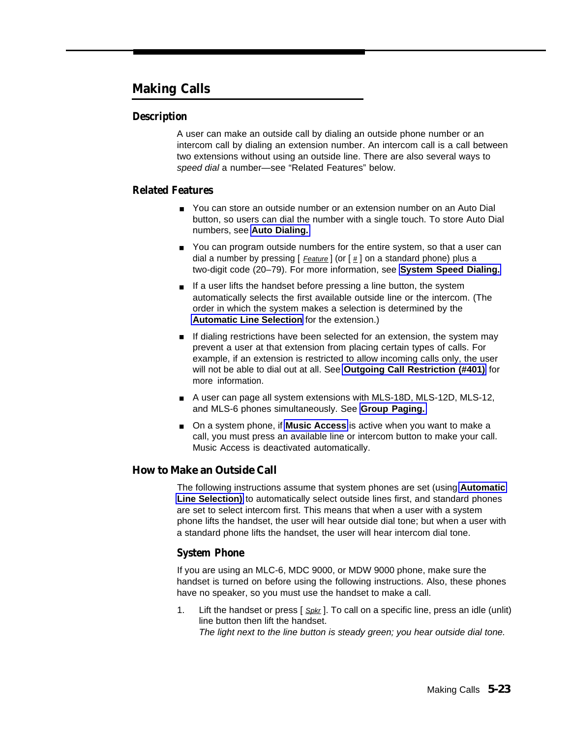## Making Calls

### Description

A user can make an outside call by dialing an outside phone number or an intercom call by dialing an extension number. An intercom call is a call between two extensions without using an outside line. There are also several ways to *speed dial* a number—see "Related Features" below.

### Related Features

- You can store an outside number or an extension number on an Auto Dial button, so users can dial the number with a single touch. To store Auto Dial numbers, see **Auto Dialing.**
- You can program outside numbers for the entire system, so that a user can dial a number by pressing [ *Feature* ] (or [ # ] on a standard phone) plus a two-digit code (20–79). For more information, see **System Speed Dialing.**
- If a user lifts the handset before pressing a line button, the system automatically selects the first available outside line or the intercom. (The order in which the system makes a selection is determined by the **Automatic Line Selection** for the extension.)
- If dialing restrictions have been selected for an extension, the system may prevent a user at that extension from placing certain types of calls. For example, if an extension is restricted to allow incoming calls only, the user will not be able to dial out at all. See **Outgoing Call Restriction (#401)** for more information.
- A user can page all system extensions with MLS-18D, MLS-12D, MLS-12, and MLS-6 phones simultaneously. See **Group Paging.**
- On a system phone, if **Music Access** is active when you want to make a call, you must press an available line or intercom button to make your call. Music Access is deactivated automatically.

### How to Make an Outside Call

The following instructions assume that system phones are set (using **Automatic Line Selection)** to automatically select outside lines first, and standard phones are set to select intercom first. This means that when a user with a system phone lifts the handset, the user will hear outside dial tone; but when a user with a standard phone lifts the handset, the user will hear intercom dial tone.

#### System Phone

If you are using an MLC-6, MDC 9000, or MDW 9000 phone, make sure the handset is turned on before using the following instructions. Also, these phones have no speaker, so you must use the handset to make a call.

1. Lift the handset or press [ *Spkr* ]. To call on a specific line, press an idle (unlit) line button then lift the handset.
   *The light next to the line button is steady green; you hear outside dial tone.*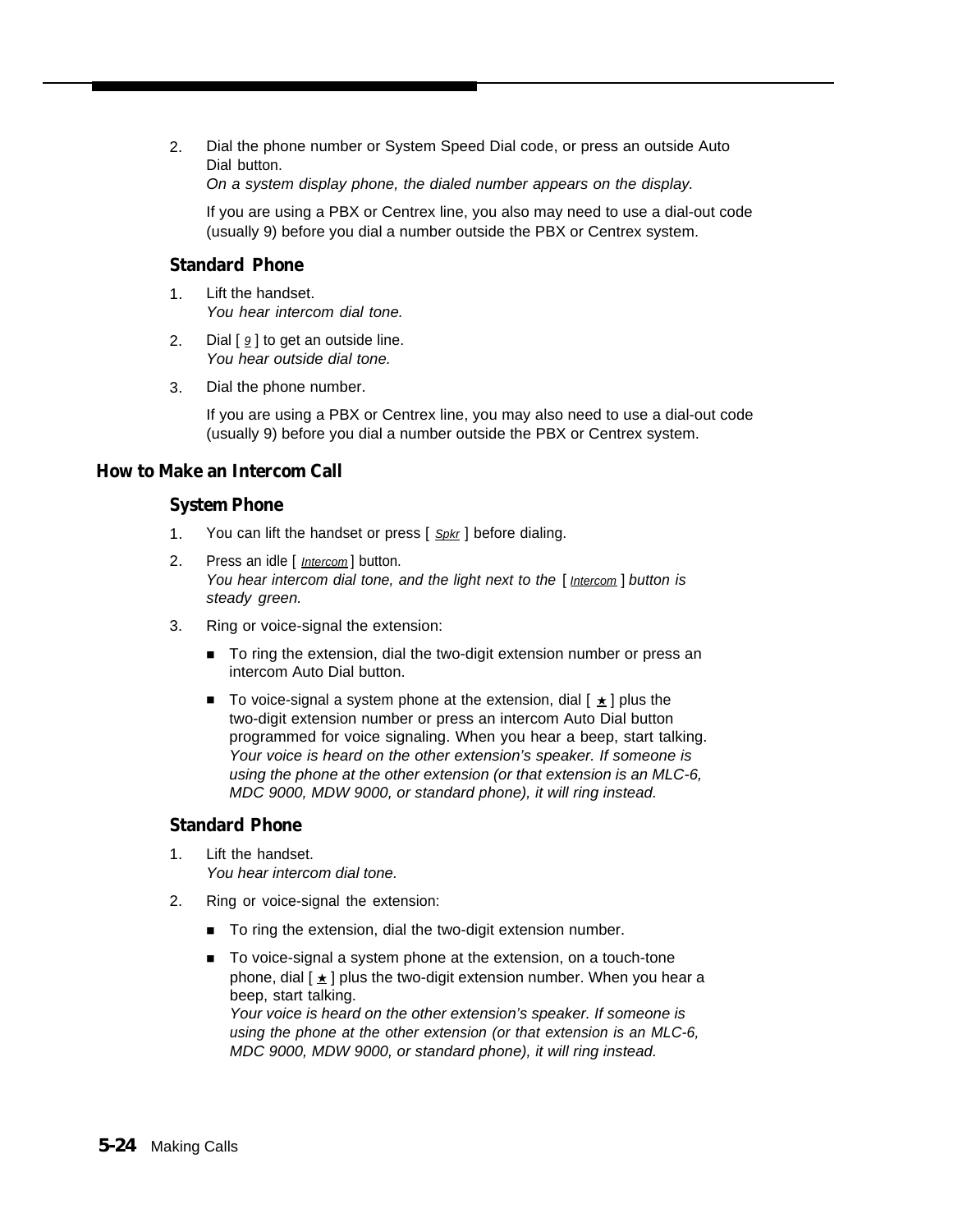2. Dial the phone number or System Speed Dial code, or press an outside Auto Dial button.
   *On a system display phone, the dialed number appears on the display.*

   If you are using a PBX or Centrex line, you also may need to use a dial-out code (usually 9) before you dial a number outside the PBX or Centrex system.

### Standard Phone

1. Lift the handset.
   *You hear intercom dial tone.*
2. Dial [ 9 ] to get an outside line.
   *You hear outside dial tone.*
3. Dial the phone number.

   If you are using a PBX or Centrex line, you may also need to use a dial-out code (usually 9) before you dial a number outside the PBX or Centrex system.

## How to Make an Intercom Call

### System Phone

1. You can lift the handset or press [ Spkr ] before dialing.
2. Press an idle [ Intercom ] button.
   *You hear intercom dial tone, and the light next to the [ Intercom ] button is steady green.*
3. Ring or voice-signal the extension:
   - To ring the extension, dial the two-digit extension number or press an intercom Auto Dial button.
   - To voice-signal a system phone at the extension, dial [ ★ ] plus the two-digit extension number or press an intercom Auto Dial button programmed for voice signaling. When you hear a beep, start talking.
     *Your voice is heard on the other extension's speaker. If someone is using the phone at the other extension (or that extension is an MLC-6, MDC 9000, MDW 9000, or standard phone), it will ring instead.*

### Standard Phone

1. Lift the handset.
   *You hear intercom dial tone.*
2. Ring or voice-signal the extension:
   - To ring the extension, dial the two-digit extension number.
   - To voice-signal a system phone at the extension, on a touch-tone phone, dial [ ★ ] plus the two-digit extension number. When you hear a beep, start talking.
     *Your voice is heard on the other extension's speaker. If someone is using the phone at the other extension (or that extension is an MLC-6, MDC 9000, MDW 9000, or standard phone), it will ring instead.*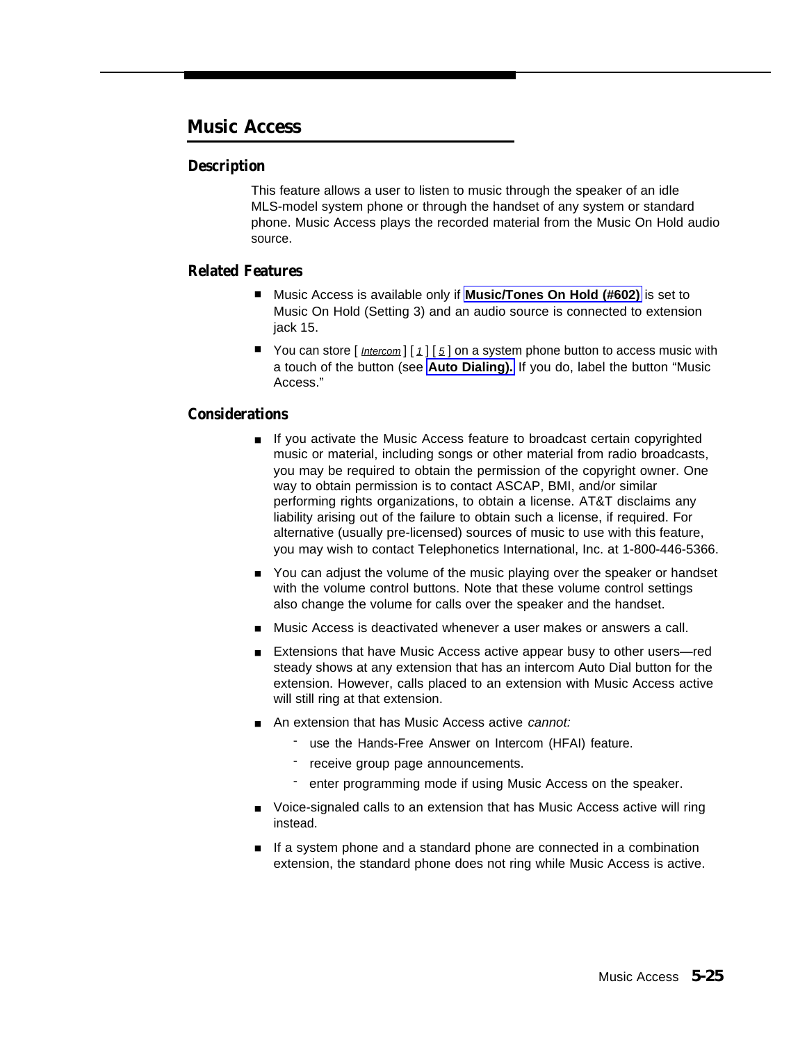## Music Access

### Description

This feature allows a user to listen to music through the speaker of an idle MLS-model system phone or through the handset of any system or standard phone. Music Access plays the recorded material from the Music On Hold audio source.

### Related Features

- Music Access is available only if **Music/Tones On Hold (#602)** is set to Music On Hold (Setting 3) and an audio source is connected to extension jack 15.
- You can store [ *Intercom* ] [ *1* ] [ *5* ] on a system phone button to access music with a touch of the button (see **Auto Dialing).** If you do, label the button “Music Access.”

### Considerations

- If you activate the Music Access feature to broadcast certain copyrighted music or material, including songs or other material from radio broadcasts, you may be required to obtain the permission of the copyright owner. One way to obtain permission is to contact ASCAP, BMI, and/or similar performing rights organizations, to obtain a license. AT&T disclaims any liability arising out of the failure to obtain such a license, if required. For alternative (usually pre-licensed) sources of music to use with this feature, you may wish to contact Telephonetics International, Inc. at 1-800-446-5366.
- You can adjust the volume of the music playing over the speaker or handset with the volume control buttons. Note that these volume control settings also change the volume for calls over the speaker and the handset.
- Music Access is deactivated whenever a user makes or answers a call.
- Extensions that have Music Access active appear busy to other users—red steady shows at any extension that has an intercom Auto Dial button for the extension. However, calls placed to an extension with Music Access active will still ring at that extension.
- An extension that has Music Access active *cannot:*
  - use the Hands-Free Answer on Intercom (HFAI) feature.
  - receive group page announcements.
  - enter programming mode if using Music Access on the speaker.
- Voice-signaled calls to an extension that has Music Access active will ring instead.
- If a system phone and a standard phone are connected in a combination extension, the standard phone does not ring while Music Access is active.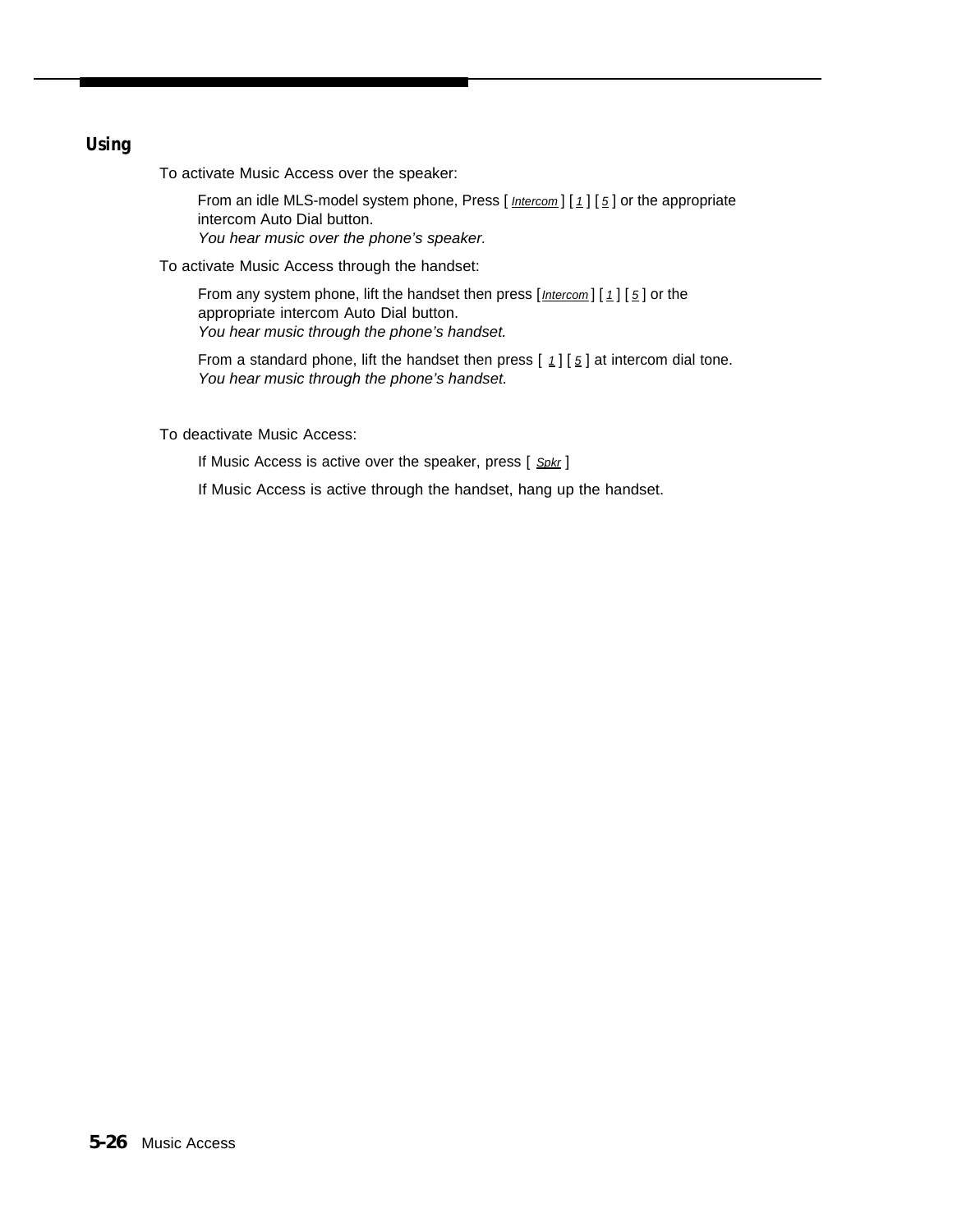## Using

To activate Music Access over the speaker:

From an idle MLS-model system phone, Press [ *Intercom* ] [ *1* ] [ *5* ] or the appropriate intercom Auto Dial button.
*You hear music over the phone's speaker.*

To activate Music Access through the handset:

From any system phone, lift the handset then press [ *Intercom* ] [ *1* ] [ *5* ] or the appropriate intercom Auto Dial button.
*You hear music through the phone's handset.*

From a standard phone, lift the handset then press [ *1* ] [ *5* ] at intercom dial tone.
*You hear music through the phone's handset.*

To deactivate Music Access:

If Music Access is active over the speaker, press [ *Spkr* ]

If Music Access is active through the handset, hang up the handset.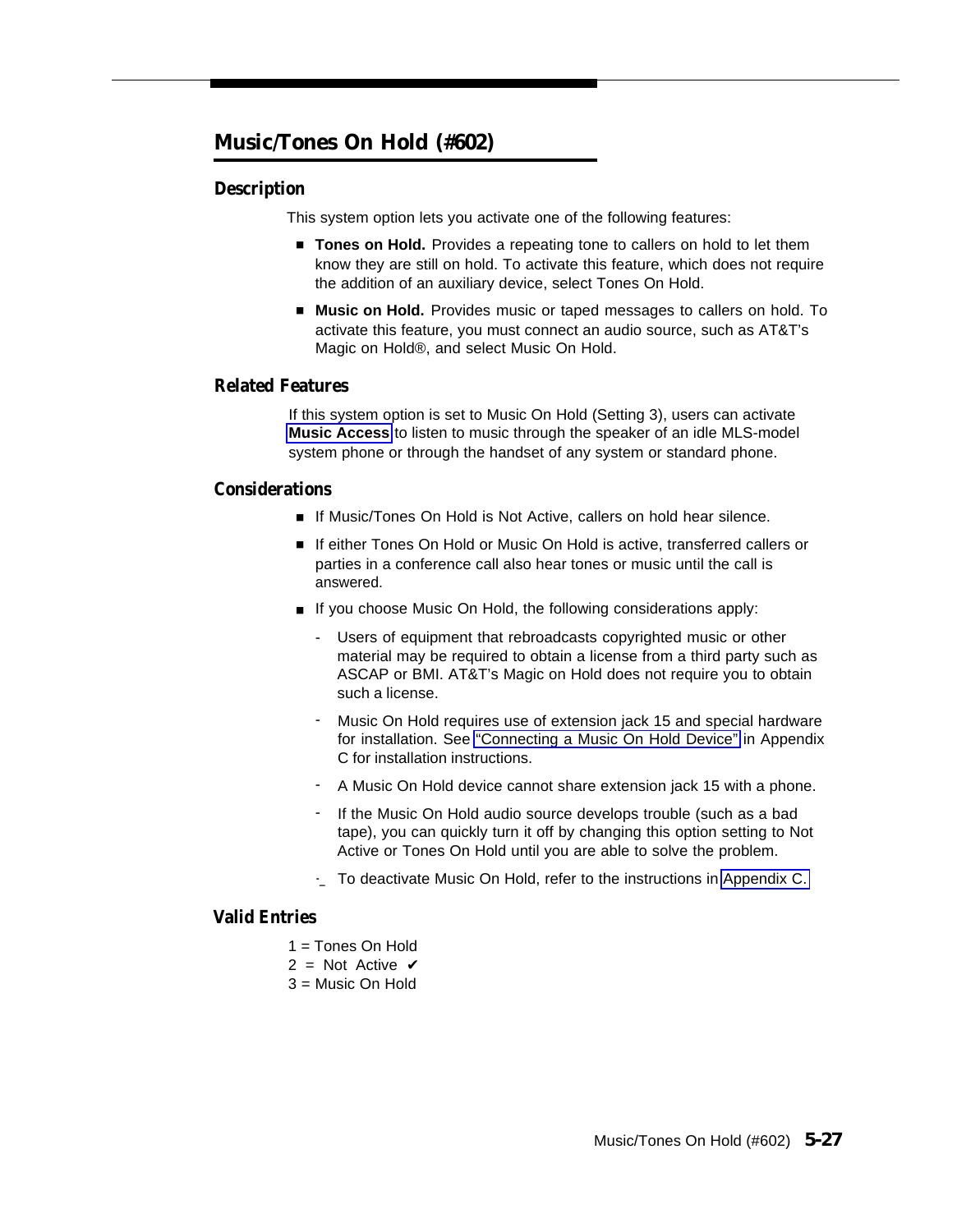## Music/Tones On Hold (#602)

### Description

This system option lets you activate one of the following features:

- **Tones on Hold.** Provides a repeating tone to callers on hold to let them know they are still on hold. To activate this feature, which does not require the addition of an auxiliary device, select Tones On Hold.
- **Music on Hold.** Provides music or taped messages to callers on hold. To activate this feature, you must connect an audio source, such as AT&T's Magic on Hold®, and select Music On Hold.

### Related Features

If this system option is set to Music On Hold (Setting 3), users can activate **Music Access** to listen to music through the speaker of an idle MLS-model system phone or through the handset of any system or standard phone.

### Considerations

- If Music/Tones On Hold is Not Active, callers on hold hear silence.
- If either Tones On Hold or Music On Hold is active, transferred callers or parties in a conference call also hear tones or music until the call is answered.
- If you choose Music On Hold, the following considerations apply:
  - Users of equipment that rebroadcasts copyrighted music or other material may be required to obtain a license from a third party such as ASCAP or BMI. AT&T's Magic on Hold does not require you to obtain such a license.
  - Music On Hold requires use of extension jack 15 and special hardware for installation. See "Connecting a Music On Hold Device" in Appendix C for installation instructions.
  - A Music On Hold device cannot share extension jack 15 with a phone.
  - If the Music On Hold audio source develops trouble (such as a bad tape), you can quickly turn it off by changing this option setting to Not Active or Tones On Hold until you are able to solve the problem.
  - To deactivate Music On Hold, refer to the instructions in Appendix C.

### Valid Entries

1 = Tones On Hold
2 = Not Active ✔
3 = Music On Hold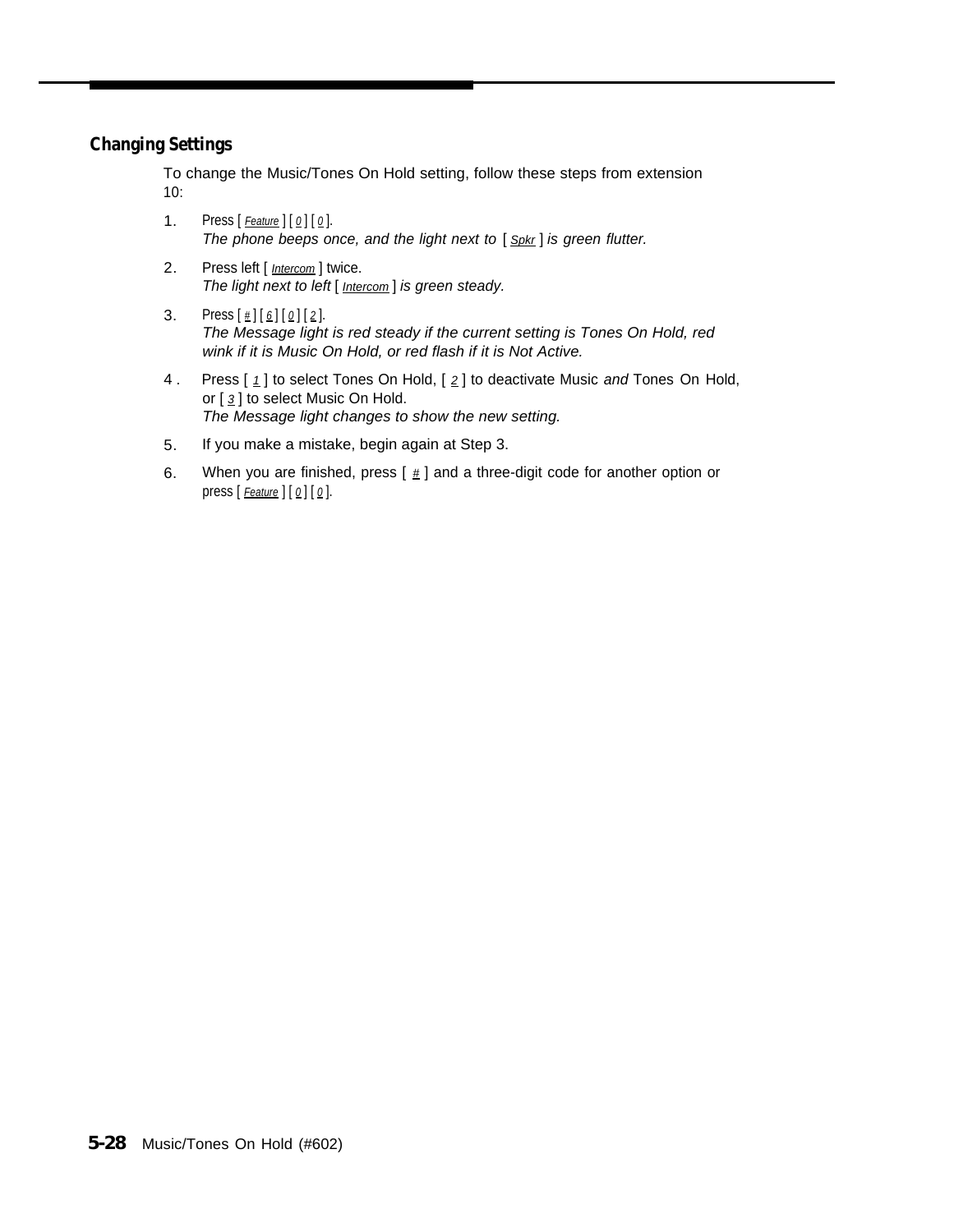## Changing Settings

To change the Music/Tones On Hold setting, follow these steps from extension 10:

1. Press [ Feature ] [ 0 ] [ 0 ].
   *The phone beeps once, and the light next to* [ Spkr ] *is green flutter.*
2. Press left [ Intercom ] twice.
   *The light next to left* [ Intercom ] *is green steady.*
3. Press [ # ] [ 6 ] [ 0 ] [ 2 ].
   *The Message light is red steady if the current setting is Tones On Hold, red wink if it is Music On Hold, or red flash if it is Not Active.*
4. Press [ 1 ] to select Tones On Hold, [ 2 ] to deactivate Music *and* Tones On Hold, or [ 3 ] to select Music On Hold.
   *The Message light changes to show the new setting.*
5. If you make a mistake, begin again at Step 3.
6. When you are finished, press [ # ] and a three-digit code for another option or press [ Feature ] [ 0 ] [ 0 ].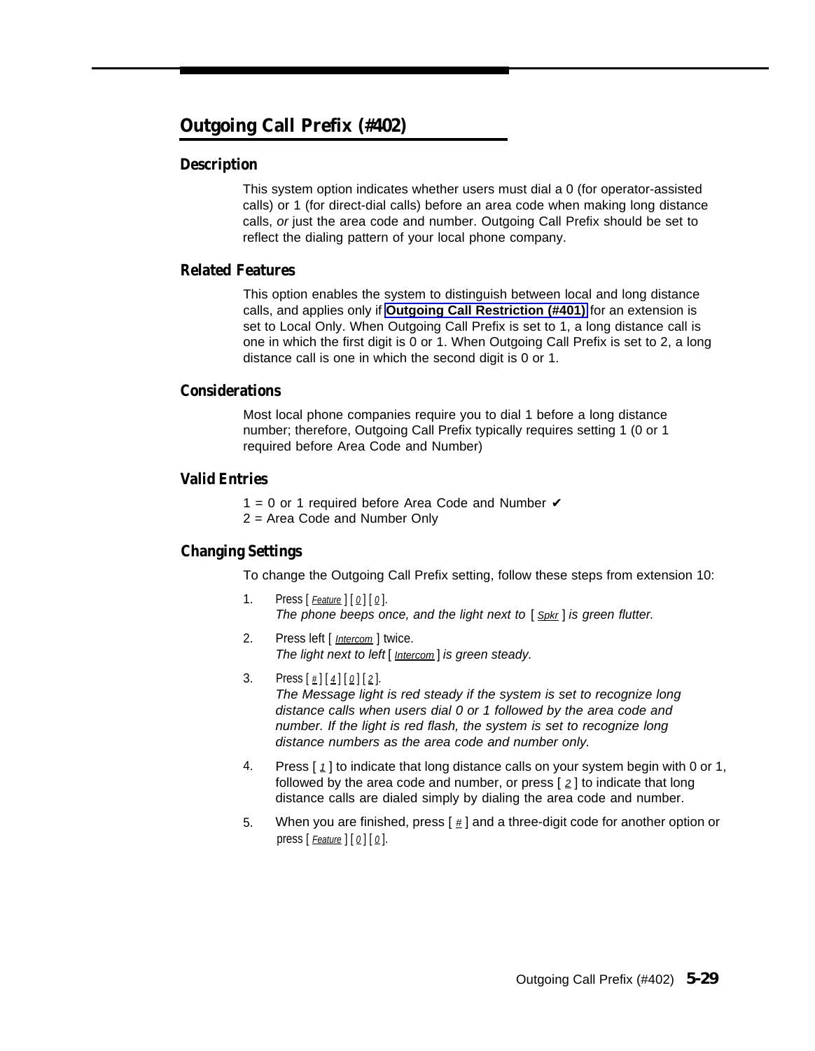## Outgoing Call Prefix (#402)

### Description

This system option indicates whether users must dial a 0 (for operator-assisted calls) or 1 (for direct-dial calls) before an area code when making long distance calls, *or* just the area code and number. Outgoing Call Prefix should be set to reflect the dialing pattern of your local phone company.

### Related Features

This option enables the system to distinguish between local and long distance calls, and applies only if **Outgoing Call Restriction (#401)** for an extension is set to Local Only. When Outgoing Call Prefix is set to 1, a long distance call is one in which the first digit is 0 or 1. When Outgoing Call Prefix is set to 2, a long distance call is one in which the second digit is 0 or 1.

### Considerations

Most local phone companies require you to dial 1 before a long distance number; therefore, Outgoing Call Prefix typically requires setting 1 (0 or 1 required before Area Code and Number)

### Valid Entries

1 = 0 or 1 required before Area Code and Number ✔
2 = Area Code and Number Only

### Changing Settings

To change the Outgoing Call Prefix setting, follow these steps from extension 10:

1. Press [ Feature ] [ 0 ] [ 0 ].
   *The phone beeps once, and the light next to [ Spkr ] is green flutter.*
2. Press left [ Intercom ] twice.
   *The light next to left [ Intercom ] is green steady.*
3. Press [ # ] [ 4 ] [ 0 ] [ 2 ].
   *The Message light is red steady if the system is set to recognize long distance calls when users dial 0 or 1 followed by the area code and number. If the light is red flash, the system is set to recognize long distance numbers as the area code and number only.*
4. Press [ 1 ] to indicate that long distance calls on your system begin with 0 or 1, followed by the area code and number, or press [ 2 ] to indicate that long distance calls are dialed simply by dialing the area code and number.
5. When you are finished, press [ # ] and a three-digit code for another option or press [ Feature ] [ 0 ] [ 0 ].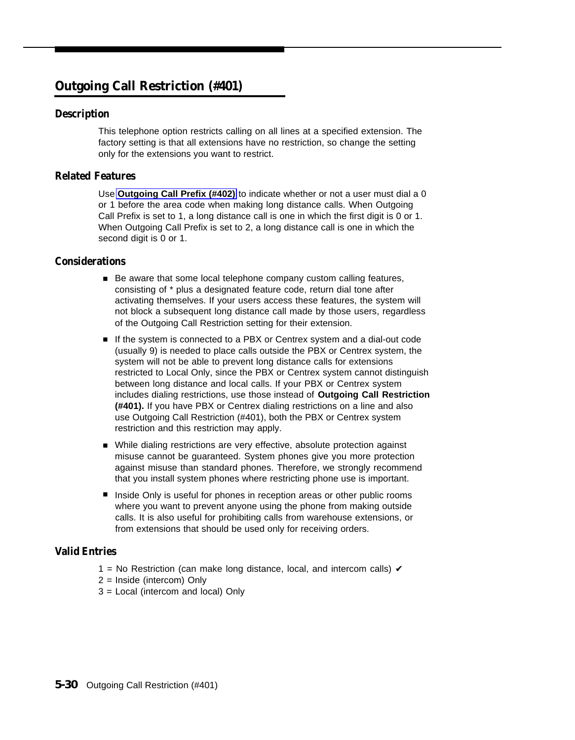## Outgoing Call Restriction (#401)

### Description

This telephone option restricts calling on all lines at a specified extension. The factory setting is that all extensions have no restriction, so change the setting only for the extensions you want to restrict.

### Related Features

Use **Outgoing Call Prefix (#402)** to indicate whether or not a user must dial a 0 or 1 before the area code when making long distance calls. When Outgoing Call Prefix is set to 1, a long distance call is one in which the first digit is 0 or 1. When Outgoing Call Prefix is set to 2, a long distance call is one in which the second digit is 0 or 1.

### Considerations

- Be aware that some local telephone company custom calling features, consisting of * plus a designated feature code, return dial tone after activating themselves. If your users access these features, the system will not block a subsequent long distance call made by those users, regardless of the Outgoing Call Restriction setting for their extension.
- If the system is connected to a PBX or Centrex system and a dial-out code (usually 9) is needed to place calls outside the PBX or Centrex system, the system will not be able to prevent long distance calls for extensions restricted to Local Only, since the PBX or Centrex system cannot distinguish between long distance and local calls. If your PBX or Centrex system includes dialing restrictions, use those instead of **Outgoing Call Restriction (#401).** If you have PBX or Centrex dialing restrictions on a line and also use Outgoing Call Restriction (#401), both the PBX or Centrex system restriction and this restriction may apply.
- While dialing restrictions are very effective, absolute protection against misuse cannot be guaranteed. System phones give you more protection against misuse than standard phones. Therefore, we strongly recommend that you install system phones where restricting phone use is important.
- Inside Only is useful for phones in reception areas or other public rooms where you want to prevent anyone using the phone from making outside calls. It is also useful for prohibiting calls from warehouse extensions, or from extensions that should be used only for receiving orders.

### Valid Entries

1 = No Restriction (can make long distance, local, and intercom calls) ✔
2 = Inside (intercom) Only
3 = Local (intercom and local) Only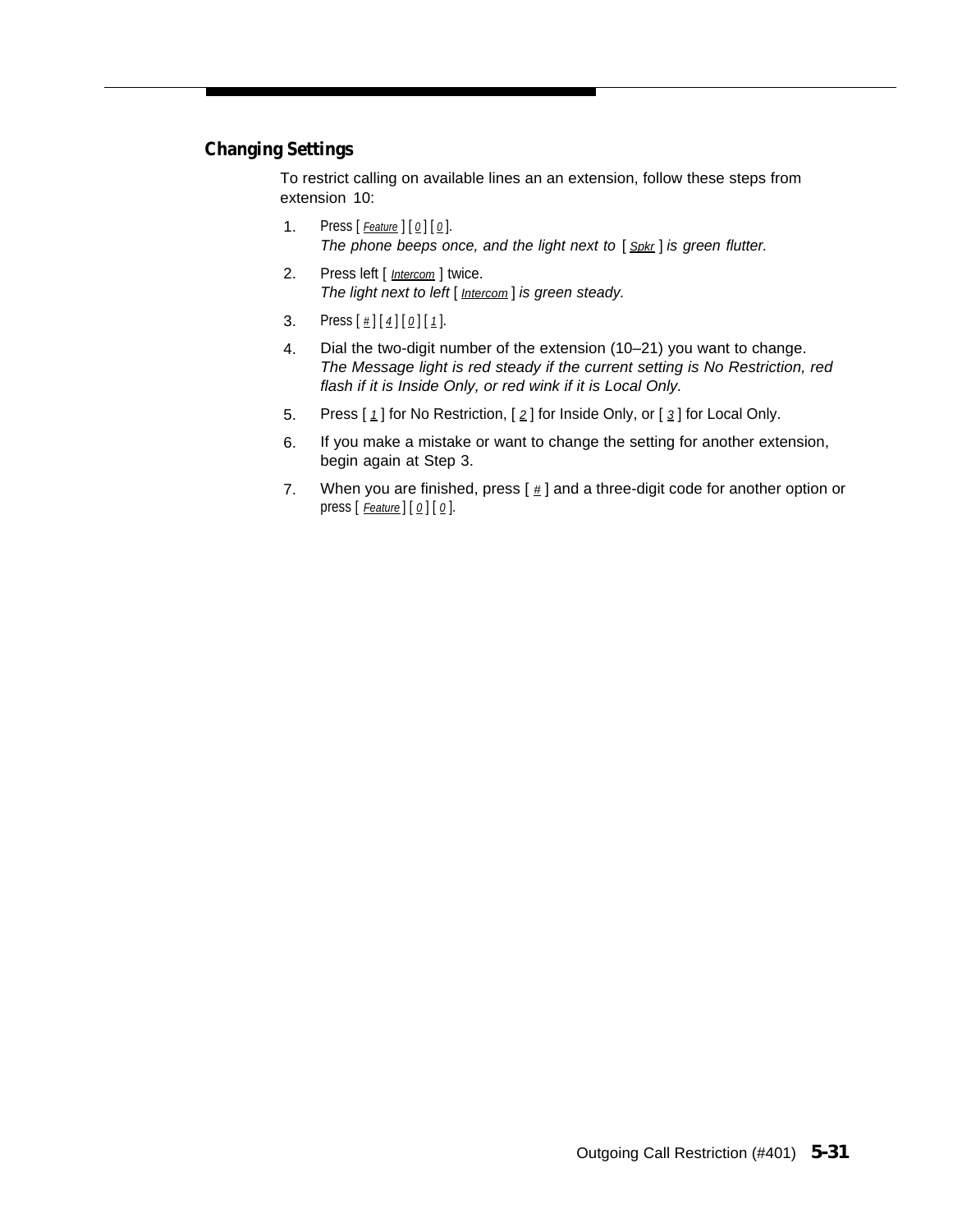## Changing Settings

To restrict calling on available lines an an extension, follow these steps from extension 10:

1. Press [ Feature ] [ 0 ] [ 0 ].
   *The phone beeps once, and the light next to [ Spkr ] is green flutter.*
2. Press left [ Intercom ] twice.
   *The light next to left [ Intercom ] is green steady.*
3. Press [ # ] [ 4 ] [ 0 ] [ 1 ].
4. Dial the two-digit number of the extension (10–21) you want to change.
   *The Message light is red steady if the current setting is No Restriction, red flash if it is Inside Only, or red wink if it is Local Only.*
5. Press [ 1 ] for No Restriction, [ 2 ] for Inside Only, or [ 3 ] for Local Only.
6. If you make a mistake or want to change the setting for another extension, begin again at Step 3.
7. When you are finished, press [ # ] and a three-digit code for another option or press [ Feature ] [ 0 ] [ 0 ].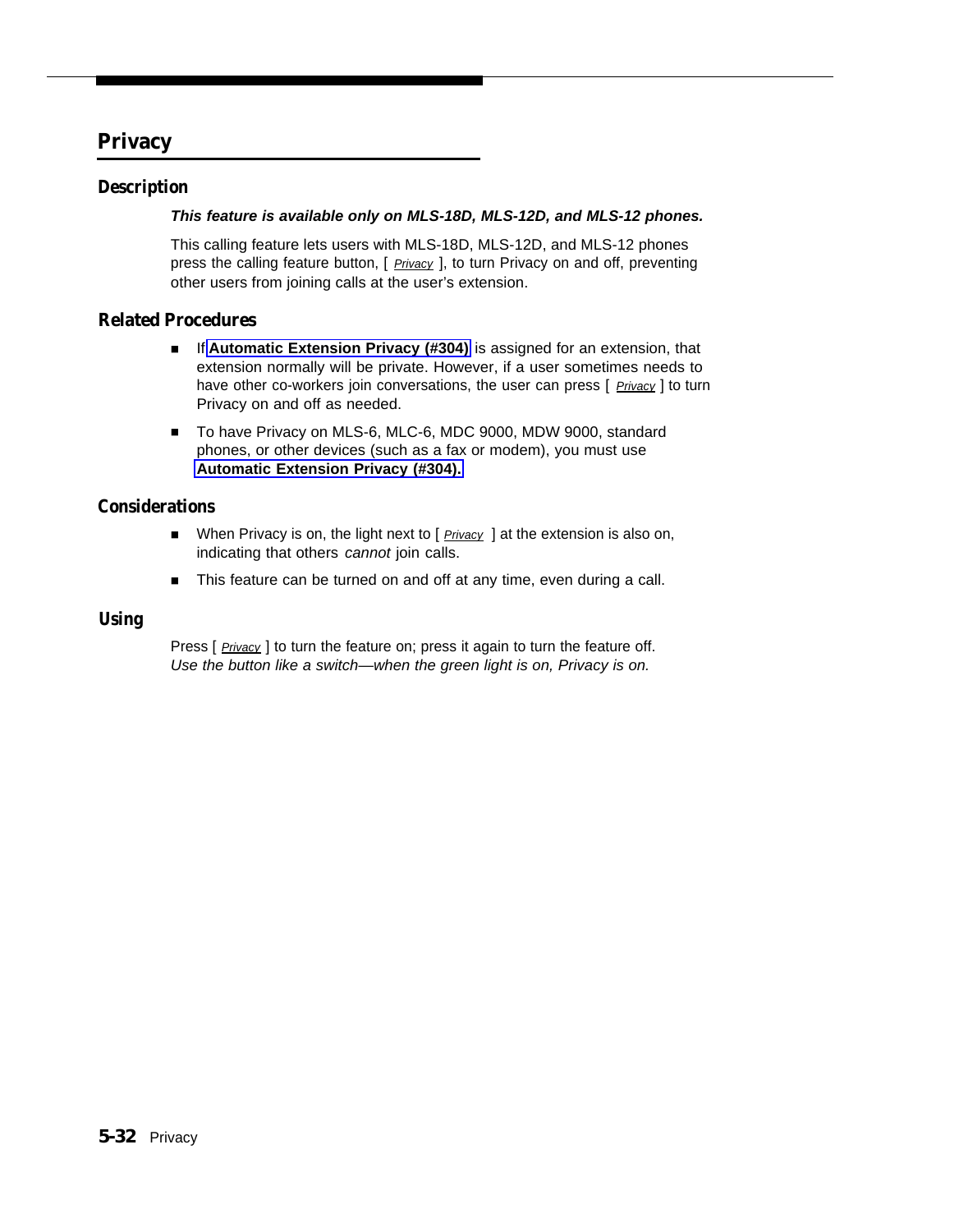# Privacy

## Description

***This feature is available only on MLS-18D, MLS-12D, and MLS-12 phones.***

This calling feature lets users with MLS-18D, MLS-12D, and MLS-12 phones press the calling feature button, [ *Privacy* ], to turn Privacy on and off, preventing other users from joining calls at the user's extension.

## Related Procedures

- If **Automatic Extension Privacy (#304)** is assigned for an extension, that extension normally will be private. However, if a user sometimes needs to have other co-workers join conversations, the user can press [ *Privacy* ] to turn Privacy on and off as needed.
- To have Privacy on MLS-6, MLC-6, MDC 9000, MDW 9000, standard phones, or other devices (such as a fax or modem), you must use **Automatic Extension Privacy (#304).**

## Considerations

- When Privacy is on, the light next to [ *Privacy* ] at the extension is also on, indicating that others *cannot* join calls.
- This feature can be turned on and off at any time, even during a call.

## Using

Press [ *Privacy* ] to turn the feature on; press it again to turn the feature off.
*Use the button like a switch—when the green light is on, Privacy is on.*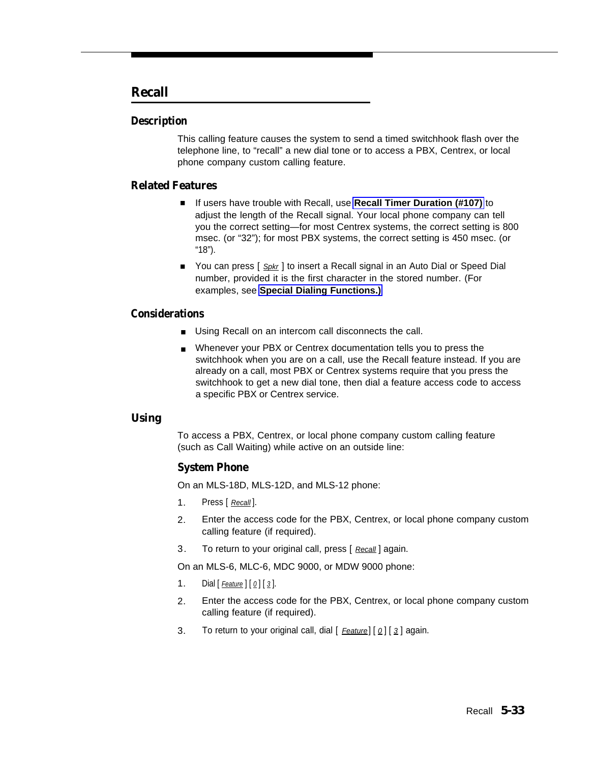# Recall

## Description

This calling feature causes the system to send a timed switchhook flash over the telephone line, to "recall" a new dial tone or to access a PBX, Centrex, or local phone company custom calling feature.

## Related Features

- If users have trouble with Recall, use **Recall Timer Duration (#107)** to adjust the length of the Recall signal. Your local phone company can tell you the correct setting—for most Centrex systems, the correct setting is 800 msec. (or "32"); for most PBX systems, the correct setting is 450 msec. (or "18").
- You can press [ *Spkr* ] to insert a Recall signal in an Auto Dial or Speed Dial number, provided it is the first character in the stored number. (For examples, see **Special Dialing Functions.)**

## Considerations

- Using Recall on an intercom call disconnects the call.
- Whenever your PBX or Centrex documentation tells you to press the switchhook when you are on a call, use the Recall feature instead. If you are already on a call, most PBX or Centrex systems require that you press the switchhook to get a new dial tone, then dial a feature access code to access a specific PBX or Centrex service.

## Using

To access a PBX, Centrex, or local phone company custom calling feature (such as Call Waiting) while active on an outside line:

### System Phone

On an MLS-18D, MLS-12D, and MLS-12 phone:

1. Press [ *Recall* ].
2. Enter the access code for the PBX, Centrex, or local phone company custom calling feature (if required).
3. To return to your original call, press [ *Recall* ] again.

On an MLS-6, MLC-6, MDC 9000, or MDW 9000 phone:

1. Dial [ *Feature* ] [ *0* ] [ *3* ].
2. Enter the access code for the PBX, Centrex, or local phone company custom calling feature (if required).
3. To return to your original call, dial [ *Feature* ] [ *0* ] [ *3* ] again.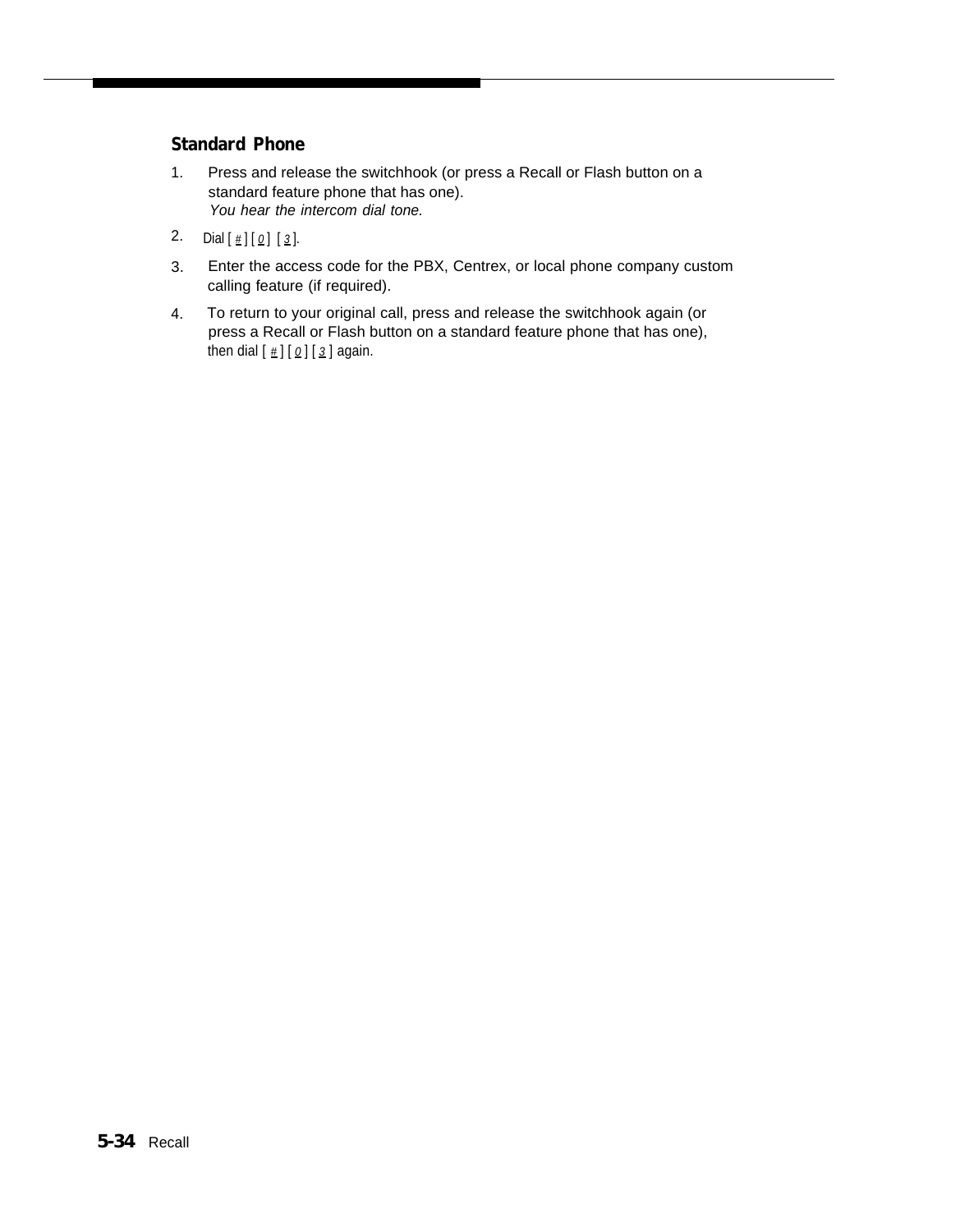### Standard Phone

1. Press and release the switchhook (or press a Recall or Flash button on a standard feature phone that has one).
   *You hear the intercom dial tone.*
2. Dial [ # ] [ 0 ] [ 3 ].
3. Enter the access code for the PBX, Centrex, or local phone company custom calling feature (if required).
4. To return to your original call, press and release the switchhook again (or press a Recall or Flash button on a standard feature phone that has one), then dial [ # ] [ 0 ] [ 3 ] again.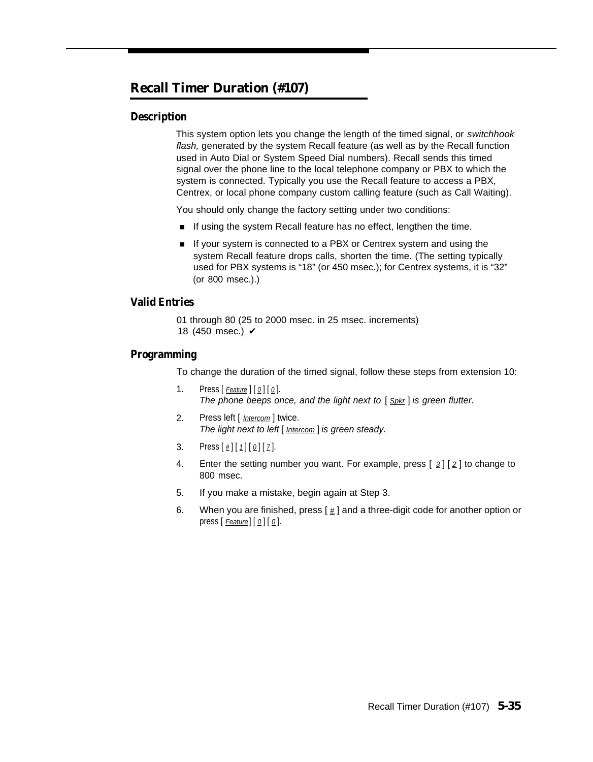# Recall Timer Duration (#107)

## Description

This system option lets you change the length of the timed signal, or *switchhook flash,* generated by the system Recall feature (as well as by the Recall function used in Auto Dial or System Speed Dial numbers). Recall sends this timed signal over the phone line to the local telephone company or PBX to which the system is connected. Typically you use the Recall feature to access a PBX, Centrex, or local phone company custom calling feature (such as Call Waiting).

You should only change the factory setting under two conditions:

- If using the system Recall feature has no effect, lengthen the time.
- If your system is connected to a PBX or Centrex system and using the system Recall feature drops calls, shorten the time. (The setting typically used for PBX systems is "18" (or 450 msec.); for Centrex systems, it is "32" (or 800 msec.).)

## Valid Entries

01 through 80 (25 to 2000 msec. in 25 msec. increments)
18 (450 msec.) ✔

## Programming

To change the duration of the timed signal, follow these steps from extension 10:

1. Press [ Feature ] [ 0 ] [ 0 ].
   *The phone beeps once, and the light next to* [ Spkr ] *is green flutter.*
2. Press left [ Intercom ] twice.
   *The light next to left* [ Intercom ] *is green steady.*
3. Press [ # ] [ 1 ] [ 0 ] [ 7 ].
4. Enter the setting number you want. For example, press [ 3 ] [ 2 ] to change to 800 msec.
5. If you make a mistake, begin again at Step 3.
6. When you are finished, press [ # ] and a three-digit code for another option or press [ Feature ] [ 0 ] [ 0 ].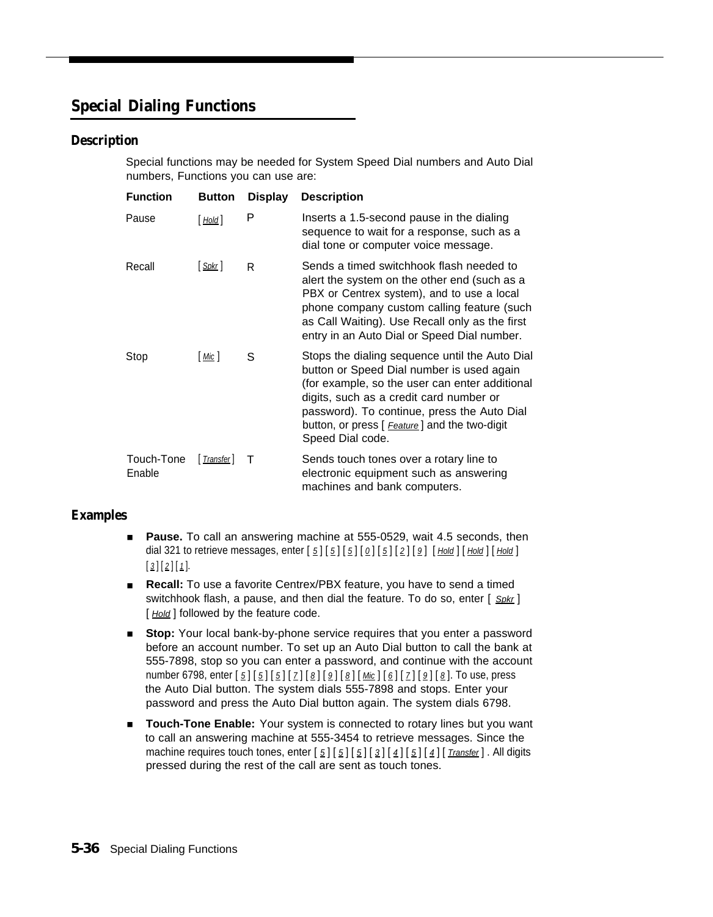## Special Dialing Functions

### Description

Special functions may be needed for System Speed Dial numbers and Auto Dial numbers, Functions you can use are:

| Function | Button | Display | Description |
|---|---|---|---|
| Pause | [ Hold ] | P | Inserts a 1.5-second pause in the dialing sequence to wait for a response, such as a dial tone or computer voice message. |
| Recall | [ Spkr ] | R | Sends a timed switchhook flash needed to alert the system on the other end (such as a PBX or Centrex system), and to use a local phone company custom calling feature (such as Call Waiting). Use Recall only as the first entry in an Auto Dial or Speed Dial number. |
| Stop | [ Mic ] | S | Stops the dialing sequence until the Auto Dial button or Speed Dial number is used again (for example, so the user can enter additional digits, such as a credit card number or password). To continue, press the Auto Dial button, or press [ Feature ] and the two-digit Speed Dial code. |
| Touch-Tone Enable | [ Transfer ] | T | Sends touch tones over a rotary line to electronic equipment such as answering machines and bank computers. |

### Examples

- **Pause.** To call an answering machine at 555-0529, wait 4.5 seconds, then dial 321 to retrieve messages, enter [ 5 ] [ 5 ] [ 5 ] [ 0 ] [ 5 ] [ 2 ] [ 9 ] [ Hold ] [ Hold ] [ Hold ] [ 3 ] [ 2 ] [ 1 ].
- **Recall:** To use a favorite Centrex/PBX feature, you have to send a timed switchhook flash, a pause, and then dial the feature. To do so, enter [ Spkr ] [ Hold ] followed by the feature code.
- **Stop:** Your local bank-by-phone service requires that you enter a password before an account number. To set up an Auto Dial button to call the bank at 555-7898, stop so you can enter a password, and continue with the account number 6798, enter [ 5 ] [ 5 ] [ 5 ] [ 7 ] [ 8 ] [ 9 ] [ 8 ] [ Mic ] [ 6 ] [ 7 ] [ 9 ] [ 8 ]. To use, press the Auto Dial button. The system dials 555-7898 and stops. Enter your password and press the Auto Dial button again. The system dials 6798.
- **Touch-Tone Enable:** Your system is connected to rotary lines but you want to call an answering machine at 555-3454 to retrieve messages. Since the machine requires touch tones, enter [ 5 ] [ 5 ] [ 5 ] [ 3 ] [ 4 ] [ 5 ] [ 4 ] [ Transfer ] . All digits pressed during the rest of the call are sent as touch tones.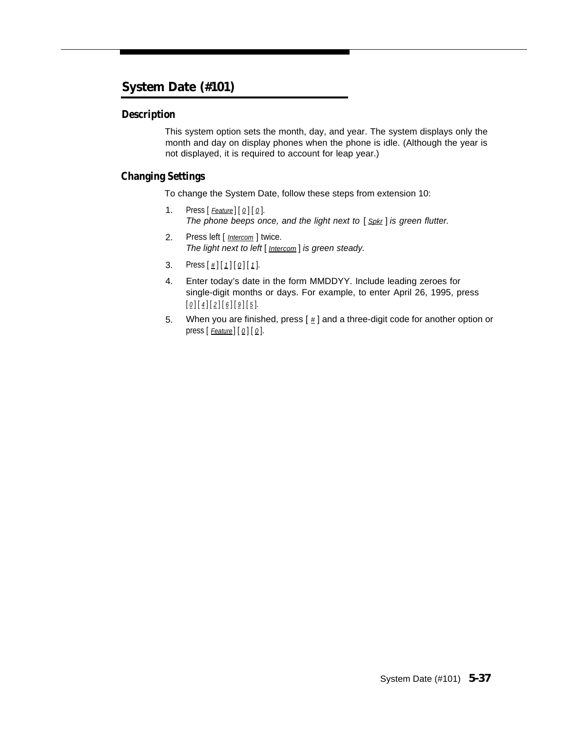## System Date (#101)

### Description

This system option sets the month, day, and year. The system displays only the month and day on display phones when the phone is idle. (Although the year is not displayed, it is required to account for leap year.)

### Changing Settings

To change the System Date, follow these steps from extension 10:

1. Press [ Feature ] [ 0 ] [ 0 ].
   *The phone beeps once, and the light next to [ Spkr ] is green flutter.*
2. Press left [ Intercom ] twice.
   *The light next to left [ Intercom ] is green steady.*
3. Press [ # ] [ 1 ] [ 0 ] [ 1 ].
4. Enter today's date in the form MMDDYY. Include leading zeroes for single-digit months or days. For example, to enter April 26, 1995, press [ 0 ] [ 4 ] [ 2 ] [ 6 ] [ 9 ] [ 5 ].
5. When you are finished, press [ # ] and a three-digit code for another option or press [ Feature ] [ 0 ] [ 0 ].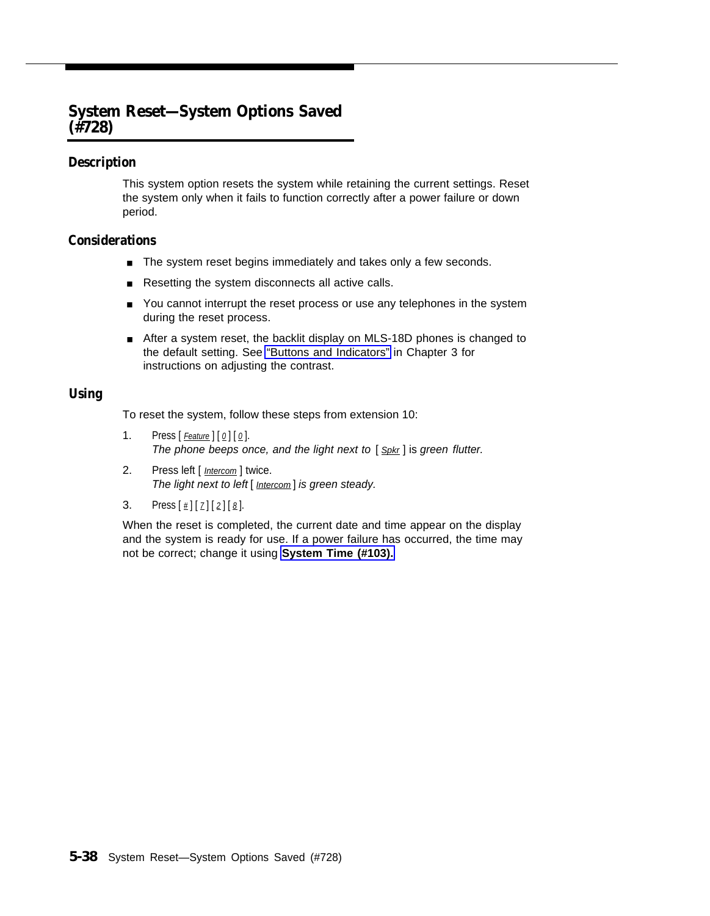## System Reset—System Options Saved (#728)

### Description

This system option resets the system while retaining the current settings. Reset the system only when it fails to function correctly after a power failure or down period.

### Considerations

- The system reset begins immediately and takes only a few seconds.
- Resetting the system disconnects all active calls.
- You cannot interrupt the reset process or use any telephones in the system during the reset process.
- After a system reset, the backlit display on MLS-18D phones is changed to the default setting. See "Buttons and Indicators" in Chapter 3 for instructions on adjusting the contrast.

### Using

To reset the system, follow these steps from extension 10:

1. Press [ Feature ] [ 0 ] [ 0 ].
   *The phone beeps once, and the light next to* [ Spkr ] *is green flutter.*
2. Press left [ Intercom ] twice.
   *The light next to left* [ Intercom ] *is green steady.*
3. Press [ # ] [ 7 ] [ 2 ] [ 8 ].

When the reset is completed, the current date and time appear on the display and the system is ready for use. If a power failure has occurred, the time may not be correct; change it using **System Time (#103).**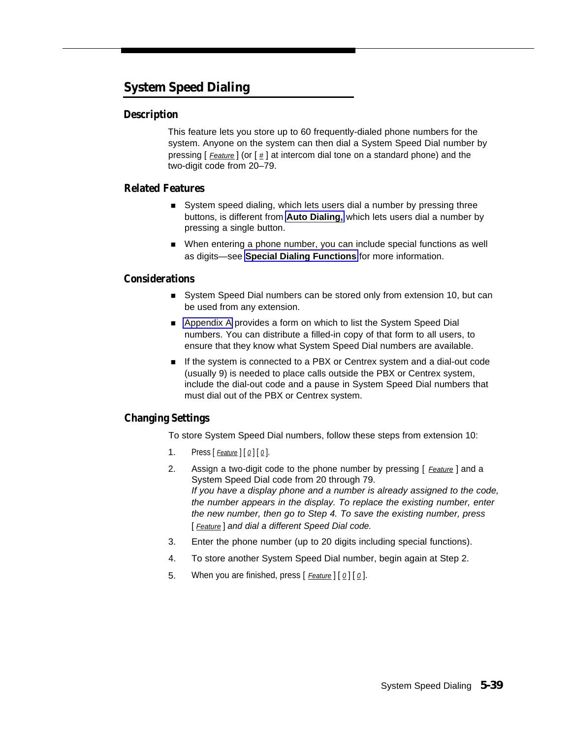## System Speed Dialing

### Description

This feature lets you store up to 60 frequently-dialed phone numbers for the system. Anyone on the system can then dial a System Speed Dial number by pressing [ Feature ] (or [ # ] at intercom dial tone on a standard phone) and the two-digit code from 20–79.

### Related Features

- System speed dialing, which lets users dial a number by pressing three buttons, is different from **Auto Dialing,** which lets users dial a number by pressing a single button.
- When entering a phone number, you can include special functions as well as digits—see **Special Dialing Functions** for more information.

### Considerations

- System Speed Dial numbers can be stored only from extension 10, but can be used from any extension.
- Appendix A provides a form on which to list the System Speed Dial numbers. You can distribute a filled-in copy of that form to all users, to ensure that they know what System Speed Dial numbers are available.
- If the system is connected to a PBX or Centrex system and a dial-out code (usually 9) is needed to place calls outside the PBX or Centrex system, include the dial-out code and a pause in System Speed Dial numbers that must dial out of the PBX or Centrex system.

### Changing Settings

To store System Speed Dial numbers, follow these steps from extension 10:

1. Press [ Feature ] [ 0 ] [ 0 ].
2. Assign a two-digit code to the phone number by pressing [ Feature ] and a System Speed Dial code from 20 through 79.
   *If you have a display phone and a number is already assigned to the code, the number appears in the display. To replace the existing number, enter the new number, then go to Step 4. To save the existing number, press [ Feature ] and dial a different Speed Dial code.*
3. Enter the phone number (up to 20 digits including special functions).
4. To store another System Speed Dial number, begin again at Step 2.
5. When you are finished, press [ Feature ] [ 0 ] [ 0 ].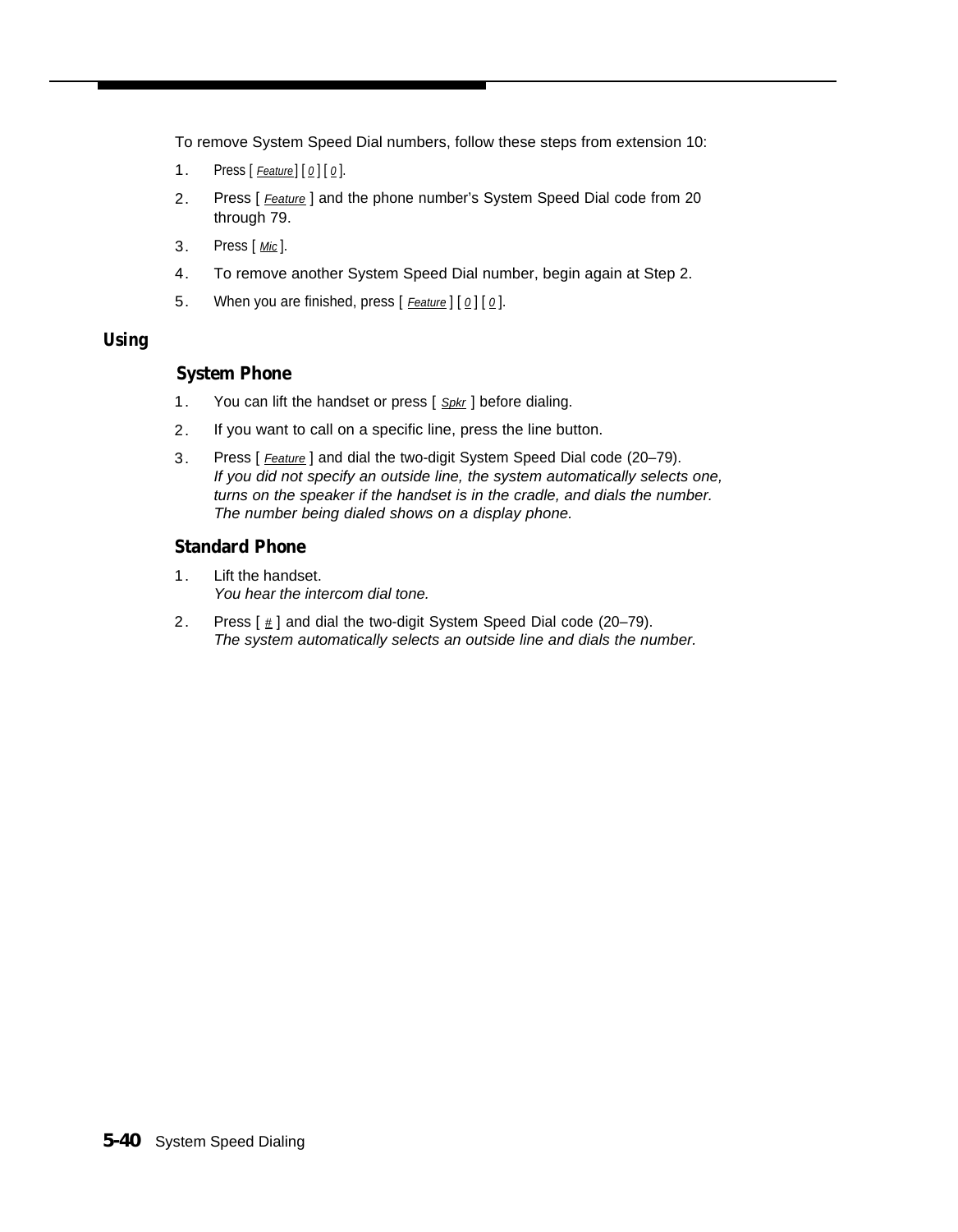To remove System Speed Dial numbers, follow these steps from extension 10:

1. Press [ Feature ] [ 0 ] [ 0 ].
2. Press [ Feature ] and the phone number's System Speed Dial code from 20 through 79.
3. Press [ Mic ].
4. To remove another System Speed Dial number, begin again at Step 2.
5. When you are finished, press [ Feature ] [ 0 ] [ 0 ].

## Using

### System Phone

1. You can lift the handset or press [ Spkr ] before dialing.
2. If you want to call on a specific line, press the line button.
3. Press [ Feature ] and dial the two-digit System Speed Dial code (20–79).
   *If you did not specify an outside line, the system automatically selects one, turns on the speaker if the handset is in the cradle, and dials the number. The number being dialed shows on a display phone.*

### Standard Phone

1. Lift the handset.
   *You hear the intercom dial tone.*
2. Press [ # ] and dial the two-digit System Speed Dial code (20–79).
   *The system automatically selects an outside line and dials the number.*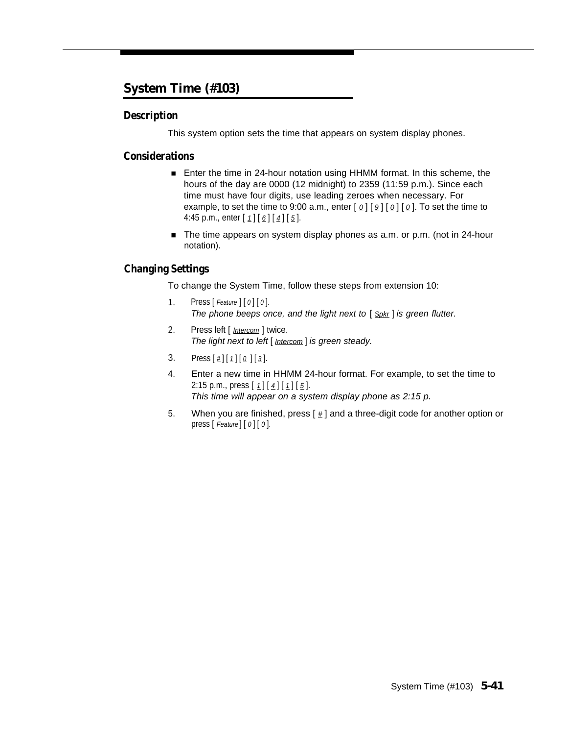## System Time (#103)

### Description

This system option sets the time that appears on system display phones.

### Considerations

- Enter the time in 24-hour notation using HHMM format. In this scheme, the hours of the day are 0000 (12 midnight) to 2359 (11:59 p.m.). Since each time must have four digits, use leading zeroes when necessary. For example, to set the time to 9:00 a.m., enter [ 0 ] [ 9 ] [ 0 ] [ 0 ]. To set the time to 4:45 p.m., enter [ 1 ] [ 6 ] [ 4 ] [ 5 ].
- The time appears on system display phones as a.m. or p.m. (not in 24-hour notation).

### Changing Settings

To change the System Time, follow these steps from extension 10:

1. Press [ Feature ] [ 0 ] [ 0 ].
   *The phone beeps once, and the light next to [ Spkr ] is green flutter.*
2. Press left [ Intercom ] twice.
   *The light next to left [ Intercom ] is green steady.*
3. Press [ # ] [ 1 ] [ 0 ] [ 3 ].
4. Enter a new time in HHMM 24-hour format. For example, to set the time to 2:15 p.m., press [ 1 ] [ 4 ] [ 1 ] [ 5 ].
   *This time will appear on a system display phone as 2:15 p.*
5. When you are finished, press [ # ] and a three-digit code for another option or press [ Feature ] [ 0 ] [ 0 ].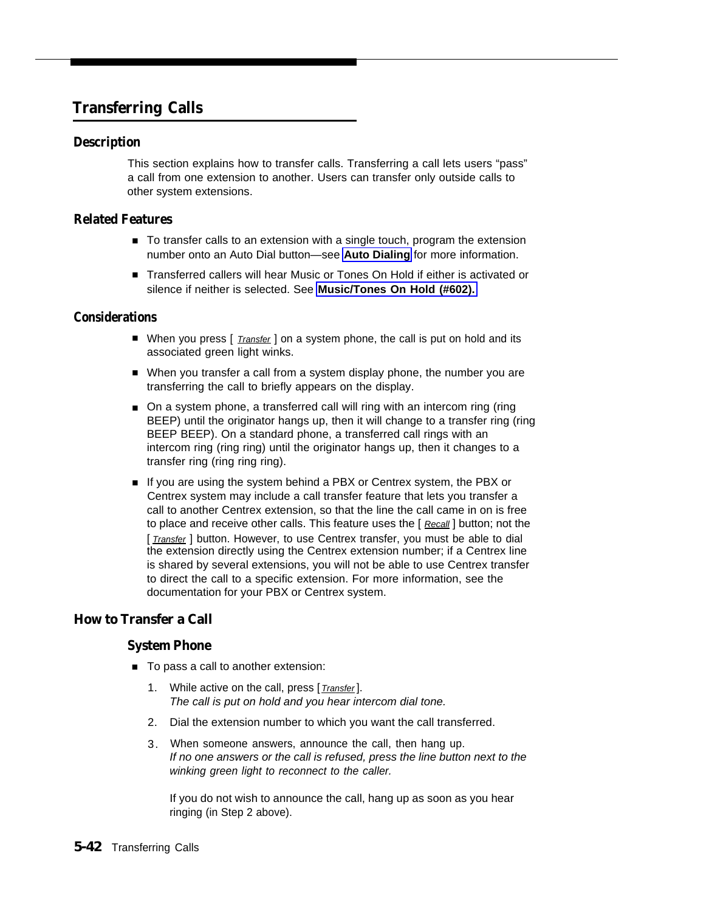# Transferring Calls

## Description

This section explains how to transfer calls. Transferring a call lets users "pass" a call from one extension to another. Users can transfer only outside calls to other system extensions.

## Related Features

- To transfer calls to an extension with a single touch, program the extension number onto an Auto Dial button—see **Auto Dialing** for more information.
- Transferred callers will hear Music or Tones On Hold if either is activated or silence if neither is selected. See **Music/Tones On Hold (#602).**

## Considerations

- When you press [ *Transfer* ] on a system phone, the call is put on hold and its associated green light winks.
- When you transfer a call from a system display phone, the number you are transferring the call to briefly appears on the display.
- On a system phone, a transferred call will ring with an intercom ring (ring BEEP) until the originator hangs up, then it will change to a transfer ring (ring BEEP BEEP). On a standard phone, a transferred call rings with an intercom ring (ring ring) until the originator hangs up, then it changes to a transfer ring (ring ring ring).
- If you are using the system behind a PBX or Centrex system, the PBX or Centrex system may include a call transfer feature that lets you transfer a call to another Centrex extension, so that the line the call came in on is free to place and receive other calls. This feature uses the [ *Recall* ] button; not the [ *Transfer* ] button. However, to use Centrex transfer, you must be able to dial the extension directly using the Centrex extension number; if a Centrex line is shared by several extensions, you will not be able to use Centrex transfer to direct the call to a specific extension. For more information, see the documentation for your PBX or Centrex system.

## How to Transfer a Call

### System Phone

- To pass a call to another extension:
  1. While active on the call, press [ *Transfer* ].
     *The call is put on hold and you hear intercom dial tone.*
  2. Dial the extension number to which you want the call transferred.
  3. When someone answers, announce the call, then hang up.
     *If no one answers or the call is refused, press the line button next to the winking green light to reconnect to the caller.*

     If you do not wish to announce the call, hang up as soon as you hear ringing (in Step 2 above).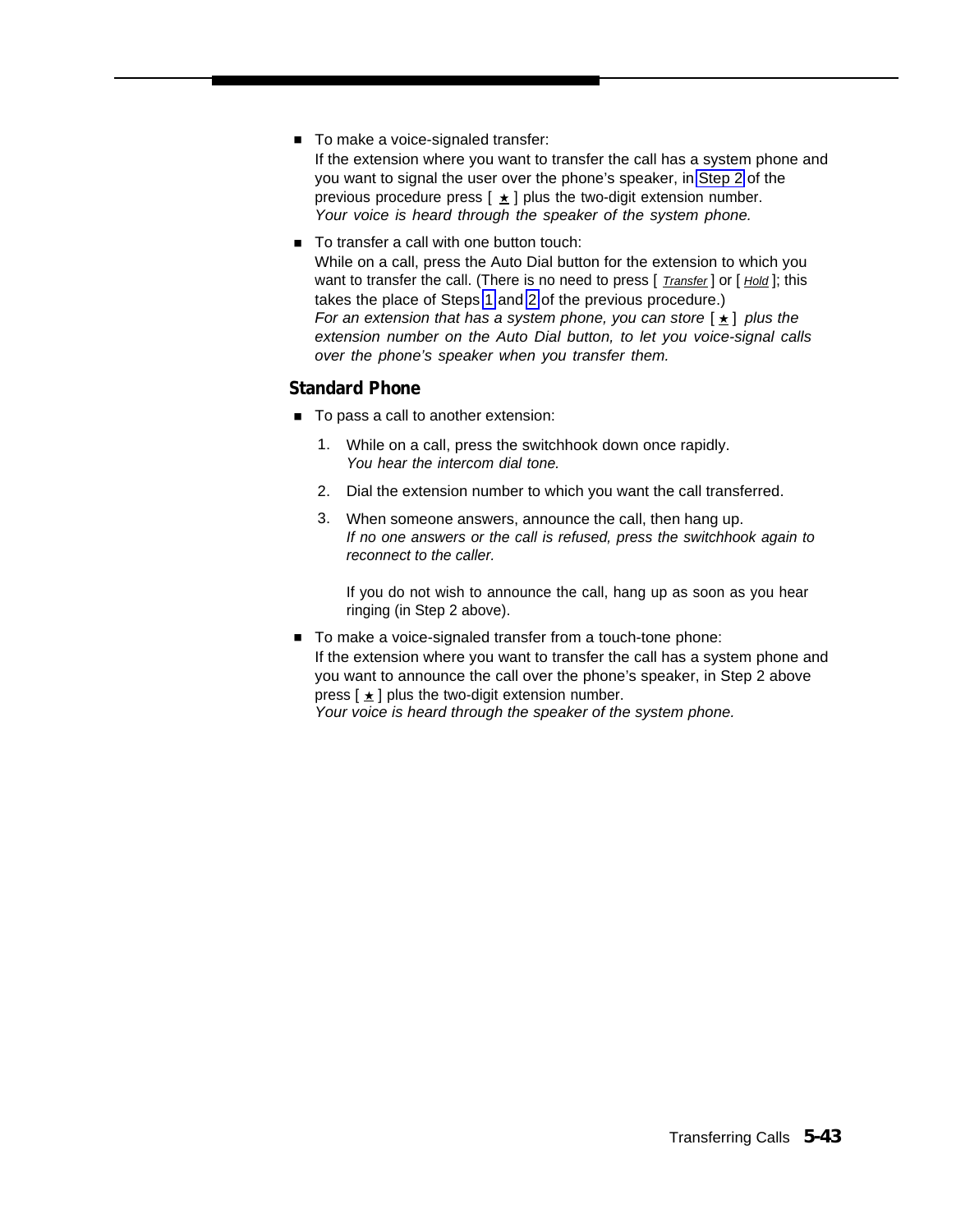- To make a voice-signaled transfer:
  If the extension where you want to transfer the call has a system phone and you want to signal the user over the phone's speaker, in Step 2 of the previous procedure press [ ★ ] plus the two-digit extension number.
  *Your voice is heard through the speaker of the system phone.*

- To transfer a call with one button touch:
  While on a call, press the Auto Dial button for the extension to which you want to transfer the call. (There is no need to press [ *Transfer* ] or [ *Hold* ]; this takes the place of Steps 1 and 2 of the previous procedure.)
  *For an extension that has a system phone, you can store [ ★ ] plus the extension number on the Auto Dial button, to let you voice-signal calls over the phone's speaker when you transfer them.*

### Standard Phone

- To pass a call to another extension:

  1. While on a call, press the switchhook down once rapidly.
     *You hear the intercom dial tone.*

  2. Dial the extension number to which you want the call transferred.

  3. When someone answers, announce the call, then hang up.
     *If no one answers or the call is refused, press the switchhook again to reconnect to the caller.*

     If you do not wish to announce the call, hang up as soon as you hear ringing (in Step 2 above).

- To make a voice-signaled transfer from a touch-tone phone:
  If the extension where you want to transfer the call has a system phone and you want to announce the call over the phone's speaker, in Step 2 above press [ ★ ] plus the two-digit extension number.
  *Your voice is heard through the speaker of the system phone.*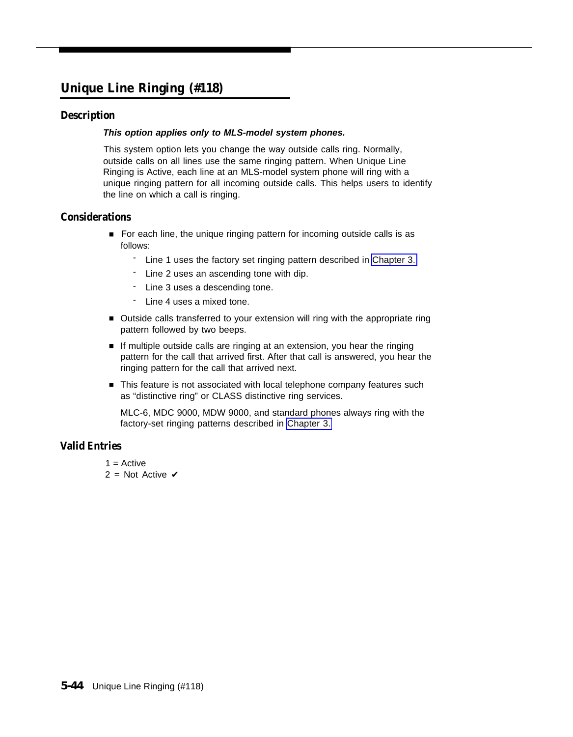## Unique Line Ringing (#118)

### Description

***This option applies only to MLS-model system phones.***

This system option lets you change the way outside calls ring. Normally, outside calls on all lines use the same ringing pattern. When Unique Line Ringing is Active, each line at an MLS-model system phone will ring with a unique ringing pattern for all incoming outside calls. This helps users to identify the line on which a call is ringing.

### Considerations

- For each line, the unique ringing pattern for incoming outside calls is as follows:
  - Line 1 uses the factory set ringing pattern described in Chapter 3.
  - Line 2 uses an ascending tone with dip.
  - Line 3 uses a descending tone.
  - Line 4 uses a mixed tone.
- Outside calls transferred to your extension will ring with the appropriate ring pattern followed by two beeps.
- If multiple outside calls are ringing at an extension, you hear the ringing pattern for the call that arrived first. After that call is answered, you hear the ringing pattern for the call that arrived next.
- This feature is not associated with local telephone company features such as “distinctive ring” or CLASS distinctive ring services.

  MLC-6, MDC 9000, MDW 9000, and standard phones always ring with the factory-set ringing patterns described in Chapter 3.

### Valid Entries

1 = Active
2 = Not Active ✔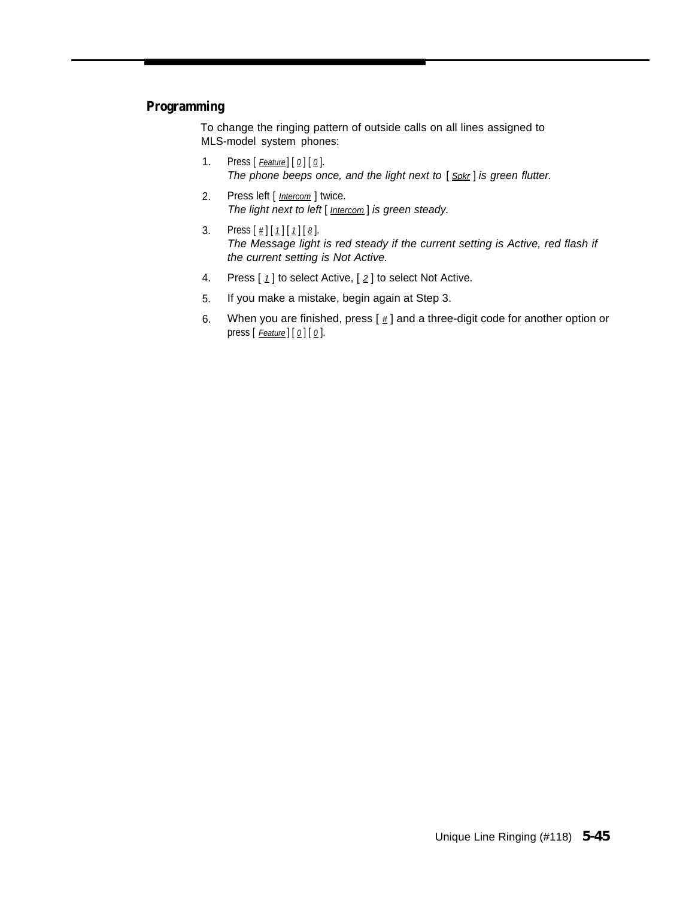## Programming

To change the ringing pattern of outside calls on all lines assigned to MLS-model system phones:

1. Press [ Feature ] [ 0 ] [ 0 ].
   *The phone beeps once, and the light next to* [ Spkr ] *is green flutter.*
2. Press left [ Intercom ] twice.
   *The light next to left* [ Intercom ] *is green steady.*
3. Press [ # ] [ 1 ] [ 1 ] [ 8 ].
   *The Message light is red steady if the current setting is Active, red flash if the current setting is Not Active.*
4. Press [ 1 ] to select Active, [ 2 ] to select Not Active.
5. If you make a mistake, begin again at Step 3.
6. When you are finished, press [ # ] and a three-digit code for another option or press [ Feature ] [ 0 ] [ 0 ].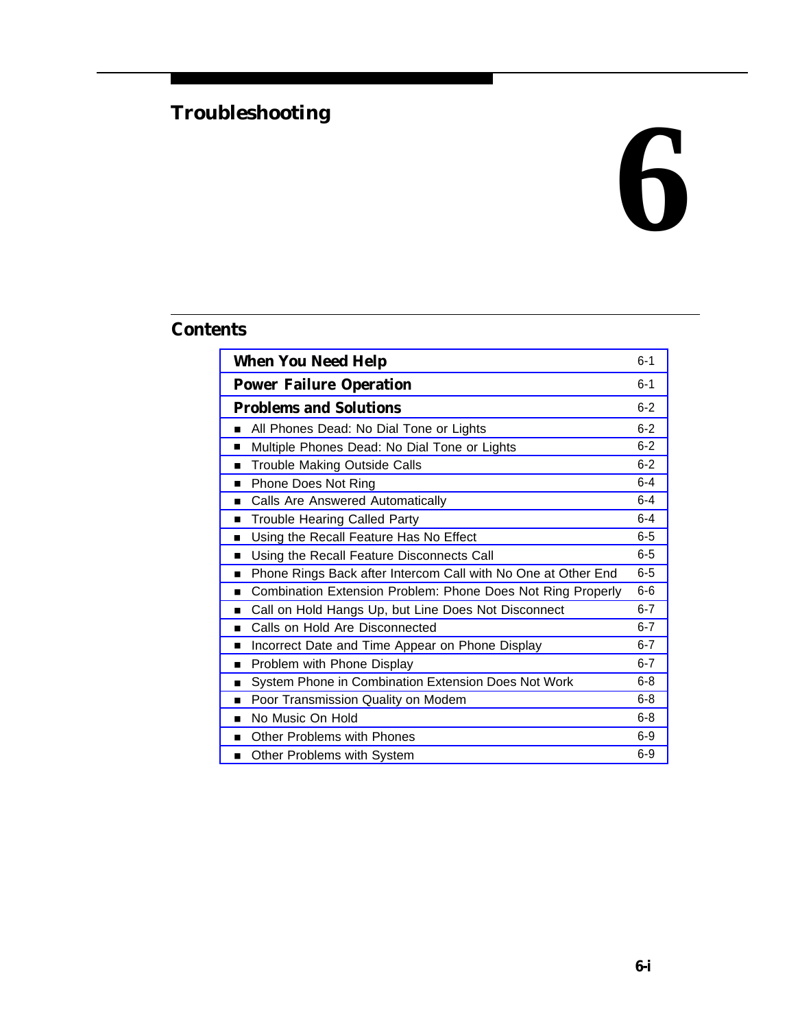# Troubleshooting

# 6

## Contents

| | |
|---|---|
| **When You Need Help** | 6-1 |
| **Power Failure Operation** | 6-1 |
| **Problems and Solutions** | 6-2 |
| ■ All Phones Dead: No Dial Tone or Lights | 6-2 |
| ■ Multiple Phones Dead: No Dial Tone or Lights | 6-2 |
| ■ Trouble Making Outside Calls | 6-2 |
| ■ Phone Does Not Ring | 6-4 |
| ■ Calls Are Answered Automatically | 6-4 |
| ■ Trouble Hearing Called Party | 6-4 |
| ■ Using the Recall Feature Has No Effect | 6-5 |
| ■ Using the Recall Feature Disconnects Call | 6-5 |
| ■ Phone Rings Back after Intercom Call with No One at Other End | 6-5 |
| ■ Combination Extension Problem: Phone Does Not Ring Properly | 6-6 |
| ■ Call on Hold Hangs Up, but Line Does Not Disconnect | 6-7 |
| ■ Calls on Hold Are Disconnected | 6-7 |
| ■ Incorrect Date and Time Appear on Phone Display | 6-7 |
| ■ Problem with Phone Display | 6-7 |
| ■ System Phone in Combination Extension Does Not Work | 6-8 |
| ■ Poor Transmission Quality on Modem | 6-8 |
| ■ No Music On Hold | 6-8 |
| ■ Other Problems with Phones | 6-9 |
| ■ Other Problems with System | 6-9 |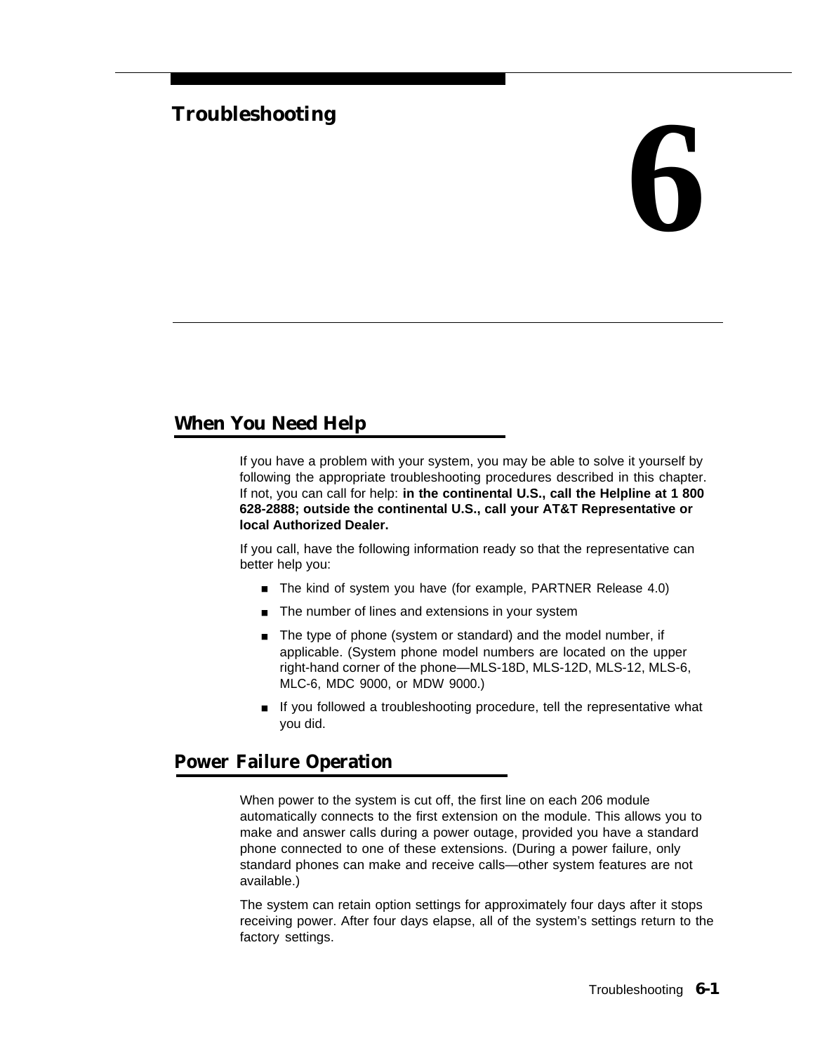# Troubleshooting

# 6

## When You Need Help

If you have a problem with your system, you may be able to solve it yourself by following the appropriate troubleshooting procedures described in this chapter. If not, you can call for help: **in the continental U.S., call the Helpline at 1 800 628-2888; outside the continental U.S., call your AT&T Representative or local Authorized Dealer.**

If you call, have the following information ready so that the representative can better help you:

- The kind of system you have (for example, PARTNER Release 4.0)
- The number of lines and extensions in your system
- The type of phone (system or standard) and the model number, if applicable. (System phone model numbers are located on the upper right-hand corner of the phone—MLS-18D, MLS-12D, MLS-12, MLS-6, MLC-6, MDC 9000, or MDW 9000.)
- If you followed a troubleshooting procedure, tell the representative what you did.

## Power Failure Operation

When power to the system is cut off, the first line on each 206 module automatically connects to the first extension on the module. This allows you to make and answer calls during a power outage, provided you have a standard phone connected to one of these extensions. (During a power failure, only standard phones can make and receive calls—other system features are not available.)

The system can retain option settings for approximately four days after it stops receiving power. After four days elapse, all of the system's settings return to the factory settings.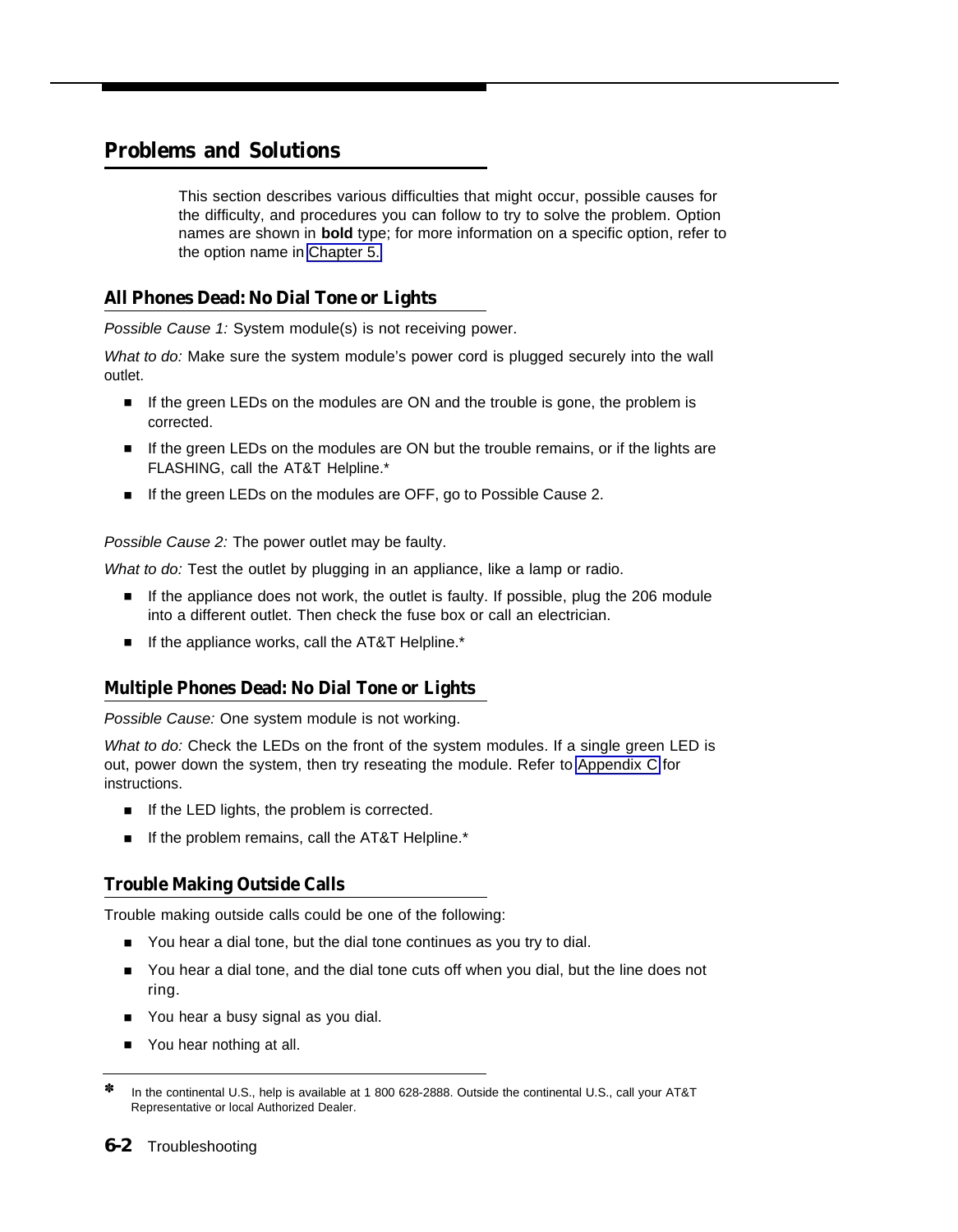## Problems and Solutions

This section describes various difficulties that might occur, possible causes for the difficulty, and procedures you can follow to try to solve the problem. Option names are shown in **bold** type; for more information on a specific option, refer to the option name in Chapter 5.

### All Phones Dead: No Dial Tone or Lights

*Possible Cause 1:* System module(s) is not receiving power.

*What to do:* Make sure the system module's power cord is plugged securely into the wall outlet.

- If the green LEDs on the modules are ON and the trouble is gone, the problem is corrected.
- If the green LEDs on the modules are ON but the trouble remains, or if the lights are FLASHING, call the AT&T Helpline.*
- If the green LEDs on the modules are OFF, go to Possible Cause 2.

*Possible Cause 2:* The power outlet may be faulty.

*What to do:* Test the outlet by plugging in an appliance, like a lamp or radio.

- If the appliance does not work, the outlet is faulty. If possible, plug the 206 module into a different outlet. Then check the fuse box or call an electrician.
- If the appliance works, call the AT&T Helpline.*

### Multiple Phones Dead: No Dial Tone or Lights

*Possible Cause:* One system module is not working.

*What to do:* Check the LEDs on the front of the system modules. If a single green LED is out, power down the system, then try reseating the module. Refer to Appendix C for instructions.

- If the LED lights, the problem is corrected.
- If the problem remains, call the AT&T Helpline.*

### Trouble Making Outside Calls

Trouble making outside calls could be one of the following:

- You hear a dial tone, but the dial tone continues as you try to dial.
- You hear a dial tone, and the dial tone cuts off when you dial, but the line does not ring.
- You hear a busy signal as you dial.
- You hear nothing at all.

---

* In the continental U.S., help is available at 1 800 628-2888. Outside the continental U.S., call your AT&T Representative or local Authorized Dealer.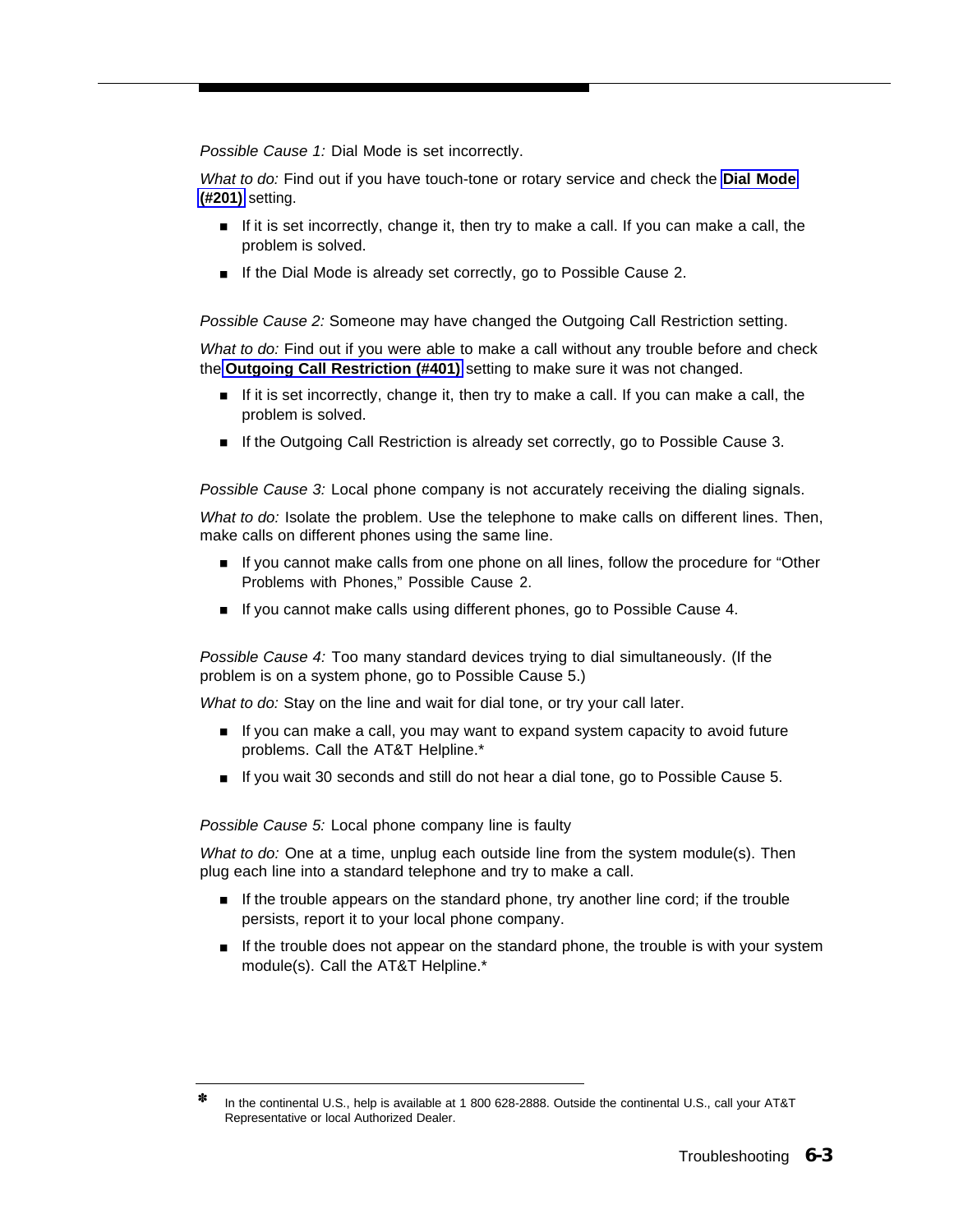*Possible Cause 1:* Dial Mode is set incorrectly.

*What to do:* Find out if you have touch-tone or rotary service and check the **Dial Mode (#201)** setting.

- If it is set incorrectly, change it, then try to make a call. If you can make a call, the problem is solved.
- If the Dial Mode is already set correctly, go to Possible Cause 2.

*Possible Cause 2:* Someone may have changed the Outgoing Call Restriction setting.

*What to do:* Find out if you were able to make a call without any trouble before and check the **Outgoing Call Restriction (#401)** setting to make sure it was not changed.

- If it is set incorrectly, change it, then try to make a call. If you can make a call, the problem is solved.
- If the Outgoing Call Restriction is already set correctly, go to Possible Cause 3.

*Possible Cause 3:* Local phone company is not accurately receiving the dialing signals.

*What to do:* Isolate the problem. Use the telephone to make calls on different lines. Then, make calls on different phones using the same line.

- If you cannot make calls from one phone on all lines, follow the procedure for “Other Problems with Phones,” Possible Cause 2.
- If you cannot make calls using different phones, go to Possible Cause 4.

*Possible Cause 4:* Too many standard devices trying to dial simultaneously. (If the problem is on a system phone, go to Possible Cause 5.)

*What to do:* Stay on the line and wait for dial tone, or try your call later.

- If you can make a call, you may want to expand system capacity to avoid future problems. Call the AT&T Helpline.*
- If you wait 30 seconds and still do not hear a dial tone, go to Possible Cause 5.

*Possible Cause 5:* Local phone company line is faulty

*What to do:* One at a time, unplug each outside line from the system module(s). Then plug each line into a standard telephone and try to make a call.

- If the trouble appears on the standard phone, try another line cord; if the trouble persists, report it to your local phone company.
- If the trouble does not appear on the standard phone, the trouble is with your system module(s). Call the AT&T Helpline.*

---

\* In the continental U.S., help is available at 1 800 628-2888. Outside the continental U.S., call your AT&T Representative or local Authorized Dealer.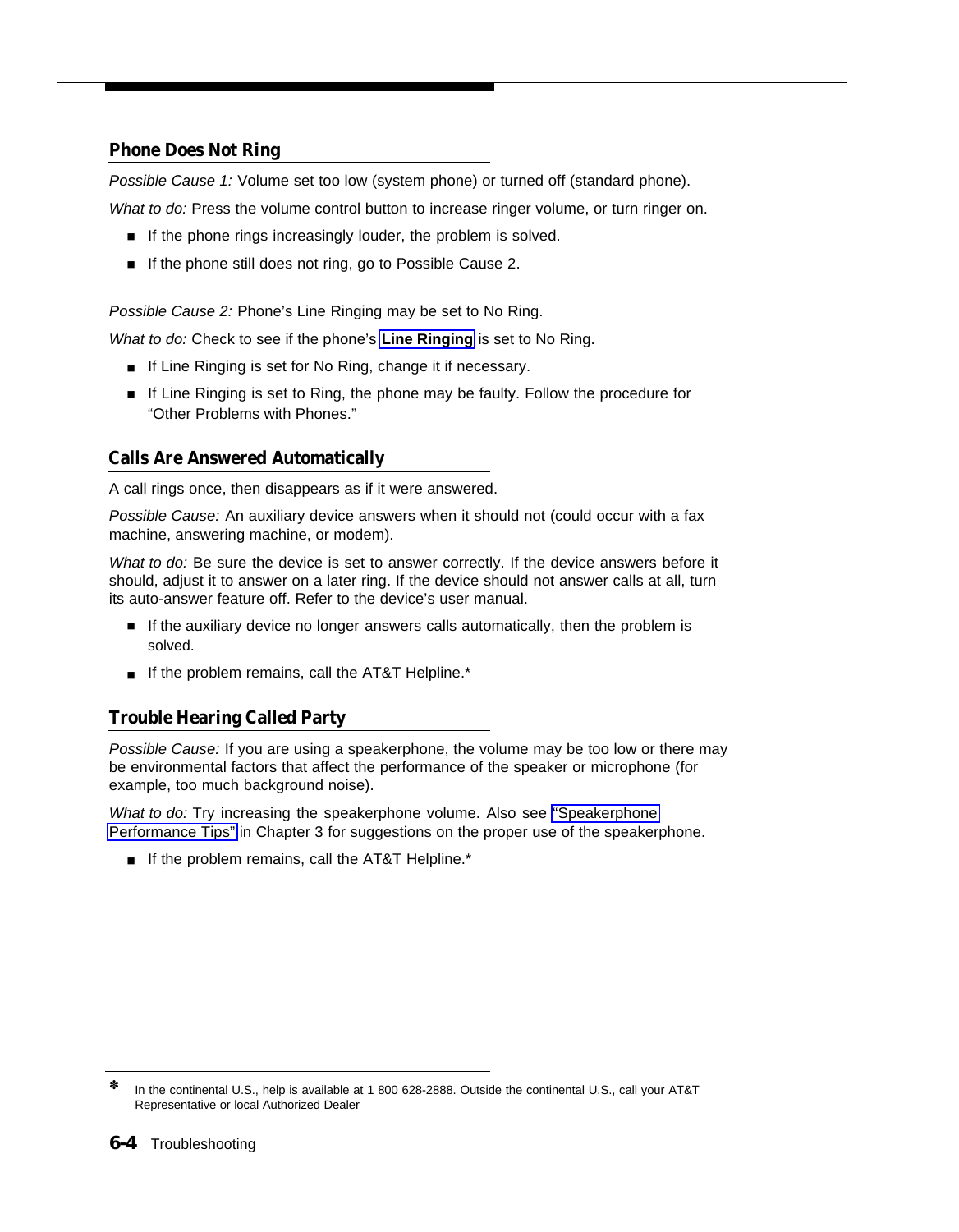## Phone Does Not Ring

*Possible Cause 1:* Volume set too low (system phone) or turned off (standard phone).

*What to do:* Press the volume control button to increase ringer volume, or turn ringer on.

- If the phone rings increasingly louder, the problem is solved.
- If the phone still does not ring, go to Possible Cause 2.

*Possible Cause 2:* Phone's Line Ringing may be set to No Ring.

*What to do:* Check to see if the phone's **Line Ringing** is set to No Ring.

- If Line Ringing is set for No Ring, change it if necessary.
- If Line Ringing is set to Ring, the phone may be faulty. Follow the procedure for "Other Problems with Phones."

## Calls Are Answered Automatically

A call rings once, then disappears as if it were answered.

*Possible Cause:* An auxiliary device answers when it should not (could occur with a fax machine, answering machine, or modem).

*What to do:* Be sure the device is set to answer correctly. If the device answers before it should, adjust it to answer on a later ring. If the device should not answer calls at all, turn its auto-answer feature off. Refer to the device's user manual.

- If the auxiliary device no longer answers calls automatically, then the problem is solved.
- If the problem remains, call the AT&T Helpline.*

## Trouble Hearing Called Party

*Possible Cause:* If you are using a speakerphone, the volume may be too low or there may be environmental factors that affect the performance of the speaker or microphone (for example, too much background noise).

*What to do:* Try increasing the speakerphone volume. Also see "Speakerphone Performance Tips" in Chapter 3 for suggestions on the proper use of the speakerphone.

- If the problem remains, call the AT&T Helpline.*

---

\* In the continental U.S., help is available at 1 800 628-2888. Outside the continental U.S., call your AT&T Representative or local Authorized Dealer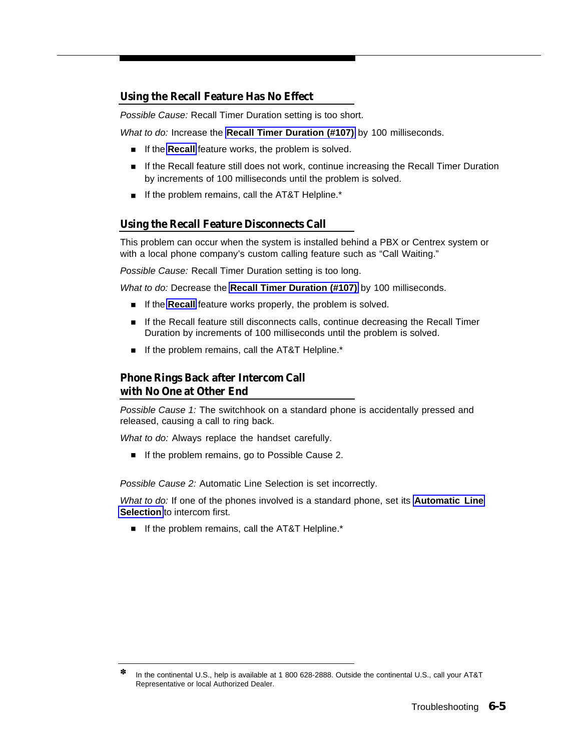## Using the Recall Feature Has No Effect

*Possible Cause:* Recall Timer Duration setting is too short.

*What to do:* Increase the **Recall Timer Duration (#107)** by 100 milliseconds.

- If the **Recall** feature works, the problem is solved.
- If the Recall feature still does not work, continue increasing the Recall Timer Duration by increments of 100 milliseconds until the problem is solved.
- If the problem remains, call the AT&T Helpline.*

## Using the Recall Feature Disconnects Call

This problem can occur when the system is installed behind a PBX or Centrex system or with a local phone company's custom calling feature such as "Call Waiting."

*Possible Cause:* Recall Timer Duration setting is too long.

*What to do:* Decrease the **Recall Timer Duration (#107)** by 100 milliseconds.

- If the **Recall** feature works properly, the problem is solved.
- If the Recall feature still disconnects calls, continue decreasing the Recall Timer Duration by increments of 100 milliseconds until the problem is solved.
- If the problem remains, call the AT&T Helpline.*

## Phone Rings Back after Intercom Call with No One at Other End

*Possible Cause 1:* The switchhook on a standard phone is accidentally pressed and released, causing a call to ring back.

*What to do:* Always replace the handset carefully.

- If the problem remains, go to Possible Cause 2.

*Possible Cause 2:* Automatic Line Selection is set incorrectly.

*What to do:* If one of the phones involved is a standard phone, set its **Automatic Line Selection** to intercom first.

- If the problem remains, call the AT&T Helpline.*

---

\* In the continental U.S., help is available at 1 800 628-2888. Outside the continental U.S., call your AT&T Representative or local Authorized Dealer.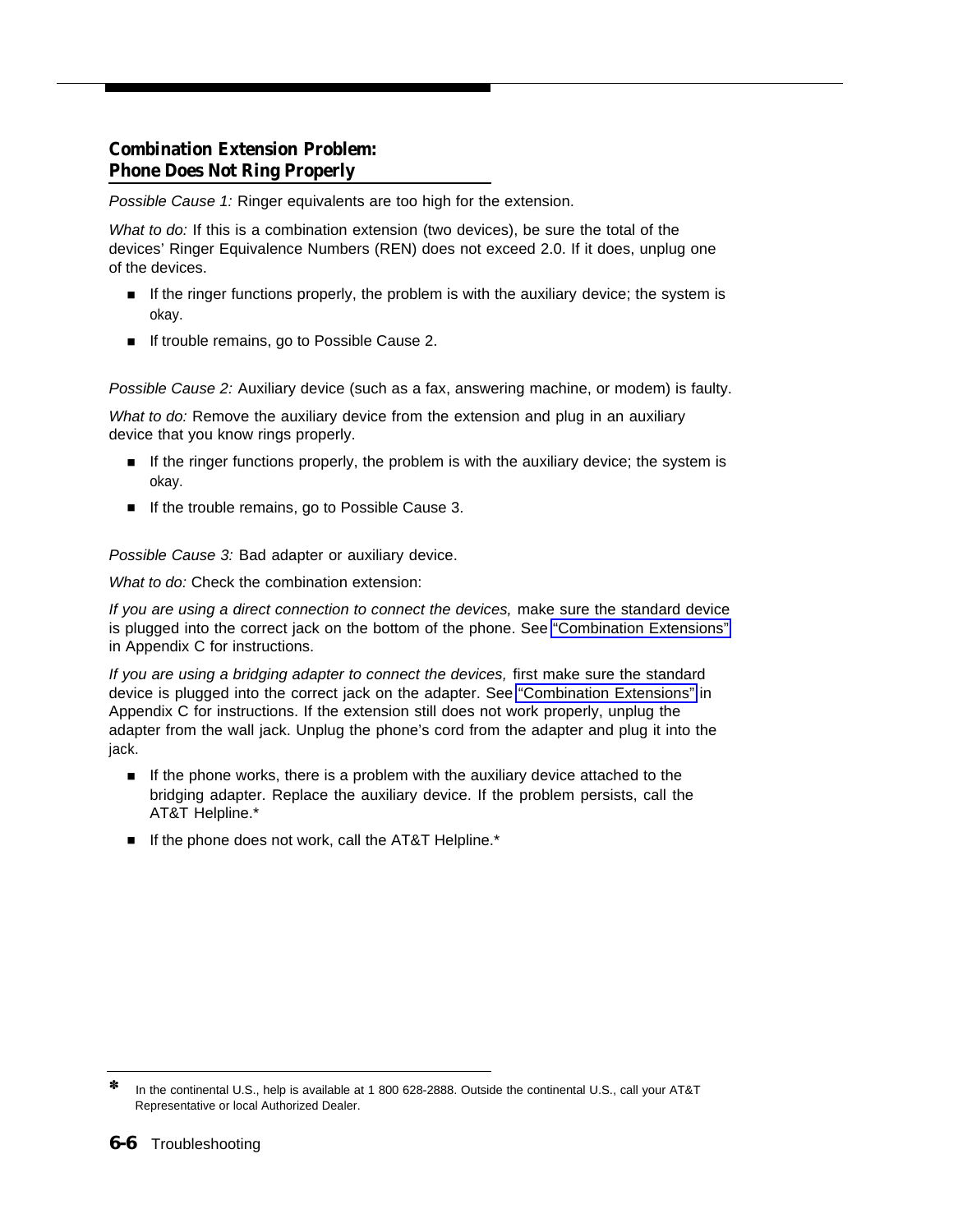## Combination Extension Problem: Phone Does Not Ring Properly

*Possible Cause 1:* Ringer equivalents are too high for the extension.

*What to do:* If this is a combination extension (two devices), be sure the total of the devices' Ringer Equivalence Numbers (REN) does not exceed 2.0. If it does, unplug one of the devices.

- If the ringer functions properly, the problem is with the auxiliary device; the system is okay.
- If trouble remains, go to Possible Cause 2.

*Possible Cause 2:* Auxiliary device (such as a fax, answering machine, or modem) is faulty.

*What to do:* Remove the auxiliary device from the extension and plug in an auxiliary device that you know rings properly.

- If the ringer functions properly, the problem is with the auxiliary device; the system is okay.
- If the trouble remains, go to Possible Cause 3.

*Possible Cause 3:* Bad adapter or auxiliary device.

*What to do:* Check the combination extension:

*If you are using a direct connection to connect the devices,* make sure the standard device is plugged into the correct jack on the bottom of the phone. See "Combination Extensions" in Appendix C for instructions.

*If you are using a bridging adapter to connect the devices,* first make sure the standard device is plugged into the correct jack on the adapter. See "Combination Extensions" in Appendix C for instructions. If the extension still does not work properly, unplug the adapter from the wall jack. Unplug the phone's cord from the adapter and plug it into the jack.

- If the phone works, there is a problem with the auxiliary device attached to the bridging adapter. Replace the auxiliary device. If the problem persists, call the AT&T Helpline.*
- If the phone does not work, call the AT&T Helpline.*

---

\* In the continental U.S., help is available at 1 800 628-2888. Outside the continental U.S., call your AT&T Representative or local Authorized Dealer.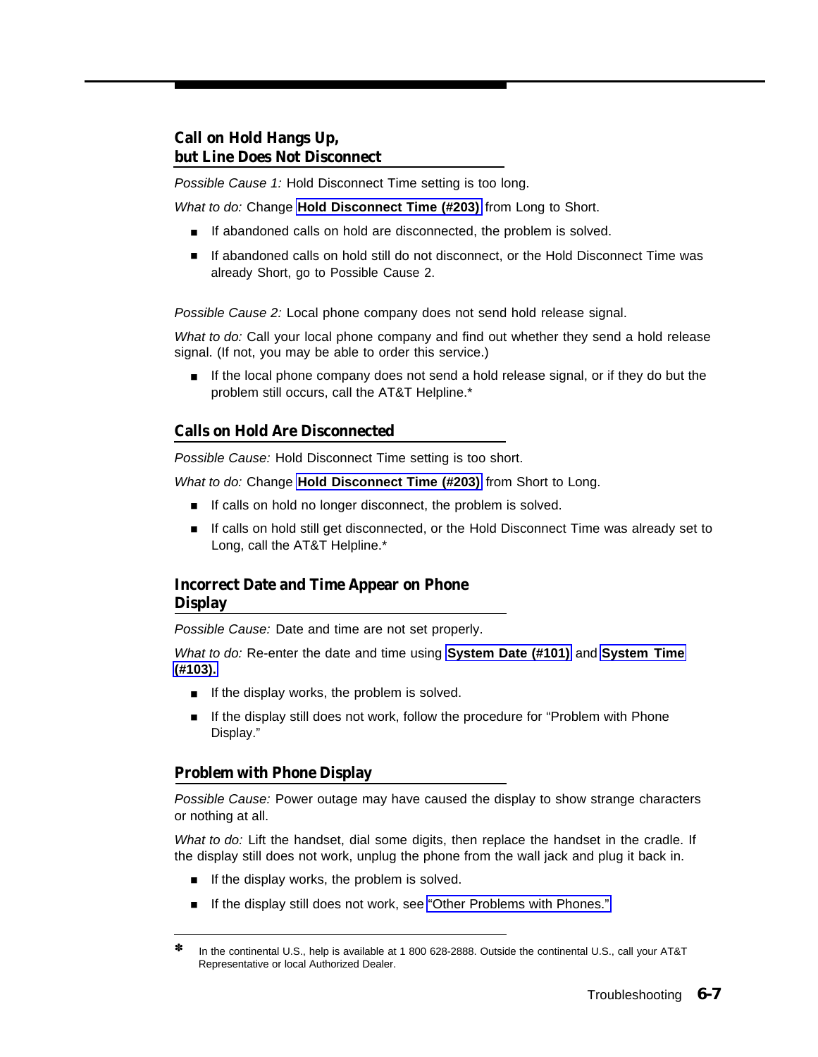## Call on Hold Hangs Up, but Line Does Not Disconnect

*Possible Cause 1:* Hold Disconnect Time setting is too long.

*What to do:* Change **Hold Disconnect Time (#203)** from Long to Short.

- If abandoned calls on hold are disconnected, the problem is solved.
- If abandoned calls on hold still do not disconnect, or the Hold Disconnect Time was already Short, go to Possible Cause 2.

*Possible Cause 2:* Local phone company does not send hold release signal.

*What to do:* Call your local phone company and find out whether they send a hold release signal. (If not, you may be able to order this service.)

- If the local phone company does not send a hold release signal, or if they do but the problem still occurs, call the AT&T Helpline.*

## Calls on Hold Are Disconnected

*Possible Cause:* Hold Disconnect Time setting is too short.

*What to do:* Change **Hold Disconnect Time (#203)** from Short to Long.

- If calls on hold no longer disconnect, the problem is solved.
- If calls on hold still get disconnected, or the Hold Disconnect Time was already set to Long, call the AT&T Helpline.*

## Incorrect Date and Time Appear on Phone Display

*Possible Cause:* Date and time are not set properly.

*What to do:* Re-enter the date and time using **System Date (#101)** and **System Time (#103).**

- If the display works, the problem is solved.
- If the display still does not work, follow the procedure for "Problem with Phone Display."

## Problem with Phone Display

*Possible Cause:* Power outage may have caused the display to show strange characters or nothing at all.

*What to do:* Lift the handset, dial some digits, then replace the handset in the cradle. If the display still does not work, unplug the phone from the wall jack and plug it back in.

- If the display works, the problem is solved.
- If the display still does not work, see "Other Problems with Phones."

---

* In the continental U.S., help is available at 1 800 628-2888. Outside the continental U.S., call your AT&T Representative or local Authorized Dealer.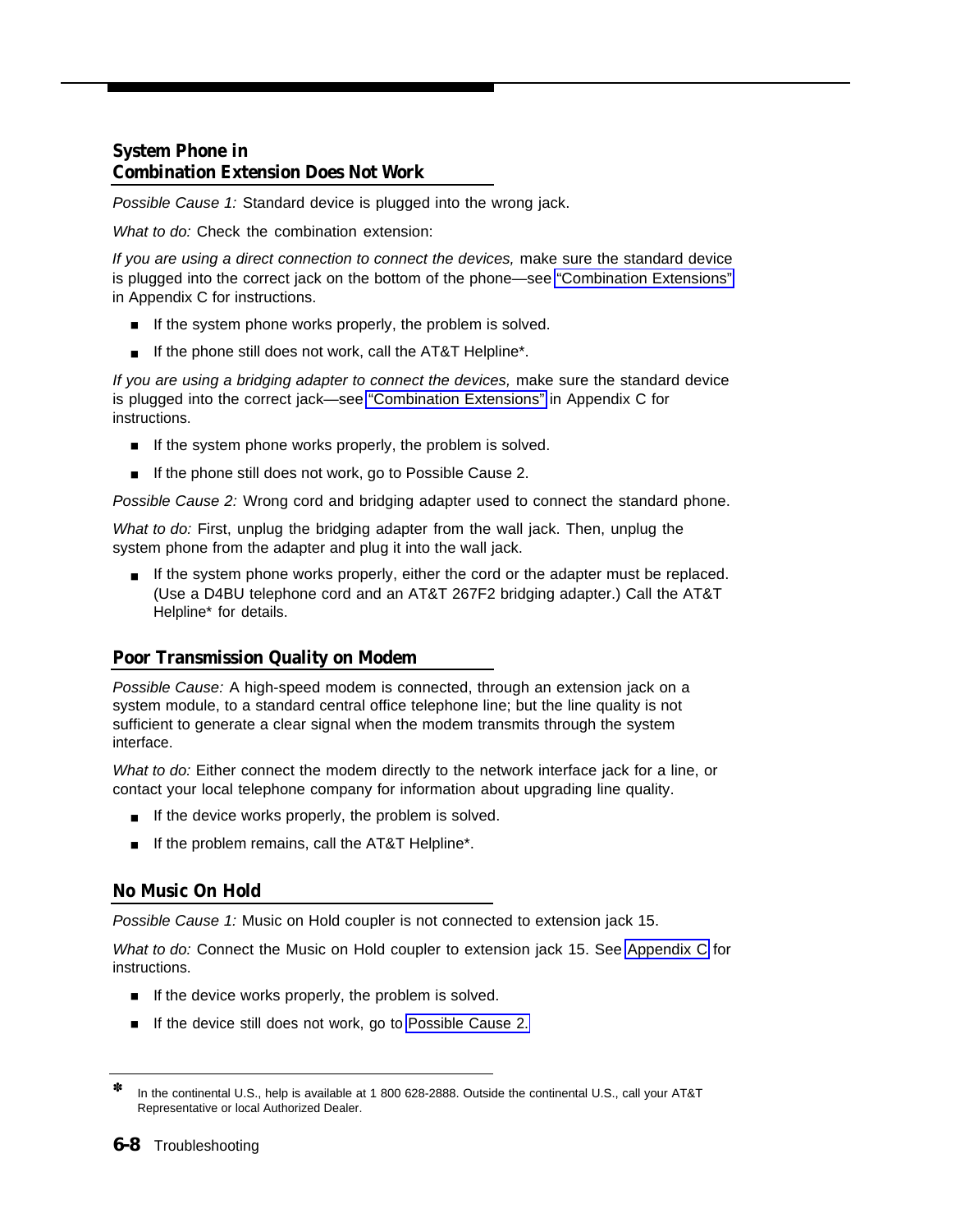## System Phone in Combination Extension Does Not Work

*Possible Cause 1:* Standard device is plugged into the wrong jack.

*What to do:* Check the combination extension:

*If you are using a direct connection to connect the devices,* make sure the standard device is plugged into the correct jack on the bottom of the phone—see "Combination Extensions" in Appendix C for instructions.

- If the system phone works properly, the problem is solved.
- If the phone still does not work, call the AT&T Helpline*.

*If you are using a bridging adapter to connect the devices,* make sure the standard device is plugged into the correct jack—see "Combination Extensions" in Appendix C for instructions.

- If the system phone works properly, the problem is solved.
- If the phone still does not work, go to Possible Cause 2.

*Possible Cause 2:* Wrong cord and bridging adapter used to connect the standard phone.

*What to do:* First, unplug the bridging adapter from the wall jack. Then, unplug the system phone from the adapter and plug it into the wall jack.

- If the system phone works properly, either the cord or the adapter must be replaced. (Use a D4BU telephone cord and an AT&T 267F2 bridging adapter.) Call the AT&T Helpline* for details.

## Poor Transmission Quality on Modem

*Possible Cause:* A high-speed modem is connected, through an extension jack on a system module, to a standard central office telephone line; but the line quality is not sufficient to generate a clear signal when the modem transmits through the system interface.

*What to do:* Either connect the modem directly to the network interface jack for a line, or contact your local telephone company for information about upgrading line quality.

- If the device works properly, the problem is solved.
- If the problem remains, call the AT&T Helpline*.

## No Music On Hold

*Possible Cause 1:* Music on Hold coupler is not connected to extension jack 15.

*What to do:* Connect the Music on Hold coupler to extension jack 15. See Appendix C for instructions.

- If the device works properly, the problem is solved.
- If the device still does not work, go to Possible Cause 2.

---

\* In the continental U.S., help is available at 1 800 628-2888. Outside the continental U.S., call your AT&T Representative or local Authorized Dealer.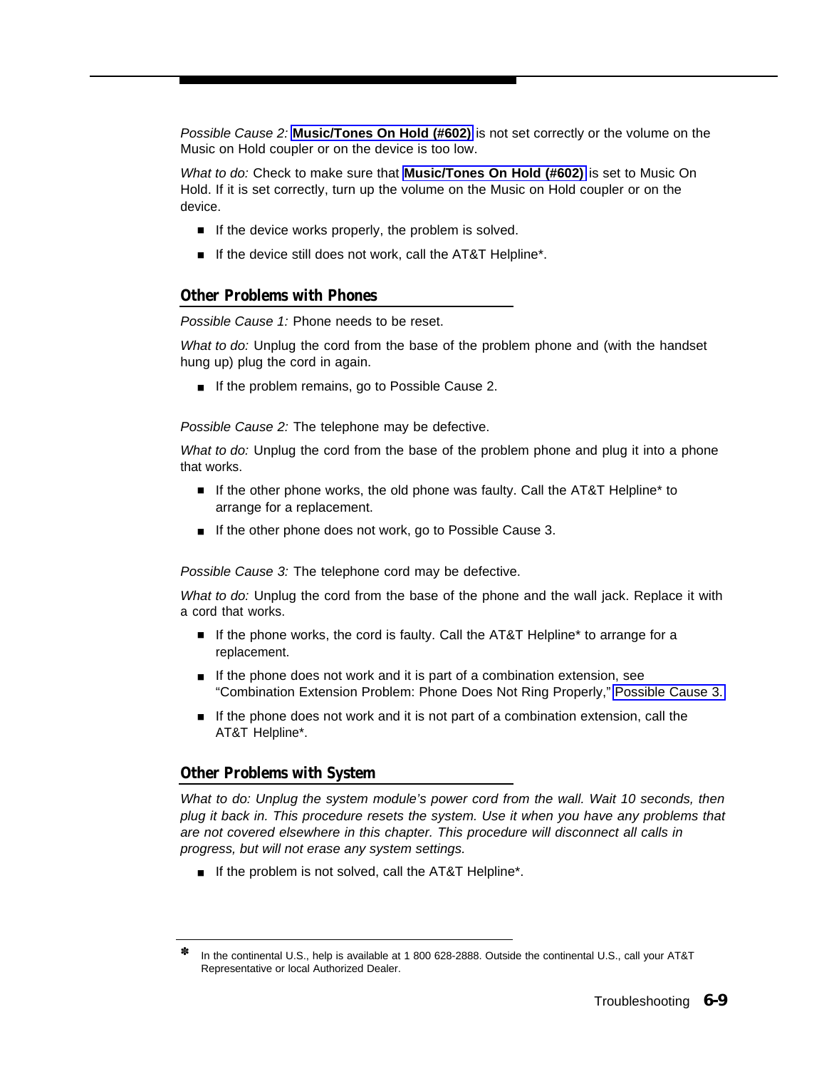*Possible Cause 2:* **Music/Tones On Hold (#602)** is not set correctly or the volume on the Music on Hold coupler or on the device is too low.

*What to do:* Check to make sure that **Music/Tones On Hold (#602)** is set to Music On Hold. If it is set correctly, turn up the volume on the Music on Hold coupler or on the device.

- If the device works properly, the problem is solved.
- If the device still does not work, call the AT&T Helpline*.

## Other Problems with Phones

*Possible Cause 1:* Phone needs to be reset.

*What to do:* Unplug the cord from the base of the problem phone and (with the handset hung up) plug the cord in again.

- If the problem remains, go to Possible Cause 2.

*Possible Cause 2:* The telephone may be defective.

*What to do:* Unplug the cord from the base of the problem phone and plug it into a phone that works.

- If the other phone works, the old phone was faulty. Call the AT&T Helpline* to arrange for a replacement.
- If the other phone does not work, go to Possible Cause 3.

*Possible Cause 3:* The telephone cord may be defective.

*What to do:* Unplug the cord from the base of the phone and the wall jack. Replace it with a cord that works.

- If the phone works, the cord is faulty. Call the AT&T Helpline* to arrange for a replacement.
- If the phone does not work and it is part of a combination extension, see "Combination Extension Problem: Phone Does Not Ring Properly," Possible Cause 3.
- If the phone does not work and it is not part of a combination extension, call the AT&T Helpline*.

## Other Problems with System

*What to do: Unplug the system module's power cord from the wall. Wait 10 seconds, then plug it back in. This procedure resets the system. Use it when you have any problems that are not covered elsewhere in this chapter. This procedure will disconnect all calls in progress, but will not erase any system settings.*

- If the problem is not solved, call the AT&T Helpline*.

---

* In the continental U.S., help is available at 1 800 628-2888. Outside the continental U.S., call your AT&T Representative or local Authorized Dealer.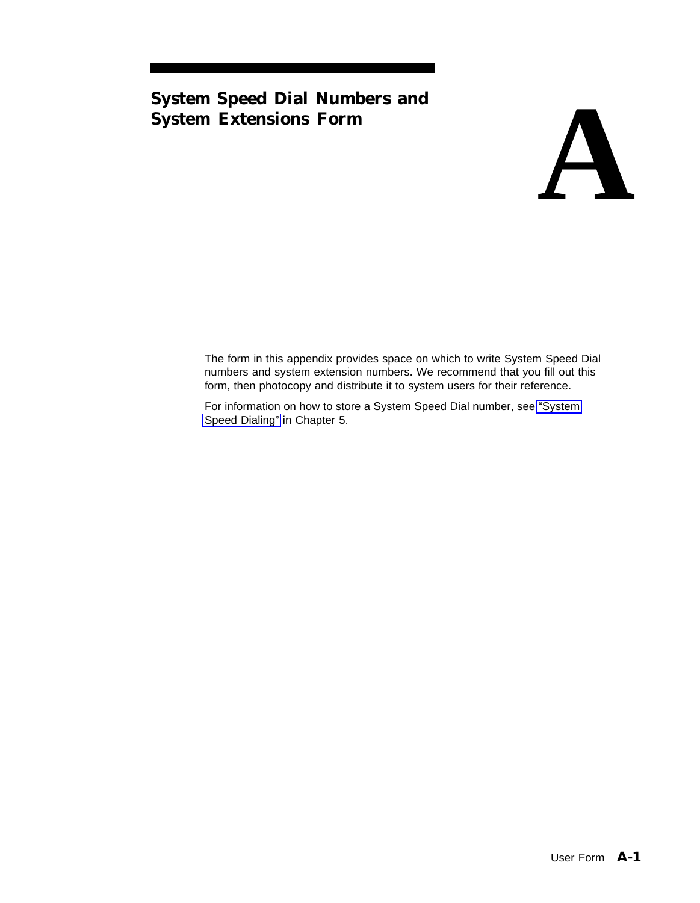# A System Speed Dial Numbers and System Extensions Form

The form in this appendix provides space on which to write System Speed Dial numbers and system extension numbers. We recommend that you fill out this form, then photocopy and distribute it to system users for their reference.

For information on how to store a System Speed Dial number, see "System Speed Dialing" in Chapter 5.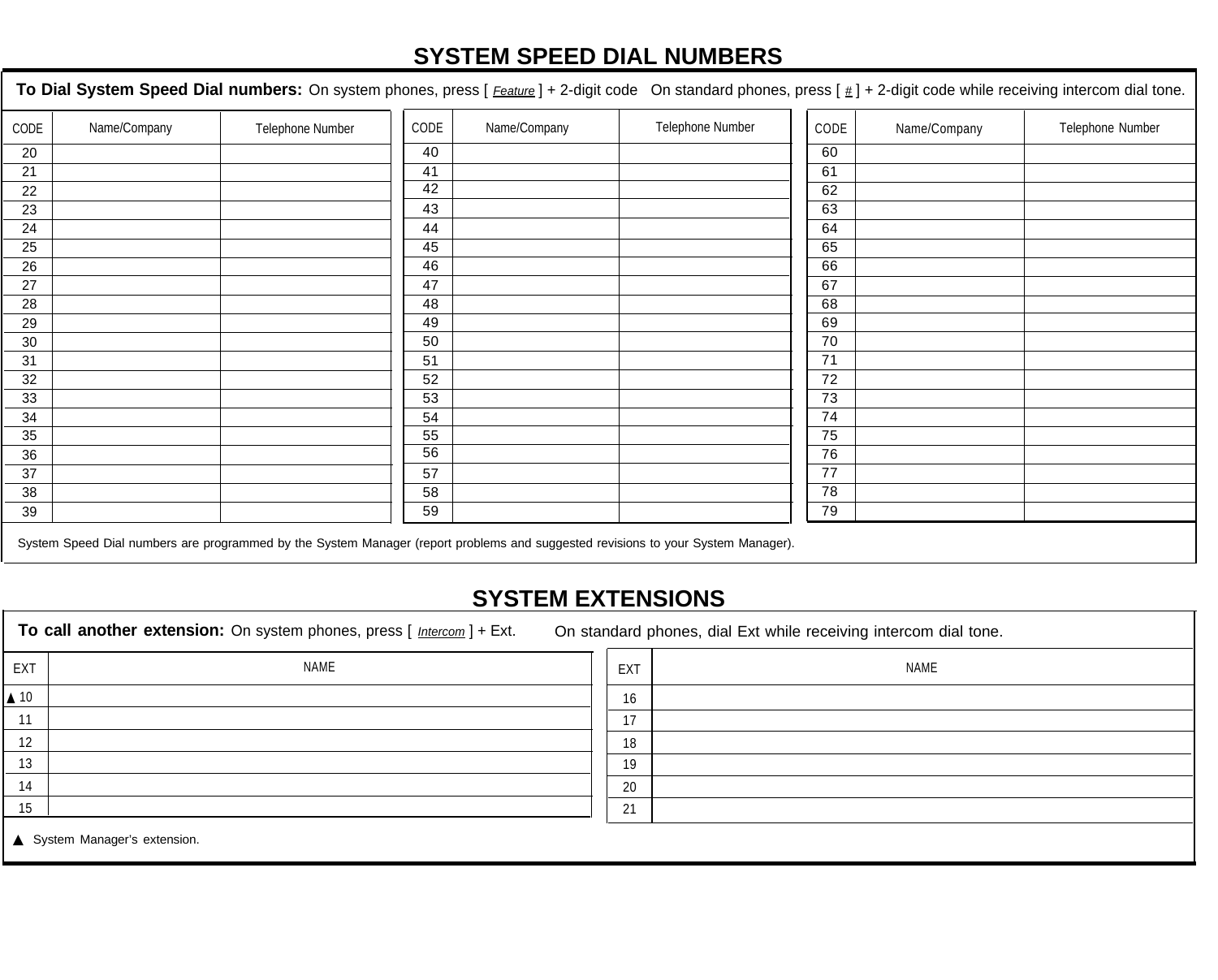# SYSTEM SPEED DIAL NUMBERS

**To Dial System Speed Dial numbers:** On system phones, press [ *Feature* ] + 2-digit code   On standard phones, press [ # ] + 2-digit code while receiving intercom dial tone.

| CODE | Name/Company | Telephone Number | CODE | Name/Company | Telephone Number | CODE | Name/Company | Telephone Number |
|---|---|---|---|---|---|---|---|---|
| 20 | | | 40 | | | 60 | | |
| 21 | | | 41 | | | 61 | | |
| 22 | | | 42 | | | 62 | | |
| 23 | | | 43 | | | 63 | | |
| 24 | | | 44 | | | 64 | | |
| 25 | | | 45 | | | 65 | | |
| 26 | | | 46 | | | 66 | | |
| 27 | | | 47 | | | 67 | | |
| 28 | | | 48 | | | 68 | | |
| 29 | | | 49 | | | 69 | | |
| 30 | | | 50 | | | 70 | | |
| 31 | | | 51 | | | 71 | | |
| 32 | | | 52 | | | 72 | | |
| 33 | | | 53 | | | 73 | | |
| 34 | | | 54 | | | 74 | | |
| 35 | | | 55 | | | 75 | | |
| 36 | | | 56 | | | 76 | | |
| 37 | | | 57 | | | 77 | | |
| 38 | | | 58 | | | 78 | | |
| 39 | | | 59 | | | 79 | | |

System Speed Dial numbers are programmed by the System Manager (report problems and suggested revisions to your System Manager).

# SYSTEM EXTENSIONS

**To call another extension:** On system phones, press [ *Intercom* ] + Ext.   On standard phones, dial Ext while receiving intercom dial tone.

| EXT | NAME | EXT | NAME |
|---|---|---|---|
| ▲ 10 | | 16 | |
| 11 | | 17 | |
| 12 | | 18 | |
| 13 | | 19 | |
| 14 | | 20 | |
| 15 | | 21 | |

▲ System Manager's extension.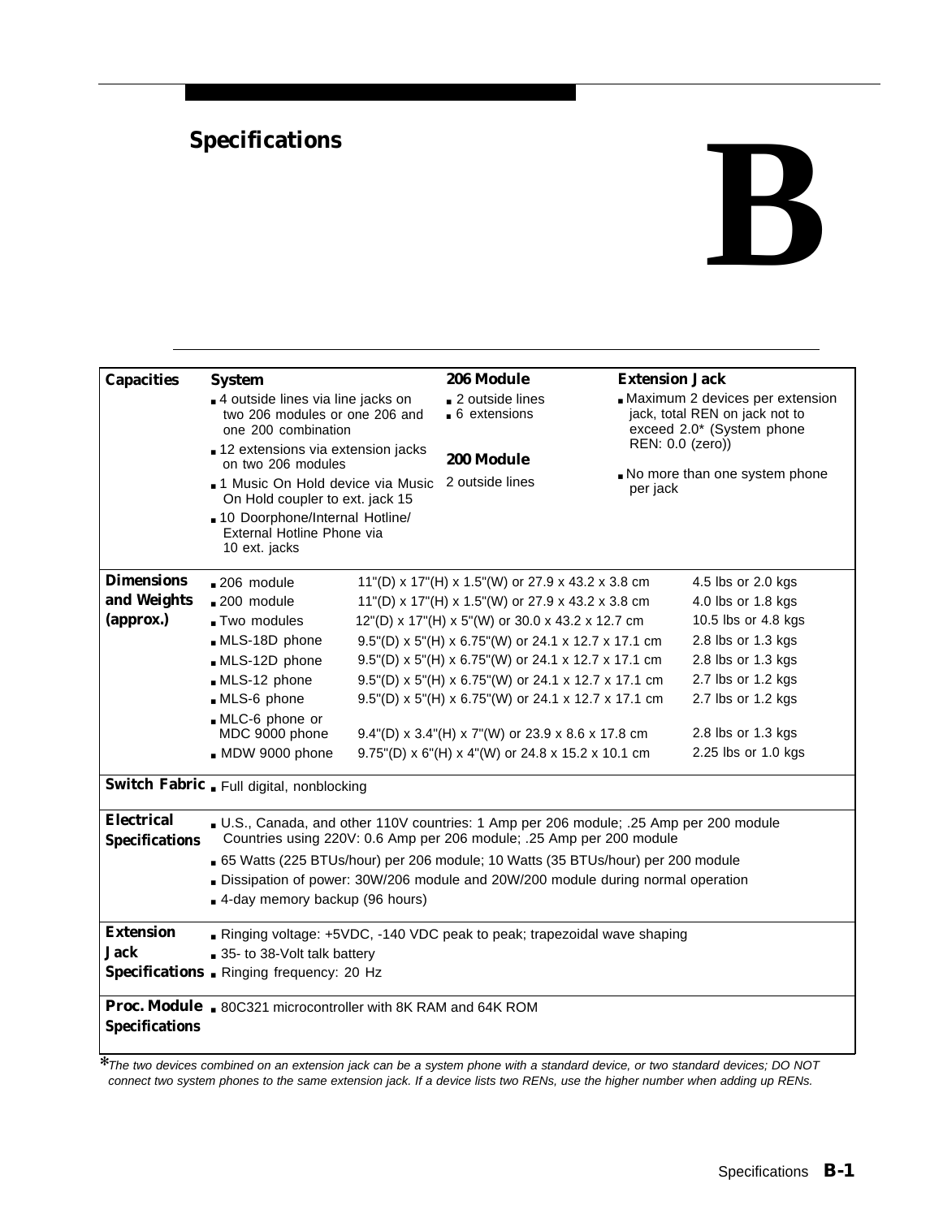# B Specifications

| | | | | |
|---|---|---|---|---|
| **Capacities** | **System**<br>■ 4 outside lines via line jacks on two 206 modules or one 206 and one 200 combination<br>■ 12 extensions via extension jacks on two 206 modules<br>■ 1 Music On Hold device via Music On Hold coupler to ext. jack 15<br>■ 10 Doorphone/Internal Hotline/ External Hotline Phone via 10 ext. jacks | **206 Module**<br>■ 2 outside lines<br>■ 6 extensions<br><br>**200 Module**<br>2 outside lines | **Extension Jack**<br>■ Maximum 2 devices per extension jack, total REN on jack not to exceed 2.0* (System phone REN: 0.0 (zero))<br>■ No more than one system phone per jack | |
| **Dimensions and Weights (approx.)** | ■ 206 module | 11"(D) x 17"(H) x 1.5"(W) or 27.9 x 43.2 x 3.8 cm | | 4.5 lbs or 2.0 kgs |
| | ■ 200 module | 11"(D) x 17"(H) x 1.5"(W) or 27.9 x 43.2 x 3.8 cm | | 4.0 lbs or 1.8 kgs |
| | ■ Two modules | 12"(D) x 17"(H) x 5"(W) or 30.0 x 43.2 x 12.7 cm | | 10.5 lbs or 4.8 kgs |
| | ■ MLS-18D phone | 9.5"(D) x 5"(H) x 6.75"(W) or 24.1 x 12.7 x 17.1 cm | | 2.8 lbs or 1.3 kgs |
| | ■ MLS-12D phone | 9.5"(D) x 5"(H) x 6.75"(W) or 24.1 x 12.7 x 17.1 cm | | 2.8 lbs or 1.3 kgs |
| | ■ MLS-12 phone | 9.5"(D) x 5"(H) x 6.75"(W) or 24.1 x 12.7 x 17.1 cm | | 2.7 lbs or 1.2 kgs |
| | ■ MLS-6 phone | 9.5"(D) x 5"(H) x 6.75"(W) or 24.1 x 12.7 x 17.1 cm | | 2.7 lbs or 1.2 kgs |
| | ■ MLC-6 phone or MDC 9000 phone | 9.4"(D) x 3.4"(H) x 7"(W) or 23.9 x 8.6 x 17.8 cm | | 2.8 lbs or 1.3 kgs |
| | ■ MDW 9000 phone | 9.75"(D) x 6"(H) x 4"(W) or 24.8 x 15.2 x 10.1 cm | | 2.25 lbs or 1.0 kgs |
| **Switch Fabric** | ■ Full digital, nonblocking | | | |
| **Electrical Specifications** | ■ U.S., Canada, and other 110V countries: 1 Amp per 206 module; .25 Amp per 200 module<br>Countries using 220V: 0.6 Amp per 206 module; .25 Amp per 200 module<br>■ 65 Watts (225 BTUs/hour) per 206 module; 10 Watts (35 BTUs/hour) per 200 module<br>■ Dissipation of power: 30W/206 module and 20W/200 module during normal operation<br>■ 4-day memory backup (96 hours) | | | |
| **Extension Jack Specifications** | ■ Ringing voltage: +5VDC, -140 VDC peak to peak; trapezoidal wave shaping<br>■ 35- to 38-Volt talk battery<br>■ Ringing frequency: 20 Hz | | | |
| **Proc. Module Specifications** | ■ 80C321 microcontroller with 8K RAM and 64K ROM | | | |

**\***The two devices combined on an extension jack can be a system phone with a standard device, or two standard devices; DO NOT connect two system phones to the same extension jack. If a device lists two RENs, use the higher number when adding up RENs.*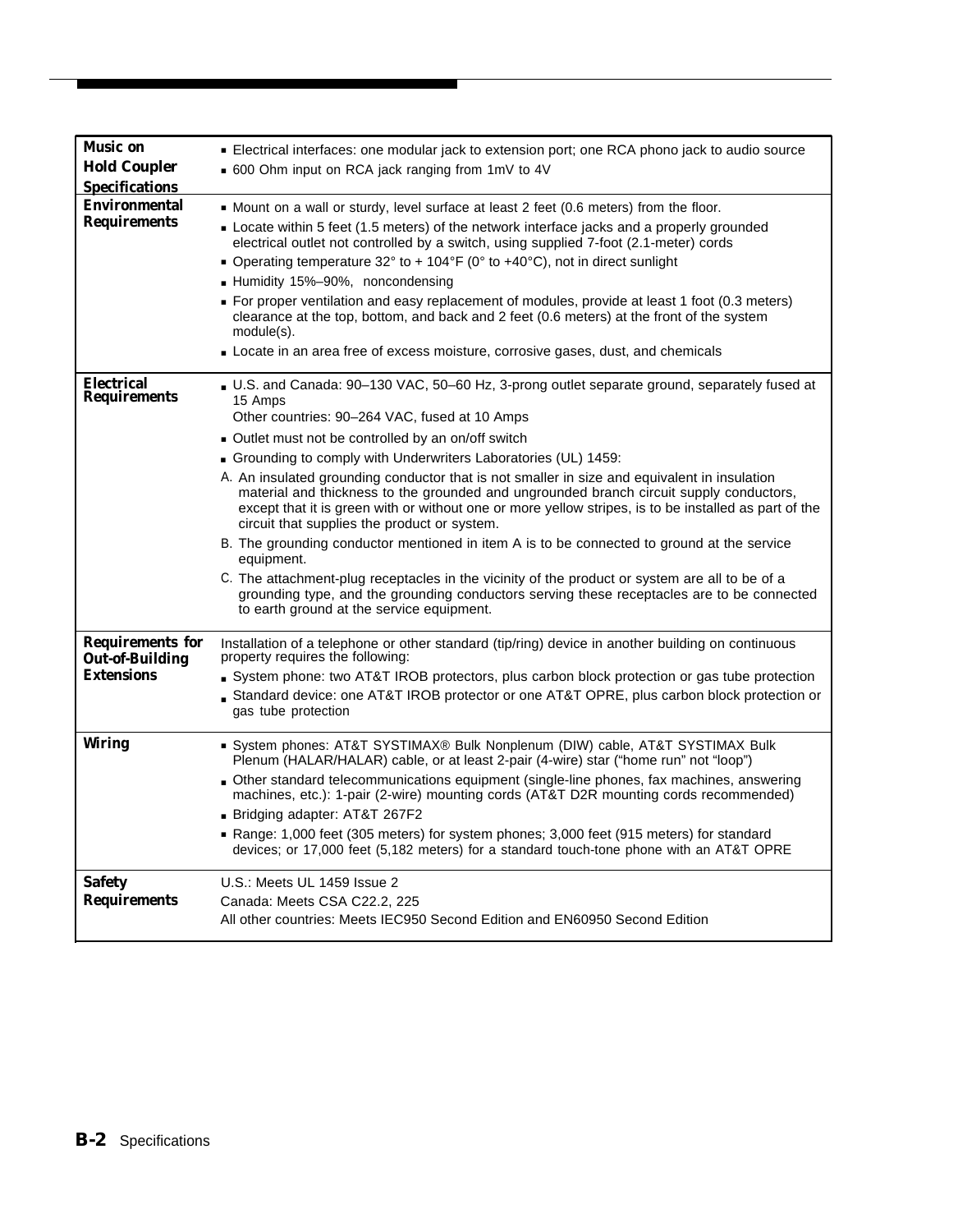| | |
|---|---|
| **Music on Hold Coupler Specifications** | ■ Electrical interfaces: one modular jack to extension port; one RCA phono jack to audio source<br>■ 600 Ohm input on RCA jack ranging from 1mV to 4V |
| **Environmental Requirements** | ■ Mount on a wall or sturdy, level surface at least 2 feet (0.6 meters) from the floor.<br>■ Locate within 5 feet (1.5 meters) of the network interface jacks and a properly grounded electrical outlet not controlled by a switch, using supplied 7-foot (2.1-meter) cords<br>■ Operating temperature 32° to + 104°F (0° to +40°C), not in direct sunlight<br>■ Humidity 15%–90%, noncondensing<br>■ For proper ventilation and easy replacement of modules, provide at least 1 foot (0.3 meters) clearance at the top, bottom, and back and 2 feet (0.6 meters) at the front of the system module(s).<br>■ Locate in an area free of excess moisture, corrosive gases, dust, and chemicals |
| **Electrical Requirements** | ■ U.S. and Canada: 90–130 VAC, 50–60 Hz, 3-prong outlet separate ground, separately fused at 15 Amps<br>Other countries: 90–264 VAC, fused at 10 Amps<br>■ Outlet must not be controlled by an on/off switch<br>■ Grounding to comply with Underwriters Laboratories (UL) 1459:<br>A. An insulated grounding conductor that is not smaller in size and equivalent in insulation material and thickness to the grounded and ungrounded branch circuit supply conductors, except that it is green with or without one or more yellow stripes, is to be installed as part of the circuit that supplies the product or system.<br>B. The grounding conductor mentioned in item A is to be connected to ground at the service equipment.<br>C. The attachment-plug receptacles in the vicinity of the product or system are all to be of a grounding type, and the grounding conductors serving these receptacles are to be connected to earth ground at the service equipment. |
| **Requirements for Out-of-Building Extensions** | Installation of a telephone or other standard (tip/ring) device in another building on continuous property requires the following:<br>■ System phone: two AT&T IROB protectors, plus carbon block protection or gas tube protection<br>■ Standard device: one AT&T IROB protector or one AT&T OPRE, plus carbon block protection or gas tube protection |
| **Wiring** | ■ System phones: AT&T SYSTIMAX® Bulk Nonplenum (DIW) cable, AT&T SYSTIMAX Bulk Plenum (HALAR/HALAR) cable, or at least 2-pair (4-wire) star ("home run" not "loop")<br>■ Other standard telecommunications equipment (single-line phones, fax machines, answering machines, etc.): 1-pair (2-wire) mounting cords (AT&T D2R mounting cords recommended)<br>■ Bridging adapter: AT&T 267F2<br>■ Range: 1,000 feet (305 meters) for system phones; 3,000 feet (915 meters) for standard devices; or 17,000 feet (5,182 meters) for a standard touch-tone phone with an AT&T OPRE |
| **Safety Requirements** | U.S.: Meets UL 1459 Issue 2<br>Canada: Meets CSA C22.2, 225<br>All other countries: Meets IEC950 Second Edition and EN60950 Second Edition |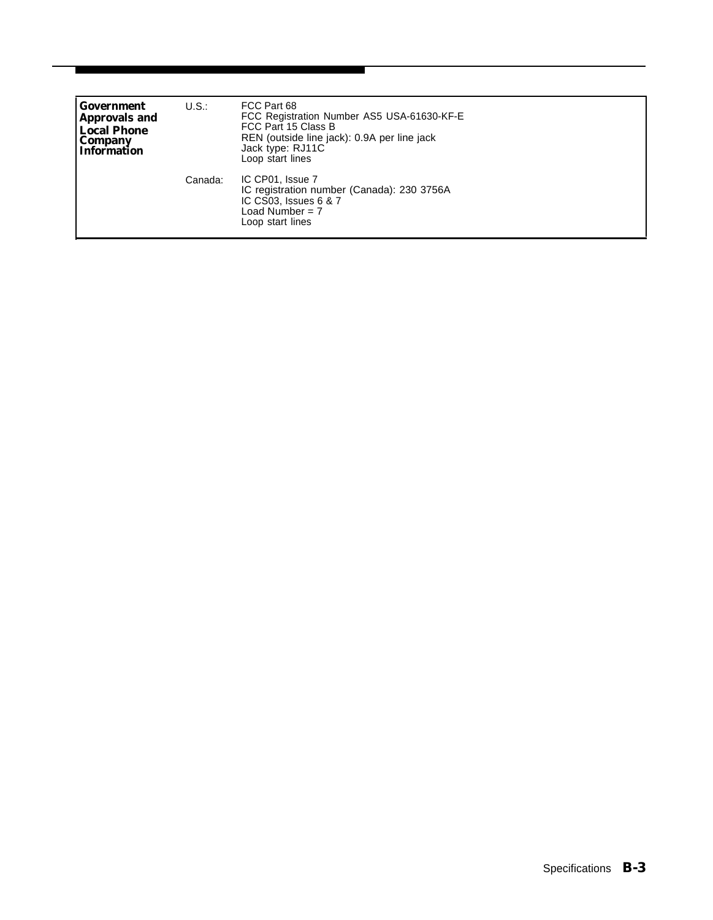| Government Approvals and Local Phone Company Information | U.S.: | FCC Part 68<br>FCC Registration Number AS5 USA-61630-KF-E<br>FCC Part 15 Class B<br>REN (outside line jack): 0.9A per line jack<br>Jack type: RJ11C<br>Loop start lines |
|---|---|---|
| | Canada: | IC CP01, Issue 7<br>IC registration number (Canada): 230 3756A<br>IC CS03, Issues 6 & 7<br>Load Number = 7<br>Loop start lines |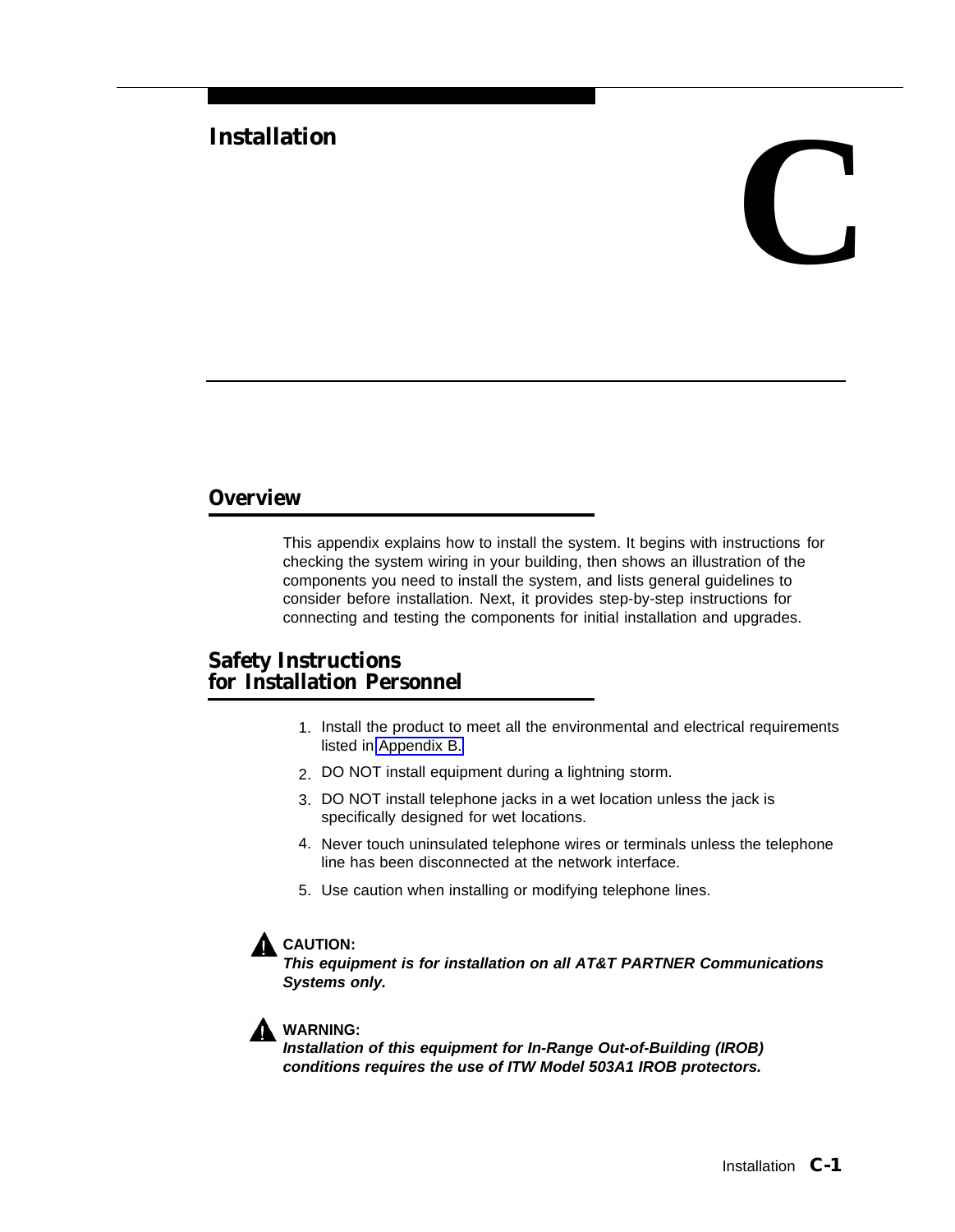# Installation

# C

## Overview

This appendix explains how to install the system. It begins with instructions for checking the system wiring in your building, then shows an illustration of the components you need to install the system, and lists general guidelines to consider before installation. Next, it provides step-by-step instructions for connecting and testing the components for initial installation and upgrades.

## Safety Instructions for Installation Personnel

1. Install the product to meet all the environmental and electrical requirements listed in Appendix B.
2. DO NOT install equipment during a lightning storm.
3. DO NOT install telephone jacks in a wet location unless the jack is specifically designed for wet locations.
4. Never touch uninsulated telephone wires or terminals unless the telephone line has been disconnected at the network interface.
5. Use caution when installing or modifying telephone lines.

**CAUTION:**
***This equipment is for installation on all AT&T PARTNER Communications Systems only.***

**WARNING:**
***Installation of this equipment for In-Range Out-of-Building (IROB) conditions requires the use of ITW Model 503A1 IROB protectors.***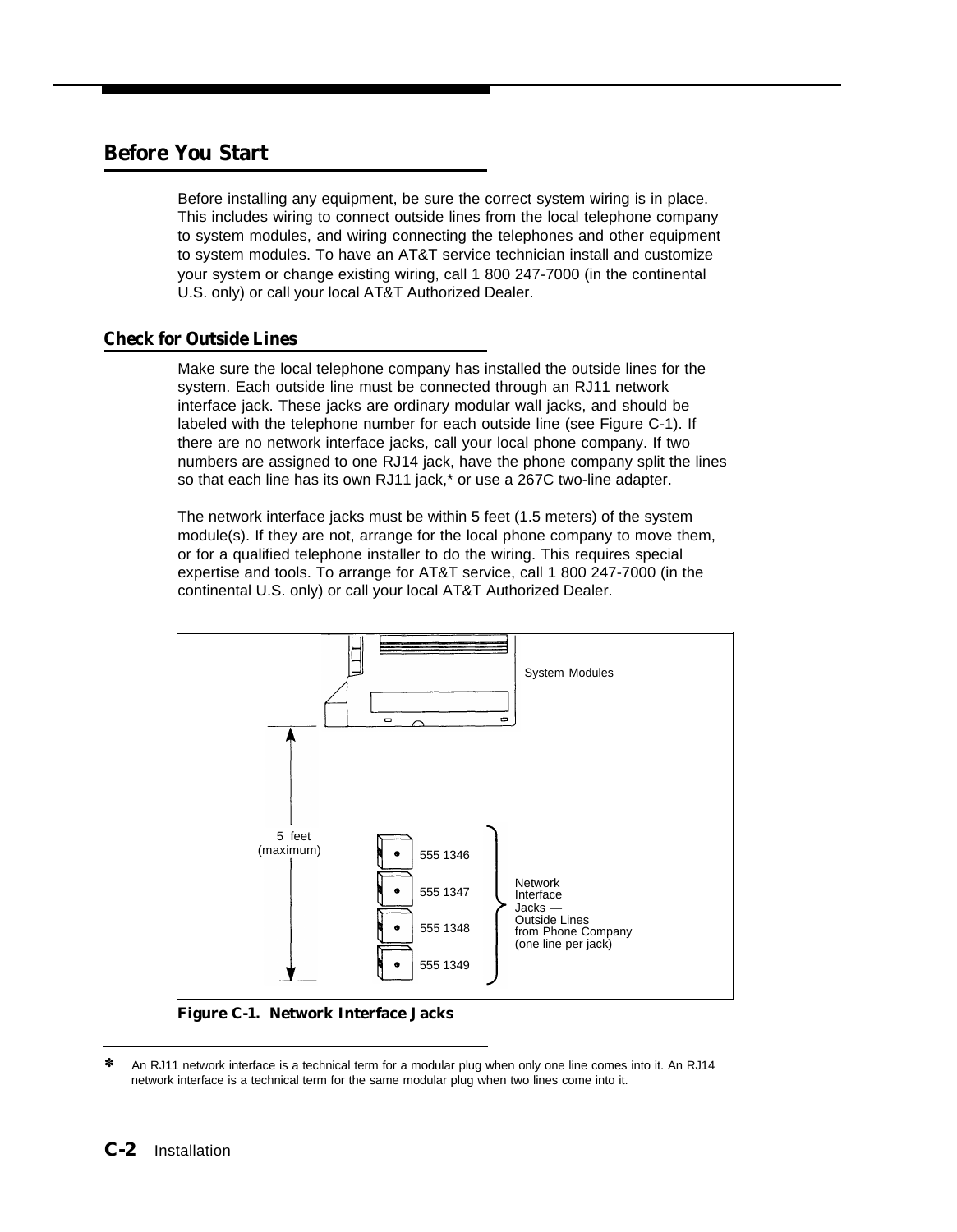## Before You Start

Before installing any equipment, be sure the correct system wiring is in place. This includes wiring to connect outside lines from the local telephone company to system modules, and wiring connecting the telephones and other equipment to system modules. To have an AT&T service technician install and customize your system or change existing wiring, call 1 800 247-7000 (in the continental U.S. only) or call your local AT&T Authorized Dealer.

### Check for Outside Lines

Make sure the local telephone company has installed the outside lines for the system. Each outside line must be connected through an RJ11 network interface jack. These jacks are ordinary modular wall jacks, and should be labeled with the telephone number for each outside line (see Figure C-1). If there are no network interface jacks, call your local phone company. If two numbers are assigned to one RJ14 jack, have the phone company split the lines so that each line has its own RJ11 jack,* or use a 267C two-line adapter.

The network interface jacks must be within 5 feet (1.5 meters) of the system module(s). If they are not, arrange for the local phone company to move them, or for a qualified telephone installer to do the wiring. This requires special expertise and tools. To arrange for AT&T service, call 1 800 247-7000 (in the continental U.S. only) or call your local AT&T Authorized Dealer.

System Modules

5 feet (maximum)

555 1346
555 1347
555 1348
555 1349

Network Interface Jacks — Outside Lines from Phone Company (one line per jack)

**Figure C-1. Network Interface Jacks**

---

* An RJ11 network interface is a technical term for a modular plug when only one line comes into it. An RJ14 network interface is a technical term for the same modular plug when two lines come into it.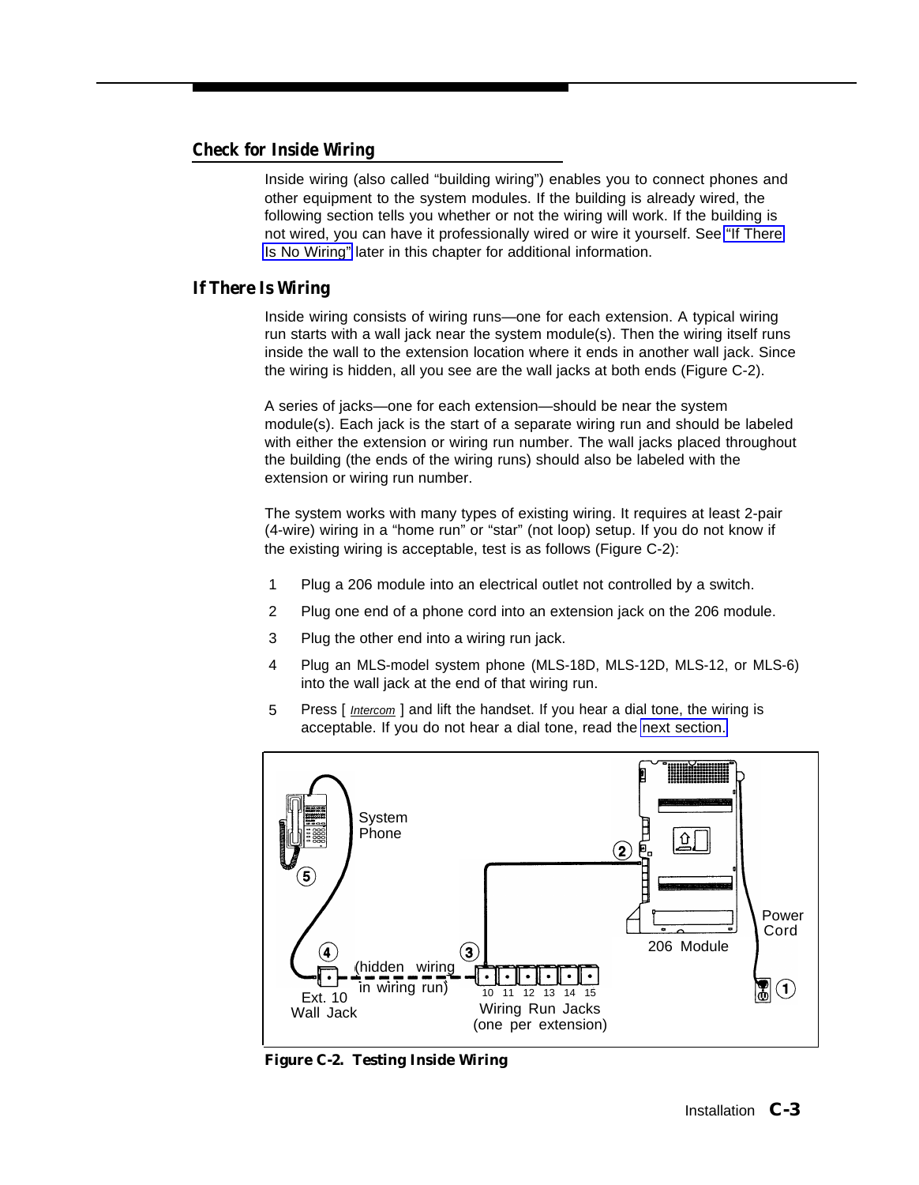## Check for Inside Wiring

Inside wiring (also called "building wiring") enables you to connect phones and other equipment to the system modules. If the building is already wired, the following section tells you whether or not the wiring will work. If the building is not wired, you can have it professionally wired or wire it yourself. See "If There Is No Wiring" later in this chapter for additional information.

### If There Is Wiring

Inside wiring consists of wiring runs—one for each extension. A typical wiring run starts with a wall jack near the system module(s). Then the wiring itself runs inside the wall to the extension location where it ends in another wall jack. Since the wiring is hidden, all you see are the wall jacks at both ends (Figure C-2).

A series of jacks—one for each extension—should be near the system module(s). Each jack is the start of a separate wiring run and should be labeled with either the extension or wiring run number. The wall jacks placed throughout the building (the ends of the wiring runs) should also be labeled with the extension or wiring run number.

The system works with many types of existing wiring. It requires at least 2-pair (4-wire) wiring in a "home run" or "star" (not loop) setup. If you do not know if the existing wiring is acceptable, test is as follows (Figure C-2):

1. Plug a 206 module into an electrical outlet not controlled by a switch.
2. Plug one end of a phone cord into an extension jack on the 206 module.
3. Plug the other end into a wiring run jack.
4. Plug an MLS-model system phone (MLS-18D, MLS-12D, MLS-12, or MLS-6) into the wall jack at the end of that wiring run.
5. Press [ Intercom ] and lift the handset. If you hear a dial tone, the wiring is acceptable. If you do not hear a dial tone, read the next section.

System Phone — 5 — 4 — Ext. 10 Wall Jack — (hidden wiring in wiring run) — 3 — Wiring Run Jacks 10 11 12 13 14 15 (one per extension) — 2 — 206 Module — Power Cord — 1

**Figure C-2. Testing Inside Wiring**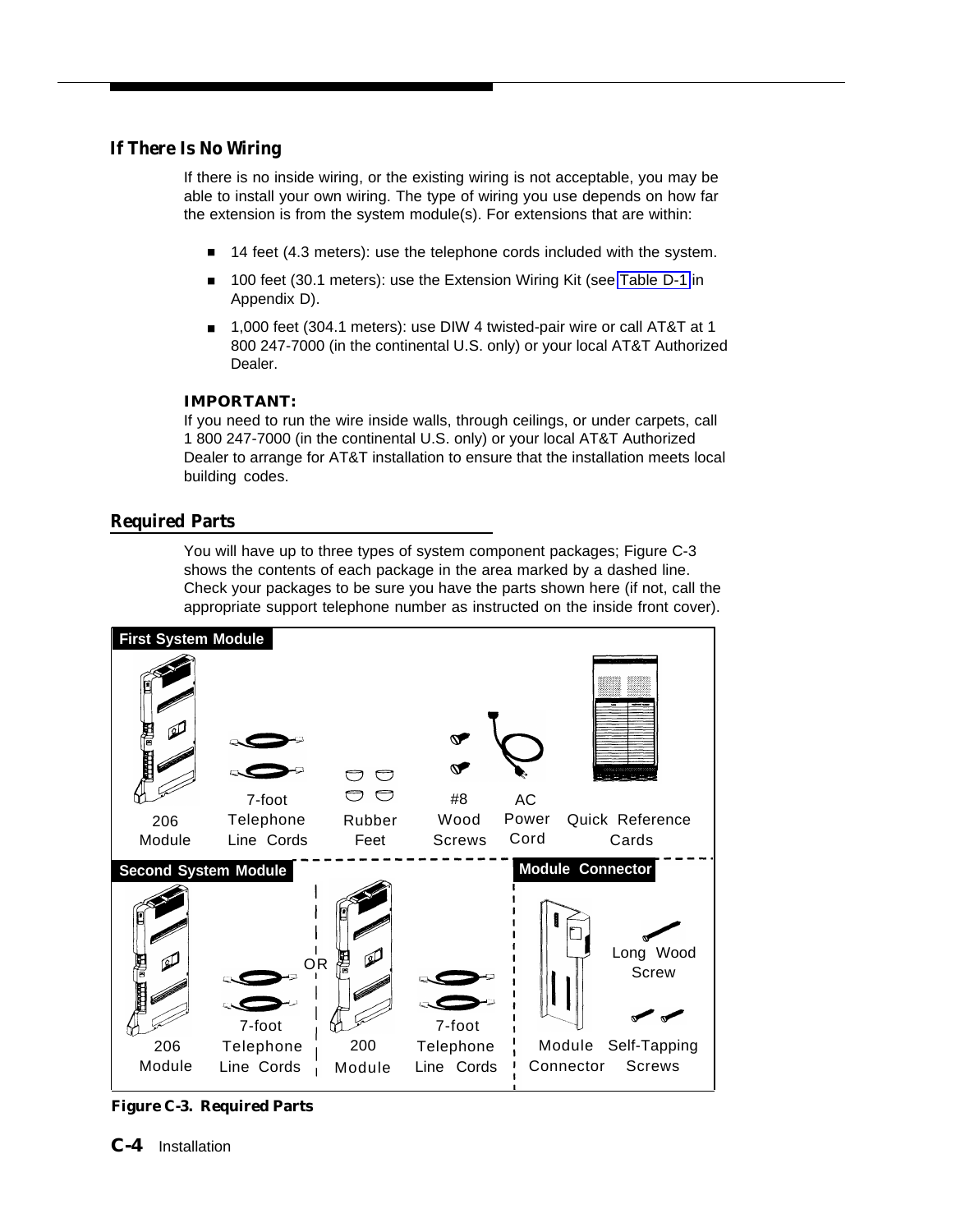## If There Is No Wiring

If there is no inside wiring, or the existing wiring is not acceptable, you may be able to install your own wiring. The type of wiring you use depends on how far the extension is from the system module(s). For extensions that are within:

- 14 feet (4.3 meters): use the telephone cords included with the system.
- 100 feet (30.1 meters): use the Extension Wiring Kit (see Table D-1 in Appendix D).
- 1,000 feet (304.1 meters): use DIW 4 twisted-pair wire or call AT&T at 1 800 247-7000 (in the continental U.S. only) or your local AT&T Authorized Dealer.

**IMPORTANT:**
If you need to run the wire inside walls, through ceilings, or under carpets, call 1 800 247-7000 (in the continental U.S. only) or your local AT&T Authorized Dealer to arrange for AT&T installation to ensure that the installation meets local building codes.

## Required Parts

You will have up to three types of system component packages; Figure C-3 shows the contents of each package in the area marked by a dashed line. Check your packages to be sure you have the parts shown here (if not, call the appropriate support telephone number as instructed on the inside front cover).

**First System Module**

206 Module · 7-foot Telephone Line Cords · Rubber Feet · #8 Wood Screws · AC Power Cord · Quick Reference Cards

**Second System Module**

206 Module · 7-foot Telephone Line Cords · OR · 200 Module · 7-foot Telephone Line Cords

**Module Connector**

Module Connector · Long Wood Screw · Self-Tapping Screws

**Figure C-3. Required Parts**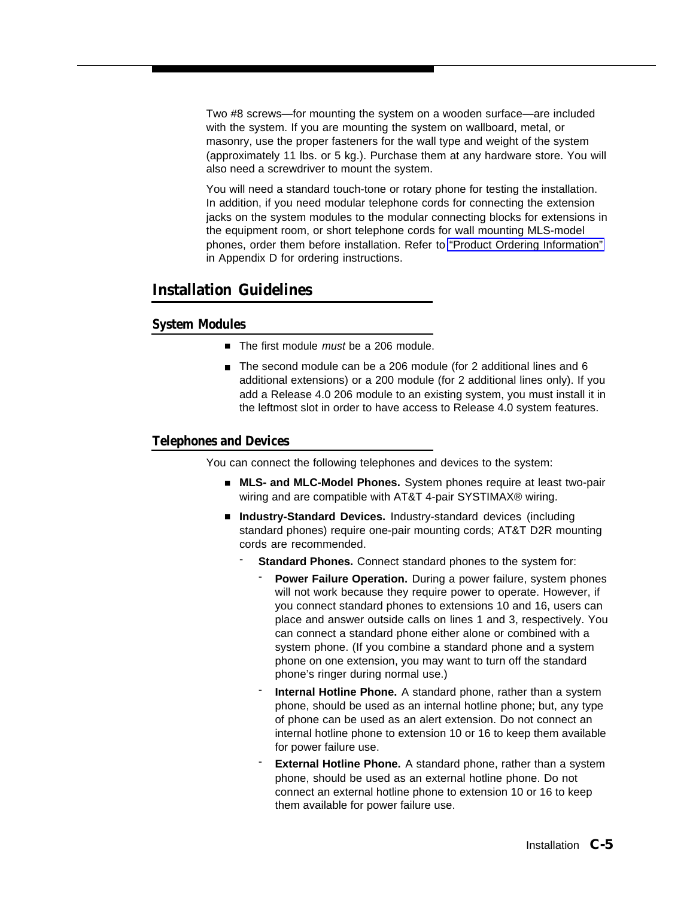Two #8 screws—for mounting the system on a wooden surface—are included with the system. If you are mounting the system on wallboard, metal, or masonry, use the proper fasteners for the wall type and weight of the system (approximately 11 lbs. or 5 kg.). Purchase them at any hardware store. You will also need a screwdriver to mount the system.

You will need a standard touch-tone or rotary phone for testing the installation. In addition, if you need modular telephone cords for connecting the extension jacks on the system modules to the modular connecting blocks for extensions in the equipment room, or short telephone cords for wall mounting MLS-model phones, order them before installation. Refer to "Product Ordering Information" in Appendix D for ordering instructions.

## Installation Guidelines

### System Modules

- The first module *must* be a 206 module.
- The second module can be a 206 module (for 2 additional lines and 6 additional extensions) or a 200 module (for 2 additional lines only). If you add a Release 4.0 206 module to an existing system, you must install it in the leftmost slot in order to have access to Release 4.0 system features.

### Telephones and Devices

You can connect the following telephones and devices to the system:

- **MLS- and MLC-Model Phones.** System phones require at least two-pair wiring and are compatible with AT&T 4-pair SYSTIMAX® wiring.
- **Industry-Standard Devices.** Industry-standard devices (including standard phones) require one-pair mounting cords; AT&T D2R mounting cords are recommended.
  - **Standard Phones.** Connect standard phones to the system for:
    - **Power Failure Operation.** During a power failure, system phones will not work because they require power to operate. However, if you connect standard phones to extensions 10 and 16, users can place and answer outside calls on lines 1 and 3, respectively. You can connect a standard phone either alone or combined with a system phone. (If you combine a standard phone and a system phone on one extension, you may want to turn off the standard phone's ringer during normal use.)
    - **Internal Hotline Phone.** A standard phone, rather than a system phone, should be used as an internal hotline phone; but, any type of phone can be used as an alert extension. Do not connect an internal hotline phone to extension 10 or 16 to keep them available for power failure use.
    - **External Hotline Phone.** A standard phone, rather than a system phone, should be used as an external hotline phone. Do not connect an external hotline phone to extension 10 or 16 to keep them available for power failure use.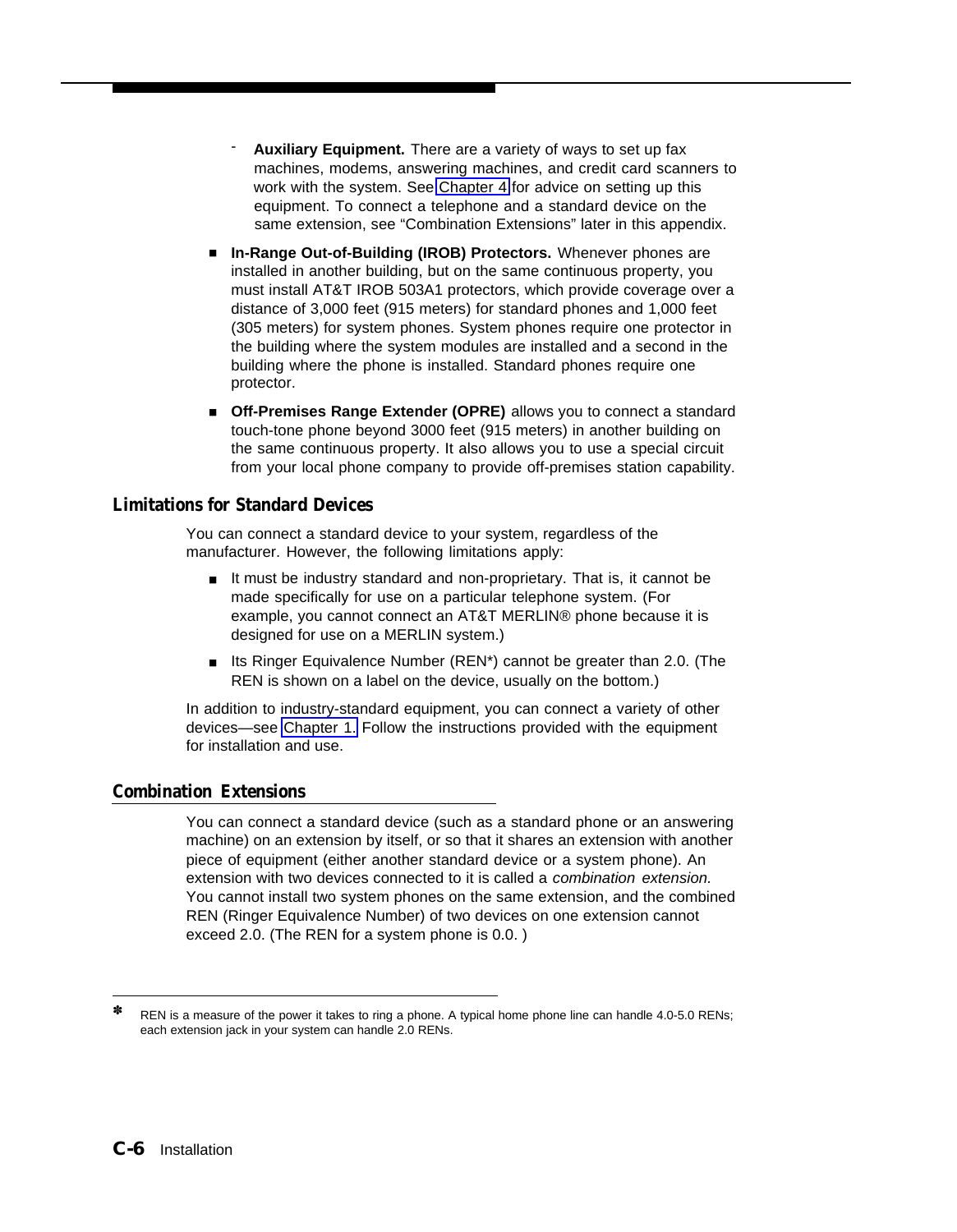- **Auxiliary Equipment.** There are a variety of ways to set up fax machines, modems, answering machines, and credit card scanners to work with the system. See Chapter 4 for advice on setting up this equipment. To connect a telephone and a standard device on the same extension, see “Combination Extensions” later in this appendix.

- **In-Range Out-of-Building (IROB) Protectors.** Whenever phones are installed in another building, but on the same continuous property, you must install AT&T IROB 503A1 protectors, which provide coverage over a distance of 3,000 feet (915 meters) for standard phones and 1,000 feet (305 meters) for system phones. System phones require one protector in the building where the system modules are installed and a second in the building where the phone is installed. Standard phones require one protector.
- **Off-Premises Range Extender (OPRE)** allows you to connect a standard touch-tone phone beyond 3000 feet (915 meters) in another building on the same continuous property. It also allows you to use a special circuit from your local phone company to provide off-premises station capability.

## Limitations for Standard Devices

You can connect a standard device to your system, regardless of the manufacturer. However, the following limitations apply:

- It must be industry standard and non-proprietary. That is, it cannot be made specifically for use on a particular telephone system. (For example, you cannot connect an AT&T MERLIN® phone because it is designed for use on a MERLIN system.)
- Its Ringer Equivalence Number (REN*) cannot be greater than 2.0. (The REN is shown on a label on the device, usually on the bottom.)

In addition to industry-standard equipment, you can connect a variety of other devices—see Chapter 1. Follow the instructions provided with the equipment for installation and use.

## Combination Extensions

You can connect a standard device (such as a standard phone or an answering machine) on an extension by itself, or so that it shares an extension with another piece of equipment (either another standard device or a system phone). An extension with two devices connected to it is called a *combination extension.* You cannot install two system phones on the same extension, and the combined REN (Ringer Equivalence Number) of two devices on one extension cannot exceed 2.0. (The REN for a system phone is 0.0. )

---

* REN is a measure of the power it takes to ring a phone. A typical home phone line can handle 4.0-5.0 RENs; each extension jack in your system can handle 2.0 RENs.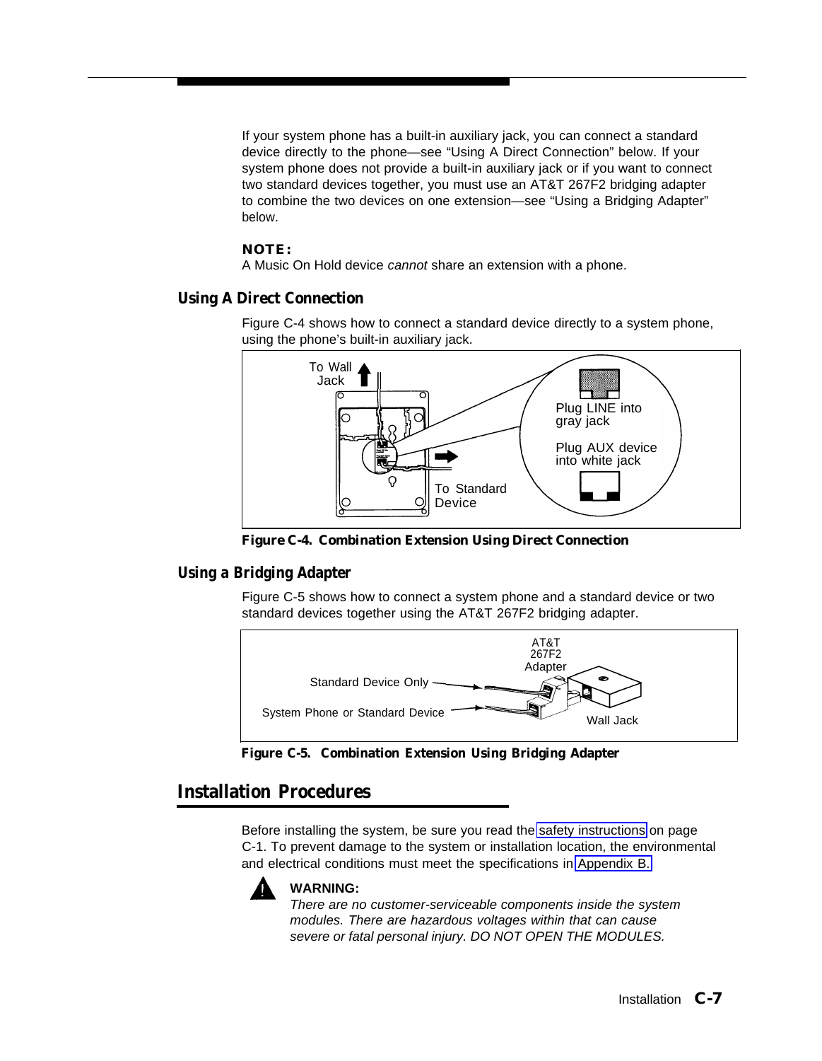If your system phone has a built-in auxiliary jack, you can connect a standard device directly to the phone—see “Using A Direct Connection” below. If your system phone does not provide a built-in auxiliary jack or if you want to connect two standard devices together, you must use an AT&T 267F2 bridging adapter to combine the two devices on one extension—see “Using a Bridging Adapter” below.

**NOTE:**
A Music On Hold device *cannot* share an extension with a phone.

### Using A Direct Connection

Figure C-4 shows how to connect a standard device directly to a system phone, using the phone’s built-in auxiliary jack.

To Wall Jack

Plug LINE into gray jack

Plug AUX device into white jack

To Standard Device

**Figure C-4. Combination Extension Using Direct Connection**

### Using a Bridging Adapter

Figure C-5 shows how to connect a system phone and a standard device or two standard devices together using the AT&T 267F2 bridging adapter.

AT&T 267F2 Adapter

Standard Device Only

System Phone or Standard Device

Wall Jack

**Figure C-5. Combination Extension Using Bridging Adapter**

## Installation Procedures

Before installing the system, be sure you read the safety instructions on page C-1. To prevent damage to the system or installation location, the environmental and electrical conditions must meet the specifications in Appendix B.

**WARNING:**
*There are no customer-serviceable components inside the system modules. There are hazardous voltages within that can cause severe or fatal personal injury. DO NOT OPEN THE MODULES.*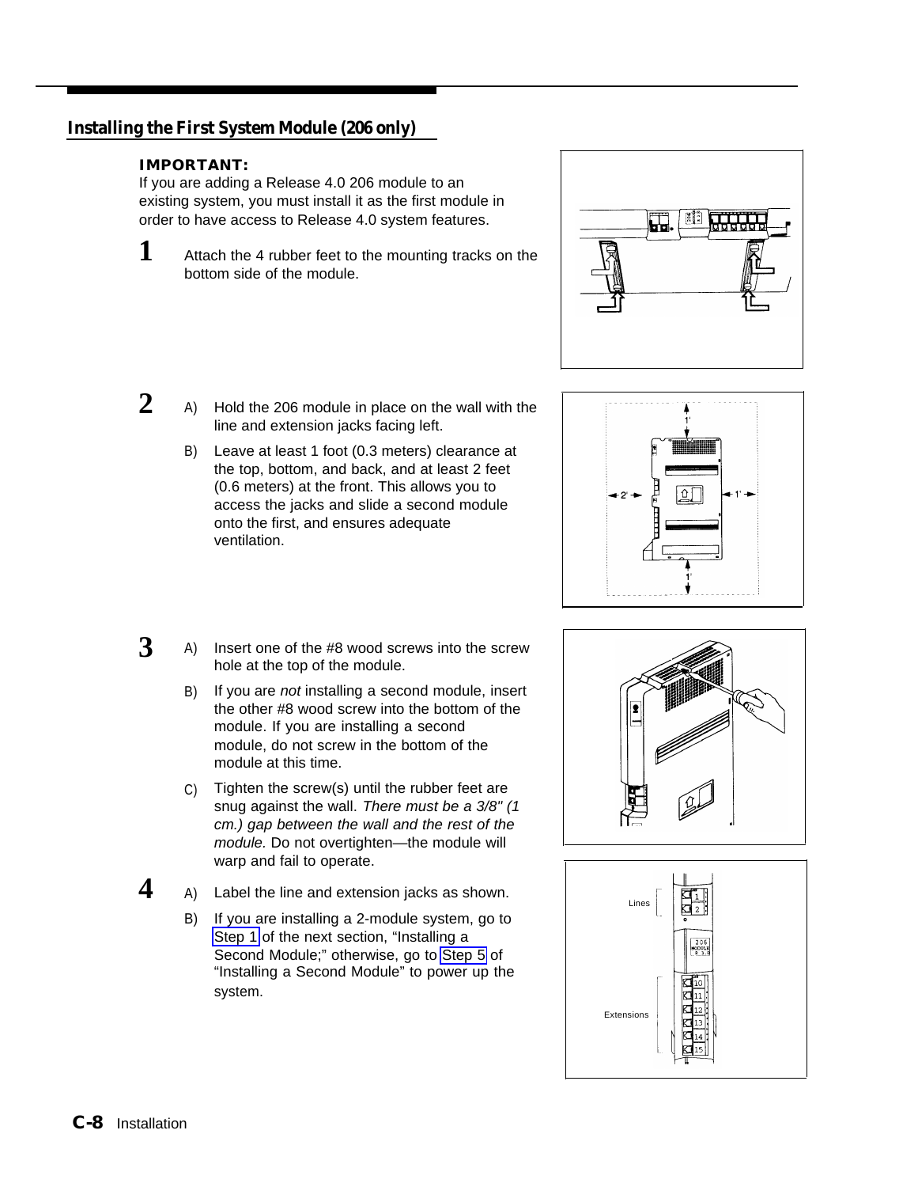## Installing the First System Module (206 only)

**IMPORTANT:**
If you are adding a Release 4.0 206 module to an existing system, you must install it as the first module in order to have access to Release 4.0 system features.

**1** Attach the 4 rubber feet to the mounting tracks on the bottom side of the module.

**2**

A) Hold the 206 module in place on the wall with the line and extension jacks facing left.

B) Leave at least 1 foot (0.3 meters) clearance at the top, bottom, and back, and at least 2 feet (0.6 meters) at the front. This allows you to access the jacks and slide a second module onto the first, and ensures adequate ventilation.

**3**

A) Insert one of the #8 wood screws into the screw hole at the top of the module.

B) If you are *not* installing a second module, insert the other #8 wood screw into the bottom of the module. If you are installing a second module, do not screw in the bottom of the module at this time.

C) Tighten the screw(s) until the rubber feet are snug against the wall. *There must be a 3/8" (1 cm.) gap between the wall and the rest of the module.* Do not overtighten—the module will warp and fail to operate.

**4**

A) Label the line and extension jacks as shown.

B) If you are installing a 2-module system, go to Step 1 of the next section, "Installing a Second Module;" otherwise, go to Step 5 of "Installing a Second Module" to power up the system.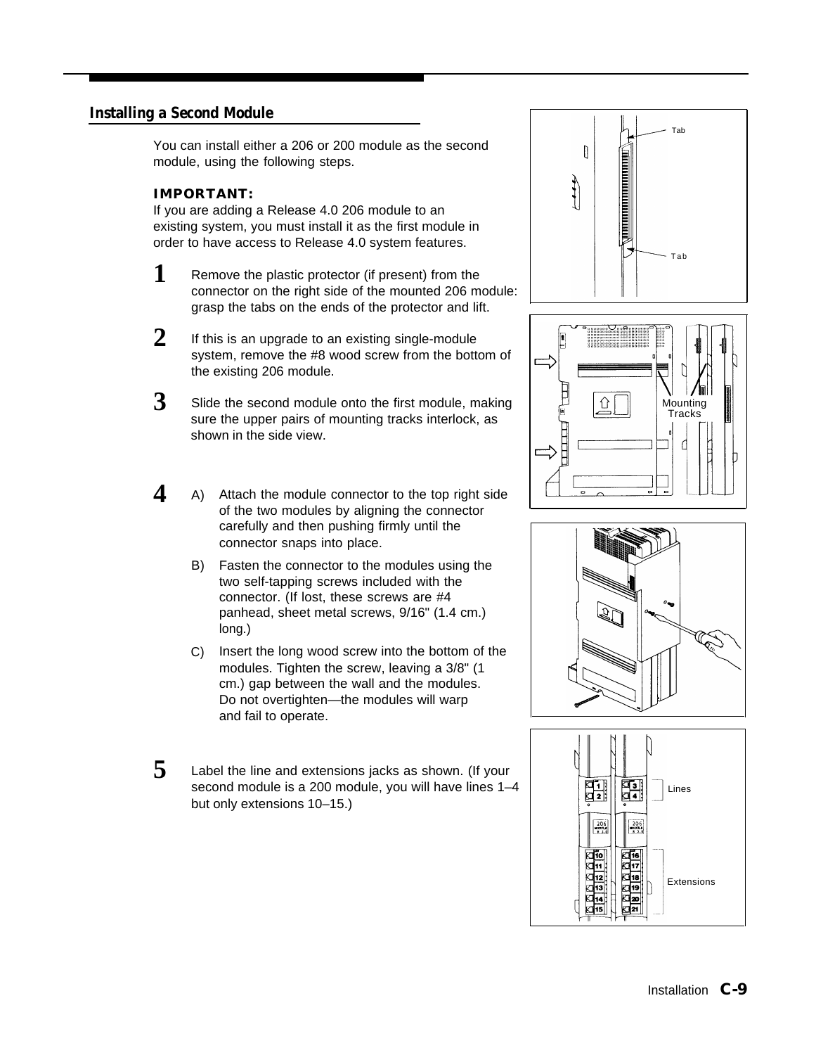## Installing a Second Module

You can install either a 206 or 200 module as the second module, using the following steps.

**IMPORTANT:**
If you are adding a Release 4.0 206 module to an existing system, you must install it as the first module in order to have access to Release 4.0 system features.

**1** Remove the plastic protector (if present) from the connector on the right side of the mounted 206 module: grasp the tabs on the ends of the protector and lift.

**2** If this is an upgrade to an existing single-module system, remove the #8 wood screw from the bottom of the existing 206 module.

**3** Slide the second module onto the first module, making sure the upper pairs of mounting tracks interlock, as shown in the side view.

**4**
- A) Attach the module connector to the top right side of the two modules by aligning the connector carefully and then pushing firmly until the connector snaps into place.
- B) Fasten the connector to the modules using the two self-tapping screws included with the connector. (If lost, these screws are #4 panhead, sheet metal screws, 9/16" (1.4 cm.) long.)
- C) Insert the long wood screw into the bottom of the modules. Tighten the screw, leaving a 3/8" (1 cm.) gap between the wall and the modules. Do not overtighten—the modules will warp and fail to operate.

**5** Label the line and extensions jacks as shown. (If your second module is a 200 module, you will have lines 1–4 but only extensions 10–15.)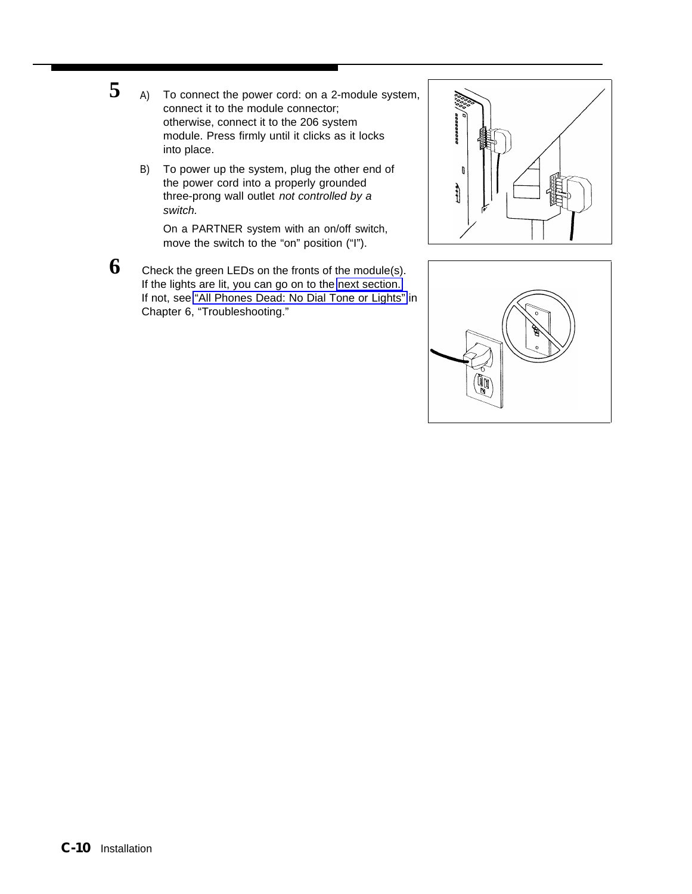**5**

A) To connect the power cord: on a 2-module system, connect it to the module connector; otherwise, connect it to the 206 system module. Press firmly until it clicks as it locks into place.

B) To power up the system, plug the other end of the power cord into a properly grounded three-prong wall outlet *not controlled by a switch.*

On a PARTNER system with an on/off switch, move the switch to the “on” position (“I”).

**6**

Check the green LEDs on the fronts of the module(s). If the lights are lit, you can go on to the next section. If not, see “All Phones Dead: No Dial Tone or Lights” in Chapter 6, “Troubleshooting.”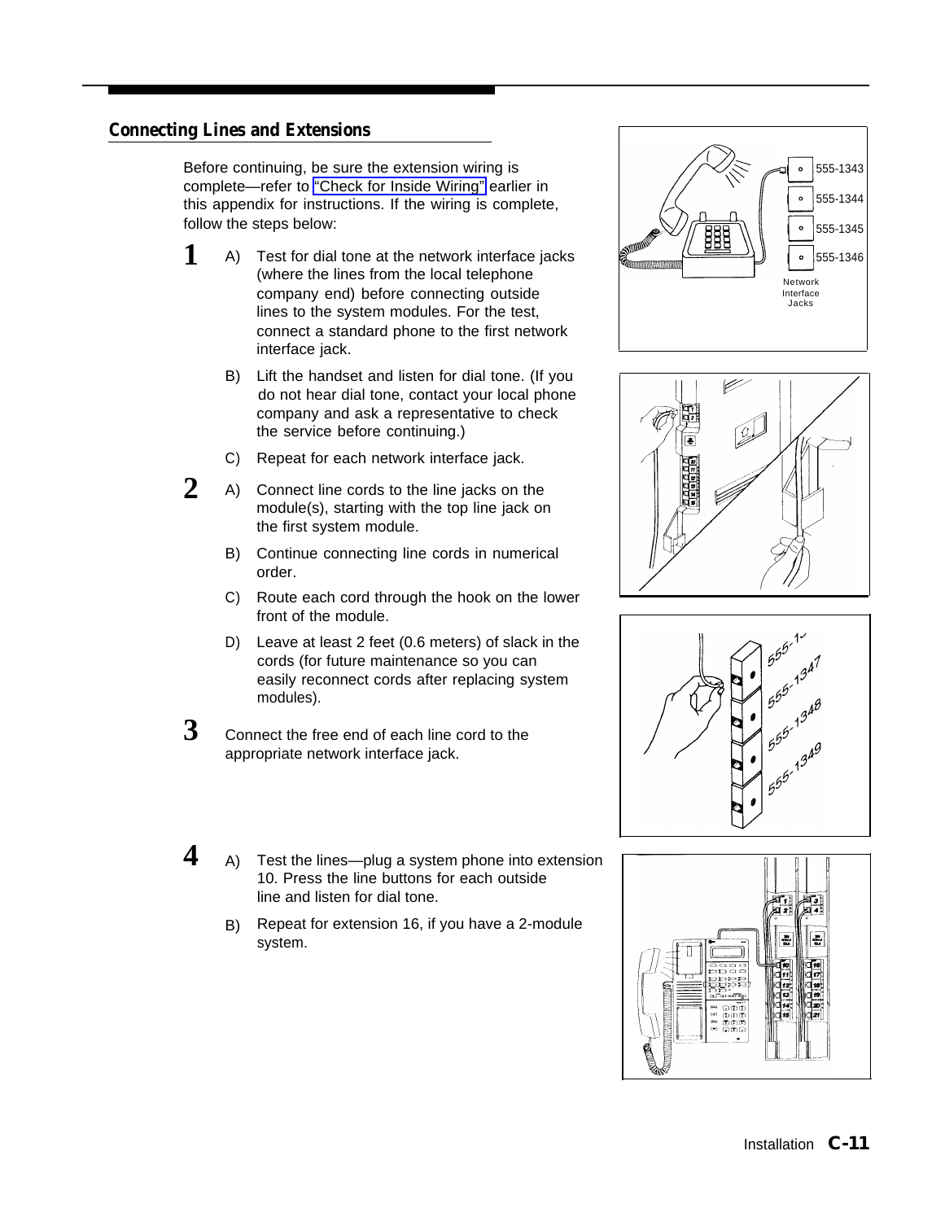## Connecting Lines and Extensions

Before continuing, be sure the extension wiring is complete—refer to "Check for Inside Wiring" earlier in this appendix for instructions. If the wiring is complete, follow the steps below:

**1**
- A) Test for dial tone at the network interface jacks (where the lines from the local telephone company end) before connecting outside lines to the system modules. For the test, connect a standard phone to the first network interface jack.
- B) Lift the handset and listen for dial tone. (If you do not hear dial tone, contact your local phone company and ask a representative to check the service before continuing.)
- C) Repeat for each network interface jack.

**2**
- A) Connect line cords to the line jacks on the module(s), starting with the top line jack on the first system module.
- B) Continue connecting line cords in numerical order.
- C) Route each cord through the hook on the lower front of the module.
- D) Leave at least 2 feet (0.6 meters) of slack in the cords (for future maintenance so you can easily reconnect cords after replacing system modules).

**3** Connect the free end of each line cord to the appropriate network interface jack.

**4**
- A) Test the lines—plug a system phone into extension 10. Press the line buttons for each outside line and listen for dial tone.
- B) Repeat for extension 16, if you have a 2-module system.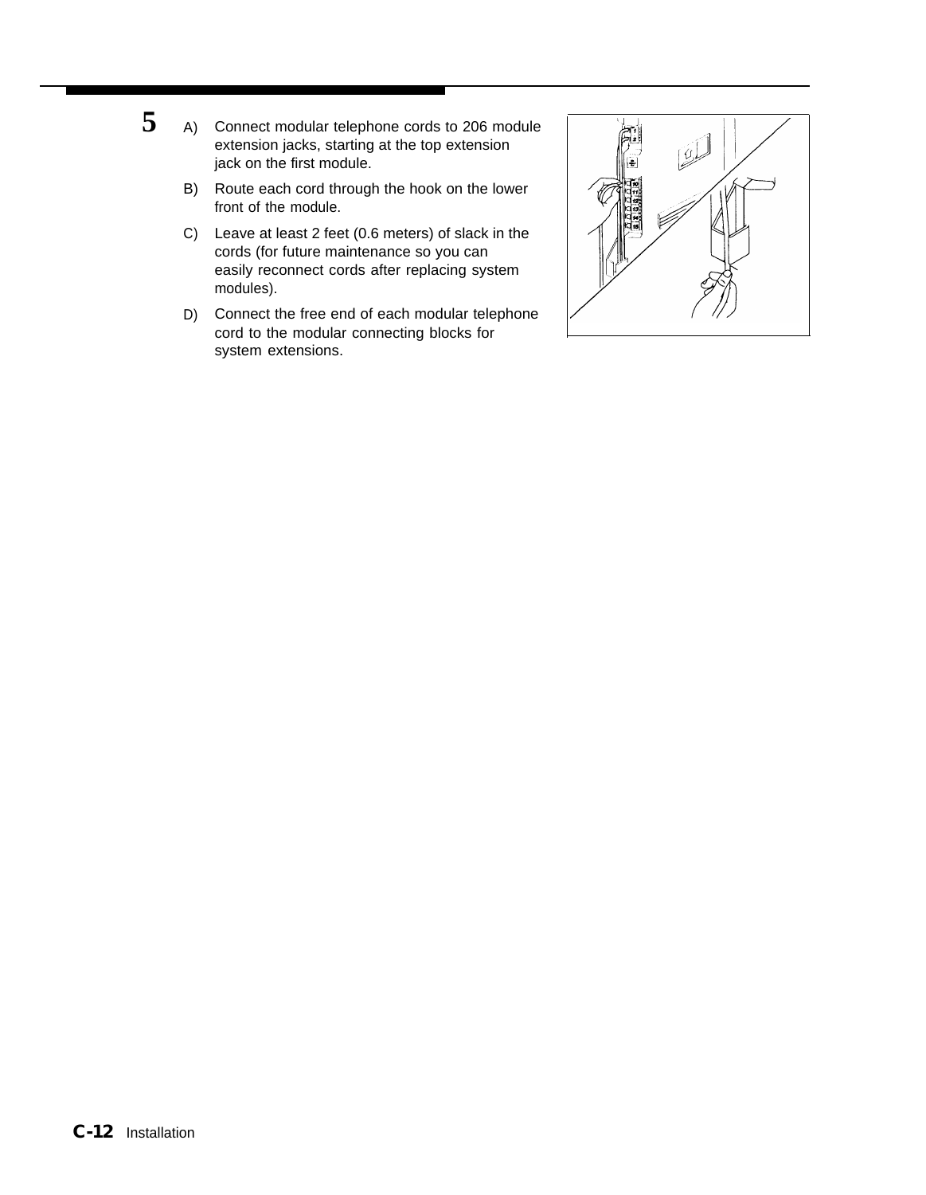**5**

A) Connect modular telephone cords to 206 module extension jacks, starting at the top extension jack on the first module.

B) Route each cord through the hook on the lower front of the module.

C) Leave at least 2 feet (0.6 meters) of slack in the cords (for future maintenance so you can easily reconnect cords after replacing system modules).

D) Connect the free end of each modular telephone cord to the modular connecting blocks for system extensions.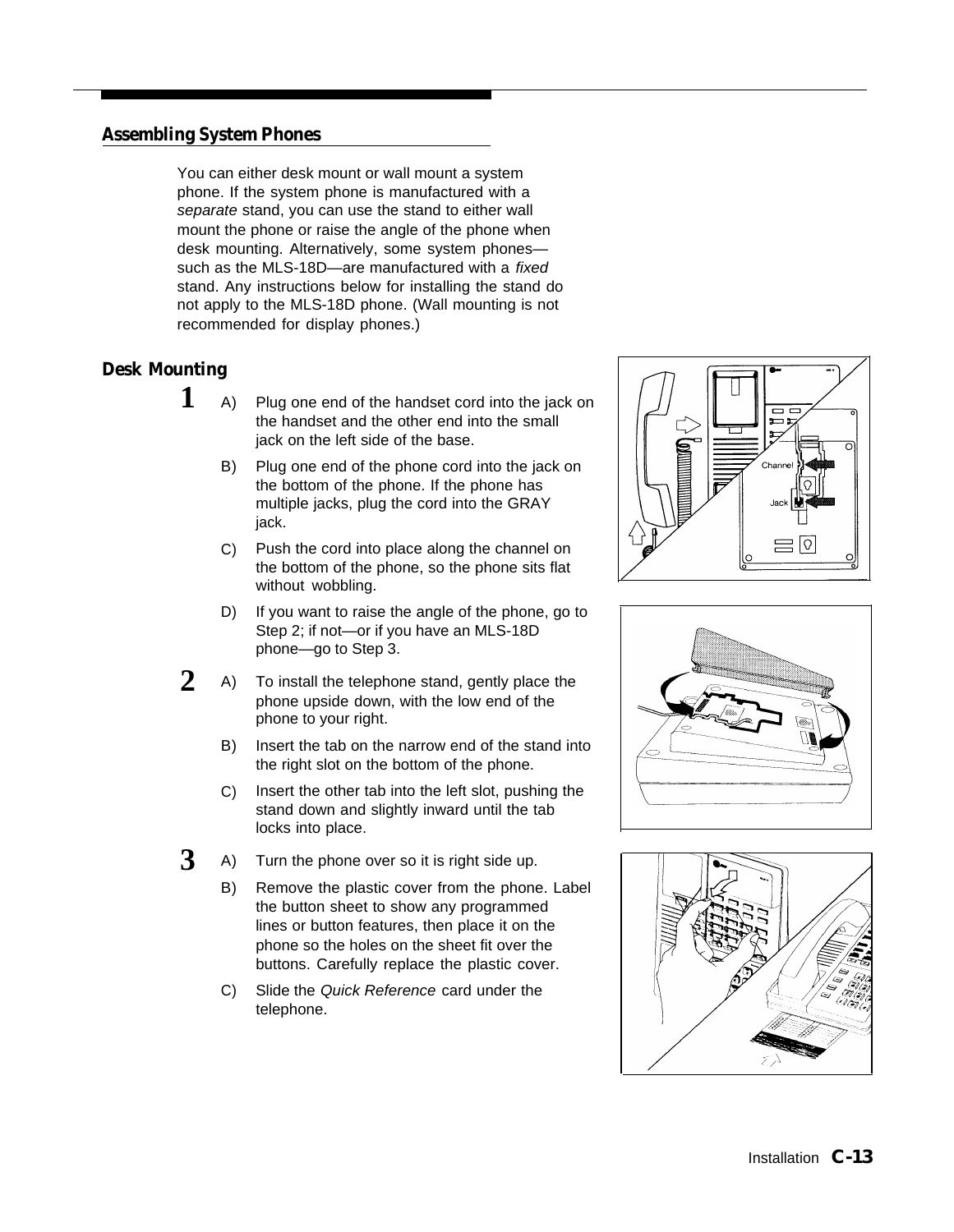## Assembling System Phones

You can either desk mount or wall mount a system phone. If the system phone is manufactured with a *separate* stand, you can use the stand to either wall mount the phone or raise the angle of the phone when desk mounting. Alternatively, some system phones—such as the MLS-18D—are manufactured with a *fixed* stand. Any instructions below for installing the stand do not apply to the MLS-18D phone. (Wall mounting is not recommended for display phones.)

### Desk Mounting

**1**

A) Plug one end of the handset cord into the jack on the handset and the other end into the small jack on the left side of the base.

B) Plug one end of the phone cord into the jack on the bottom of the phone. If the phone has multiple jacks, plug the cord into the GRAY jack.

C) Push the cord into place along the channel on the bottom of the phone, so the phone sits flat without wobbling.

D) If you want to raise the angle of the phone, go to Step 2; if not—or if you have an MLS-18D phone—go to Step 3.

**2**

A) To install the telephone stand, gently place the phone upside down, with the low end of the phone to your right.

B) Insert the tab on the narrow end of the stand into the right slot on the bottom of the phone.

C) Insert the other tab into the left slot, pushing the stand down and slightly inward until the tab locks into place.

**3**

A) Turn the phone over so it is right side up.

B) Remove the plastic cover from the phone. Label the button sheet to show any programmed lines or button features, then place it on the phone so the holes on the sheet fit over the buttons. Carefully replace the plastic cover.

C) Slide the *Quick Reference* card under the telephone.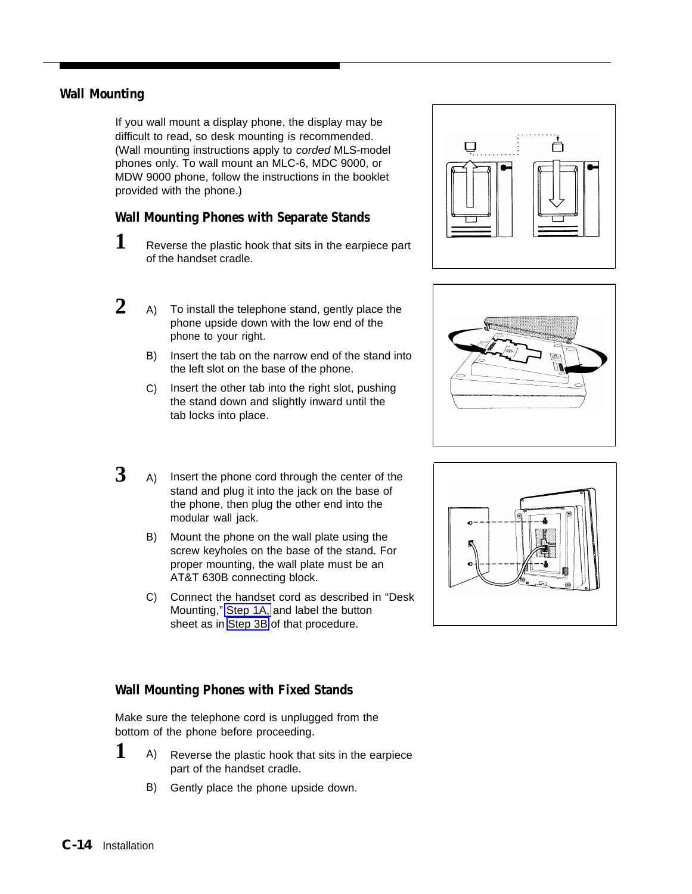## Wall Mounting

If you wall mount a display phone, the display may be difficult to read, so desk mounting is recommended. (Wall mounting instructions apply to *corded* MLS-model phones only. To wall mount an MLC-6, MDC 9000, or MDW 9000 phone, follow the instructions in the booklet provided with the phone.)

### Wall Mounting Phones with Separate Stands

**1** Reverse the plastic hook that sits in the earpiece part of the handset cradle.

**2**
- A) To install the telephone stand, gently place the phone upside down with the low end of the phone to your right.
- B) Insert the tab on the narrow end of the stand into the left slot on the base of the phone.
- C) Insert the other tab into the right slot, pushing the stand down and slightly inward until the tab locks into place.

**3**
- A) Insert the phone cord through the center of the stand and plug it into the jack on the base of the phone, then plug the other end into the modular wall jack.
- B) Mount the phone on the wall plate using the screw keyholes on the base of the stand. For proper mounting, the wall plate must be an AT&T 630B connecting block.
- C) Connect the handset cord as described in "Desk Mounting," Step 1A, and label the button sheet as in Step 3B of that procedure.

### Wall Mounting Phones with Fixed Stands

Make sure the telephone cord is unplugged from the bottom of the phone before proceeding.

**1**
- A) Reverse the plastic hook that sits in the earpiece part of the handset cradle.
- B) Gently place the phone upside down.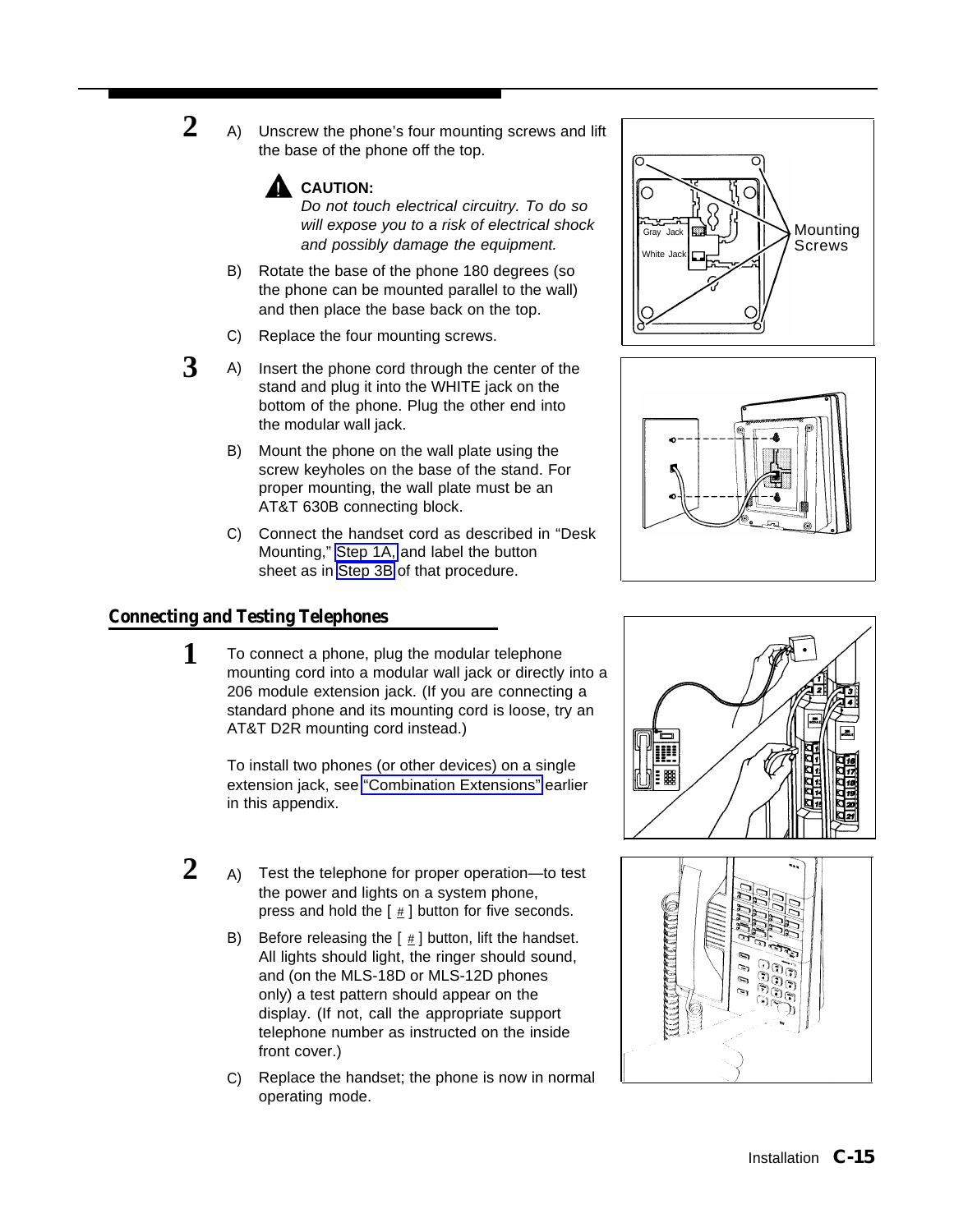2 A) Unscrew the phone's four mounting screws and lift the base of the phone off the top.

**CAUTION:**
*Do not touch electrical circuitry. To do so will expose you to a risk of electrical shock and possibly damage the equipment.*

B) Rotate the base of the phone 180 degrees (so the phone can be mounted parallel to the wall) and then place the base back on the top.

C) Replace the four mounting screws.

3 A) Insert the phone cord through the center of the stand and plug it into the WHITE jack on the bottom of the phone. Plug the other end into the modular wall jack.

B) Mount the phone on the wall plate using the screw keyholes on the base of the stand. For proper mounting, the wall plate must be an AT&T 630B connecting block.

C) Connect the handset cord as described in "Desk Mounting," Step 1A, and label the button sheet as in Step 3B of that procedure.

## Connecting and Testing Telephones

1 To connect a phone, plug the modular telephone mounting cord into a modular wall jack or directly into a 206 module extension jack. (If you are connecting a standard phone and its mounting cord is loose, try an AT&T D2R mounting cord instead.)

To install two phones (or other devices) on a single extension jack, see "Combination Extensions" earlier in this appendix.

2 A) Test the telephone for proper operation—to test the power and lights on a system phone, press and hold the [ # ] button for five seconds.

B) Before releasing the [ # ] button, lift the handset. All lights should light, the ringer should sound, and (on the MLS-18D or MLS-12D phones only) a test pattern should appear on the display. (If not, call the appropriate support telephone number as instructed on the inside front cover.)

C) Replace the handset; the phone is now in normal operating mode.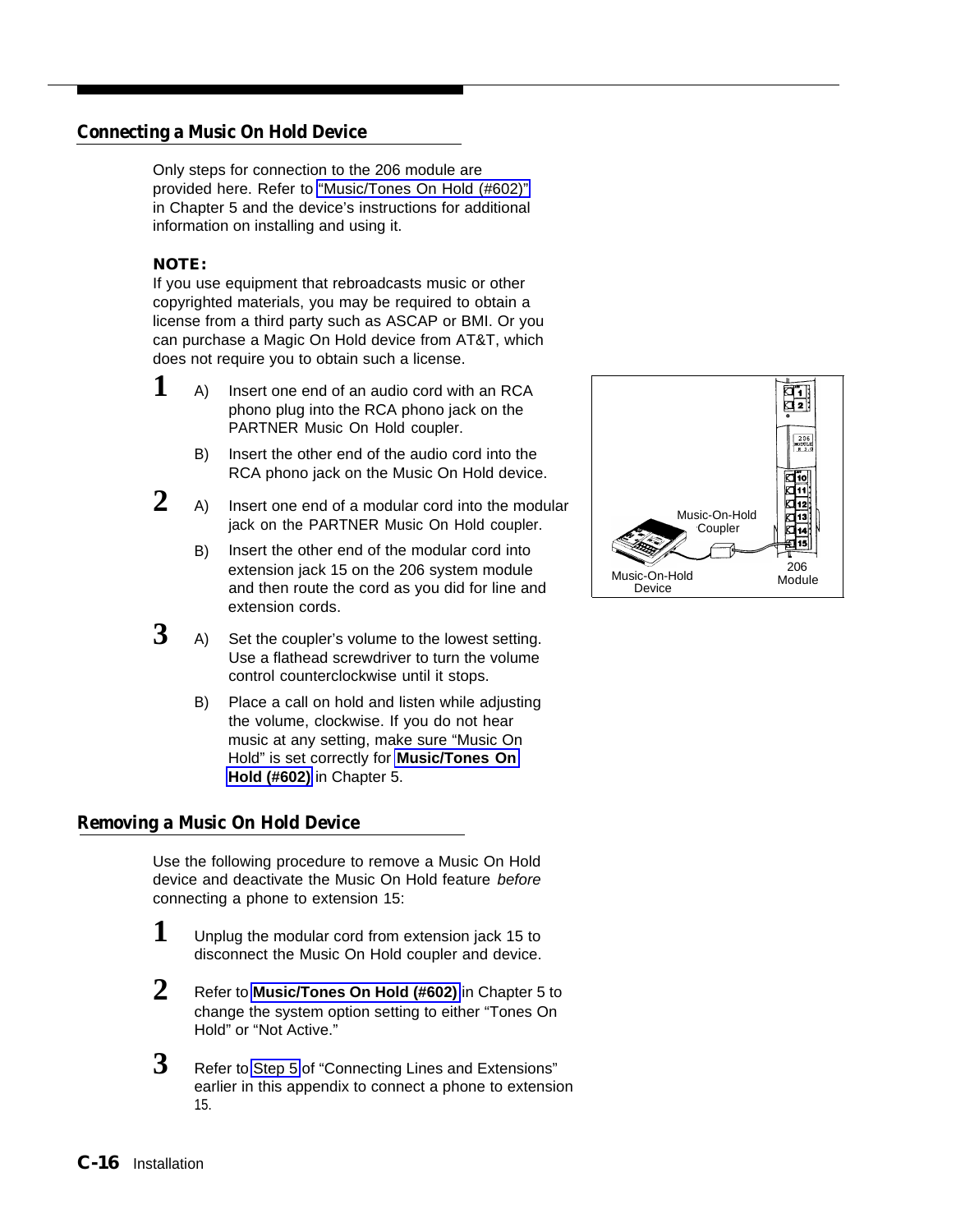## Connecting a Music On Hold Device

Only steps for connection to the 206 module are provided here. Refer to "Music/Tones On Hold (#602)" in Chapter 5 and the device's instructions for additional information on installing and using it.

**NOTE:**
If you use equipment that rebroadcasts music or other copyrighted materials, you may be required to obtain a license from a third party such as ASCAP or BMI. Or you can purchase a Magic On Hold device from AT&T, which does not require you to obtain such a license.

**1**
A) Insert one end of an audio cord with an RCA phono plug into the RCA phono jack on the PARTNER Music On Hold coupler.

B) Insert the other end of the audio cord into the RCA phono jack on the Music On Hold device.

**2**
A) Insert one end of a modular cord into the modular jack on the PARTNER Music On Hold coupler.

B) Insert the other end of the modular cord into extension jack 15 on the 206 system module and then route the cord as you did for line and extension cords.

**3**
A) Set the coupler's volume to the lowest setting. Use a flathead screwdriver to turn the volume control counterclockwise until it stops.

B) Place a call on hold and listen while adjusting the volume, clockwise. If you do not hear music at any setting, make sure "Music On Hold" is set correctly for **Music/Tones On Hold (#602)** in Chapter 5.

Music-On-Hold Coupler

Music-On-Hold Device

206 Module

## Removing a Music On Hold Device

Use the following procedure to remove a Music On Hold device and deactivate the Music On Hold feature *before* connecting a phone to extension 15:

**1** Unplug the modular cord from extension jack 15 to disconnect the Music On Hold coupler and device.

**2** Refer to **Music/Tones On Hold (#602)** in Chapter 5 to change the system option setting to either "Tones On Hold" or "Not Active."

**3** Refer to Step 5 of "Connecting Lines and Extensions" earlier in this appendix to connect a phone to extension 15.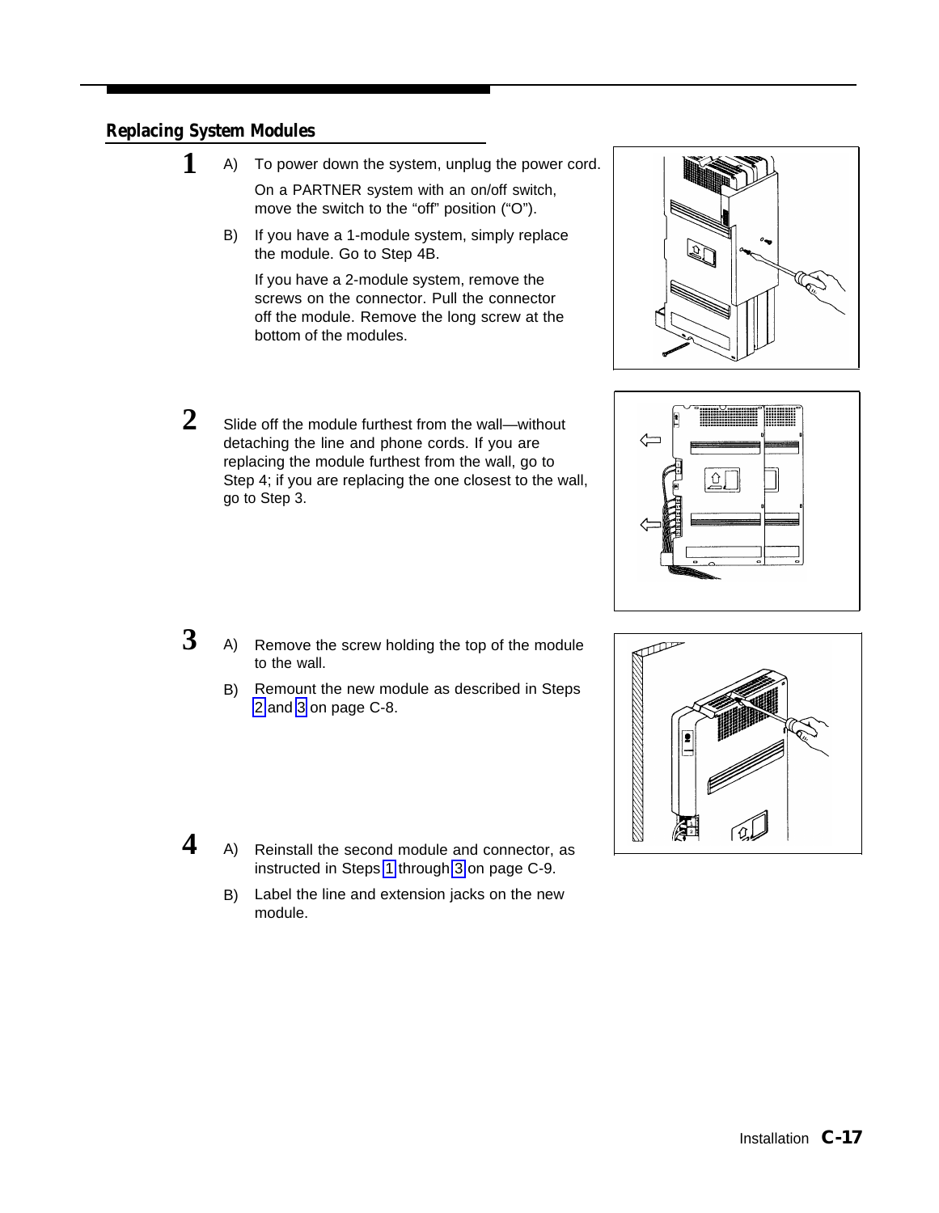## Replacing System Modules

**1**

A) To power down the system, unplug the power cord.

On a PARTNER system with an on/off switch, move the switch to the "off" position ("O").

B) If you have a 1-module system, simply replace the module. Go to Step 4B.

If you have a 2-module system, remove the screws on the connector. Pull the connector off the module. Remove the long screw at the bottom of the modules.

**2**

Slide off the module furthest from the wall—without detaching the line and phone cords. If you are replacing the module furthest from the wall, go to Step 4; if you are replacing the one closest to the wall, go to Step 3.

**3**

A) Remove the screw holding the top of the module to the wall.

B) Remount the new module as described in Steps 2 and 3 on page C-8.

**4**

A) Reinstall the second module and connector, as instructed in Steps 1 through 3 on page C-9.

B) Label the line and extension jacks on the new module.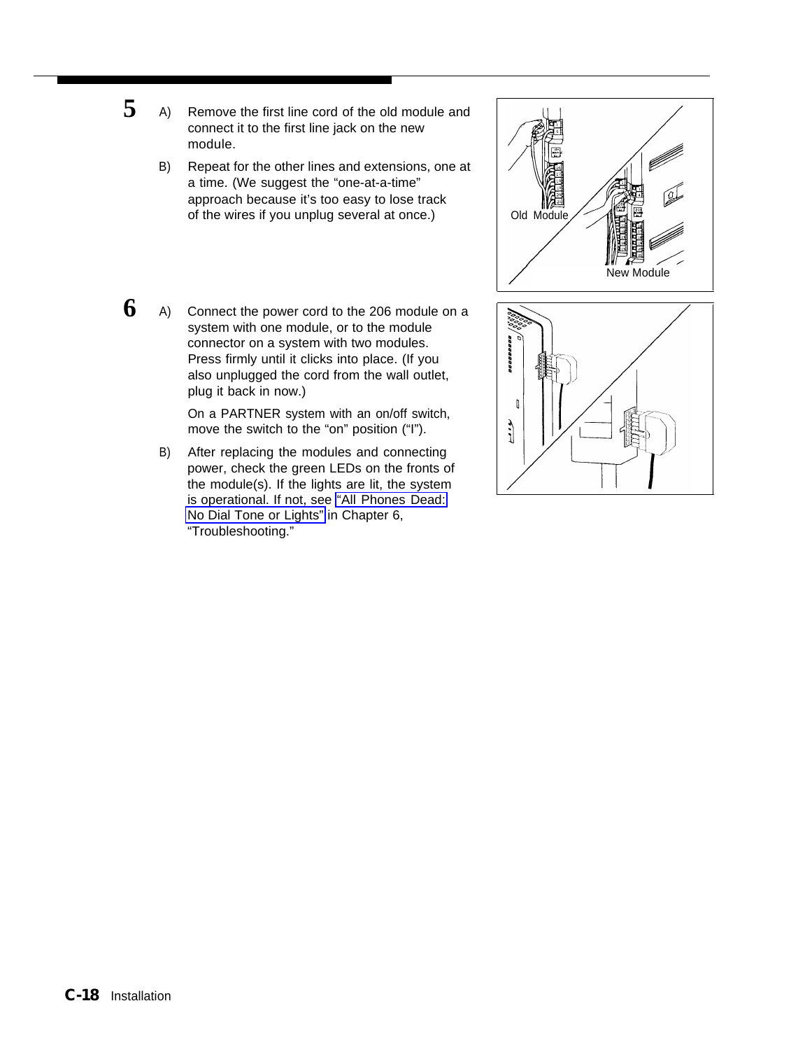**5**

A) Remove the first line cord of the old module and connect it to the first line jack on the new module.

B) Repeat for the other lines and extensions, one at a time. (We suggest the "one-at-a-time" approach because it's too easy to lose track of the wires if you unplug several at once.)

Old Module

New Module

**6**

A) Connect the power cord to the 206 module on a system with one module, or to the module connector on a system with two modules. Press firmly until it clicks into place. (If you also unplugged the cord from the wall outlet, plug it back in now.)

On a PARTNER system with an on/off switch, move the switch to the "on" position ("I").

B) After replacing the modules and connecting power, check the green LEDs on the fronts of the module(s). If the lights are lit, the system is operational. If not, see "All Phones Dead: No Dial Tone or Lights" in Chapter 6, "Troubleshooting."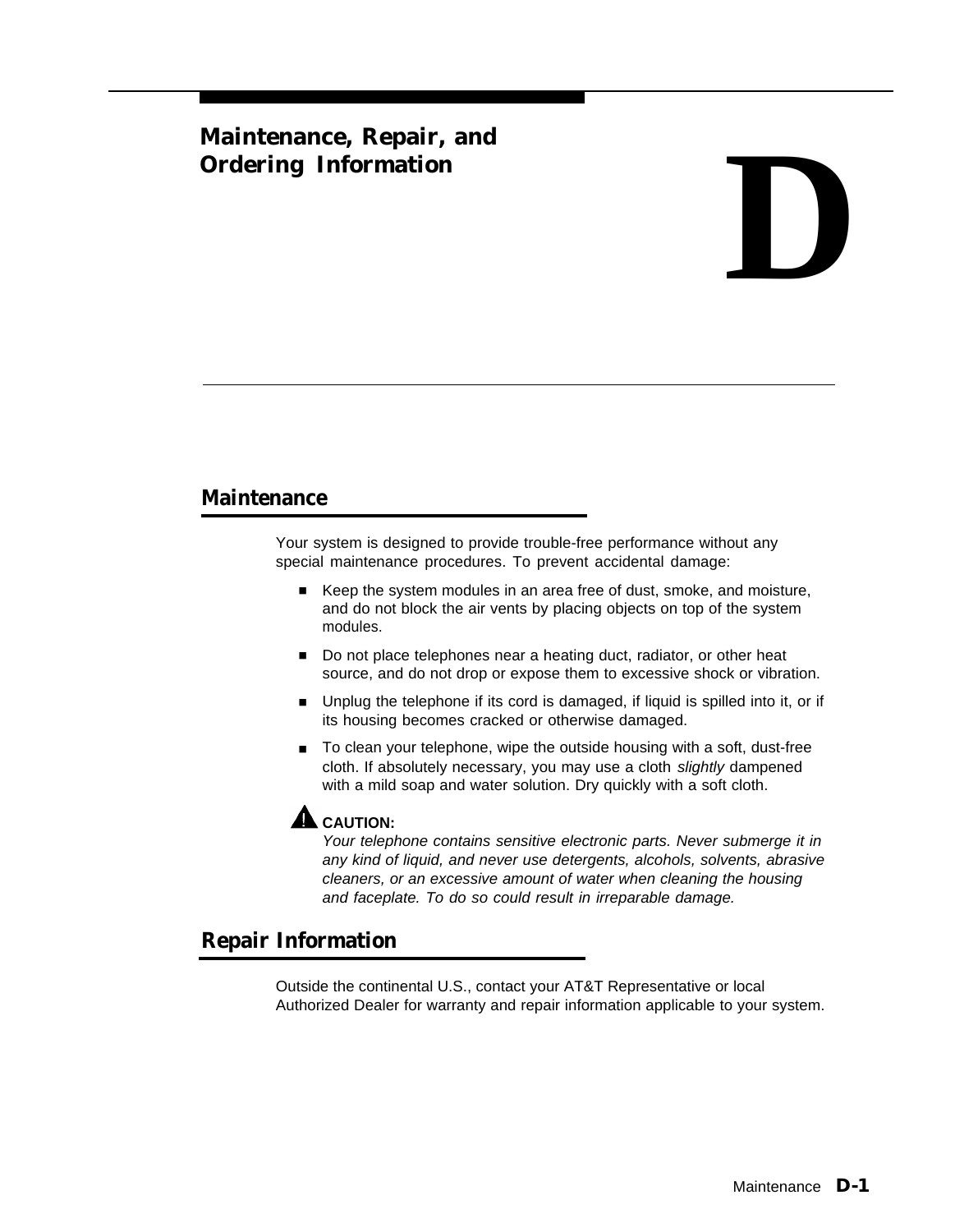# Maintenance, Repair, and Ordering Information

# D

## Maintenance

Your system is designed to provide trouble-free performance without any special maintenance procedures. To prevent accidental damage:

- Keep the system modules in an area free of dust, smoke, and moisture, and do not block the air vents by placing objects on top of the system modules.
- Do not place telephones near a heating duct, radiator, or other heat source, and do not drop or expose them to excessive shock or vibration.
- Unplug the telephone if its cord is damaged, if liquid is spilled into it, or if its housing becomes cracked or otherwise damaged.
- To clean your telephone, wipe the outside housing with a soft, dust-free cloth. If absolutely necessary, you may use a cloth *slightly* dampened with a mild soap and water solution. Dry quickly with a soft cloth.

**CAUTION:**
*Your telephone contains sensitive electronic parts. Never submerge it in any kind of liquid, and never use detergents, alcohols, solvents, abrasive cleaners, or an excessive amount of water when cleaning the housing and faceplate. To do so could result in irreparable damage.*

## Repair Information

Outside the continental U.S., contact your AT&T Representative or local Authorized Dealer for warranty and repair information applicable to your system.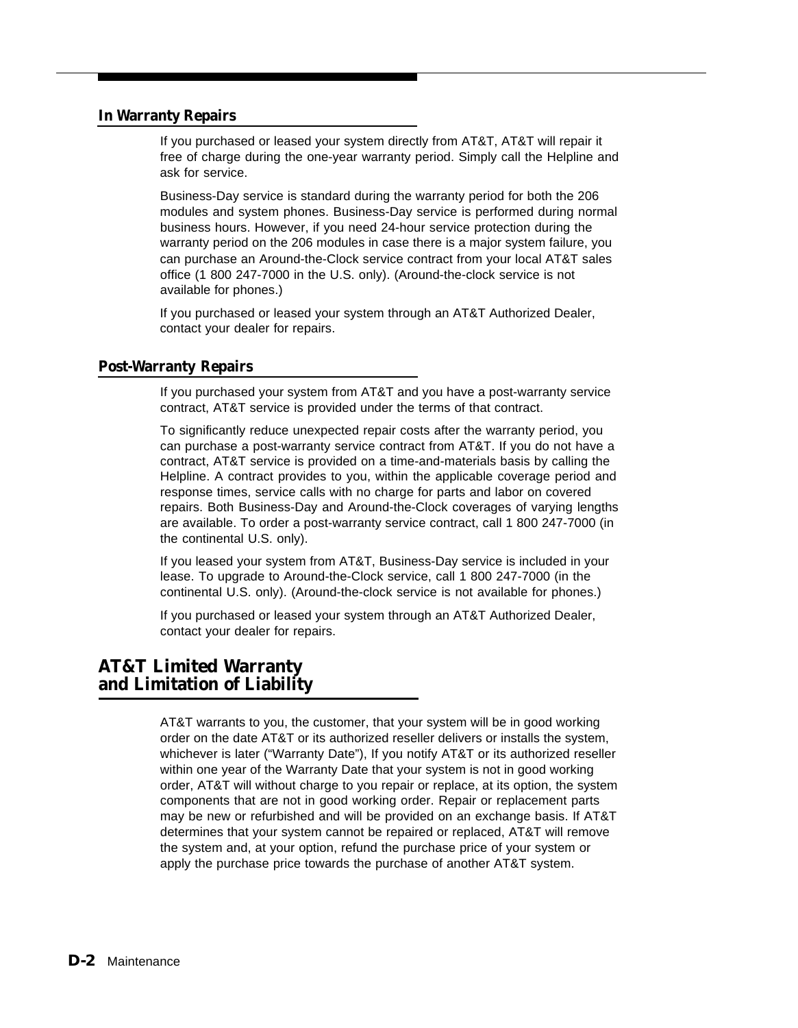### In Warranty Repairs

If you purchased or leased your system directly from AT&T, AT&T will repair it free of charge during the one-year warranty period. Simply call the Helpline and ask for service.

Business-Day service is standard during the warranty period for both the 206 modules and system phones. Business-Day service is performed during normal business hours. However, if you need 24-hour service protection during the warranty period on the 206 modules in case there is a major system failure, you can purchase an Around-the-Clock service contract from your local AT&T sales office (1 800 247-7000 in the U.S. only). (Around-the-clock service is not available for phones.)

If you purchased or leased your system through an AT&T Authorized Dealer, contact your dealer for repairs.

### Post-Warranty Repairs

If you purchased your system from AT&T and you have a post-warranty service contract, AT&T service is provided under the terms of that contract.

To significantly reduce unexpected repair costs after the warranty period, you can purchase a post-warranty service contract from AT&T. If you do not have a contract, AT&T service is provided on a time-and-materials basis by calling the Helpline. A contract provides to you, within the applicable coverage period and response times, service calls with no charge for parts and labor on covered repairs. Both Business-Day and Around-the-Clock coverages of varying lengths are available. To order a post-warranty service contract, call 1 800 247-7000 (in the continental U.S. only).

If you leased your system from AT&T, Business-Day service is included in your lease. To upgrade to Around-the-Clock service, call 1 800 247-7000 (in the continental U.S. only). (Around-the-clock service is not available for phones.)

If you purchased or leased your system through an AT&T Authorized Dealer, contact your dealer for repairs.

## AT&T Limited Warranty and Limitation of Liability

AT&T warrants to you, the customer, that your system will be in good working order on the date AT&T or its authorized reseller delivers or installs the system, whichever is later ("Warranty Date"), If you notify AT&T or its authorized reseller within one year of the Warranty Date that your system is not in good working order, AT&T will without charge to you repair or replace, at its option, the system components that are not in good working order. Repair or replacement parts may be new or refurbished and will be provided on an exchange basis. If AT&T determines that your system cannot be repaired or replaced, AT&T will remove the system and, at your option, refund the purchase price of your system or apply the purchase price towards the purchase of another AT&T system.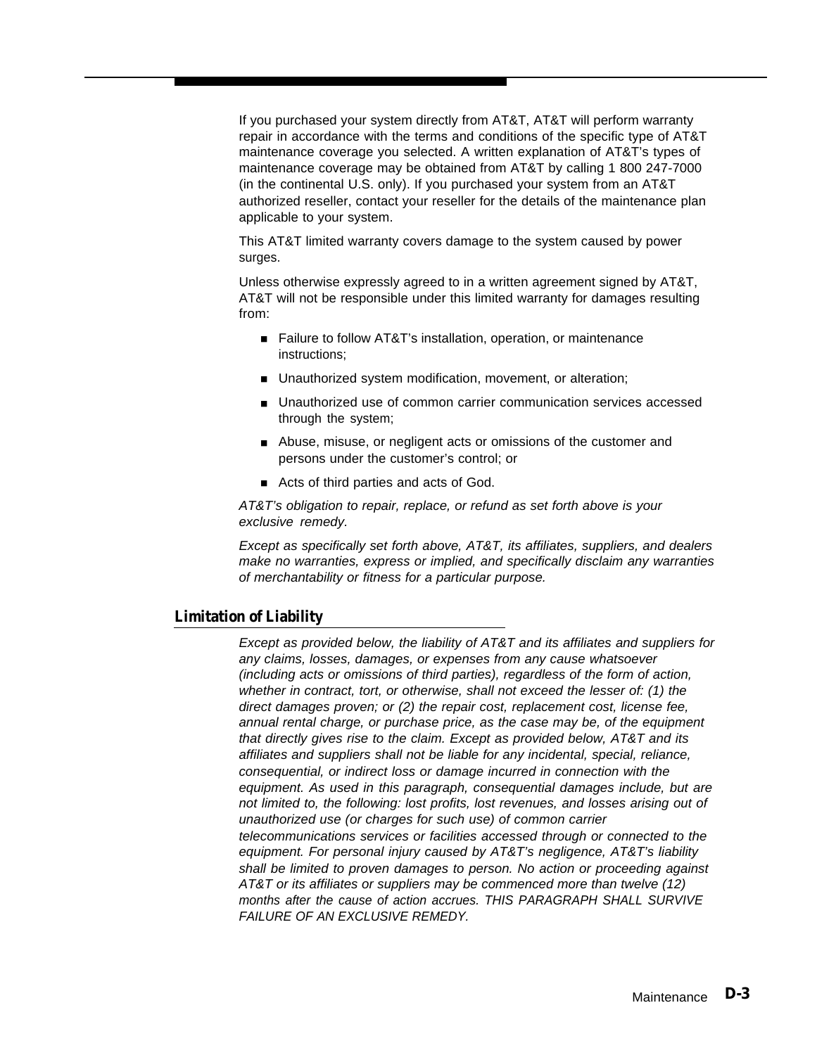If you purchased your system directly from AT&T, AT&T will perform warranty repair in accordance with the terms and conditions of the specific type of AT&T maintenance coverage you selected. A written explanation of AT&T's types of maintenance coverage may be obtained from AT&T by calling 1 800 247-7000 (in the continental U.S. only). If you purchased your system from an AT&T authorized reseller, contact your reseller for the details of the maintenance plan applicable to your system.

This AT&T limited warranty covers damage to the system caused by power surges.

Unless otherwise expressly agreed to in a written agreement signed by AT&T, AT&T will not be responsible under this limited warranty for damages resulting from:

- Failure to follow AT&T's installation, operation, or maintenance instructions;
- Unauthorized system modification, movement, or alteration;
- Unauthorized use of common carrier communication services accessed through the system;
- Abuse, misuse, or negligent acts or omissions of the customer and persons under the customer's control; or
- Acts of third parties and acts of God.

*AT&T's obligation to repair, replace, or refund as set forth above is your exclusive remedy.*

*Except as specifically set forth above, AT&T, its affiliates, suppliers, and dealers make no warranties, express or implied, and specifically disclaim any warranties of merchantability or fitness for a particular purpose.*

## Limitation of Liability

*Except as provided below, the liability of AT&T and its affiliates and suppliers for any claims, losses, damages, or expenses from any cause whatsoever (including acts or omissions of third parties), regardless of the form of action, whether in contract, tort, or otherwise, shall not exceed the lesser of: (1) the direct damages proven; or (2) the repair cost, replacement cost, license fee, annual rental charge, or purchase price, as the case may be, of the equipment that directly gives rise to the claim. Except as provided below, AT&T and its affiliates and suppliers shall not be liable for any incidental, special, reliance, consequential, or indirect loss or damage incurred in connection with the equipment. As used in this paragraph, consequential damages include, but are not limited to, the following: lost profits, lost revenues, and losses arising out of unauthorized use (or charges for such use) of common carrier telecommunications services or facilities accessed through or connected to the equipment. For personal injury caused by AT&T's negligence, AT&T's liability shall be limited to proven damages to person. No action or proceeding against AT&T or its affiliates or suppliers may be commenced more than twelve (12) months after the cause of action accrues. THIS PARAGRAPH SHALL SURVIVE FAILURE OF AN EXCLUSIVE REMEDY.*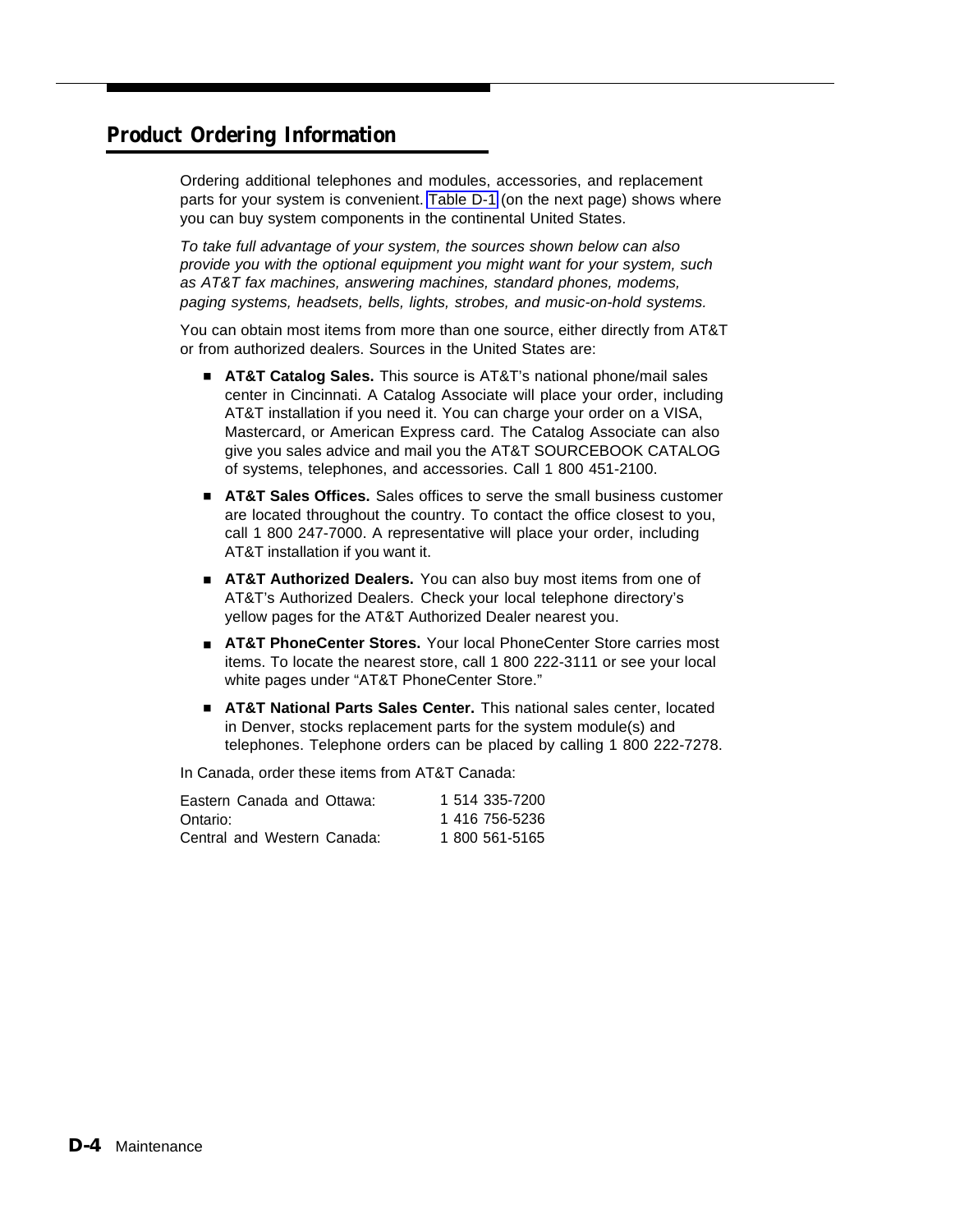## Product Ordering Information

Ordering additional telephones and modules, accessories, and replacement parts for your system is convenient. Table D-1 (on the next page) shows where you can buy system components in the continental United States.

*To take full advantage of your system, the sources shown below can also provide you with the optional equipment you might want for your system, such as AT&T fax machines, answering machines, standard phones, modems, paging systems, headsets, bells, lights, strobes, and music-on-hold systems.*

You can obtain most items from more than one source, either directly from AT&T or from authorized dealers. Sources in the United States are:

- **AT&T Catalog Sales.** This source is AT&T's national phone/mail sales center in Cincinnati. A Catalog Associate will place your order, including AT&T installation if you need it. You can charge your order on a VISA, Mastercard, or American Express card. The Catalog Associate can also give you sales advice and mail you the AT&T SOURCEBOOK CATALOG of systems, telephones, and accessories. Call 1 800 451-2100.
- **AT&T Sales Offices.** Sales offices to serve the small business customer are located throughout the country. To contact the office closest to you, call 1 800 247-7000. A representative will place your order, including AT&T installation if you want it.
- **AT&T Authorized Dealers.** You can also buy most items from one of AT&T's Authorized Dealers. Check your local telephone directory's yellow pages for the AT&T Authorized Dealer nearest you.
- **AT&T PhoneCenter Stores.** Your local PhoneCenter Store carries most items. To locate the nearest store, call 1 800 222-3111 or see your local white pages under "AT&T PhoneCenter Store."
- **AT&T National Parts Sales Center.** This national sales center, located in Denver, stocks replacement parts for the system module(s) and telephones. Telephone orders can be placed by calling 1 800 222-7278.

In Canada, order these items from AT&T Canada:

| | |
|---|---|
| Eastern Canada and Ottawa: | 1 514 335-7200 |
| Ontario: | 1 416 756-5236 |
| Central and Western Canada: | 1 800 561-5165 |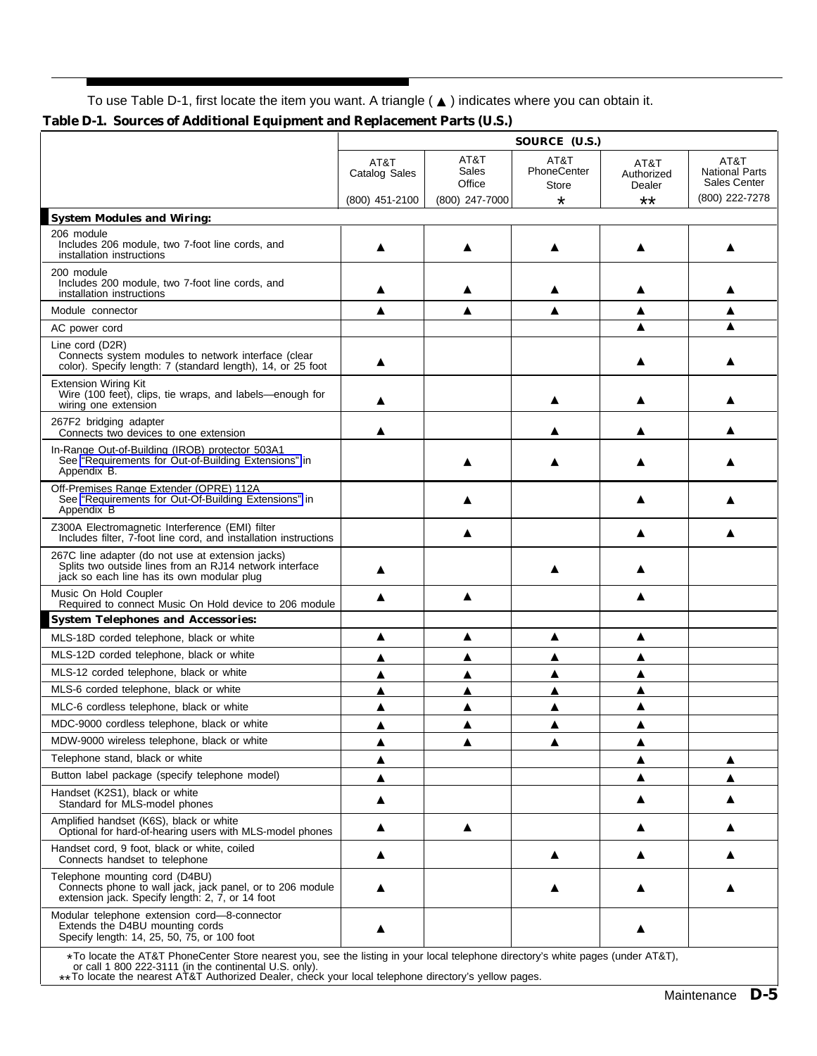To use Table D-1, first locate the item you want. A triangle ( ▲ ) indicates where you can obtain it.

**Table D-1. Sources of Additional Equipment and Replacement Parts (U.S.)**

| | SOURCE (U.S.) | | | | |
|---|---|---|---|---|---|
| | AT&T Catalog Sales (800) 451-2100 | AT&T Sales Office (800) 247-7000 | AT&T PhoneCenter Store * | AT&T Authorized Dealer ** | AT&T National Parts Sales Center (800) 222-7278 |
| **System Modules and Wiring:** | | | | | |
| 206 module<br>Includes 206 module, two 7-foot line cords, and installation instructions | ▲ | ▲ | ▲ | ▲ | ▲ |
| 200 module<br>Includes 200 module, two 7-foot line cords, and installation instructions | ▲ | ▲ | ▲ | ▲ | ▲ |
| Module connector | ▲ | ▲ | ▲ | ▲ | ▲ |
| AC power cord | | | | ▲ | ▲ |
| Line cord (D2R)<br>Connects system modules to network interface (clear color). Specify length: 7 (standard length), 14, or 25 foot | ▲ | | | ▲ | ▲ |
| Extension Wiring Kit<br>Wire (100 feet), clips, tie wraps, and labels—enough for wiring one extension | ▲ | | ▲ | ▲ | ▲ |
| 267F2 bridging adapter<br>Connects two devices to one extension | ▲ | | ▲ | ▲ | ▲ |
| In-Range Out-of-Building (IROB) protector 503A1<br>See "Requirements for Out-of-Building Extensions" in Appendix B. | | ▲ | ▲ | ▲ | ▲ |
| Off-Premises Range Extender (OPRE) 112A<br>See "Requirements for Out-Of-Building Extensions" in Appendix B | | ▲ | | ▲ | ▲ |
| Z300A Electromagnetic Interference (EMI) filter<br>Includes filter, 7-foot line cord, and installation instructions | | ▲ | | ▲ | ▲ |
| 267C line adapter (do not use at extension jacks)<br>Splits two outside lines from an RJ14 network interface jack so each line has its own modular plug | ▲ | | ▲ | ▲ | |
| Music On Hold Coupler<br>Required to connect Music On Hold device to 206 module | ▲ | ▲ | | ▲ | |
| **System Telephones and Accessories:** | | | | | |
| MLS-18D corded telephone, black or white | ▲ | ▲ | ▲ | ▲ | |
| MLS-12D corded telephone, black or white | ▲ | ▲ | ▲ | ▲ | |
| MLS-12 corded telephone, black or white | ▲ | ▲ | ▲ | ▲ | |
| MLS-6 corded telephone, black or white | ▲ | ▲ | ▲ | ▲ | |
| MLC-6 cordless telephone, black or white | ▲ | ▲ | ▲ | ▲ | |
| MDC-9000 cordless telephone, black or white | ▲ | ▲ | ▲ | ▲ | |
| MDW-9000 wireless telephone, black or white | ▲ | ▲ | ▲ | ▲ | |
| Telephone stand, black or white | ▲ | | | ▲ | ▲ |
| Button label package (specify telephone model) | ▲ | | | ▲ | ▲ |
| Handset (K2S1), black or white<br>Standard for MLS-model phones | ▲ | | | ▲ | ▲ |
| Amplified handset (K6S), black or white<br>Optional for hard-of-hearing users with MLS-model phones | ▲ | ▲ | | ▲ | ▲ |
| Handset cord, 9 foot, black or white, coiled<br>Connects handset to telephone | ▲ | | ▲ | ▲ | ▲ |
| Telephone mounting cord (D4BU)<br>Connects phone to wall jack, jack panel, or to 206 module extension jack. Specify length: 2, 7, or 14 foot | ▲ | | ▲ | ▲ | ▲ |
| Modular telephone extension cord—8-connector<br>Extends the D4BU mounting cords<br>Specify length: 14, 25, 50, 75, or 100 foot | ▲ | | | ▲ | |

*To locate the AT&T PhoneCenter Store nearest you, see the listing in your local telephone directory's white pages (under AT&T), or call 1 800 222-3111 (in the continental U.S. only).
**To locate the nearest AT&T Authorized Dealer, check your local telephone directory's yellow pages.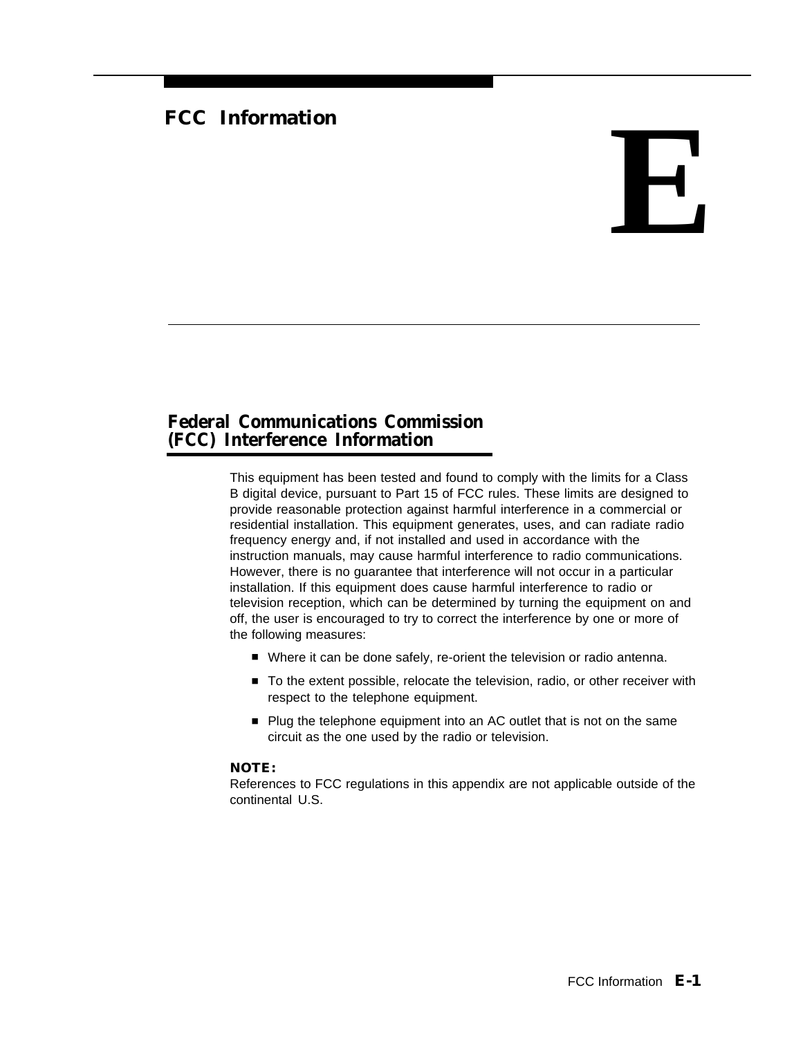# FCC Information

# E

## Federal Communications Commission (FCC) Interference Information

This equipment has been tested and found to comply with the limits for a Class B digital device, pursuant to Part 15 of FCC rules. These limits are designed to provide reasonable protection against harmful interference in a commercial or residential installation. This equipment generates, uses, and can radiate radio frequency energy and, if not installed and used in accordance with the instruction manuals, may cause harmful interference to radio communications. However, there is no guarantee that interference will not occur in a particular installation. If this equipment does cause harmful interference to radio or television reception, which can be determined by turning the equipment on and off, the user is encouraged to try to correct the interference by one or more of the following measures:

- Where it can be done safely, re-orient the television or radio antenna.
- To the extent possible, relocate the television, radio, or other receiver with respect to the telephone equipment.
- Plug the telephone equipment into an AC outlet that is not on the same circuit as the one used by the radio or television.

**NOTE:**
References to FCC regulations in this appendix are not applicable outside of the continental U.S.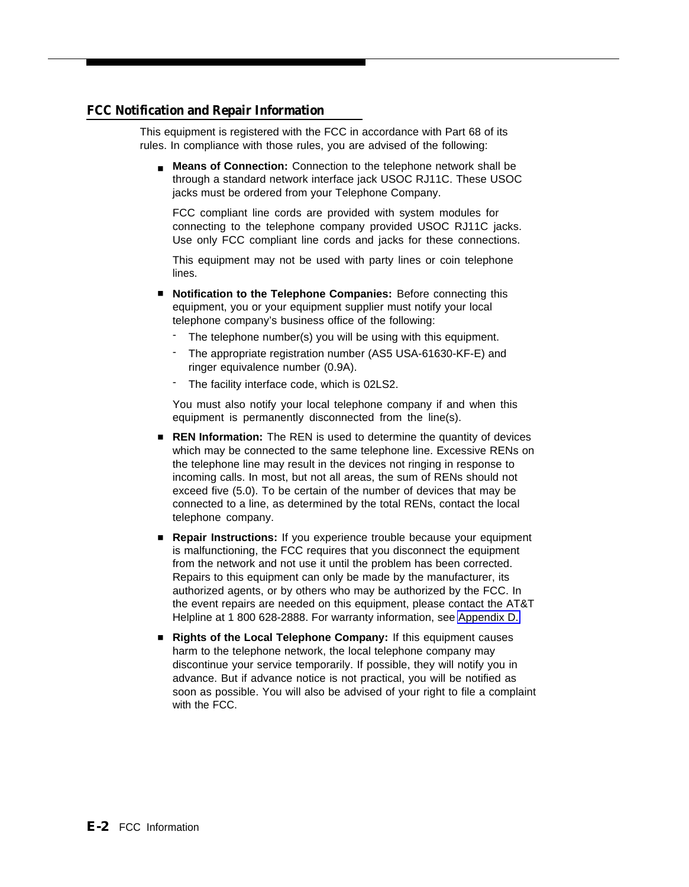## FCC Notification and Repair Information

This equipment is registered with the FCC in accordance with Part 68 of its rules. In compliance with those rules, you are advised of the following:

- **Means of Connection:** Connection to the telephone network shall be through a standard network interface jack USOC RJ11C. These USOC jacks must be ordered from your Telephone Company.

  FCC compliant line cords are provided with system modules for connecting to the telephone company provided USOC RJ11C jacks. Use only FCC compliant line cords and jacks for these connections.

  This equipment may not be used with party lines or coin telephone lines.

- **Notification to the Telephone Companies:** Before connecting this equipment, you or your equipment supplier must notify your local telephone company's business office of the following:
  - The telephone number(s) you will be using with this equipment.
  - The appropriate registration number (AS5 USA-61630-KF-E) and ringer equivalence number (0.9A).
  - The facility interface code, which is 02LS2.

  You must also notify your local telephone company if and when this equipment is permanently disconnected from the line(s).

- **REN Information:** The REN is used to determine the quantity of devices which may be connected to the same telephone line. Excessive RENs on the telephone line may result in the devices not ringing in response to incoming calls. In most, but not all areas, the sum of RENs should not exceed five (5.0). To be certain of the number of devices that may be connected to a line, as determined by the total RENs, contact the local telephone company.

- **Repair Instructions:** If you experience trouble because your equipment is malfunctioning, the FCC requires that you disconnect the equipment from the network and not use it until the problem has been corrected. Repairs to this equipment can only be made by the manufacturer, its authorized agents, or by others who may be authorized by the FCC. In the event repairs are needed on this equipment, please contact the AT&T Helpline at 1 800 628-2888. For warranty information, see Appendix D.

- **Rights of the Local Telephone Company:** If this equipment causes harm to the telephone network, the local telephone company may discontinue your service temporarily. If possible, they will notify you in advance. But if advance notice is not practical, you will be notified as soon as possible. You will also be advised of your right to file a complaint with the FCC.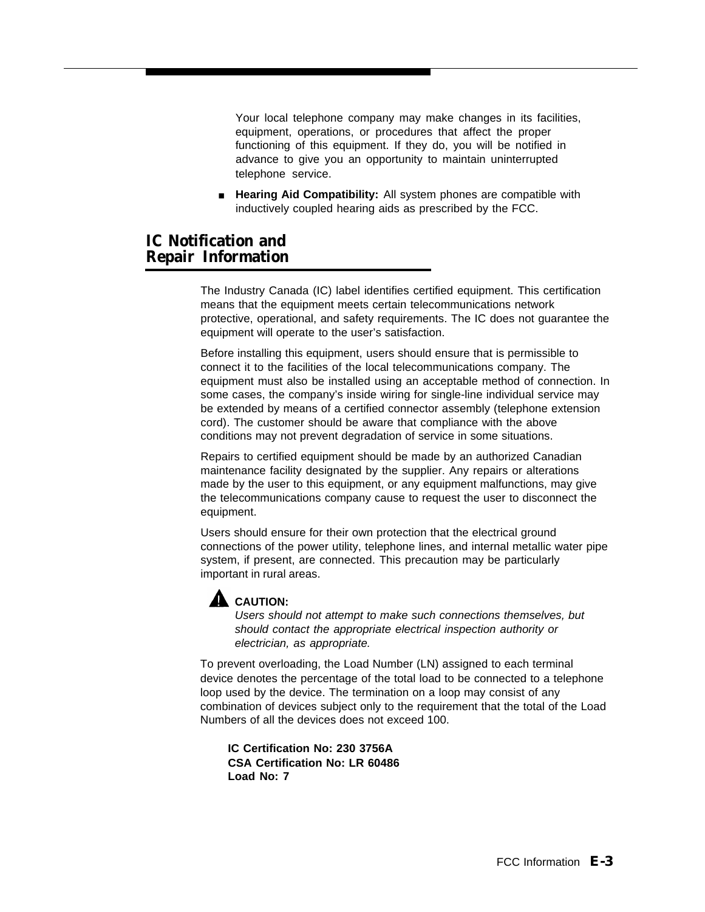Your local telephone company may make changes in its facilities, equipment, operations, or procedures that affect the proper functioning of this equipment. If they do, you will be notified in advance to give you an opportunity to maintain uninterrupted telephone service.

- **Hearing Aid Compatibility:** All system phones are compatible with inductively coupled hearing aids as prescribed by the FCC.

## IC Notification and Repair Information

The Industry Canada (IC) label identifies certified equipment. This certification means that the equipment meets certain telecommunications network protective, operational, and safety requirements. The IC does not guarantee the equipment will operate to the user's satisfaction.

Before installing this equipment, users should ensure that is permissible to connect it to the facilities of the local telecommunications company. The equipment must also be installed using an acceptable method of connection. In some cases, the company's inside wiring for single-line individual service may be extended by means of a certified connector assembly (telephone extension cord). The customer should be aware that compliance with the above conditions may not prevent degradation of service in some situations.

Repairs to certified equipment should be made by an authorized Canadian maintenance facility designated by the supplier. Any repairs or alterations made by the user to this equipment, or any equipment malfunctions, may give the telecommunications company cause to request the user to disconnect the equipment.

Users should ensure for their own protection that the electrical ground connections of the power utility, telephone lines, and internal metallic water pipe system, if present, are connected. This precaution may be particularly important in rural areas.

> **CAUTION:**
> *Users should not attempt to make such connections themselves, but should contact the appropriate electrical inspection authority or electrician, as appropriate.*

To prevent overloading, the Load Number (LN) assigned to each terminal device denotes the percentage of the total load to be connected to a telephone loop used by the device. The termination on a loop may consist of any combination of devices subject only to the requirement that the total of the Load Numbers of all the devices does not exceed 100.

**IC Certification No: 230 3756A**
**CSA Certification No: LR 60486**
**Load No: 7**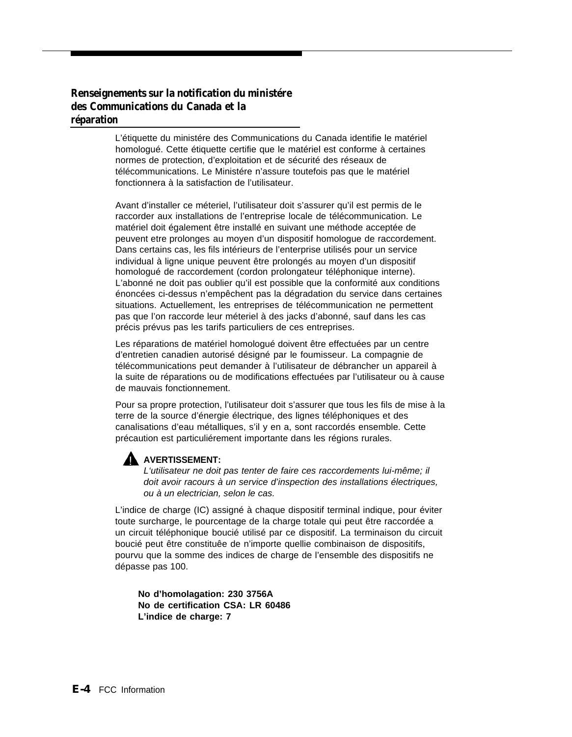## Renseignements sur la notification du ministére des Communications du Canada et la réparation

L'étiquette du ministére des Communications du Canada identifie le matériel homologué. Cette étiquette certifie que le matériel est conforme à certaines normes de protection, d'exploitation et de sécurité des réseaux de télécommunications. Le Ministére n'assure toutefois pas que le matériel fonctionnera à la satisfaction de l'utilisateur.

Avant d'installer ce méteriel, l'utilisateur doit s'assurer qu'il est permis de le raccorder aux installations de l'entreprise locale de télécommunication. Le matériel doit également être installé en suivant une méthode acceptée de peuvent etre prolonges au moyen d'un dispositif homologue de raccordement. Dans certains cas, les fils intérieurs de l'enterprise utilisés pour un service individual à ligne unique peuvent être prolongés au moyen d'un dispositif homologué de raccordement (cordon prolongateur téléphonique interne). L'abonné ne doit pas oublier qu'il est possible que la conformité aux conditions énoncées ci-dessus n'empêchent pas la dégradation du service dans certaines situations. Actuellement, les entreprises de télécommunication ne permettent pas que l'on raccorde leur méteriel à des jacks d'abonné, sauf dans les cas précis prévus pas les tarifs particuliers de ces entreprises.

Les réparations de matériel homologué doivent être effectuées par un centre d'entretien canadien autorisé désigné par le foumisseur. La compagnie de télécommunications peut demander à l'utilisateur de débrancher un appareil à la suite de réparations ou de modifications effectuées par l'utilisateur ou à cause de mauvais fonctionnement.

Pour sa propre protection, l'utilisateur doit s'assurer que tous les fils de mise à la terre de la source d'énergie électrique, des lignes téléphoniques et des canalisations d'eau métalliques, s'il y en a, sont raccordés ensemble. Cette précaution est particuliérement importante dans les régions rurales.

**AVERTISSEMENT:**
*L'utilisateur ne doit pas tenter de faire ces raccordements lui-même; il doit avoir racours à un service d'inspection des installations électriques, ou à un electrician, selon le cas.*

L'indice de charge (IC) assigné à chaque dispositif terminal indique, pour éviter toute surcharge, le pourcentage de la charge totale qui peut être raccordée a un circuit téléphonique boucié utilisé par ce dispositif. La terminaison du circuit boucié peut être constituêe de n'importe quellie combinaison de dispositifs, pourvu que la somme des indices de charge de l'ensemble des dispositifs ne dépasse pas 100.

**No d'homolagation: 230 3756A**
**No de certification CSA: LR 60486**
**L'indice de charge: 7**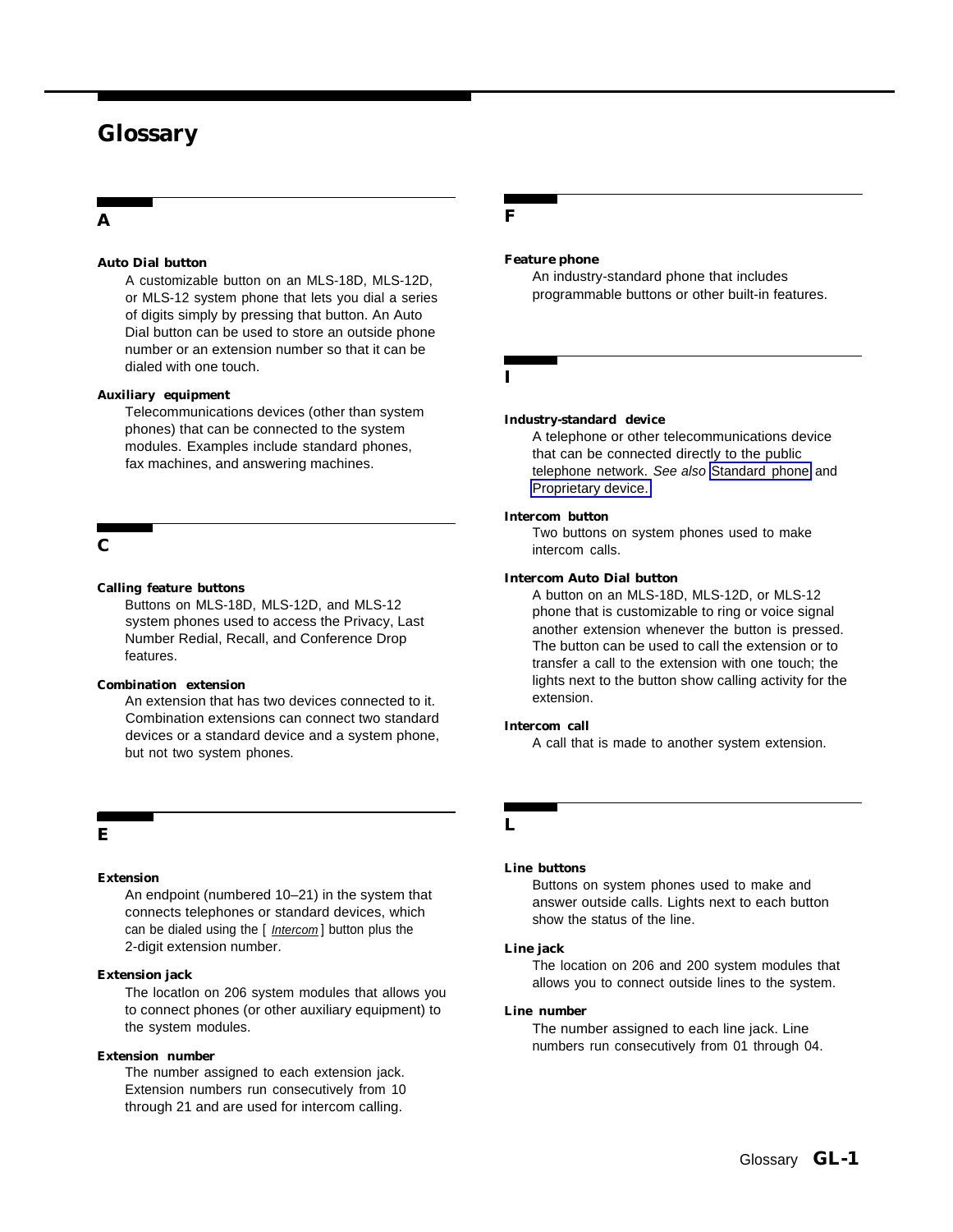# Glossary

## A

**Auto Dial button**

A customizable button on an MLS-18D, MLS-12D, or MLS-12 system phone that lets you dial a series of digits simply by pressing that button. An Auto Dial button can be used to store an outside phone number or an extension number so that it can be dialed with one touch.

**Auxiliary equipment**

Telecommunications devices (other than system phones) that can be connected to the system modules. Examples include standard phones, fax machines, and answering machines.

## C

**Calling feature buttons**

Buttons on MLS-18D, MLS-12D, and MLS-12 system phones used to access the Privacy, Last Number Redial, Recall, and Conference Drop features.

**Combination extension**

An extension that has two devices connected to it. Combination extensions can connect two standard devices or a standard device and a system phone, but not two system phones.

## E

**Extension**

An endpoint (numbered 10–21) in the system that connects telephones or standard devices, which can be dialed using the [ *Intercom* ] button plus the 2-digit extension number.

**Extension jack**

The locatlon on 206 system modules that allows you to connect phones (or other auxiliary equipment) to the system modules.

**Extension number**

The number assigned to each extension jack. Extension numbers run consecutively from 10 through 21 and are used for intercom calling.

## F

**Feature phone**

An industry-standard phone that includes programmable buttons or other built-in features.

## I

**Industry-standard device**

A telephone or other telecommunications device that can be connected directly to the public telephone network. *See also* Standard phone and Proprietary device.

**Intercom button**

Two buttons on system phones used to make intercom calls.

**Intercom Auto Dial button**

A button on an MLS-18D, MLS-12D, or MLS-12 phone that is customizable to ring or voice signal another extension whenever the button is pressed. The button can be used to call the extension or to transfer a call to the extension with one touch; the lights next to the button show calling activity for the extension.

**Intercom call**

A call that is made to another system extension.

## L

**Line buttons**

Buttons on system phones used to make and answer outside calls. Lights next to each button show the status of the line.

**Line jack**

The location on 206 and 200 system modules that allows you to connect outside lines to the system.

**Line number**

The number assigned to each line jack. Line numbers run consecutively from 01 through 04.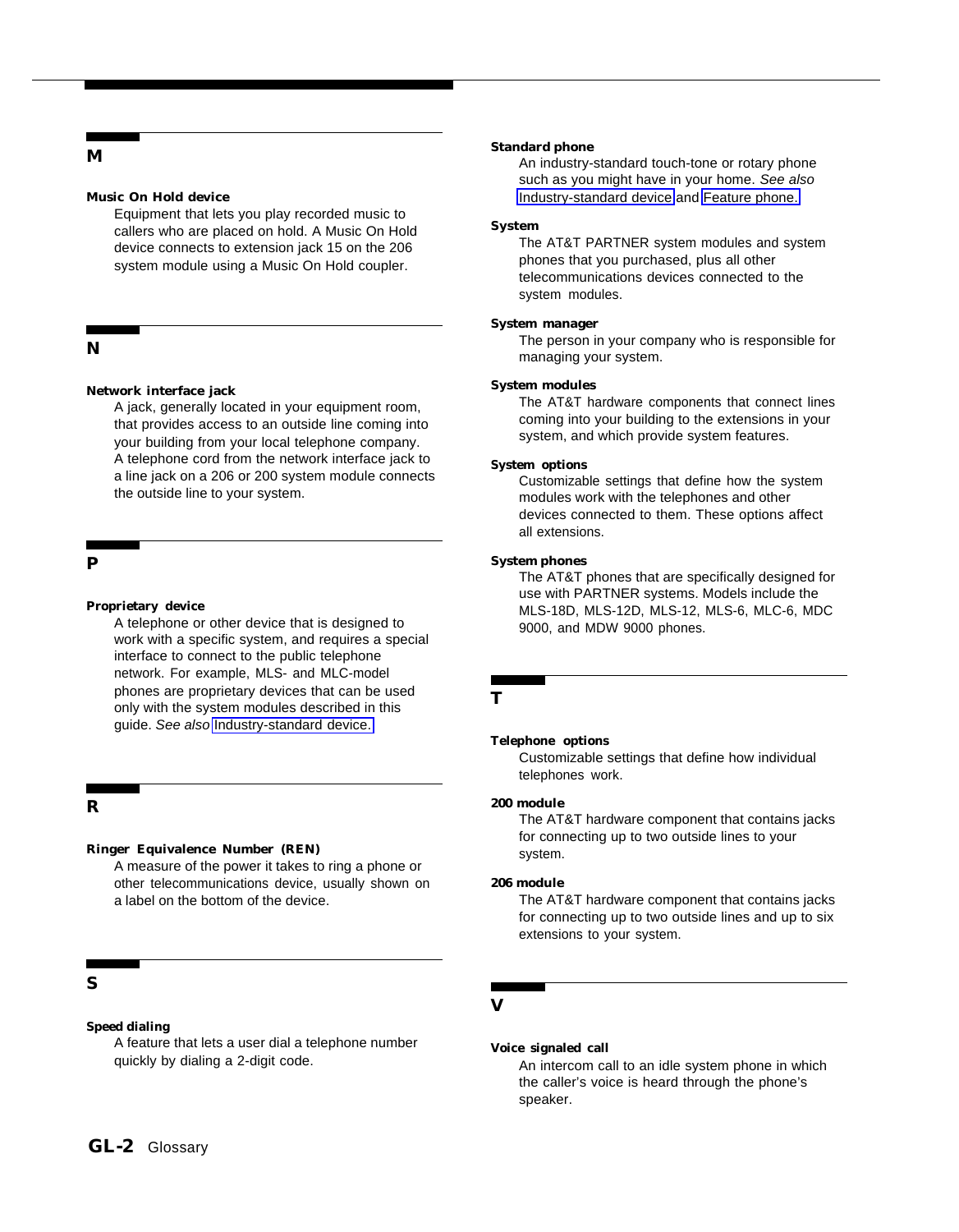## M

**Music On Hold device**

Equipment that lets you play recorded music to callers who are placed on hold. A Music On Hold device connects to extension jack 15 on the 206 system module using a Music On Hold coupler.

## N

**Network interface jack**

A jack, generally located in your equipment room, that provides access to an outside line coming into your building from your local telephone company. A telephone cord from the network interface jack to a line jack on a 206 or 200 system module connects the outside line to your system.

## P

**Proprietary device**

A telephone or other device that is designed to work with a specific system, and requires a special interface to connect to the public telephone network. For example, MLS- and MLC-model phones are proprietary devices that can be used only with the system modules described in this guide. *See also* Industry-standard device.

## R

**Ringer Equivalence Number (REN)**

A measure of the power it takes to ring a phone or other telecommunications device, usually shown on a label on the bottom of the device.

## S

**Speed dialing**

A feature that lets a user dial a telephone number quickly by dialing a 2-digit code.

**Standard phone**

An industry-standard touch-tone or rotary phone such as you might have in your home. *See also* Industry-standard device and Feature phone.

**System**

The AT&T PARTNER system modules and system phones that you purchased, plus all other telecommunications devices connected to the system modules.

**System manager**

The person in your company who is responsible for managing your system.

**System modules**

The AT&T hardware components that connect lines coming into your building to the extensions in your system, and which provide system features.

**System options**

Customizable settings that define how the system modules work with the telephones and other devices connected to them. These options affect all extensions.

**System phones**

The AT&T phones that are specifically designed for use with PARTNER systems. Models include the MLS-18D, MLS-12D, MLS-12, MLS-6, MLC-6, MDC 9000, and MDW 9000 phones.

## T

**Telephone options**

Customizable settings that define how individual telephones work.

**200 module**

The AT&T hardware component that contains jacks for connecting up to two outside lines to your system.

**206 module**

The AT&T hardware component that contains jacks for connecting up to two outside lines and up to six extensions to your system.

## V

**Voice signaled call**

An intercom call to an idle system phone in which the caller's voice is heard through the phone's speaker.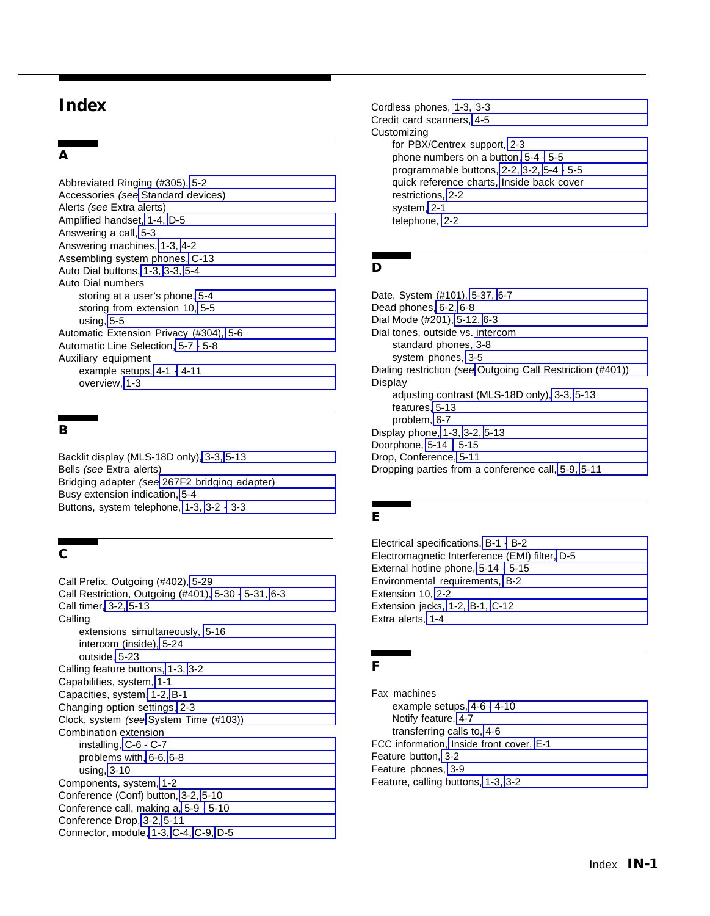# Index

## A

Abbreviated Ringing (#305), 5-2
Accessories *(see* Standard devices)
Alerts *(see* Extra alerts)
Amplified handset, 1-4, D-5
Answering a call, 5-3
Answering machines, 1-3, 4-2
Assembling system phones, C-13
Auto Dial buttons, 1-3, 3-3, 5-4
Auto Dial numbers
- storing at a user's phone, 5-4
- storing from extension 10, 5-5
- using, 5-5

Automatic Extension Privacy (#304), 5-6
Automatic Line Selection, 5-7 - 5-8
Auxiliary equipment
- example setups, 4-1 - 4-11
- overview, 1-3

## B

Backlit display (MLS-18D only), 3-3, 5-13
Bells *(see* Extra alerts)
Bridging adapter *(see* 267F2 bridging adapter)
Busy extension indication, 5-4
Buttons, system telephone, 1-3, 3-2 - 3-3

## C

Call Prefix, Outgoing (#402), 5-29
Call Restriction, Outgoing (#401), 5-30 - 5-31, 6-3
Call timer, 3-2, 5-13
Calling
- extensions simultaneously, 5-16
- intercom (inside), 5-24
- outside, 5-23

Calling feature buttons, 1-3, 3-2
Capabilities, system, 1-1
Capacities, system, 1-2, B-1
Changing option settings, 2-3
Clock, system *(see* System Time (#103))
Combination extension
- installing, C-6 - C-7
- problems with, 6-6, 6-8
- using, 3-10

Components, system, 1-2
Conference (Conf) button, 3-2, 5-10
Conference call, making a, 5-9 - 5-10
Conference Drop, 3-2, 5-11
Connector, module, 1-3, C-4, C-9, D-5
Cordless phones, 1-3, 3-3
Credit card scanners, 4-5
Customizing
- for PBX/Centrex support, 2-3
- phone numbers on a button, 5-4 - 5-5
- programmable buttons, 2-2, 3-2, 5-4 - 5-5
- quick reference charts, Inside back cover
- restrictions, 2-2
- system, 2-1
- telephone, 2-2

## D

Date, System (#101), 5-37, 6-7
Dead phones, 6-2, 6-8
Dial Mode (#201), 5-12, 6-3
Dial tones, outside vs. intercom
- standard phones, 3-8
- system phones, 3-5

Dialing restriction *(see* Outgoing Call Restriction (#401))
Display
- adjusting contrast (MLS-18D only), 3-3, 5-13
- features, 5-13
- problem, 6-7

Display phone, 1-3, 3-2, 5-13
Doorphone, 5-14 - 5-15
Drop, Conference, 5-11
Dropping parties from a conference call, 5-9, 5-11

## E

Electrical specifications, B-1 - B-2
Electromagnetic Interference (EMI) filter, D-5
External hotline phone, 5-14 - 5-15
Environmental requirements, B-2
Extension 10, 2-2
Extension jacks, 1-2, B-1, C-12
Extra alerts, 1-4

## F

Fax machines
- example setups, 4-6 - 4-10
- Notify feature, 4-7
- transferring calls to, 4-6

FCC information, Inside front cover, E-1
Feature button, 3-2
Feature phones, 3-9
Feature, calling buttons, 1-3, 3-2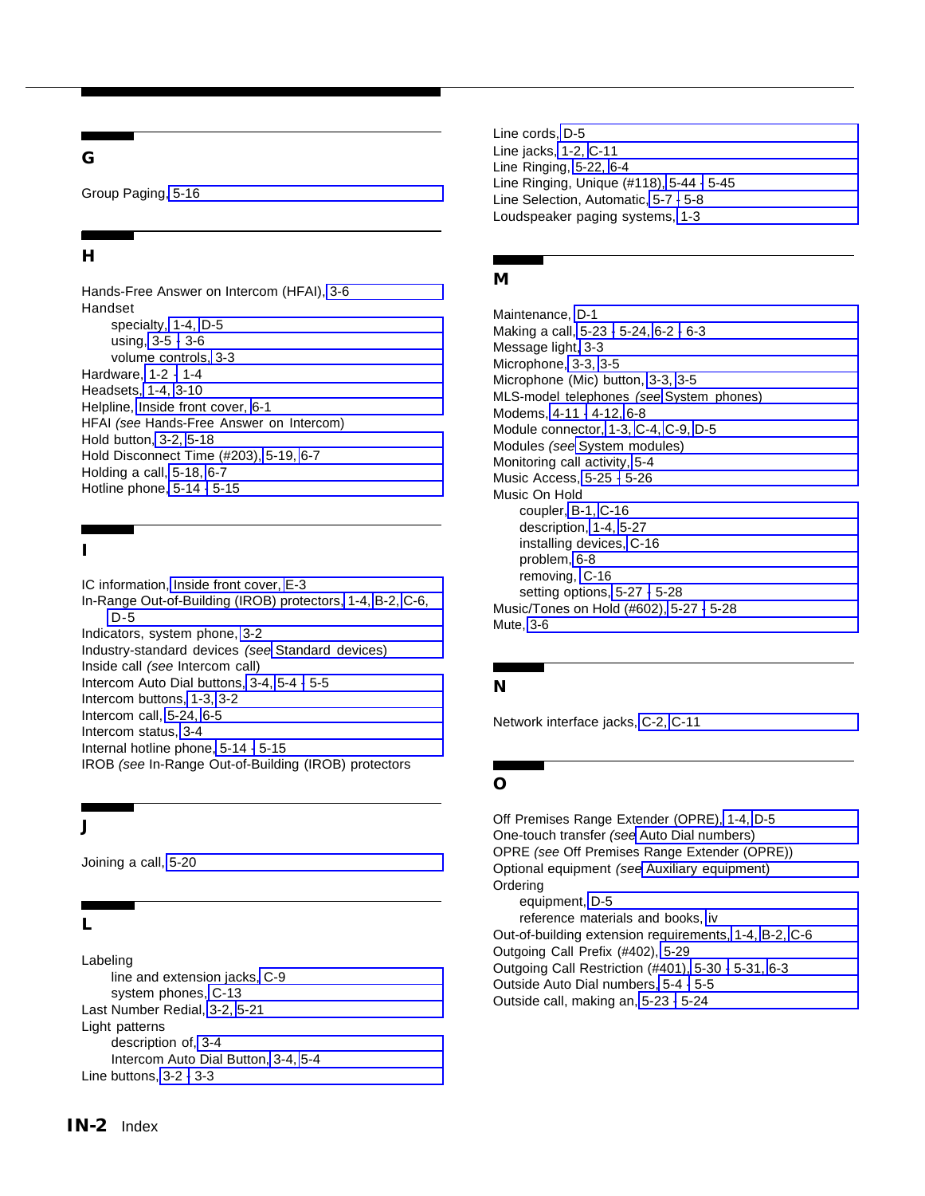## G

Group Paging, 5-16

## H

Hands-Free Answer on Intercom (HFAI), 3-6
Handset
- specialty, 1-4, D-5
- using, 3-5 - 3-6
- volume controls, 3-3

Hardware, 1-2 - 1-4
Headsets, 1-4, 3-10
Helpline, Inside front cover, 6-1
HFAI *(see* Hands-Free Answer on Intercom)
Hold button, 3-2, 5-18
Hold Disconnect Time (#203), 5-19, 6-7
Holding a call, 5-18, 6-7
Hotline phone, 5-14 - 5-15

## I

IC information, Inside front cover, E-3
In-Range Out-of-Building (IROB) protectors, 1-4, B-2, C-6, D-5
Indicators, system phone, 3-2
Industry-standard devices *(see* Standard devices)
Inside call *(see* Intercom call)
Intercom Auto Dial buttons, 3-4, 5-4 - 5-5
Intercom buttons, 1-3, 3-2
Intercom call, 5-24, 6-5
Intercom status, 3-4
Internal hotline phone, 5-14 - 5-15
IROB *(see* In-Range Out-of-Building (IROB) protectors

## J

Joining a call, 5-20

## L

Labeling
- line and extension jacks, C-9
- system phones, C-13

Last Number Redial, 3-2, 5-21
Light patterns
- description of, 3-4
- Intercom Auto Dial Button, 3-4, 5-4

Line buttons, 3-2 - 3-3
Line cords, D-5
Line jacks, 1-2, C-11
Line Ringing, 5-22, 6-4
Line Ringing, Unique (#118), 5-44 - 5-45
Line Selection, Automatic, 5-7 - 5-8
Loudspeaker paging systems, 1-3

## M

Maintenance, D-1
Making a call, 5-23 - 5-24, 6-2 - 6-3
Message light, 3-3
Microphone, 3-3, 3-5
Microphone (Mic) button, 3-3, 3-5
MLS-model telephones *(see* System phones)
Modems, 4-11 - 4-12, 6-8
Module connector, 1-3, C-4, C-9, D-5
Modules *(see* System modules)
Monitoring call activity, 5-4
Music Access, 5-25 - 5-26
Music On Hold
- coupler, B-1, C-16
- description, 1-4, 5-27
- installing devices, C-16
- problem, 6-8
- removing, C-16
- setting options, 5-27 - 5-28

Music/Tones on Hold (#602), 5-27 - 5-28
Mute, 3-6

## N

Network interface jacks, C-2, C-11

## O

Off Premises Range Extender (OPRE), 1-4, D-5
One-touch transfer *(see* Auto Dial numbers)
OPRE *(see* Off Premises Range Extender (OPRE))
Optional equipment *(see* Auxiliary equipment)
Ordering
- equipment, D-5
- reference materials and books, iv

Out-of-building extension requirements, 1-4, B-2, C-6
Outgoing Call Prefix (#402), 5-29
Outgoing Call Restriction (#401), 5-30 - 5-31, 6-3
Outside Auto Dial numbers, 5-4 - 5-5
Outside call, making an, 5-23 - 5-24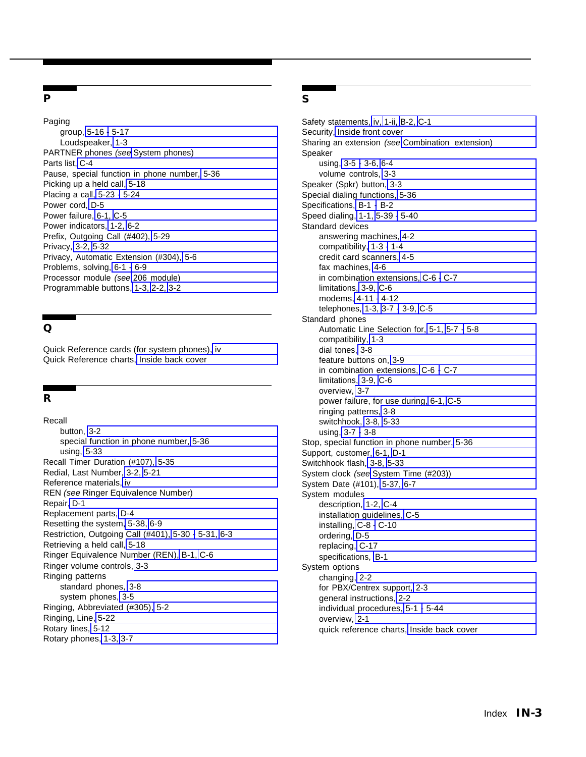## P

Paging
- group, 5-16 - 5-17
- Loudspeaker, 1-3

PARTNER phones *(see* System phones)
Parts list, C-4
Pause, special function in phone number, 5-36
Picking up a held call, 5-18
Placing a call, 5-23 - 5-24
Power cord, D-5
Power failure, 6-1, C-5
Power indicators, 1-2, 6-2
Prefix, Outgoing Call (#402), 5-29
Privacy, 3-2, 5-32
Privacy, Automatic Extension (#304), 5-6
Problems, solving, 6-1 - 6-9
Processor module *(see* 206 module)
Programmable buttons, 1-3, 2-2, 3-2

## Q

Quick Reference cards (for system phones), iv
Quick Reference charts, Inside back cover

## R

Recall
- button, 3-2
- special function in phone number, 5-36
- using, 5-33

Recall Timer Duration (#107), 5-35
Redial, Last Number, 3-2, 5-21
Reference materials, iv
REN *(see* Ringer Equivalence Number)
Repair, D-1
Replacement parts, D-4
Resetting the system, 5-38, 6-9
Restriction, Outgoing Call (#401), 5-30 - 5-31, 6-3
Retrieving a held call, 5-18
Ringer Equivalence Number (REN), B-1, C-6
Ringer volume controls, 3-3
Ringing patterns
- standard phones, 3-8
- system phones, 3-5

Ringing, Abbreviated (#305), 5-2
Ringing, Line, 5-22
Rotary lines, 5-12
Rotary phones, 1-3, 3-7

## S

Safety statements, iv, 1-ii, B-2, C-1
Security, Inside front cover
Sharing an extension *(see* Combination extension)
Speaker
- using, 3-5 - 3-6, 6-4
- volume controls, 3-3

Speaker (Spkr) button, 3-3
Special dialing functions, 5-36
Specifications, B-1 - B-2
Speed dialing, 1-1, 5-39 - 5-40
Standard devices
- answering machines, 4-2
- compatibility, 1-3 - 1-4
- credit card scanners, 4-5
- fax machines, 4-6
- in combination extensions, C-6 - C-7
- limitations, 3-9, C-6
- modems, 4-11 - 4-12
- telephones, 1-3, 3-7 - 3-9, C-5

Standard phones
- Automatic Line Selection for, 5-1, 5-7 - 5-8
- compatibility, 1-3
- dial tones, 3-8
- feature buttons on, 3-9
- in combination extensions, C-6 - C-7
- limitations, 3-9, C-6
- overview, 3-7
- power failure, for use during, 6-1, C-5
- ringing patterns, 3-8
- switchhook, 3-8, 5-33
- using, 3-7 - 3-8

Stop, special function in phone number, 5-36
Support, customer, 6-1, D-1
Switchhook flash, 3-8, 5-33
System clock *(see* System Time (#203))
System Date (#101), 5-37, 6-7
System modules
- description, 1-2, C-4
- installation guidelines, C-5
- installing, C-8 - C-10
- ordering, D-5
- replacing, C-17
- specifications, B-1

System options
- changing, 2-2
- for PBX/Centrex support, 2-3
- general instructions, 2-2
- individual procedures, 5-1 - 5-44
- overview, 2-1
- quick reference charts, Inside back cover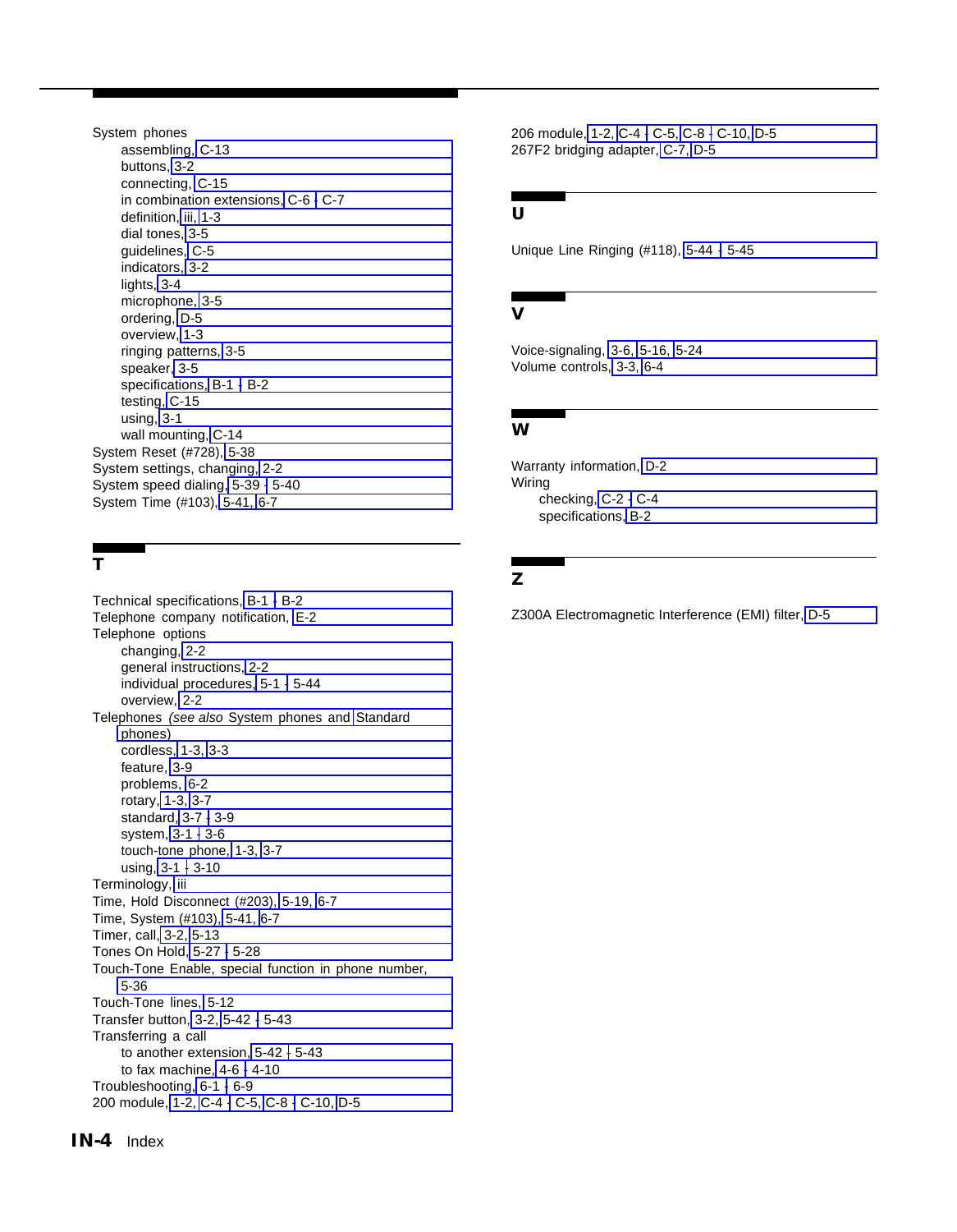System phones
- assembling, C-13
- buttons, 3-2
- connecting, C-15
- in combination extensions, C-6 - C-7
- definition, iii, 1-3
- dial tones, 3-5
- guidelines, C-5
- indicators, 3-2
- lights, 3-4
- microphone, 3-5
- ordering, D-5
- overview, 1-3
- ringing patterns, 3-5
- speaker, 3-5
- specifications, B-1 - B-2
- testing, C-15
- using, 3-1
- wall mounting, C-14

System Reset (#728), 5-38
System settings, changing, 2-2
System speed dialing, 5-39 - 5-40
System Time (#103), 5-41, 6-7

## T

Technical specifications, B-1 - B-2
Telephone company notification, E-2
Telephone options
- changing, 2-2
- general instructions, 2-2
- individual procedures, 5-1 - 5-44
- overview, 2-2

Telephones *(see also* System phones and Standard phones)
- cordless, 1-3, 3-3
- feature, 3-9
- problems, 6-2
- rotary, 1-3, 3-7
- standard, 3-7 - 3-9
- system, 3-1 - 3-6
- touch-tone phone, 1-3, 3-7
- using, 3-1 - 3-10

Terminology, iii
Time, Hold Disconnect (#203), 5-19, 6-7
Time, System (#103), 5-41, 6-7
Timer, call, 3-2, 5-13
Tones On Hold, 5-27 - 5-28
Touch-Tone Enable, special function in phone number, 5-36
Touch-Tone lines, 5-12
Transfer button, 3-2, 5-42 - 5-43
Transferring a call
- to another extension, 5-42 - 5-43
- to fax machine, 4-6 - 4-10

Troubleshooting, 6-1 - 6-9
200 module, 1-2, C-4 - C-5, C-8 - C-10, D-5
206 module, 1-2, C-4 - C-5, C-8 - C-10, D-5
267F2 bridging adapter, C-7, D-5

## U

Unique Line Ringing (#118), 5-44 - 5-45

## V

Voice-signaling, 3-6, 5-16, 5-24
Volume controls, 3-3, 6-4

## W

Warranty information, D-2
Wiring
- checking, C-2 - C-4
- specifications, B-2

## Z

Z300A Electromagnetic Interference (EMI) filter, D-5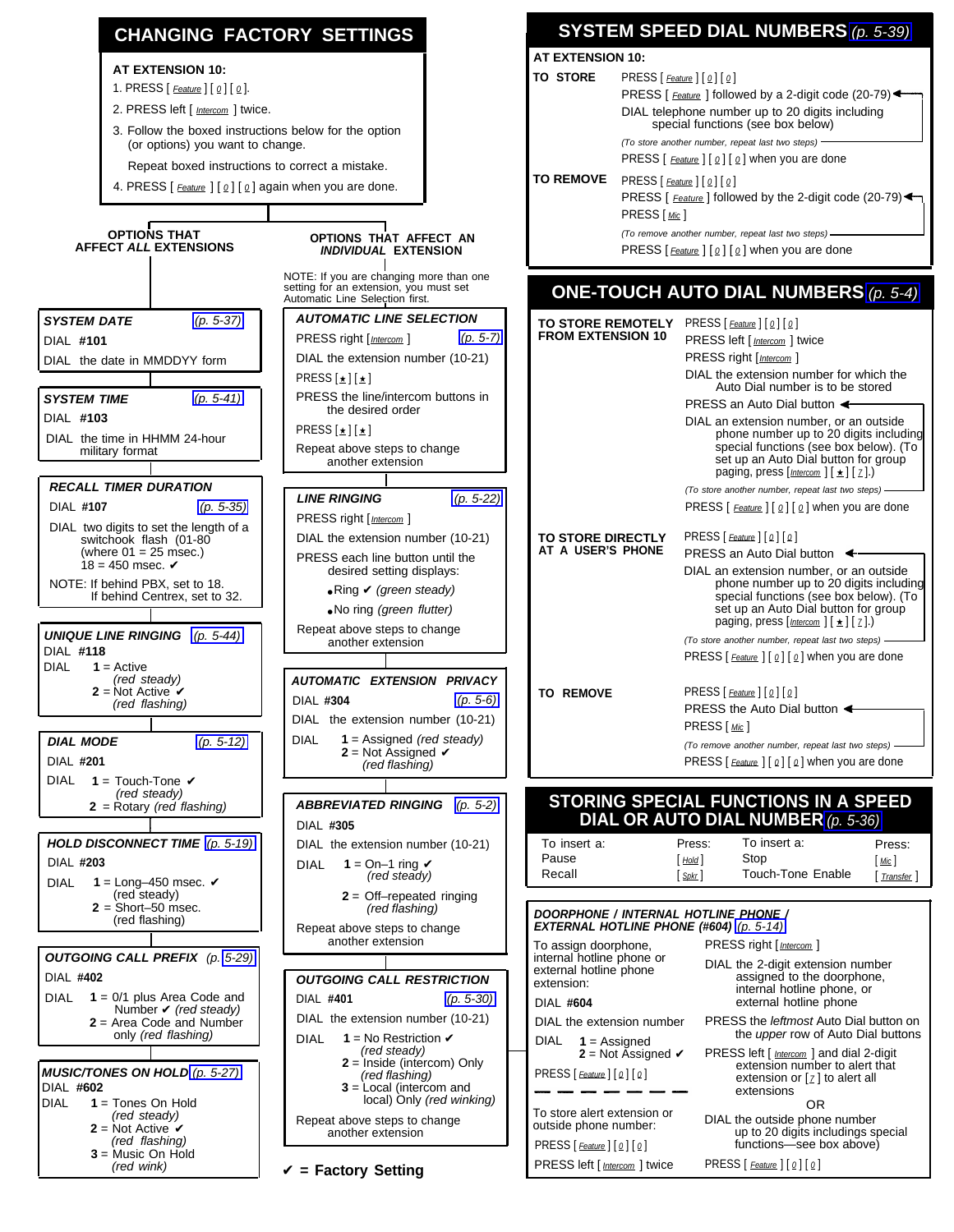# CHANGING FACTORY SETTINGS

**AT EXTENSION 10:**

1. PRESS [ Feature ] [ 0 ] [ 0 ].
2. PRESS left [ Intercom ] twice.
3. Follow the boxed instructions below for the option (or options) you want to change.

   Repeat boxed instructions to correct a mistake.
4. PRESS [ Feature ] [ 0 ] [ 0 ] again when you are done.

## OPTIONS THAT AFFECT *ALL* EXTENSIONS

### *SYSTEM DATE* (p. 5-37)
DIAL **#101**
DIAL the date in MMDDYY form

### *SYSTEM TIME* (p. 5-41)
DIAL **#103**
DIAL the time in HHMM 24-hour military format

### *RECALL TIMER DURATION*
DIAL **#107** (p. 5-35)
DIAL two digits to set the length of a switchhook flash (01-80 (where 01 = 25 msec.) 18 = 450 msec. ✔

NOTE: If behind PBX, set to 18. If behind Centrex, set to 32.

### *UNIQUE LINE RINGING* (p. 5-44)
DIAL **#118**
DIAL **1** = Active *(red steady)*
**2** = Not Active ✔ *(red flashing)*

### *DIAL MODE* (p. 5-12)
DIAL **#201**
DIAL **1** = Touch-Tone ✔ *(red steady)*
**2** = Rotary *(red flashing)*

### *HOLD DISCONNECT TIME* (p. 5-19)
DIAL **#203**
DIAL **1** = Long–450 msec. ✔ (red steady)
**2** = Short–50 msec. (red flashing)

### *OUTGOING CALL PREFIX* (p. 5-29)
DIAL **#402**
DIAL **1** = 0/1 plus Area Code and Number ✔ *(red steady)*
**2** = Area Code and Number only *(red flashing)*

### *MUSIC/TONES ON HOLD* (p. 5-27)
DIAL **#602**
DIAL **1** = Tones On Hold *(red steady)*
**2** = Not Active ✔ *(red flashing)*
**3** = Music On Hold *(red wink)*

## OPTIONS THAT AFFECT AN *INDIVIDUAL* EXTENSION

NOTE: If you are changing more than one setting for an extension, you must set Automatic Line Selection first.

### *AUTOMATIC LINE SELECTION* (p. 5-7)
PRESS right [ Intercom ]
DIAL the extension number (10-21)
PRESS [ ✱ ] [ ✱ ]
PRESS the line/intercom buttons in the desired order
PRESS [ ✱ ] [ ✱ ]
Repeat above steps to change another extension

### *LINE RINGING* (p. 5-22)
PRESS right [ Intercom ]
DIAL the extension number (10-21)
PRESS each line button until the desired setting displays:
- Ring ✔ *(green steady)*
- No ring *(green flutter)*

Repeat above steps to change another extension

### *AUTOMATIC EXTENSION PRIVACY*
DIAL **#304** (p. 5-6)
DIAL the extension number (10-21)
DIAL **1** = Assigned *(red steady)*
**2** = Not Assigned ✔ *(red flashing)*

### *ABBREVIATED RINGING* (p. 5-2)
DIAL **#305**
DIAL the extension number (10-21)
DIAL **1** = On–1 ring ✔ *(red steady)*
**2** = Off–repeated ringing *(red flashing)*

Repeat above steps to change another extension

### *OUTGOING CALL RESTRICTION*
DIAL **#401** (p. 5-30)
DIAL the extension number (10-21)
DIAL **1** = No Restriction ✔ *(red steady)*
**2** = Inside (intercom) Only *(red flashing)*
**3** = Local (intercom and local) Only *(red winking)*

Repeat above steps to change another extension

✔ **= Factory Setting**

# SYSTEM SPEED DIAL NUMBERS (p. 5-39)

**AT EXTENSION 10:**

**TO STORE**
PRESS [ Feature ] [ 0 ] [ 0 ]
PRESS [ Feature ] followed by a 2-digit code (20-79)
DIAL telephone number up to 20 digits including special functions (see box below)
*(To store another number, repeat last two steps)*
PRESS [ Feature ] [ 0 ] [ 0 ] when you are done

**TO REMOVE**
PRESS [ Feature ] [ 0 ] [ 0 ]
PRESS [ Feature ] followed by the 2-digit code (20-79)
PRESS [ Mic ]
*(To remove another number, repeat last two steps)*
PRESS [ Feature ] [ 0 ] [ 0 ] when you are done

# ONE-TOUCH AUTO DIAL NUMBERS (p. 5-4)

**TO STORE REMOTELY FROM EXTENSION 10**
PRESS [ Feature ] [ 0 ] [ 0 ]
PRESS left [ Intercom ] twice
PRESS right [ Intercom ]
DIAL the extension number for which the Auto Dial number is to be stored
PRESS an Auto Dial button
DIAL an extension number, or an outside phone number up to 20 digits including special functions (see box below). (To set up an Auto Dial button for group paging, press [ Intercom ] [ ✱ ] [ 7 ].)
*(To store another number, repeat last two steps)*
PRESS [ Feature ] [ 0 ] [ 0 ] when you are done

**TO STORE DIRECTLY AT A USER'S PHONE**
PRESS [ Feature ] [ 0 ] [ 0 ]
PRESS an Auto Dial button
DIAL an extension number, or an outside phone number up to 20 digits including special functions (see box below). (To set up an Auto Dial button for group paging, press [ Intercom ] [ ✱ ] [ 7 ].)
*(To store another number, repeat last two steps)*
PRESS [ Feature ] [ 0 ] [ 0 ] when you are done

**TO REMOVE**
PRESS [ Feature ] [ 0 ] [ 0 ]
PRESS the Auto Dial button
PRESS [ Mic ]
*(To remove another number, repeat last two steps)*
PRESS [ Feature ] [ 0 ] [ 0 ] when you are done

# STORING SPECIAL FUNCTIONS IN A SPEED DIAL OR AUTO DIAL NUMBER (p. 5-36)

| To insert a: | Press: | To insert a: | Press: |
|---|---|---|---|
| Pause | [ Hold ] | Stop | [ Mic ] |
| Recall | [ Spkr ] | Touch-Tone Enable | [ Transfer ] |

### *DOORPHONE / INTERNAL HOTLINE PHONE / EXTERNAL HOTLINE PHONE (#604)* (p. 5-14)

To assign doorphone, internal hotline phone or external hotline phone extension:
DIAL **#604**
DIAL the extension number
DIAL **1** = Assigned
**2** = Not Assigned ✔
PRESS [ Feature ] [ 0 ] [ 0 ]

---

To store alert extension or outside phone number:
PRESS [ Feature ] [ 0 ] [ 0 ]
PRESS left [ Intercom ] twice
PRESS right [ Intercom ]
DIAL the 2-digit extension number assigned to the doorphone, internal hotline phone, or external hotline phone
PRESS the *leftmost* Auto Dial button on the *upper* row of Auto Dial buttons
PRESS left [ Intercom ] and dial 2-digit extension number to alert that extension or [ 7 ] to alert all extensions

OR

DIAL the outside phone number up to 20 digits includings special functions—see box above)
PRESS [ Feature ] [ 0 ] [ 0 ]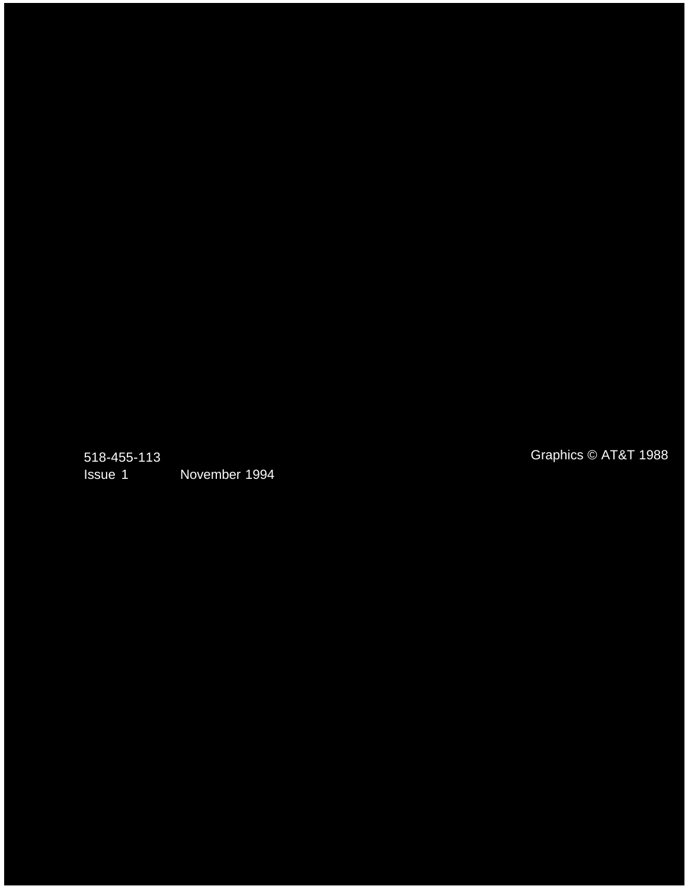518-455-113
Issue 1 November 1994

Graphics © AT&T 1988